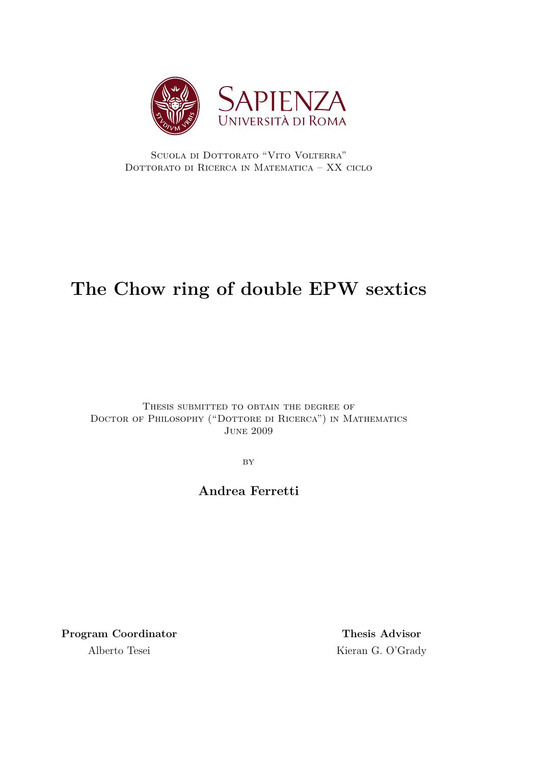Sapienza Università di Roma

Scuola di Dottorato "Vito Volterra"
Dottorato di Ricerca in Matematica – XX ciclo

# The Chow ring of double EPW sextics

Thesis submitted to obtain the degree of
Doctor of Philosophy ("Dottore di Ricerca") in Mathematics
June 2009

by

**Andrea Ferretti**

**Program Coordinator**
Alberto Tesei

**Thesis Advisor**
Kieran G. O'Grady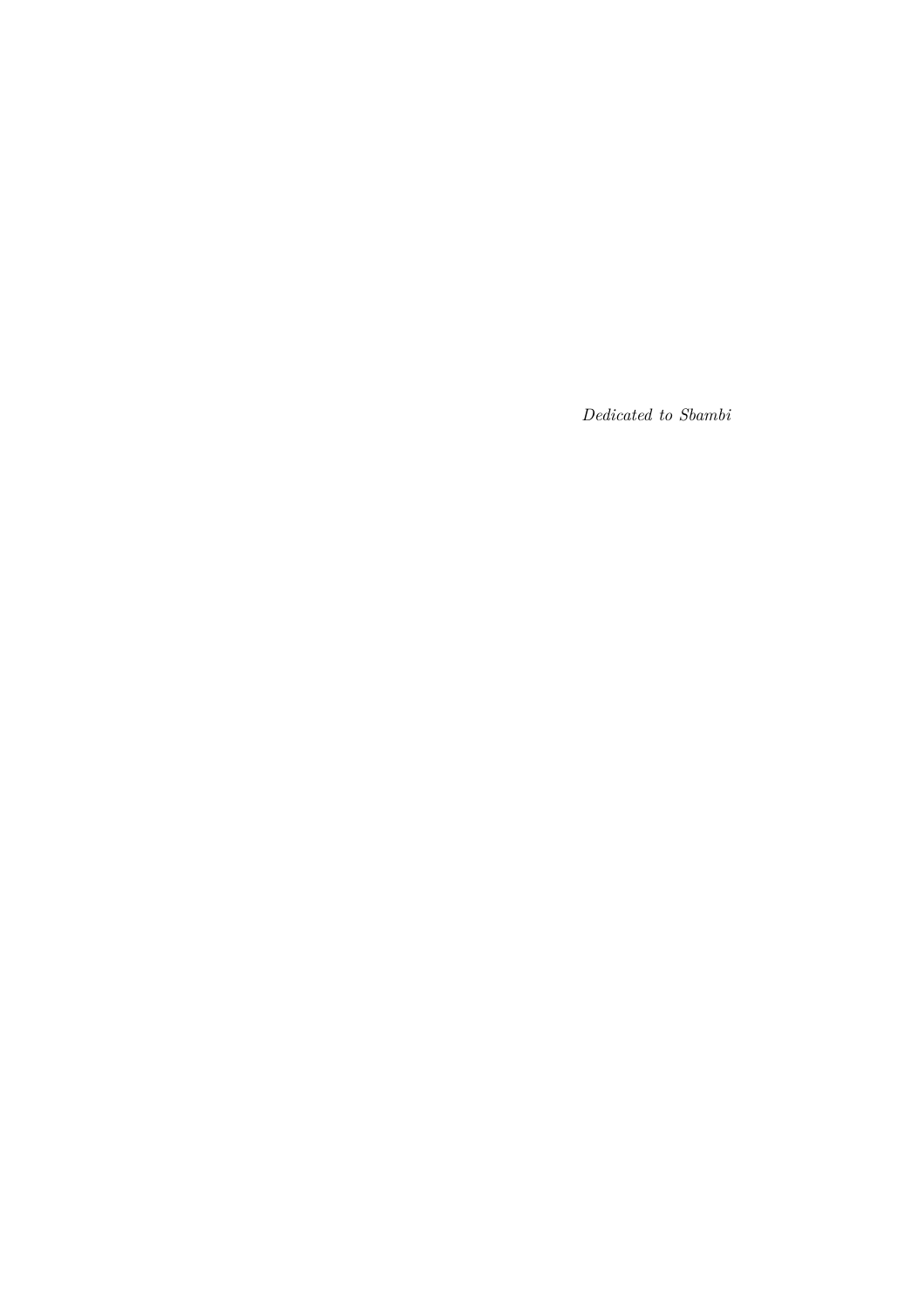*Dedicated to Sbambi*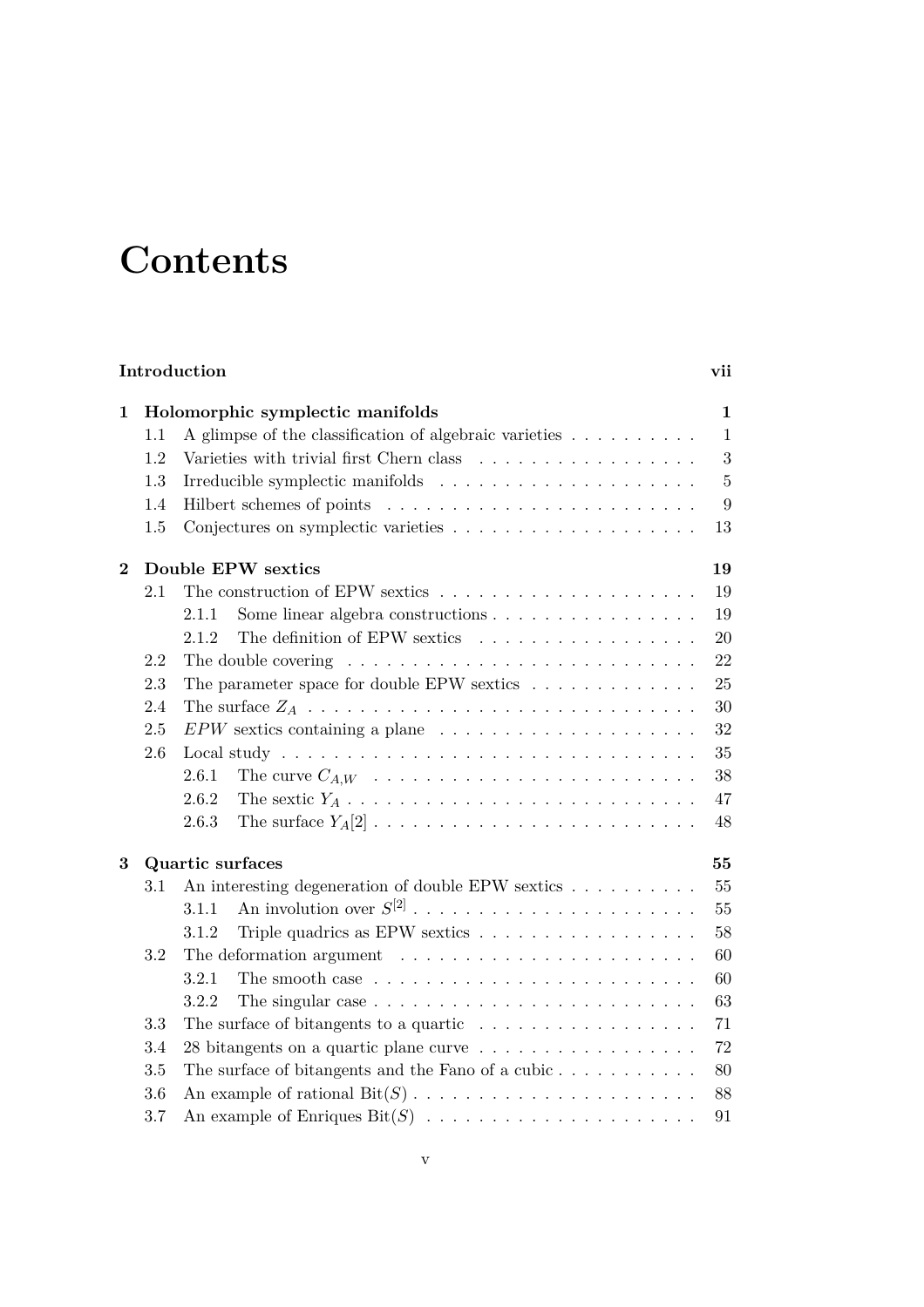# Contents

**Introduction** **vii**

**1 Holomorphic symplectic manifolds** **1**

- 1.1 A glimpse of the classification of algebraic varieties . . . . . . . . . . 1
- 1.2 Varieties with trivial first Chern class . . . . . . . . . . . . . . . . . 3
- 1.3 Irreducible symplectic manifolds . . . . . . . . . . . . . . . . . . . 5
- 1.4 Hilbert schemes of points . . . . . . . . . . . . . . . . . . . . . . . 9
- 1.5 Conjectures on symplectic varieties . . . . . . . . . . . . . . . . . . 13

**2 Double EPW sextics** **19**

- 2.1 The construction of EPW sextics . . . . . . . . . . . . . . . . . . . 19
  - 2.1.1 Some linear algebra constructions . . . . . . . . . . . . . . . . 19
  - 2.1.2 The definition of EPW sextics . . . . . . . . . . . . . . . . . 20
- 2.2 The double covering . . . . . . . . . . . . . . . . . . . . . . . . . 22
- 2.3 The parameter space for double EPW sextics . . . . . . . . . . . . . 25
- 2.4 The surface $Z_A$ . . . . . . . . . . . . . . . . . . . . . . . . . . . 30
- 2.5 $EPW$ sextics containing a plane . . . . . . . . . . . . . . . . . . . 32
- 2.6 Local study . . . . . . . . . . . . . . . . . . . . . . . . . . . . . . 35
  - 2.6.1 The curve $C_{A,W}$ . . . . . . . . . . . . . . . . . . . . . . . . 38
  - 2.6.2 The sextic $Y_A$ . . . . . . . . . . . . . . . . . . . . . . . . . 47
  - 2.6.3 The surface $Y_A[2]$ . . . . . . . . . . . . . . . . . . . . . . . 48

**3 Quartic surfaces** **55**

- 3.1 An interesting degeneration of double EPW sextics . . . . . . . . . . 55
  - 3.1.1 An involution over $S^{[2]}$ . . . . . . . . . . . . . . . . . . . . . 55
  - 3.1.2 Triple quadrics as EPW sextics . . . . . . . . . . . . . . . . . 58
- 3.2 The deformation argument . . . . . . . . . . . . . . . . . . . . . . 60
  - 3.2.1 The smooth case . . . . . . . . . . . . . . . . . . . . . . . . 60
  - 3.2.2 The singular case . . . . . . . . . . . . . . . . . . . . . . . . 63
- 3.3 The surface of bitangents to a quartic . . . . . . . . . . . . . . . . 71
- 3.4 28 bitangents on a quartic plane curve . . . . . . . . . . . . . . . . 72
- 3.5 The surface of bitangents and the Fano of a cubic . . . . . . . . . . . 80
- 3.6 An example of rational $\mathrm{Bit}(S)$ . . . . . . . . . . . . . . . . . . . . 88
- 3.7 An example of Enriques $\mathrm{Bit}(S)$ . . . . . . . . . . . . . . . . . . . 91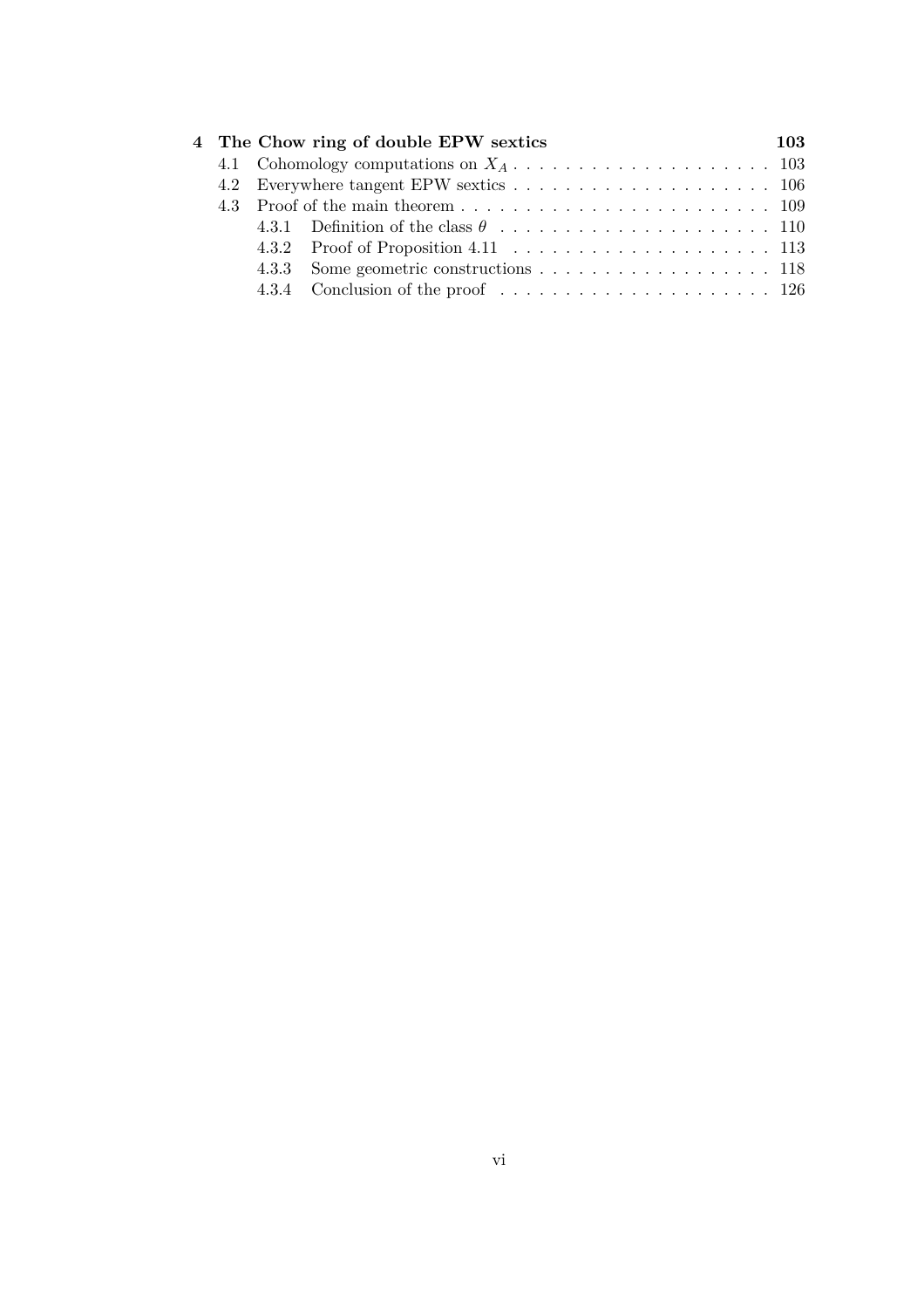**4 The Chow ring of double EPW sextics** **103**

- 4.1 Cohomology computations on $X_A$ . . . . . . . . . . . . . . . . . . . . 103
- 4.2 Everywhere tangent EPW sextics . . . . . . . . . . . . . . . . . . . . 106
- 4.3 Proof of the main theorem . . . . . . . . . . . . . . . . . . . . . . . . 109
  - 4.3.1 Definition of the class $\theta$ . . . . . . . . . . . . . . . . . . . . . 110
  - 4.3.2 Proof of Proposition 4.11 . . . . . . . . . . . . . . . . . . . . . 113
  - 4.3.3 Some geometric constructions . . . . . . . . . . . . . . . . . . 118
  - 4.3.4 Conclusion of the proof . . . . . . . . . . . . . . . . . . . . . 126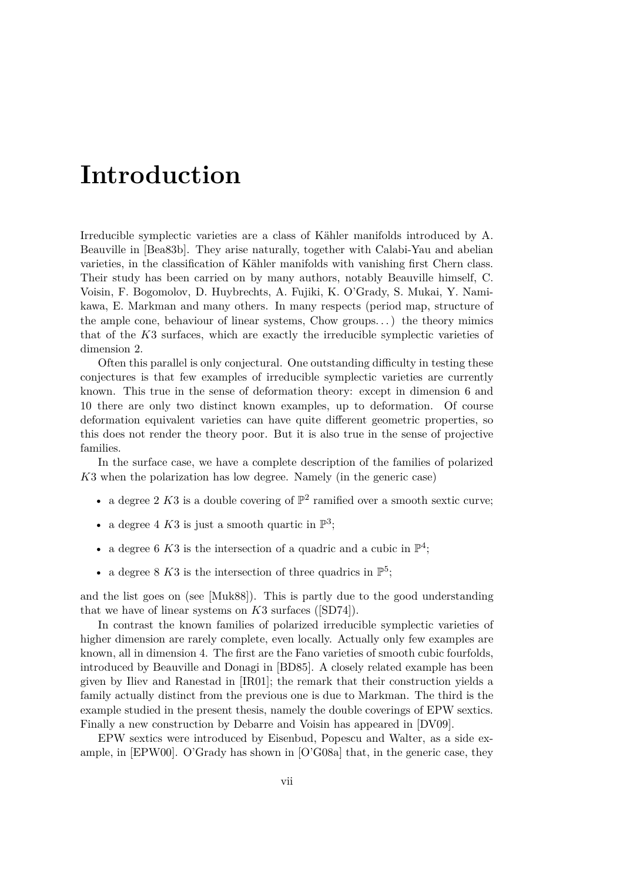# Introduction

Irreducible symplectic varieties are a class of Kähler manifolds introduced by A. Beauville in [Bea83b]. They arise naturally, together with Calabi-Yau and abelian varieties, in the classification of Kähler manifolds with vanishing first Chern class. Their study has been carried on by many authors, notably Beauville himself, C. Voisin, F. Bogomolov, D. Huybrechts, A. Fujiki, K. O'Grady, S. Mukai, Y. Namikawa, E. Markman and many others. In many respects (period map, structure of the ample cone, behaviour of linear systems, Chow groups...) the theory mimics that of the $K3$ surfaces, which are exactly the irreducible symplectic varieties of dimension 2.

Often this parallel is only conjectural. One outstanding difficulty in testing these conjectures is that few examples of irreducible symplectic varieties are currently known. This true in the sense of deformation theory: except in dimension 6 and 10 there are only two distinct known examples, up to deformation. Of course deformation equivalent varieties can have quite different geometric properties, so this does not render the theory poor. But it is also true in the sense of projective families.

In the surface case, we have a complete description of the families of polarized $K3$ when the polarization has low degree. Namely (in the generic case)

- a degree 2 $K3$ is a double covering of $\mathbb{P}^2$ ramified over a smooth sextic curve;
- a degree 4 $K3$ is just a smooth quartic in $\mathbb{P}^3$;
- a degree 6 $K3$ is the intersection of a quadric and a cubic in $\mathbb{P}^4$;
- a degree 8 $K3$ is the intersection of three quadrics in $\mathbb{P}^5$;

and the list goes on (see [Muk88]). This is partly due to the good understanding that we have of linear systems on $K3$ surfaces ([SD74]).

In contrast the known families of polarized irreducible symplectic varieties of higher dimension are rarely complete, even locally. Actually only few examples are known, all in dimension 4. The first are the Fano varieties of smooth cubic fourfolds, introduced by Beauville and Donagi in [BD85]. A closely related example has been given by Iliev and Ranestad in [IR01]; the remark that their construction yields a family actually distinct from the previous one is due to Markman. The third is the example studied in the present thesis, namely the double coverings of EPW sextics. Finally a new construction by Debarre and Voisin has appeared in [DV09].

EPW sextics were introduced by Eisenbud, Popescu and Walter, as a side example, in [EPW00]. O'Grady has shown in [O'G08a] that, in the generic case, they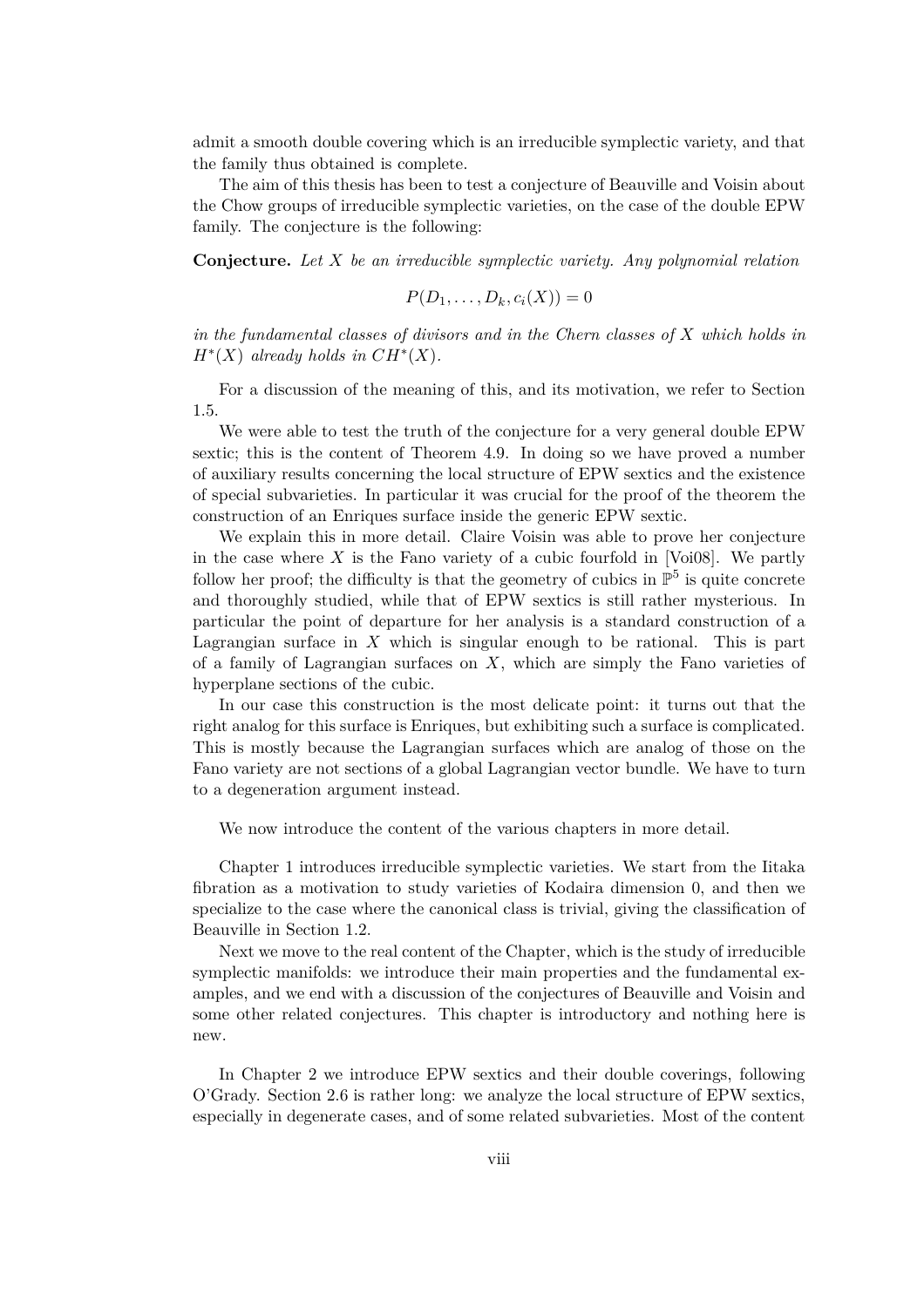admit a smooth double covering which is an irreducible symplectic variety, and that the family thus obtained is complete.

The aim of this thesis has been to test a conjecture of Beauville and Voisin about the Chow groups of irreducible symplectic varieties, on the case of the double EPW family. The conjecture is the following:

**Conjecture.** *Let $X$ be an irreducible symplectic variety. Any polynomial relation*

$$P(D_1, \ldots, D_k, c_i(X)) = 0$$

*in the fundamental classes of divisors and in the Chern classes of $X$ which holds in $H^*(X)$ already holds in $CH^*(X)$.*

For a discussion of the meaning of this, and its motivation, we refer to Section 1.5.

We were able to test the truth of the conjecture for a very general double EPW sextic; this is the content of Theorem 4.9. In doing so we have proved a number of auxiliary results concerning the local structure of EPW sextics and the existence of special subvarieties. In particular it was crucial for the proof of the theorem the construction of an Enriques surface inside the generic EPW sextic.

We explain this in more detail. Claire Voisin was able to prove her conjecture in the case where $X$ is the Fano variety of a cubic fourfold in [Voi08]. We partly follow her proof; the difficulty is that the geometry of cubics in $\mathbb{P}^5$ is quite concrete and thoroughly studied, while that of EPW sextics is still rather mysterious. In particular the point of departure for her analysis is a standard construction of a Lagrangian surface in $X$ which is singular enough to be rational. This is part of a family of Lagrangian surfaces on $X$, which are simply the Fano varieties of hyperplane sections of the cubic.

In our case this construction is the most delicate point: it turns out that the right analog for this surface is Enriques, but exhibiting such a surface is complicated. This is mostly because the Lagrangian surfaces which are analog of those on the Fano variety are not sections of a global Lagrangian vector bundle. We have to turn to a degeneration argument instead.

We now introduce the content of the various chapters in more detail.

Chapter 1 introduces irreducible symplectic varieties. We start from the Iitaka fibration as a motivation to study varieties of Kodaira dimension 0, and then we specialize to the case where the canonical class is trivial, giving the classification of Beauville in Section 1.2.

Next we move to the real content of the Chapter, which is the study of irreducible symplectic manifolds: we introduce their main properties and the fundamental examples, and we end with a discussion of the conjectures of Beauville and Voisin and some other related conjectures. This chapter is introductory and nothing here is new.

In Chapter 2 we introduce EPW sextics and their double coverings, following O'Grady. Section 2.6 is rather long: we analyze the local structure of EPW sextics, especially in degenerate cases, and of some related subvarieties. Most of the content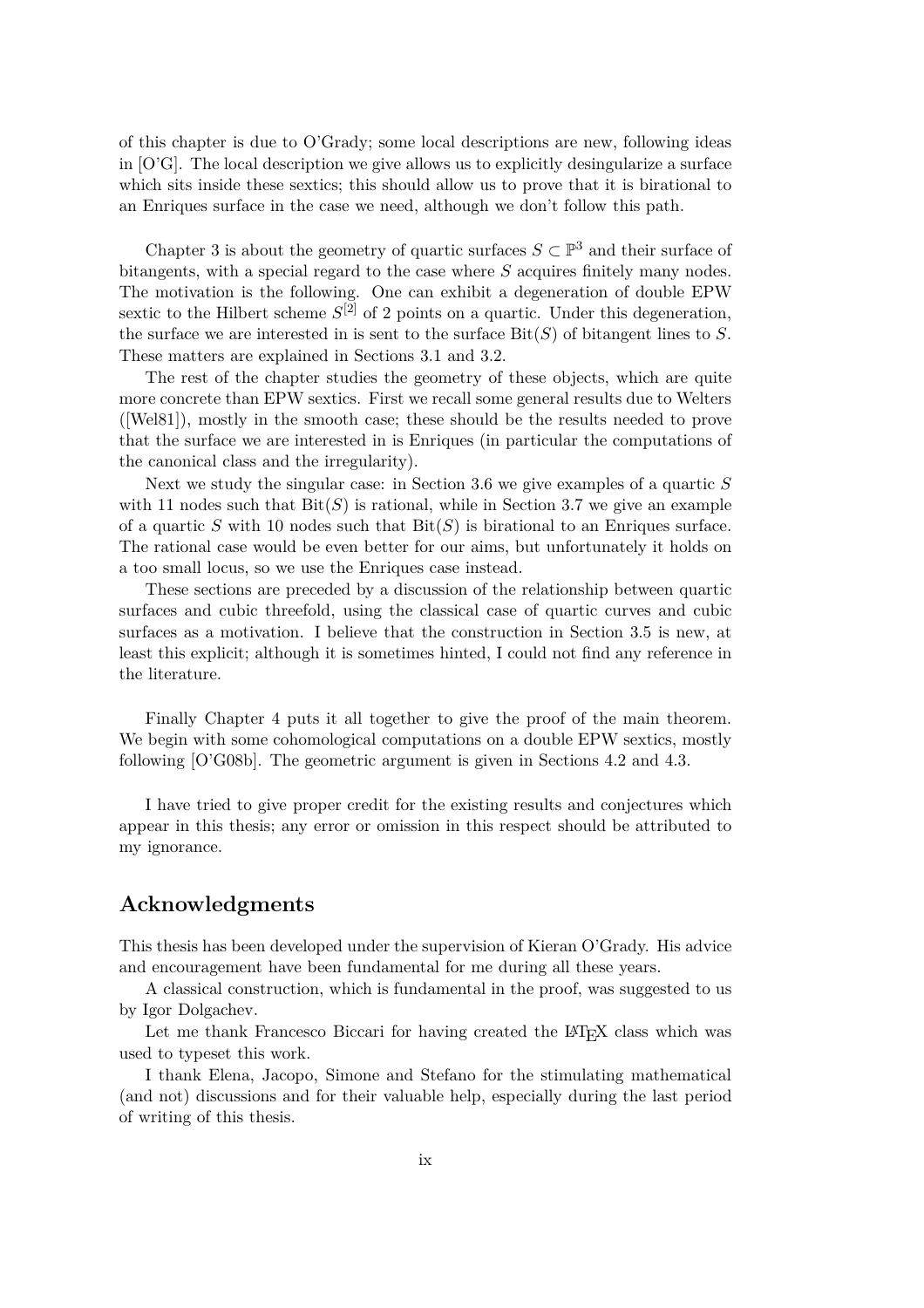of this chapter is due to O'Grady; some local descriptions are new, following ideas in [O'G]. The local description we give allows us to explicitly desingularize a surface which sits inside these sextics; this should allow us to prove that it is birational to an Enriques surface in the case we need, although we don't follow this path.

Chapter 3 is about the geometry of quartic surfaces $S \subset \mathbb{P}^3$ and their surface of bitangents, with a special regard to the case where $S$ acquires finitely many nodes. The motivation is the following. One can exhibit a degeneration of double EPW sextic to the Hilbert scheme $S^{[2]}$ of 2 points on a quartic. Under this degeneration, the surface we are interested in is sent to the surface $\mathrm{Bit}(S)$ of bitangent lines to $S$. These matters are explained in Sections 3.1 and 3.2.

The rest of the chapter studies the geometry of these objects, which are quite more concrete than EPW sextics. First we recall some general results due to Welters ([Wel81]), mostly in the smooth case; these should be the results needed to prove that the surface we are interested in is Enriques (in particular the computations of the canonical class and the irregularity).

Next we study the singular case: in Section 3.6 we give examples of a quartic $S$ with 11 nodes such that $\mathrm{Bit}(S)$ is rational, while in Section 3.7 we give an example of a quartic $S$ with 10 nodes such that $\mathrm{Bit}(S)$ is birational to an Enriques surface. The rational case would be even better for our aims, but unfortunately it holds on a too small locus, so we use the Enriques case instead.

These sections are preceded by a discussion of the relationship between quartic surfaces and cubic threefold, using the classical case of quartic curves and cubic surfaces as a motivation. I believe that the construction in Section 3.5 is new, at least this explicit; although it is sometimes hinted, I could not find any reference in the literature.

Finally Chapter 4 puts it all together to give the proof of the main theorem. We begin with some cohomological computations on a double EPW sextics, mostly following [O'G08b]. The geometric argument is given in Sections 4.2 and 4.3.

I have tried to give proper credit for the existing results and conjectures which appear in this thesis; any error or omission in this respect should be attributed to my ignorance.

## Acknowledgments

This thesis has been developed under the supervision of Kieran O'Grady. His advice and encouragement have been fundamental for me during all these years.

A classical construction, which is fundamental in the proof, was suggested to us by Igor Dolgachev.

Let me thank Francesco Biccari for having created the LaTeX class which was used to typeset this work.

I thank Elena, Jacopo, Simone and Stefano for the stimulating mathematical (and not) discussions and for their valuable help, especially during the last period of writing of this thesis.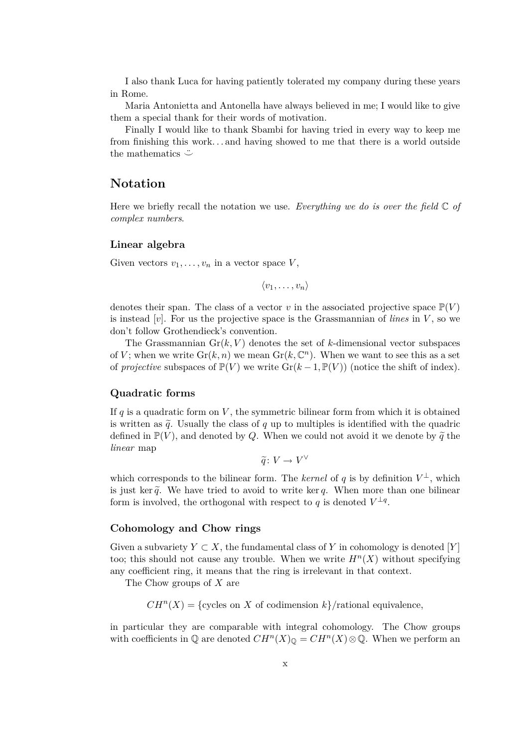I also thank Luca for having patiently tolerated my company during these years in Rome.

Maria Antonietta and Antonella have always believed in me; I would like to give them a special thank for their words of motivation.

Finally I would like to thank Sbambi for having tried in every way to keep me from finishing this work… and having showed to me that there is a world outside the mathematics $\ddot{\smile}$

# Notation

Here we briefly recall the notation we use. *Everything we do is over the field $\mathbb{C}$ of complex numbers.*

### Linear algebra

Given vectors $v_1, \ldots, v_n$ in a vector space $V$,

$$\langle v_1, \ldots, v_n \rangle$$

denotes their span. The class of a vector $v$ in the associated projective space $\mathbb{P}(V)$ is instead $[v]$. For us the projective space is the Grassmannian of *lines* in $V$, so we don't follow Grothendieck's convention.

The Grassmannian $\mathrm{Gr}(k, V)$ denotes the set of $k$-dimensional vector subspaces of $V$; when we write $\mathrm{Gr}(k, n)$ we mean $\mathrm{Gr}(k, \mathbb{C}^n)$. When we want to see this as a set of *projective* subspaces of $\mathbb{P}(V)$ we write $\mathrm{Gr}(k-1, \mathbb{P}(V))$ (notice the shift of index).

### Quadratic forms

If $q$ is a quadratic form on $V$, the symmetric bilinear form from which it is obtained is written as $\widetilde{q}$. Usually the class of $q$ up to multiples is identified with the quadric defined in $\mathbb{P}(V)$, and denoted by $Q$. When we could not avoid it we denote by $\widetilde{q}$ the *linear* map

$$\widetilde{q} \colon V \to V^\vee$$

which corresponds to the bilinear form. The *kernel* of $q$ is by definition $V^\perp$, which is just $\ker \widetilde{q}$. We have tried to avoid to write $\ker q$. When more than one bilinear form is involved, the orthogonal with respect to $q$ is denoted $V^{\perp q}$.

### Cohomology and Chow rings

Given a subvariety $Y \subset X$, the fundamental class of $Y$ in cohomology is denoted $[Y]$ too; this should not cause any trouble. When we write $H^n(X)$ without specifying any coefficient ring, it means that the ring is irrelevant in that context.

The Chow groups of $X$ are

$$CH^n(X) = \{\text{cycles on } X \text{ of codimension } k\}/\text{rational equivalence},$$

in particular they are comparable with integral cohomology. The Chow groups with coefficients in $\mathbb{Q}$ are denoted $CH^n(X)_\mathbb{Q} = CH^n(X) \otimes \mathbb{Q}$. When we perform an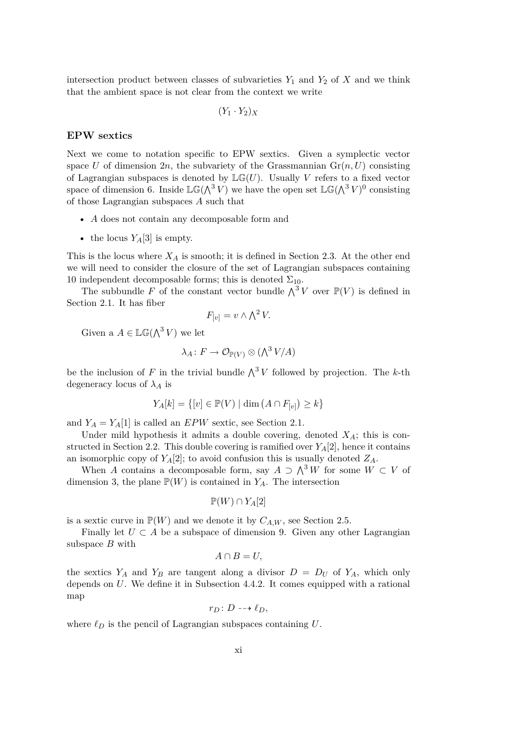intersection product between classes of subvarieties $Y_1$ and $Y_2$ of $X$ and we think that the ambient space is not clear from the context we write

$$(Y_1 \cdot Y_2)_X$$

### EPW sextics

Next we come to notation specific to EPW sextics. Given a symplectic vector space $U$ of dimension $2n$, the subvariety of the Grassmannian $\mathrm{Gr}(n, U)$ consisting of Lagrangian subspaces is denoted by $\mathbb{LG}(U)$. Usually $V$ refers to a fixed vector space of dimension 6. Inside $\mathbb{LG}(\bigwedge^3 V)$ we have the open set $\mathbb{LG}(\bigwedge^3 V)^0$ consisting of those Lagrangian subspaces $A$ such that

- $A$ does not contain any decomposable form and
- the locus $Y_A[3]$ is empty.

This is the locus where $X_A$ is smooth; it is defined in Section 2.3. At the other end we will need to consider the closure of the set of Lagrangian subspaces containing 10 independent decomposable forms; this is denoted $\Sigma_{10}$.

The subbundle $F$ of the constant vector bundle $\bigwedge^3 V$ over $\mathbb{P}(V)$ is defined in Section 2.1. It has fiber

$$F_{[v]} = v \wedge \bigwedge\nolimits^2 V.$$

Given a $A \in \mathbb{LG}(\bigwedge^3 V)$ we let

$$\lambda_A \colon F \to \mathcal{O}_{\mathbb{P}(V)} \otimes (\bigwedge\nolimits^3 V/A)$$

be the inclusion of $F$ in the trivial bundle $\bigwedge^3 V$ followed by projection. The $k$-th degeneracy locus of $\lambda_A$ is

$$Y_A[k] = \{[v] \in \mathbb{P}(V) \mid \dim\left(A \cap F_{[v]}\right) \geq k\}$$

and $Y_A = Y_A[1]$ is called an *EPW* sextic, see Section 2.1.

Under mild hypothesis it admits a double covering, denoted $X_A$; this is constructed in Section 2.2. This double covering is ramified over $Y_A[2]$, hence it contains an isomorphic copy of $Y_A[2]$; to avoid confusion this is usually denoted $Z_A$.

When $A$ contains a decomposable form, say $A \supset \bigwedge^3 W$ for some $W \subset V$ of dimension 3, the plane $\mathbb{P}(W)$ is contained in $Y_A$. The intersection

$$\mathbb{P}(W) \cap Y_A[2]$$

is a sextic curve in $\mathbb{P}(W)$ and we denote it by $C_{A,W}$, see Section 2.5.

Finally let $U \subset A$ be a subspace of dimension 9. Given any other Lagrangian subspace $B$ with

$$A \cap B = U,$$

the sextics $Y_A$ and $Y_B$ are tangent along a divisor $D = D_U$ of $Y_A$, which only depends on $U$. We define it in Subsection 4.4.2. It comes equipped with a rational map

$$r_D \colon D \dashrightarrow \ell_D,$$

where $\ell_D$ is the pencil of Lagrangian subspaces containing $U$.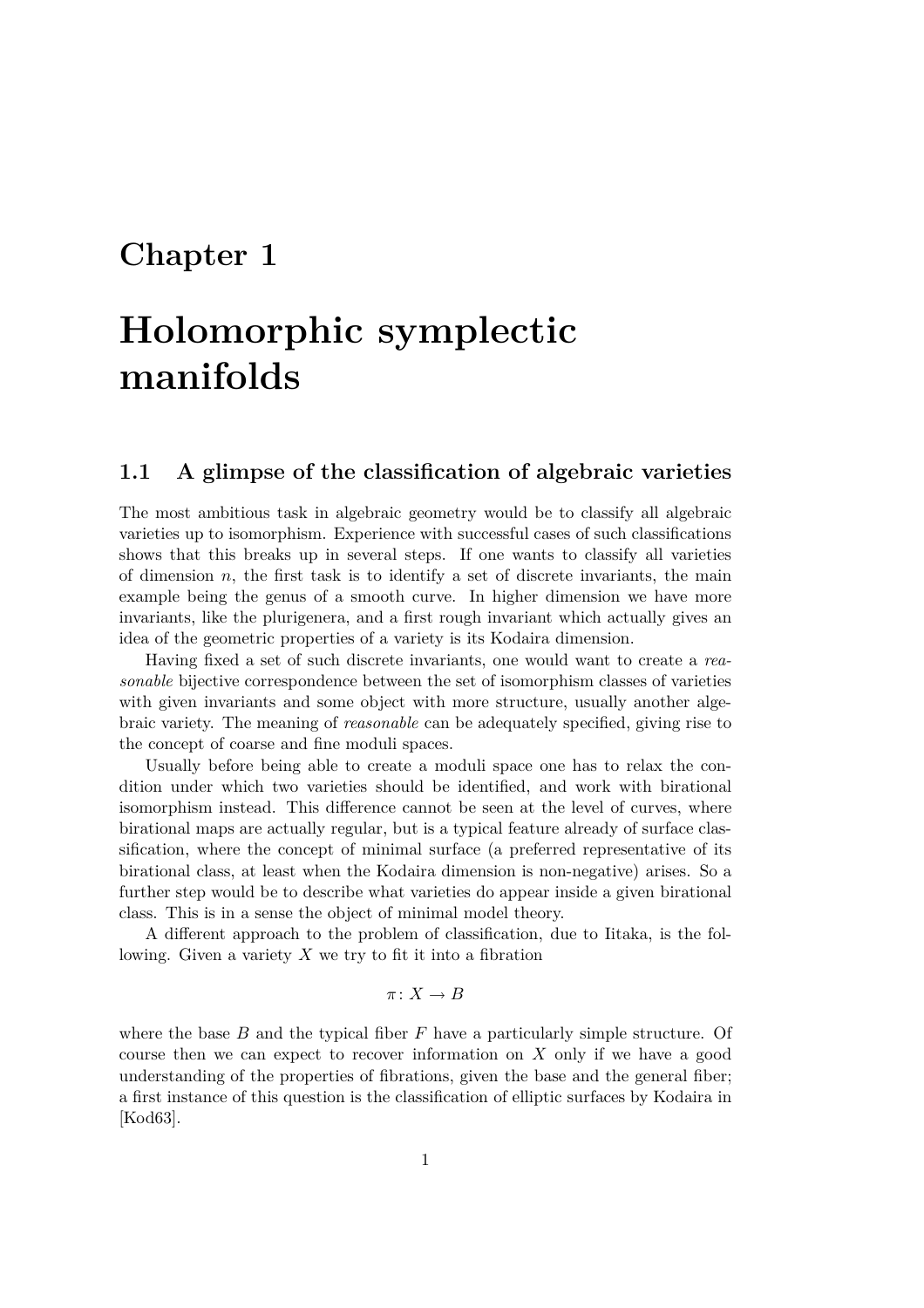# Chapter 1

# Holomorphic symplectic manifolds

## 1.1 A glimpse of the classification of algebraic varieties

The most ambitious task in algebraic geometry would be to classify all algebraic varieties up to isomorphism. Experience with successful cases of such classifications shows that this breaks up in several steps. If one wants to classify all varieties of dimension $n$, the first task is to identify a set of discrete invariants, the main example being the genus of a smooth curve. In higher dimension we have more invariants, like the plurigenera, and a first rough invariant which actually gives an idea of the geometric properties of a variety is its Kodaira dimension.

Having fixed a set of such discrete invariants, one would want to create a *reasonable* bijective correspondence between the set of isomorphism classes of varieties with given invariants and some object with more structure, usually another algebraic variety. The meaning of *reasonable* can be adequately specified, giving rise to the concept of coarse and fine moduli spaces.

Usually before being able to create a moduli space one has to relax the condition under which two varieties should be identified, and work with birational isomorphism instead. This difference cannot be seen at the level of curves, where birational maps are actually regular, but is a typical feature already of surface classification, where the concept of minimal surface (a preferred representative of its birational class, at least when the Kodaira dimension is non-negative) arises. So a further step would be to describe what varieties do appear inside a given birational class. This is in a sense the object of minimal model theory.

A different approach to the problem of classification, due to Iitaka, is the following. Given a variety $X$ we try to fit it into a fibration

$$\pi \colon X \to B$$

where the base $B$ and the typical fiber $F$ have a particularly simple structure. Of course then we can expect to recover information on $X$ only if we have a good understanding of the properties of fibrations, given the base and the general fiber; a first instance of this question is the classification of elliptic surfaces by Kodaira in [Kod63].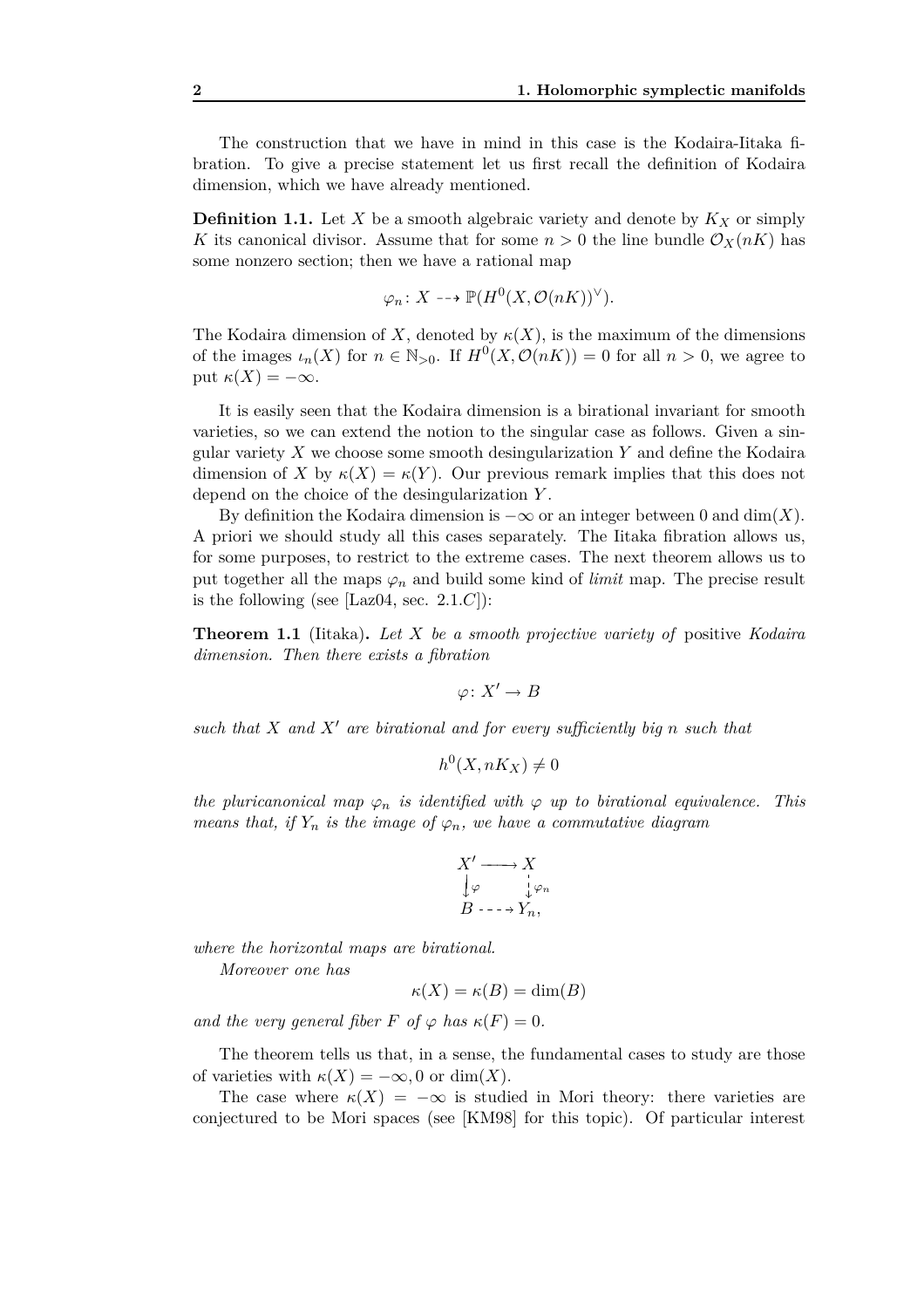The construction that we have in mind in this case is the Kodaira-Iitaka fibration. To give a precise statement let us first recall the definition of Kodaira dimension, which we have already mentioned.

**Definition 1.1.** Let $X$ be a smooth algebraic variety and denote by $K_X$ or simply $K$ its canonical divisor. Assume that for some $n > 0$ the line bundle $\mathcal{O}_X(nK)$ has some nonzero section; then we have a rational map

$$\varphi_n \colon X \dashrightarrow \mathbb{P}(H^0(X, \mathcal{O}(nK))^\vee).$$

The Kodaira dimension of $X$, denoted by $\kappa(X)$, is the maximum of the dimensions of the images $\iota_n(X)$ for $n \in \mathbb{N}_{>0}$. If $H^0(X, \mathcal{O}(nK)) = 0$ for all $n > 0$, we agree to put $\kappa(X) = -\infty$.

It is easily seen that the Kodaira dimension is a birational invariant for smooth varieties, so we can extend the notion to the singular case as follows. Given a singular variety $X$ we choose some smooth desingularization $Y$ and define the Kodaira dimension of $X$ by $\kappa(X) = \kappa(Y)$. Our previous remark implies that this does not depend on the choice of the desingularization $Y$.

By definition the Kodaira dimension is $-\infty$ or an integer between 0 and $\dim(X)$. A priori we should study all this cases separately. The Iitaka fibration allows us, for some purposes, to restrict to the extreme cases. The next theorem allows us to put together all the maps $\varphi_n$ and build some kind of *limit* map. The precise result is the following (see [Laz04, sec. 2.1.$C$]):

**Theorem 1.1** (Iitaka)**.** *Let $X$ be a smooth projective variety of* positive *Kodaira dimension. Then there exists a fibration*

$$\varphi \colon X' \to B$$

*such that $X$ and $X'$ are birational and for every sufficiently big $n$ such that*

$$h^0(X, nK_X) \neq 0$$

*the pluricanonical map $\varphi_n$ is identified with $\varphi$ up to birational equivalence. This means that, if $Y_n$ is the image of $\varphi_n$, we have a commutative diagram*

$$\begin{array}{ccc} X' & \longrightarrow & X \\ \downarrow{\scriptstyle \varphi} & & \downarrow{\scriptstyle \varphi_n} \\ B & \dashrightarrow & Y_n, \end{array}$$

*where the horizontal maps are birational.*

*Moreover one has*

$$\kappa(X) = \kappa(B) = \dim(B)$$

*and the very general fiber $F$ of $\varphi$ has $\kappa(F) = 0$.*

The theorem tells us that, in a sense, the fundamental cases to study are those of varieties with $\kappa(X) = -\infty, 0$ or $\dim(X)$.

The case where $\kappa(X) = -\infty$ is studied in Mori theory: there varieties are conjectured to be Mori spaces (see [KM98] for this topic). Of particular interest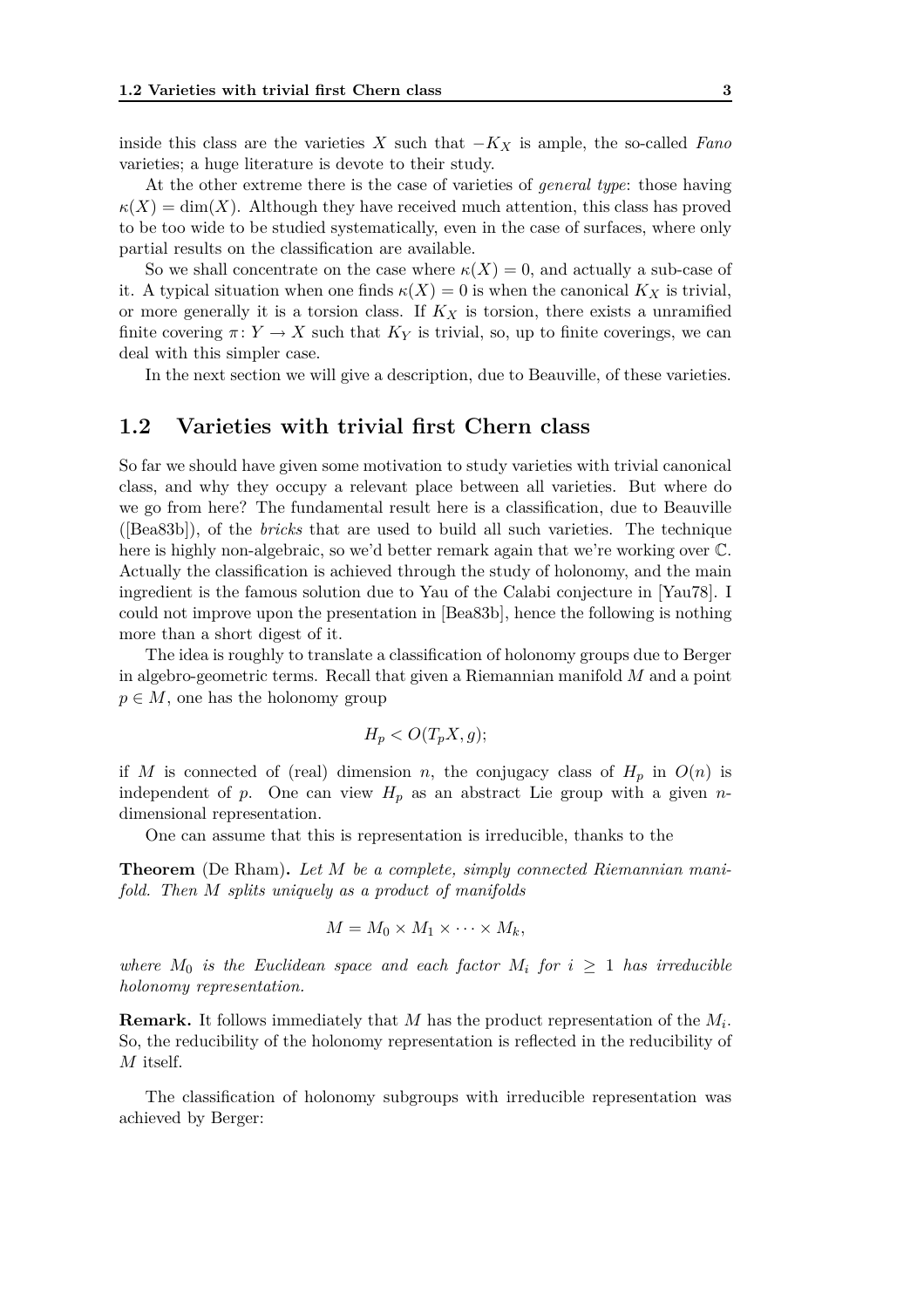inside this class are the varieties $X$ such that $-K_X$ is ample, the so-called *Fano* varieties; a huge literature is devote to their study.

At the other extreme there is the case of varieties of *general type*: those having $\kappa(X) = \dim(X)$. Although they have received much attention, this class has proved to be too wide to be studied systematically, even in the case of surfaces, where only partial results on the classification are available.

So we shall concentrate on the case where $\kappa(X) = 0$, and actually a sub-case of it. A typical situation when one finds $\kappa(X) = 0$ is when the canonical $K_X$ is trivial, or more generally it is a torsion class. If $K_X$ is torsion, there exists a unramified finite covering $\pi \colon Y \to X$ such that $K_Y$ is trivial, so, up to finite coverings, we can deal with this simpler case.

In the next section we will give a description, due to Beauville, of these varieties.

## 1.2 Varieties with trivial first Chern class

So far we should have given some motivation to study varieties with trivial canonical class, and why they occupy a relevant place between all varieties. But where do we go from here? The fundamental result here is a classification, due to Beauville ([Bea83b]), of the *bricks* that are used to build all such varieties. The technique here is highly non-algebraic, so we'd better remark again that we're working over $\mathbb{C}$. Actually the classification is achieved through the study of holonomy, and the main ingredient is the famous solution due to Yau of the Calabi conjecture in [Yau78]. I could not improve upon the presentation in [Bea83b], hence the following is nothing more than a short digest of it.

The idea is roughly to translate a classification of holonomy groups due to Berger in algebro-geometric terms. Recall that given a Riemannian manifold $M$ and a point $p \in M$, one has the holonomy group

$$H_p < O(T_pX, g);$$

if $M$ is connected of (real) dimension $n$, the conjugacy class of $H_p$ in $O(n)$ is independent of $p$. One can view $H_p$ as an abstract Lie group with a given $n$-dimensional representation.

One can assume that this is representation is irreducible, thanks to the

**Theorem** (De Rham). *Let $M$ be a complete, simply connected Riemannian manifold. Then $M$ splits uniquely as a product of manifolds*

$$M = M_0 \times M_1 \times \cdots \times M_k,$$

*where $M_0$ is the Euclidean space and each factor $M_i$ for $i \geq 1$ has irreducible holonomy representation.*

**Remark.** It follows immediately that $M$ has the product representation of the $M_i$. So, the reducibility of the holonomy representation is reflected in the reducibility of $M$ itself.

The classification of holonomy subgroups with irreducible representation was achieved by Berger: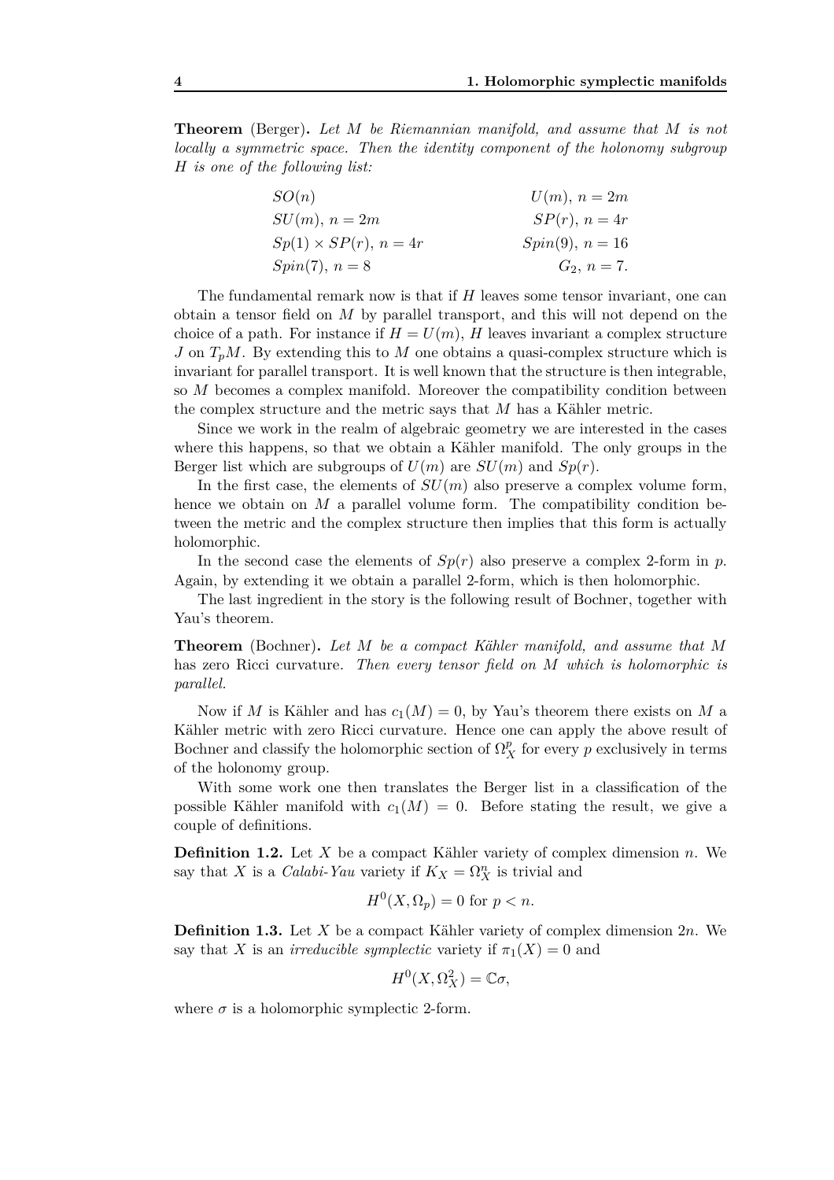**Theorem** (Berger). *Let $M$ be Riemannian manifold, and assume that $M$ is not locally a symmetric space. Then the identity component of the holonomy subgroup $H$ is one of the following list:*

| | |
|---|---|
| $SO(n)$ | $U(m),\ n = 2m$ |
| $SU(m),\ n = 2m$ | $SP(r),\ n = 4r$ |
| $Sp(1) \times SP(r),\ n = 4r$ | $Spin(9),\ n = 16$ |
| $Spin(7),\ n = 8$ | $G_2,\ n = 7.$ |

The fundamental remark now is that if $H$ leaves some tensor invariant, one can obtain a tensor field on $M$ by parallel transport, and this will not depend on the choice of a path. For instance if $H = U(m)$, $H$ leaves invariant a complex structure $J$ on $T_pM$. By extending this to $M$ one obtains a quasi-complex structure which is invariant for parallel transport. It is well known that the structure is then integrable, so $M$ becomes a complex manifold. Moreover the compatibility condition between the complex structure and the metric says that $M$ has a Kähler metric.

Since we work in the realm of algebraic geometry we are interested in the cases where this happens, so that we obtain a Kähler manifold. The only groups in the Berger list which are subgroups of $U(m)$ are $SU(m)$ and $Sp(r)$.

In the first case, the elements of $SU(m)$ also preserve a complex volume form, hence we obtain on $M$ a parallel volume form. The compatibility condition between the metric and the complex structure then implies that this form is actually holomorphic.

In the second case the elements of $Sp(r)$ also preserve a complex 2-form in $p$. Again, by extending it we obtain a parallel 2-form, which is then holomorphic.

The last ingredient in the story is the following result of Bochner, together with Yau's theorem.

**Theorem** (Bochner). *Let $M$ be a compact Kähler manifold, and assume that $M$* has zero Ricci curvature. *Then every tensor field on $M$ which is holomorphic is parallel.*

Now if $M$ is Kähler and has $c_1(M) = 0$, by Yau's theorem there exists on $M$ a Kähler metric with zero Ricci curvature. Hence one can apply the above result of Bochner and classify the holomorphic section of $\Omega_X^p$ for every $p$ exclusively in terms of the holonomy group.

With some work one then translates the Berger list in a classification of the possible Kähler manifold with $c_1(M) = 0$. Before stating the result, we give a couple of definitions.

**Definition 1.2.** Let $X$ be a compact Kähler variety of complex dimension $n$. We say that $X$ is a *Calabi-Yau* variety if $K_X = \Omega_X^n$ is trivial and

$$H^0(X, \Omega_p) = 0 \text{ for } p < n.$$

**Definition 1.3.** Let $X$ be a compact Kähler variety of complex dimension $2n$. We say that $X$ is an *irreducible symplectic* variety if $\pi_1(X) = 0$ and

$$H^0(X, \Omega_X^2) = \mathbb{C}\sigma,$$

where $\sigma$ is a holomorphic symplectic 2-form.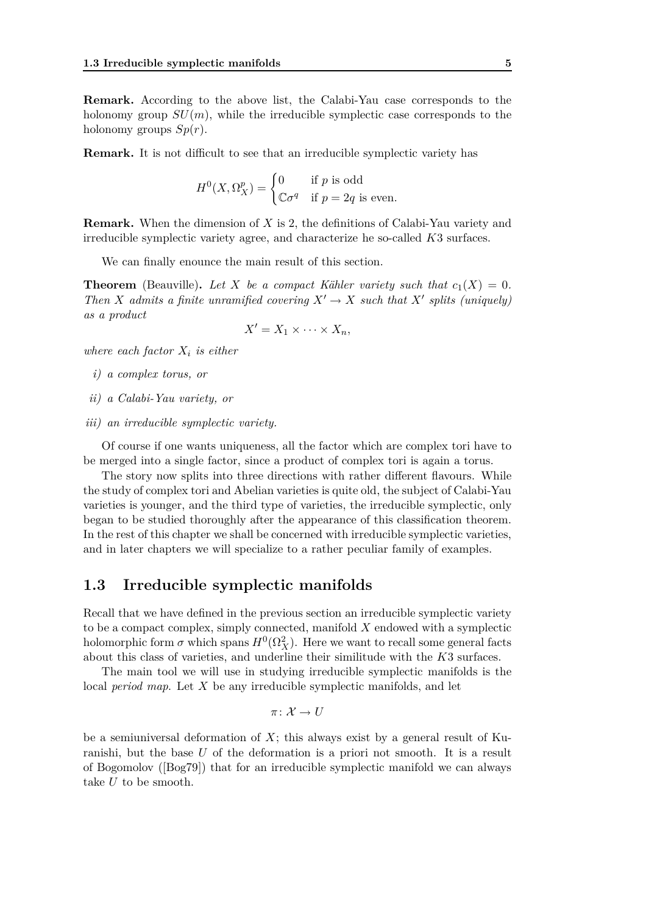**Remark.** According to the above list, the Calabi-Yau case corresponds to the holonomy group $SU(m)$, while the irreducible symplectic case corresponds to the holonomy groups $Sp(r)$.

**Remark.** It is not difficult to see that an irreducible symplectic variety has

$$H^0(X, \Omega_X^p) = \begin{cases} 0 & \text{if } p \text{ is odd} \\ \mathbb{C}\sigma^q & \text{if } p = 2q \text{ is even.} \end{cases}$$

**Remark.** When the dimension of $X$ is 2, the definitions of Calabi-Yau variety and irreducible symplectic variety agree, and characterize he so-called $K3$ surfaces.

We can finally enounce the main result of this section.

**Theorem** (Beauville)**.** *Let $X$ be a compact Kähler variety such that $c_1(X) = 0$. Then $X$ admits a finite unramified covering $X' \to X$ such that $X'$ splits (uniquely) as a product*

$$X' = X_1 \times \cdots \times X_n,$$

*where each factor $X_i$ is either*

*i) a complex torus, or*

*ii) a Calabi-Yau variety, or*

*iii) an irreducible symplectic variety.*

Of course if one wants uniqueness, all the factor which are complex tori have to be merged into a single factor, since a product of complex tori is again a torus.

The story now splits into three directions with rather different flavours. While the study of complex tori and Abelian varieties is quite old, the subject of Calabi-Yau varieties is younger, and the third type of varieties, the irreducible symplectic, only began to be studied thoroughly after the appearance of this classification theorem. In the rest of this chapter we shall be concerned with irreducible symplectic varieties, and in later chapters we will specialize to a rather peculiar family of examples.

## 1.3 Irreducible symplectic manifolds

Recall that we have defined in the previous section an irreducible symplectic variety to be a compact complex, simply connected, manifold $X$ endowed with a symplectic holomorphic form $\sigma$ which spans $H^0(\Omega_X^2)$. Here we want to recall some general facts about this class of varieties, and underline their similitude with the $K3$ surfaces.

The main tool we will use in studying irreducible symplectic manifolds is the local *period map*. Let $X$ be any irreducible symplectic manifolds, and let

$$\pi \colon \mathcal{X} \to U$$

be a semiuniversal deformation of $X$; this always exist by a general result of Kuranishi, but the base $U$ of the deformation is a priori not smooth. It is a result of Bogomolov ([Bog79]) that for an irreducible symplectic manifold we can always take $U$ to be smooth.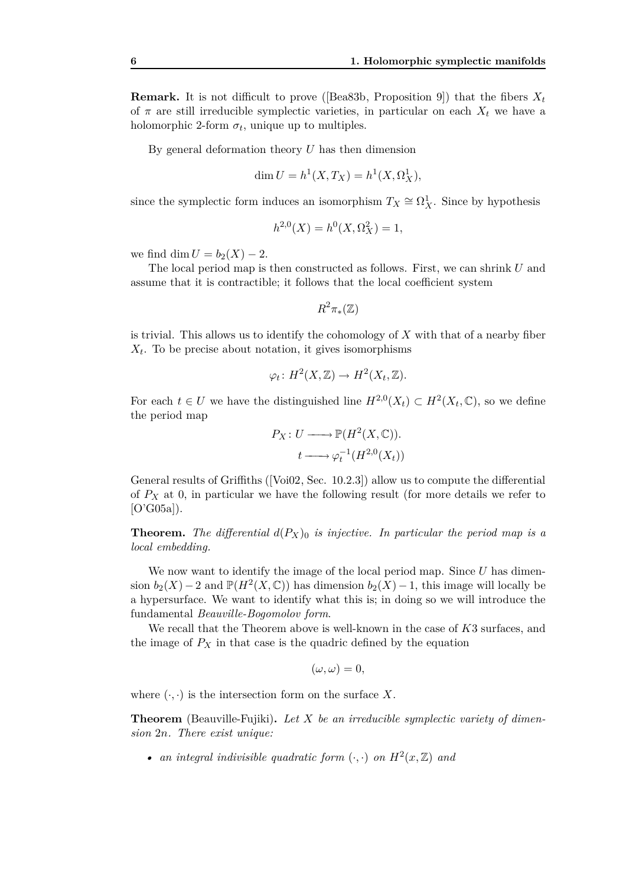**Remark.** It is not difficult to prove ([Bea83b, Proposition 9]) that the fibers $X_t$ of $\pi$ are still irreducible symplectic varieties, in particular on each $X_t$ we have a holomorphic 2-form $\sigma_t$, unique up to multiples.

By general deformation theory $U$ has then dimension

$$\dim U = h^1(X, T_X) = h^1(X, \Omega^1_X),$$

since the symplectic form induces an isomorphism $T_X \cong \Omega^1_X$. Since by hypothesis

$$h^{2,0}(X) = h^0(X, \Omega^2_X) = 1,$$

we find $\dim U = b_2(X) - 2$.

The local period map is then constructed as follows. First, we can shrink $U$ and assume that it is contractible; it follows that the local coefficient system

$$R^2\pi_*(\mathbb{Z})$$

is trivial. This allows us to identify the cohomology of $X$ with that of a nearby fiber $X_t$. To be precise about notation, it gives isomorphisms

$$\varphi_t \colon H^2(X, \mathbb{Z}) \to H^2(X_t, \mathbb{Z}).$$

For each $t \in U$ we have the distinguished line $H^{2,0}(X_t) \subset H^2(X_t, \mathbb{C})$, so we define the period map

$$\begin{aligned} P_X \colon U &\longrightarrow \mathbb{P}(H^2(X, \mathbb{C})). \\ t &\longrightarrow \varphi_t^{-1}(H^{2,0}(X_t)) \end{aligned}$$

General results of Griffiths ([Voi02, Sec. 10.2.3]) allow us to compute the differential of $P_X$ at 0, in particular we have the following result (for more details we refer to [O'G05a]).

**Theorem.** *The differential $d(P_X)_0$ is injective. In particular the period map is a local embedding.*

We now want to identify the image of the local period map. Since $U$ has dimension $b_2(X) - 2$ and $\mathbb{P}(H^2(X, \mathbb{C}))$ has dimension $b_2(X) - 1$, this image will locally be a hypersurface. We want to identify what this is; in doing so we will introduce the fundamental *Beauville-Bogomolov form*.

We recall that the Theorem above is well-known in the case of $K3$ surfaces, and the image of $P_X$ in that case is the quadric defined by the equation

$$(\omega, \omega) = 0,$$

where $(\cdot, \cdot)$ is the intersection form on the surface $X$.

**Theorem** (Beauville-Fujiki)**.** *Let $X$ be an irreducible symplectic variety of dimension $2n$. There exist unique:*

- *an integral indivisible quadratic form $(\cdot, \cdot)$ on $H^2(x, \mathbb{Z})$ and*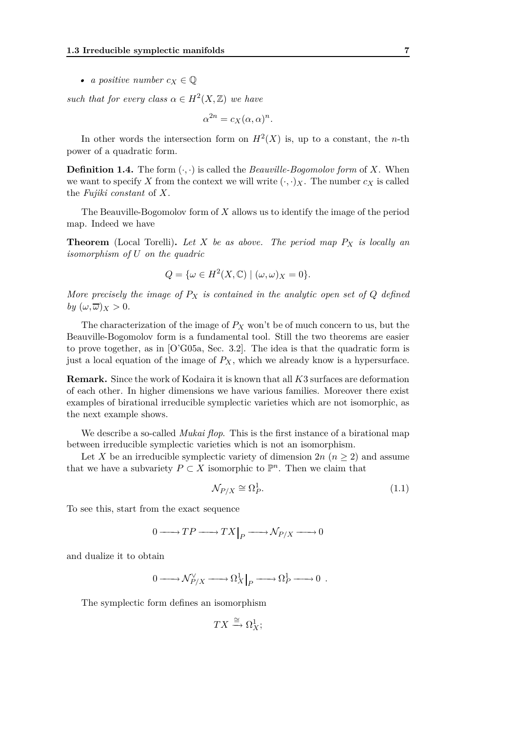- *a positive number* $c_X \in \mathbb{Q}$

*such that for every class* $\alpha \in H^2(X, \mathbb{Z})$ *we have*

$$\alpha^{2n} = c_X(\alpha, \alpha)^n.$$

In other words the intersection form on $H^2(X)$ is, up to a constant, the $n$-th power of a quadratic form.

**Definition 1.4.** The form $(\cdot, \cdot)$ is called the *Beauville-Bogomolov form* of $X$. When we want to specify $X$ from the context we will write $(\cdot, \cdot)_X$. The number $c_X$ is called the *Fujiki constant* of $X$.

The Beauville-Bogomolov form of $X$ allows us to identify the image of the period map. Indeed we have

**Theorem** (Local Torelli)**.** *Let $X$ be as above. The period map $P_X$ is locally an isomorphism of $U$ on the quadric*

$$Q = \{\omega \in H^2(X, \mathbb{C}) \mid (\omega, \omega)_X = 0\}.$$

*More precisely the image of $P_X$ is contained in the analytic open set of $Q$ defined by $(\omega, \overline{\omega})_X > 0$.*

The characterization of the image of $P_X$ won't be of much concern to us, but the Beauville-Bogomolov form is a fundamental tool. Still the two theorems are easier to prove together, as in [O'G05a, Sec. 3.2]. The idea is that the quadratic form is just a local equation of the image of $P_X$, which we already know is a hypersurface.

**Remark.** Since the work of Kodaira it is known that all $K3$ surfaces are deformation of each other. In higher dimensions we have various families. Moreover there exist examples of birational irreducible symplectic varieties which are not isomorphic, as the next example shows.

We describe a so-called *Mukai flop*. This is the first instance of a birational map between irreducible symplectic varieties which is not an isomorphism.

Let $X$ be an irreducible symplectic variety of dimension $2n$ ($n \geq 2$) and assume that we have a subvariety $P \subset X$ isomorphic to $\mathbb{P}^n$. Then we claim that

$$\mathcal{N}_{P/X} \cong \Omega^1_P. \tag{1.1}$$

To see this, start from the exact sequence

$$0 \longrightarrow TP \longrightarrow TX\big|_P \longrightarrow \mathcal{N}_{P/X} \longrightarrow 0$$

and dualize it to obtain

$$0 \longrightarrow \mathcal{N}^\vee_{P/X} \longrightarrow \Omega^1_X\big|_P \longrightarrow \Omega^1_P \longrightarrow 0\ .$$

The symplectic form defines an isomorphism

$$TX \xrightarrow{\cong} \Omega^1_X;$$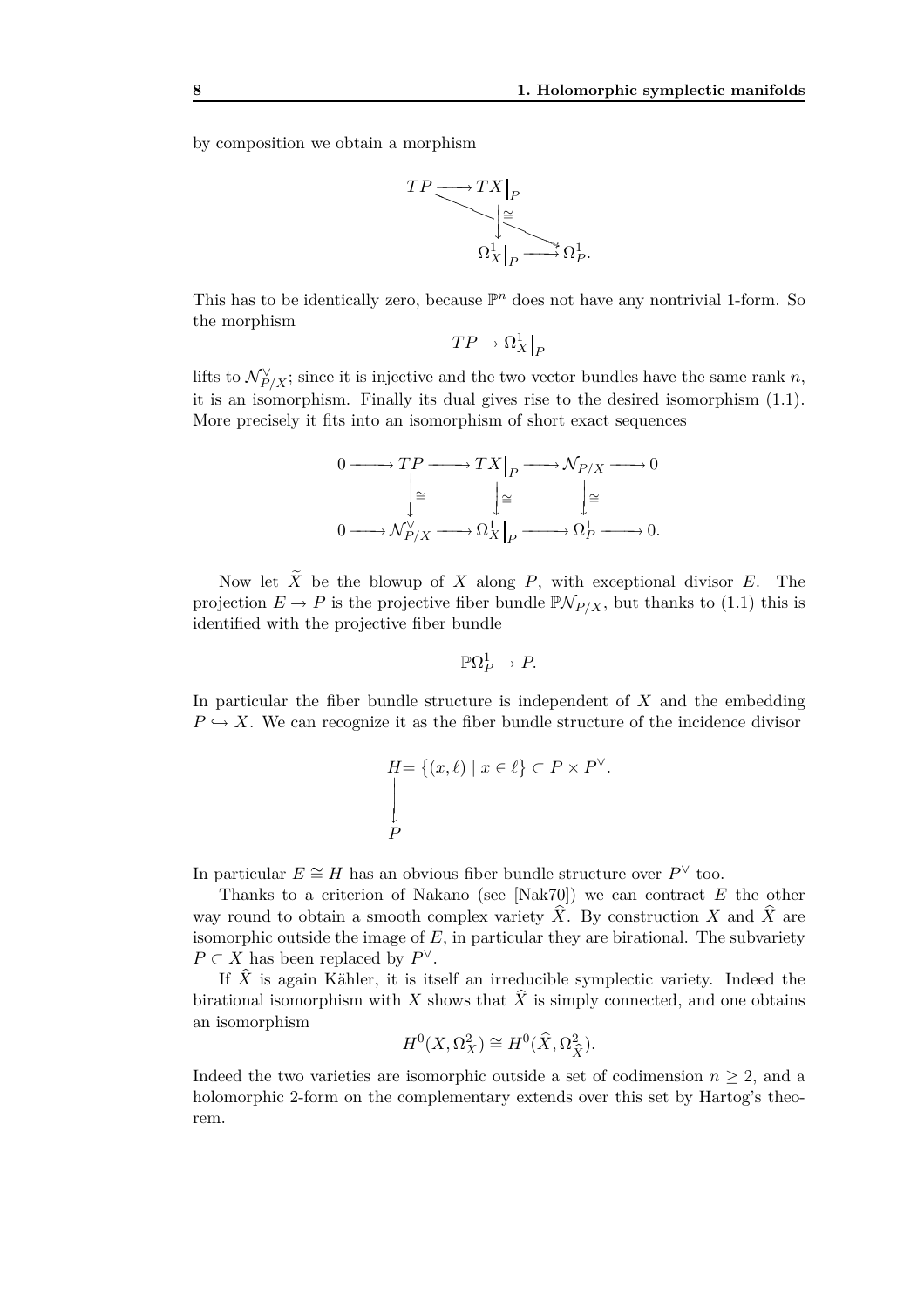by composition we obtain a morphism

$$
\begin{array}{ccc}
TP & \longrightarrow & TX\big|_P \\
& \searrow & \big\downarrow \cong \\
& & \Omega^1_X\big|_P \longrightarrow \Omega^1_P.
\end{array}
$$

This has to be identically zero, because $\mathbb{P}^n$ does not have any nontrivial 1-form. So the morphism

$$
TP \to \Omega^1_X\big|_P
$$

lifts to $\mathcal{N}^\vee_{P/X}$; since it is injective and the two vector bundles have the same rank $n$, it is an isomorphism. Finally its dual gives rise to the desired isomorphism (1.1). More precisely it fits into an isomorphism of short exact sequences

$$
\begin{array}{ccccccccc}
0 & \longrightarrow & TP & \longrightarrow & TX\big|_P & \longrightarrow & \mathcal{N}_{P/X} & \longrightarrow & 0 \\
& & \big\downarrow \cong & & \big\downarrow \cong & & \big\downarrow \cong & & \\
0 & \longrightarrow & \mathcal{N}^\vee_{P/X} & \longrightarrow & \Omega^1_X\big|_P & \longrightarrow & \Omega^1_P & \longrightarrow & 0.
\end{array}
$$

Now let $\widetilde{X}$ be the blowup of $X$ along $P$, with exceptional divisor $E$. The projection $E \to P$ is the projective fiber bundle $\mathbb{P}\mathcal{N}_{P/X}$, but thanks to (1.1) this is identified with the projective fiber bundle

$$
\mathbb{P}\Omega^1_P \to P.
$$

In particular the fiber bundle structure is independent of $X$ and the embedding $P \hookrightarrow X$. We can recognize it as the fiber bundle structure of the incidence divisor

$$
\begin{array}{l}
H = \left\{(x, \ell) \mid x \in \ell\right\} \subset P \times P^\vee. \\
\big\downarrow \\
P
\end{array}
$$

In particular $E \cong H$ has an obvious fiber bundle structure over $P^\vee$ too.

Thanks to a criterion of Nakano (see [Nak70]) we can contract $E$ the other way round to obtain a smooth complex variety $\widehat{X}$. By construction $X$ and $\widehat{X}$ are isomorphic outside the image of $E$, in particular they are birational. The subvariety $P \subset X$ has been replaced by $P^\vee$.

If $\widehat{X}$ is again Kähler, it is itself an irreducible symplectic variety. Indeed the birational isomorphism with $X$ shows that $\widehat{X}$ is simply connected, and one obtains an isomorphism

$$
H^0(X, \Omega^2_X) \cong H^0(\widehat{X}, \Omega^2_{\widehat{X}}).
$$

Indeed the two varieties are isomorphic outside a set of codimension $n \geq 2$, and a holomorphic 2-form on the complementary extends over this set by Hartog's theorem.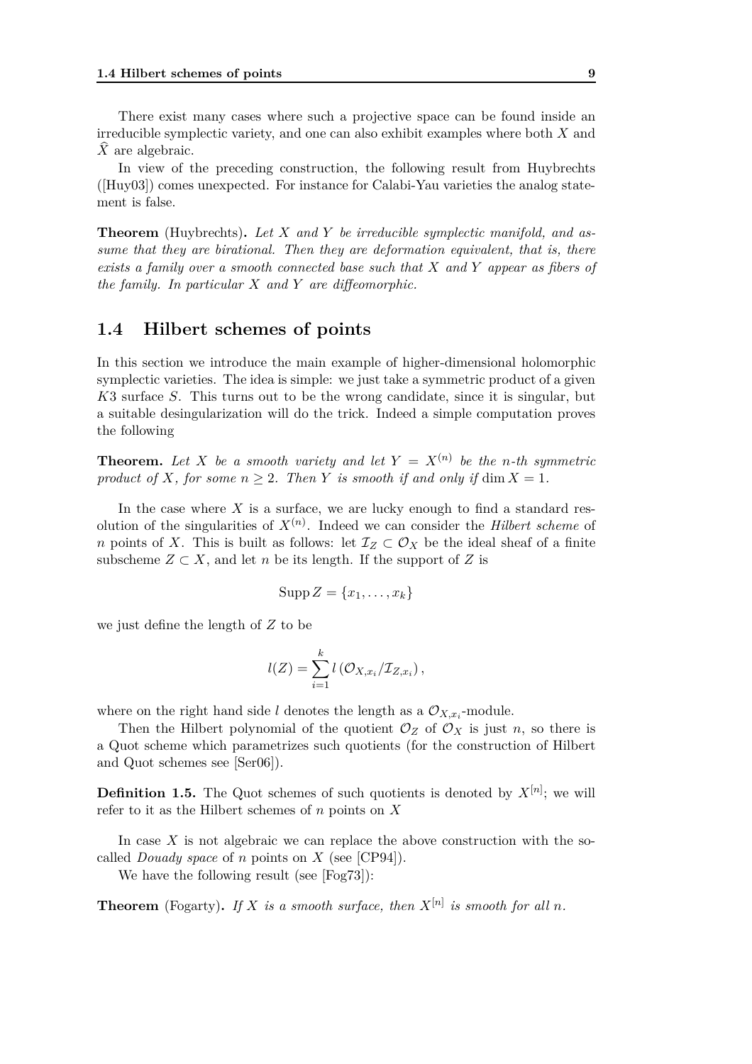There exist many cases where such a projective space can be found inside an irreducible symplectic variety, and one can also exhibit examples where both $X$ and $\widehat{X}$ are algebraic.

In view of the preceding construction, the following result from Huybrechts ([Huy03]) comes unexpected. For instance for Calabi-Yau varieties the analog statement is false.

**Theorem** (Huybrechts)**.** *Let $X$ and $Y$ be irreducible symplectic manifold, and assume that they are birational. Then they are deformation equivalent, that is, there exists a family over a smooth connected base such that $X$ and $Y$ appear as fibers of the family. In particular $X$ and $Y$ are diffeomorphic.*

## 1.4 Hilbert schemes of points

In this section we introduce the main example of higher-dimensional holomorphic symplectic varieties. The idea is simple: we just take a symmetric product of a given $K3$ surface $S$. This turns out to be the wrong candidate, since it is singular, but a suitable desingularization will do the trick. Indeed a simple computation proves the following

**Theorem.** *Let $X$ be a smooth variety and let $Y = X^{(n)}$ be the $n$-th symmetric product of $X$, for some $n \geq 2$. Then $Y$ is smooth if and only if $\dim X = 1$.*

In the case where $X$ is a surface, we are lucky enough to find a standard resolution of the singularities of $X^{(n)}$. Indeed we can consider the *Hilbert scheme* of $n$ points of $X$. This is built as follows: let $\mathcal{I}_Z \subset \mathcal{O}_X$ be the ideal sheaf of a finite subscheme $Z \subset X$, and let $n$ be its length. If the support of $Z$ is

$$\operatorname{Supp} Z = \{x_1, \ldots, x_k\}$$

we just define the length of $Z$ to be

$$l(Z) = \sum_{i=1}^{k} l\left(\mathcal{O}_{X,x_i}/\mathcal{I}_{Z,x_i}\right),$$

where on the right hand side $l$ denotes the length as a $\mathcal{O}_{X,x_i}$-module.

Then the Hilbert polynomial of the quotient $\mathcal{O}_Z$ of $\mathcal{O}_X$ is just $n$, so there is a Quot scheme which parametrizes such quotients (for the construction of Hilbert and Quot schemes see [Ser06]).

**Definition 1.5.** The Quot schemes of such quotients is denoted by $X^{[n]}$; we will refer to it as the Hilbert schemes of $n$ points on $X$

In case $X$ is not algebraic we can replace the above construction with the so-called *Douady space* of $n$ points on $X$ (see [CP94]).

We have the following result (see [Fog73]):

**Theorem** (Fogarty)**.** *If $X$ is a smooth surface, then $X^{[n]}$ is smooth for all $n$.*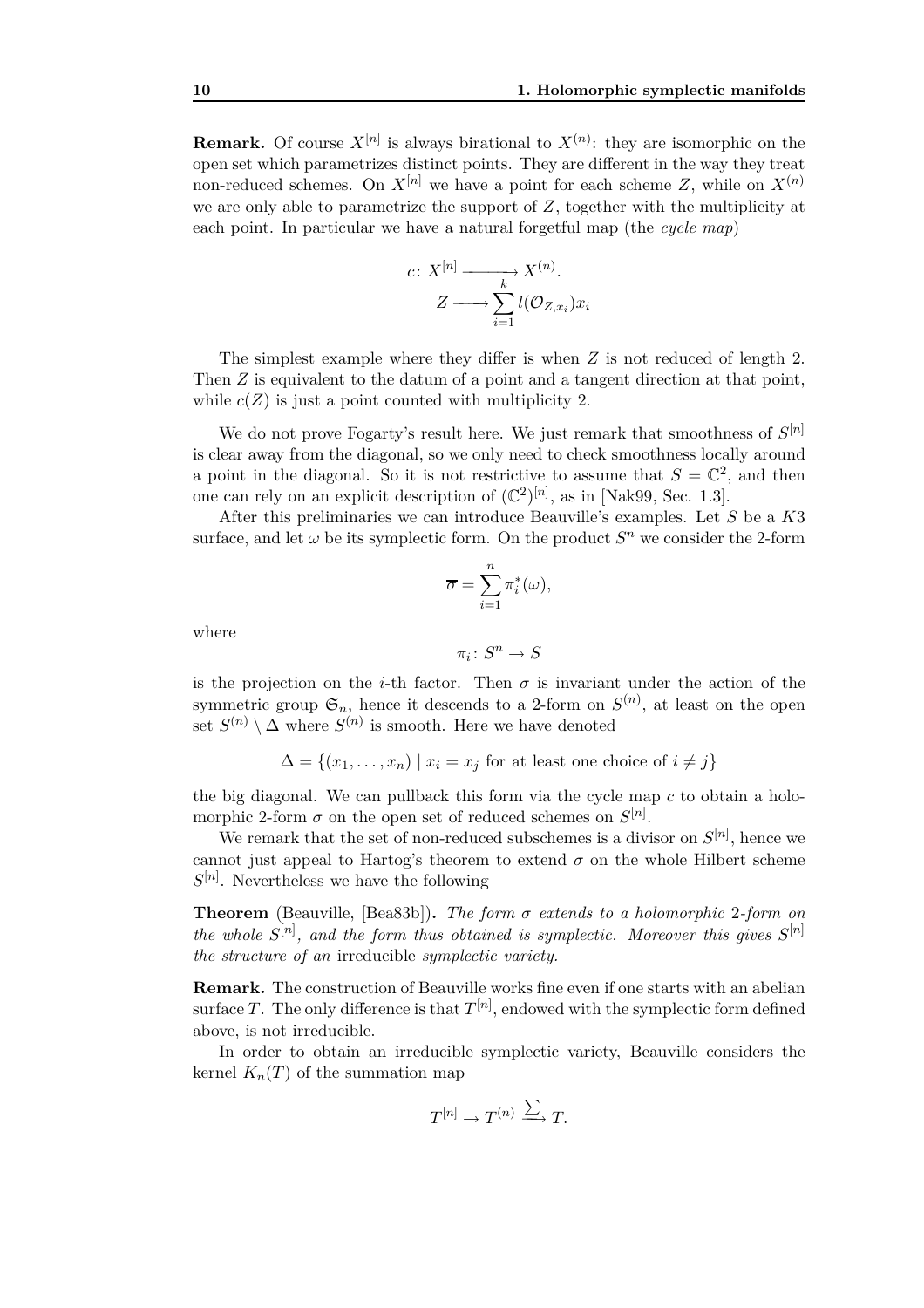**Remark.** Of course $X^{[n]}$ is always birational to $X^{(n)}$: they are isomorphic on the open set which parametrizes distinct points. They are different in the way they treat non-reduced schemes. On $X^{[n]}$ we have a point for each scheme $Z$, while on $X^{(n)}$ we are only able to parametrize the support of $Z$, together with the multiplicity at each point. In particular we have a natural forgetful map (the *cycle map*)

$$
\begin{aligned}
c\colon X^{[n]} &\longrightarrow X^{(n)}. \\
Z &\longrightarrow \sum_{i=1}^{k} l(\mathcal{O}_{Z,x_i}) x_i
\end{aligned}
$$

The simplest example where they differ is when $Z$ is not reduced of length 2. Then $Z$ is equivalent to the datum of a point and a tangent direction at that point, while $c(Z)$ is just a point counted with multiplicity 2.

We do not prove Fogarty's result here. We just remark that smoothness of $S^{[n]}$ is clear away from the diagonal, so we only need to check smoothness locally around a point in the diagonal. So it is not restrictive to assume that $S = \mathbb{C}^2$, and then one can rely on an explicit description of $(\mathbb{C}^2)^{[n]}$, as in [Nak99, Sec. 1.3].

After this preliminaries we can introduce Beauville's examples. Let $S$ be a $K3$ surface, and let $\omega$ be its symplectic form. On the product $S^n$ we consider the 2-form

$$
\overline{\sigma} = \sum_{i=1}^{n} \pi_i^*(\omega),
$$

where

$$
\pi_i\colon S^n \to S
$$

is the projection on the $i$-th factor. Then $\sigma$ is invariant under the action of the symmetric group $\mathfrak{S}_n$, hence it descends to a 2-form on $S^{(n)}$, at least on the open set $S^{(n)} \setminus \Delta$ where $S^{(n)}$ is smooth. Here we have denoted

$$
\Delta = \{(x_1, \dots, x_n) \mid x_i = x_j \text{ for at least one choice of } i \neq j\}
$$

the big diagonal. We can pullback this form via the cycle map $c$ to obtain a holomorphic 2-form $\sigma$ on the open set of reduced schemes on $S^{[n]}$.

We remark that the set of non-reduced subschemes is a divisor on $S^{[n]}$, hence we cannot just appeal to Hartog's theorem to extend $\sigma$ on the whole Hilbert scheme $S^{[n]}$. Nevertheless we have the following

**Theorem** (Beauville, [Bea83b])**.** *The form $\sigma$ extends to a holomorphic 2-form on the whole $S^{[n]}$, and the form thus obtained is symplectic. Moreover this gives $S^{[n]}$ the structure of an* irreducible *symplectic variety.*

**Remark.** The construction of Beauville works fine even if one starts with an abelian surface $T$. The only difference is that $T^{[n]}$, endowed with the symplectic form defined above, is not irreducible.

In order to obtain an irreducible symplectic variety, Beauville considers the kernel $K_n(T)$ of the summation map

$$
T^{[n]} \to T^{(n)} \xrightarrow{\sum} T.
$$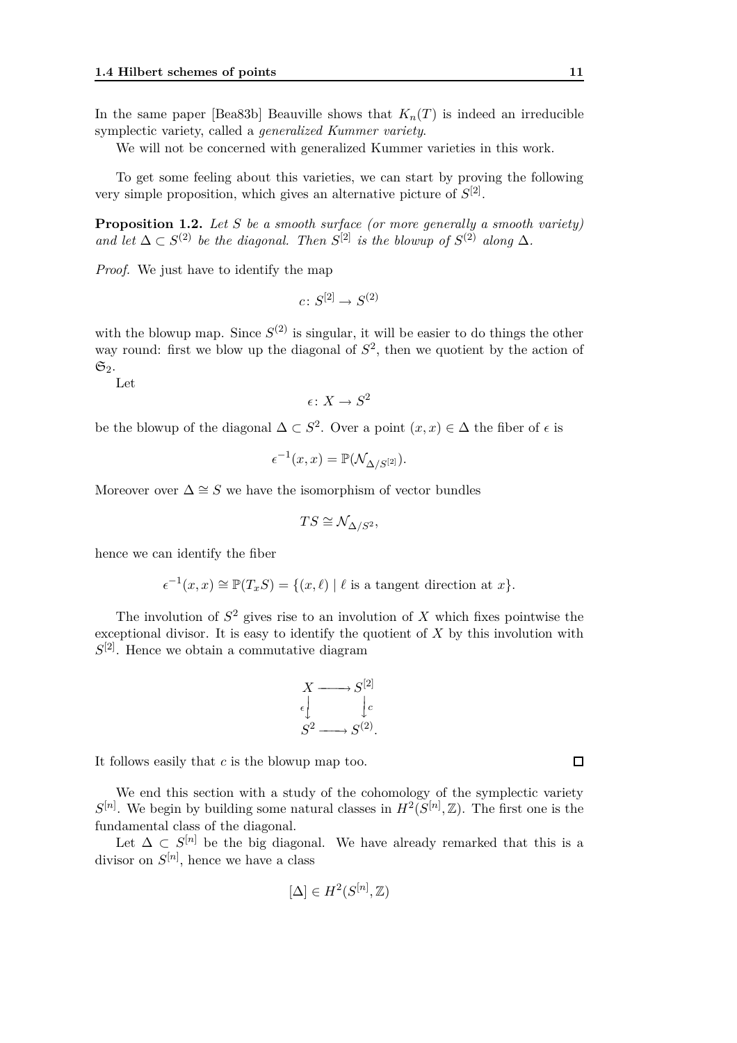In the same paper [Bea83b] Beauville shows that $K_n(T)$ is indeed an irreducible symplectic variety, called a *generalized Kummer variety*.

We will not be concerned with generalized Kummer varieties in this work.

To get some feeling about this varieties, we can start by proving the following very simple proposition, which gives an alternative picture of $S^{[2]}$.

**Proposition 1.2.** *Let $S$ be a smooth surface (or more generally a smooth variety) and let $\Delta \subset S^{(2)}$ be the diagonal. Then $S^{[2]}$ is the blowup of $S^{(2)}$ along $\Delta$.*

*Proof.* We just have to identify the map

$$c \colon S^{[2]} \to S^{(2)}$$

with the blowup map. Since $S^{(2)}$ is singular, it will be easier to do things the other way round: first we blow up the diagonal of $S^2$, then we quotient by the action of $\mathfrak{S}_2$.

Let

$$\epsilon \colon X \to S^2$$

be the blowup of the diagonal $\Delta \subset S^2$. Over a point $(x, x) \in \Delta$ the fiber of $\epsilon$ is

$$\epsilon^{-1}(x, x) = \mathbb{P}(\mathcal{N}_{\Delta/S^{[2]}}).$$

Moreover over $\Delta \cong S$ we have the isomorphism of vector bundles

$$TS \cong \mathcal{N}_{\Delta/S^2},$$

hence we can identify the fiber

$$\epsilon^{-1}(x, x) \cong \mathbb{P}(T_x S) = \{(x, \ell) \mid \ell \text{ is a tangent direction at } x\}.$$

The involution of $S^2$ gives rise to an involution of $X$ which fixes pointwise the exceptional divisor. It is easy to identify the quotient of $X$ by this involution with $S^{[2]}$. Hence we obtain a commutative diagram

$$\begin{array}{ccc} X & \longrightarrow & S^{[2]} \\ {\scriptstyle \epsilon}\downarrow & & \downarrow{\scriptstyle c} \\ S^2 & \longrightarrow & S^{(2)}. \end{array}$$

It follows easily that $c$ is the blowup map too. $\square$

We end this section with a study of the cohomology of the symplectic variety $S^{[n]}$. We begin by building some natural classes in $H^2(S^{[n]}, \mathbb{Z})$. The first one is the fundamental class of the diagonal.

Let $\Delta \subset S^{[n]}$ be the big diagonal. We have already remarked that this is a divisor on $S^{[n]}$, hence we have a class

$$[\Delta] \in H^2(S^{[n]}, \mathbb{Z})$$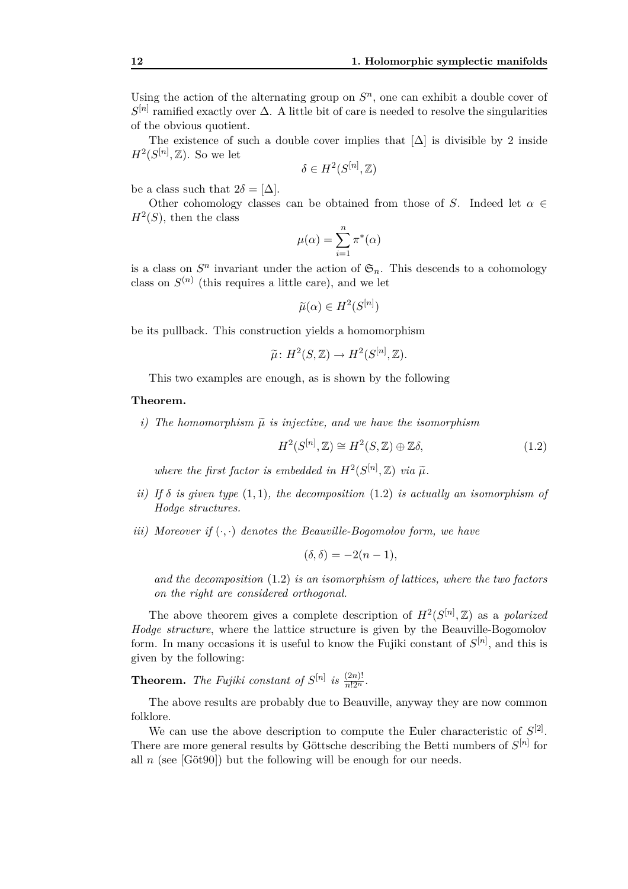Using the action of the alternating group on $S^n$, one can exhibit a double cover of $S^{[n]}$ ramified exactly over $\Delta$. A little bit of care is needed to resolve the singularities of the obvious quotient.

The existence of such a double cover implies that $[\Delta]$ is divisible by 2 inside $H^2(S^{[n]}, \mathbb{Z})$. So we let

$$\delta \in H^2(S^{[n]}, \mathbb{Z})$$

be a class such that $2\delta = [\Delta]$.

Other cohomology classes can be obtained from those of $S$. Indeed let $\alpha \in H^2(S)$, then the class

$$\mu(\alpha) = \sum_{i=1}^{n} \pi^*(\alpha)$$

is a class on $S^n$ invariant under the action of $\mathfrak{S}_n$. This descends to a cohomology class on $S^{(n)}$ (this requires a little care), and we let

$$\widetilde{\mu}(\alpha) \in H^2(S^{[n]})$$

be its pullback. This construction yields a homomorphism

$$\widetilde{\mu} \colon H^2(S, \mathbb{Z}) \to H^2(S^{[n]}, \mathbb{Z}).$$

This two examples are enough, as is shown by the following

**Theorem.**

*i) The homomorphism $\widetilde{\mu}$ is injective, and we have the isomorphism*

$$H^2(S^{[n]}, \mathbb{Z}) \cong H^2(S, \mathbb{Z}) \oplus \mathbb{Z}\delta, \tag{1.2}$$

*where the first factor is embedded in $H^2(S^{[n]}, \mathbb{Z})$ via $\widetilde{\mu}$.*

*ii) If $\delta$ is given type $(1, 1)$, the decomposition* (1.2) *is actually an isomorphism of Hodge structures.*

*iii) Moreover if $(\cdot, \cdot)$ denotes the Beauville-Bogomolov form, we have*

$$(\delta, \delta) = -2(n-1),$$

*and the decomposition* (1.2) *is an isomorphism of lattices, where the two factors on the right are considered orthogonal.*

The above theorem gives a complete description of $H^2(S^{[n]}, \mathbb{Z})$ as a *polarized Hodge structure*, where the lattice structure is given by the Beauville-Bogomolov form. In many occasions it is useful to know the Fujiki constant of $S^{[n]}$, and this is given by the following:

**Theorem.** *The Fujiki constant of $S^{[n]}$ is $\frac{(2n)!}{n! 2^n}$.*

The above results are probably due to Beauville, anyway they are now common folklore.

We can use the above description to compute the Euler characteristic of $S^{[2]}$. There are more general results by Göttsche describing the Betti numbers of $S^{[n]}$ for all $n$ (see [Göt90]) but the following will be enough for our needs.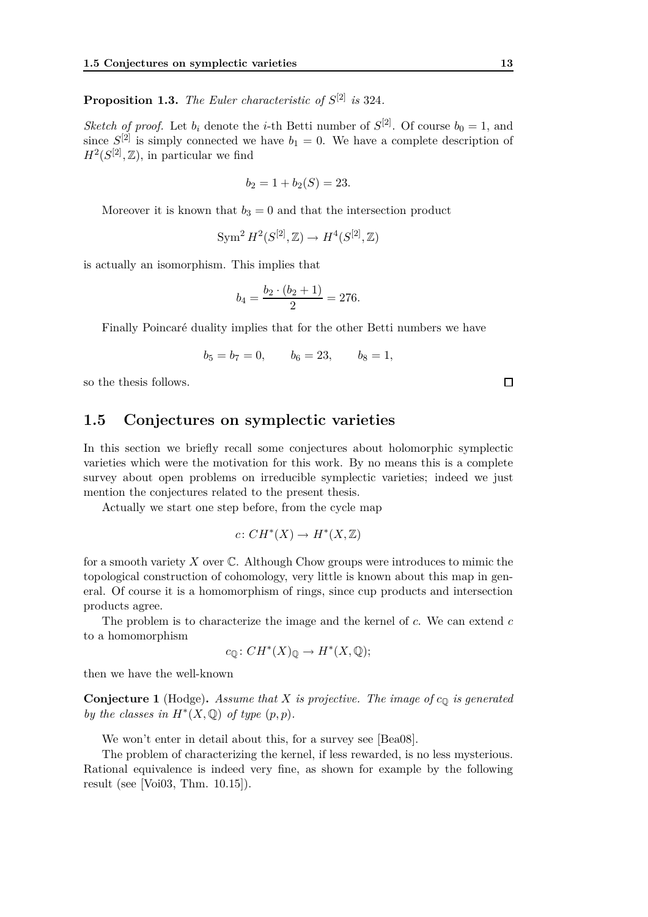**Proposition 1.3.** *The Euler characteristic of $S^{[2]}$ is* 324*.*

*Sketch of proof.* Let $b_i$ denote the $i$-th Betti number of $S^{[2]}$. Of course $b_0 = 1$, and since $S^{[2]}$ is simply connected we have $b_1 = 0$. We have a complete description of $H^2(S^{[2]}, \mathbb{Z})$, in particular we find

$$b_2 = 1 + b_2(S) = 23.$$

Moreover it is known that $b_3 = 0$ and that the intersection product

$$\operatorname{Sym}^2 H^2(S^{[2]}, \mathbb{Z}) \to H^4(S^{[2]}, \mathbb{Z})$$

is actually an isomorphism. This implies that

$$b_4 = \frac{b_2 \cdot (b_2 + 1)}{2} = 276.$$

Finally Poincaré duality implies that for the other Betti numbers we have

$$b_5 = b_7 = 0, \qquad b_6 = 23, \qquad b_8 = 1,$$

so the thesis follows. $\square$

## 1.5 Conjectures on symplectic varieties

In this section we briefly recall some conjectures about holomorphic symplectic varieties which were the motivation for this work. By no means this is a complete survey about open problems on irreducible symplectic varieties; indeed we just mention the conjectures related to the present thesis.

Actually we start one step before, from the cycle map

$$c \colon CH^*(X) \to H^*(X, \mathbb{Z})$$

for a smooth variety $X$ over $\mathbb{C}$. Although Chow groups were introduces to mimic the topological construction of cohomology, very little is known about this map in general. Of course it is a homomorphism of rings, since cup products and intersection products agree.

The problem is to characterize the image and the kernel of $c$. We can extend $c$ to a homomorphism

$$c_{\mathbb{Q}} \colon CH^*(X)_{\mathbb{Q}} \to H^*(X, \mathbb{Q});$$

then we have the well-known

**Conjecture 1** (Hodge)**.** *Assume that $X$ is projective. The image of $c_{\mathbb{Q}}$ is generated by the classes in $H^*(X, \mathbb{Q})$ of type $(p, p)$.*

We won't enter in detail about this, for a survey see [Bea08].

The problem of characterizing the kernel, if less rewarded, is no less mysterious. Rational equivalence is indeed very fine, as shown for example by the following result (see [Voi03, Thm. 10.15]).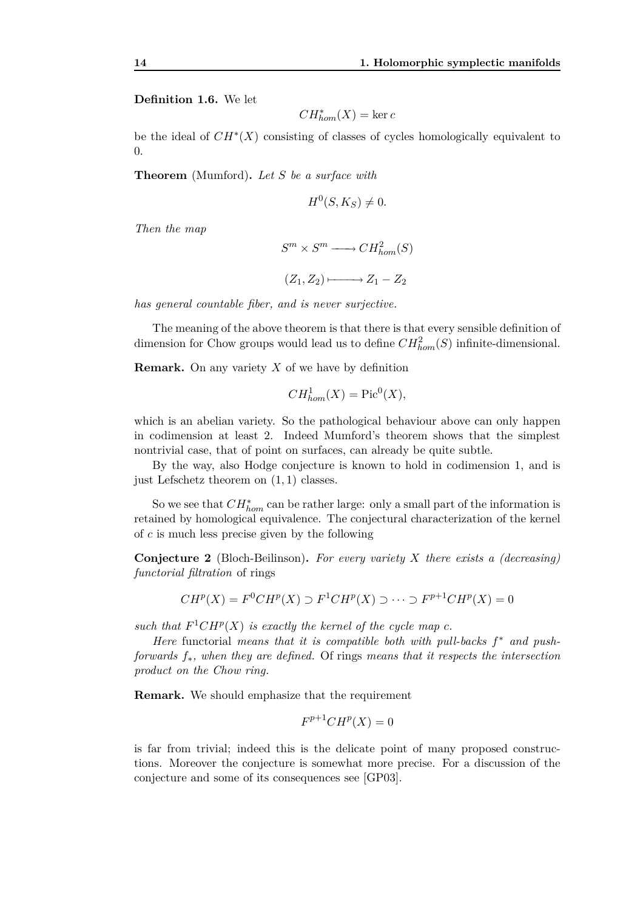**Definition 1.6.** We let

$$CH^*_{hom}(X) = \ker c$$

be the ideal of $CH^*(X)$ consisting of classes of cycles homologically equivalent to 0.

**Theorem** (Mumford)**.** *Let $S$ be a surface with*

$$H^0(S, K_S) \neq 0.$$

*Then the map*

$$S^m \times S^m \longrightarrow CH^2_{hom}(S)$$

$$(Z_1, Z_2) \longmapsto Z_1 - Z_2$$

*has general countable fiber, and is never surjective.*

The meaning of the above theorem is that there is that every sensible definition of dimension for Chow groups would lead us to define $CH^2_{hom}(S)$ infinite-dimensional.

**Remark.** On any variety $X$ of we have by definition

$$CH^1_{hom}(X) = \mathrm{Pic}^0(X),$$

which is an abelian variety. So the pathological behaviour above can only happen in codimension at least 2. Indeed Mumford's theorem shows that the simplest nontrivial case, that of point on surfaces, can already be quite subtle.

By the way, also Hodge conjecture is known to hold in codimension 1, and is just Lefschetz theorem on $(1,1)$ classes.

So we see that $CH^*_{hom}$ can be rather large: only a small part of the information is retained by homological equivalence. The conjectural characterization of the kernel of $c$ is much less precise given by the following

**Conjecture 2** (Bloch-Beilinson)**.** *For every variety $X$ there exists a (decreasing) functorial filtration* of rings

$$CH^p(X) = F^0CH^p(X) \supset F^1CH^p(X) \supset \cdots \supset F^{p+1}CH^p(X) = 0$$

*such that $F^1CH^p(X)$ is exactly the kernel of the cycle map $c$.*

*Here* functorial *means that it is compatible both with pull-backs $f^*$ and push-forwards $f_*$, when they are defined.* Of rings *means that it respects the intersection product on the Chow ring.*

**Remark.** We should emphasize that the requirement

$$F^{p+1}CH^p(X) = 0$$

is far from trivial; indeed this is the delicate point of many proposed constructions. Moreover the conjecture is somewhat more precise. For a discussion of the conjecture and some of its consequences see [GP03].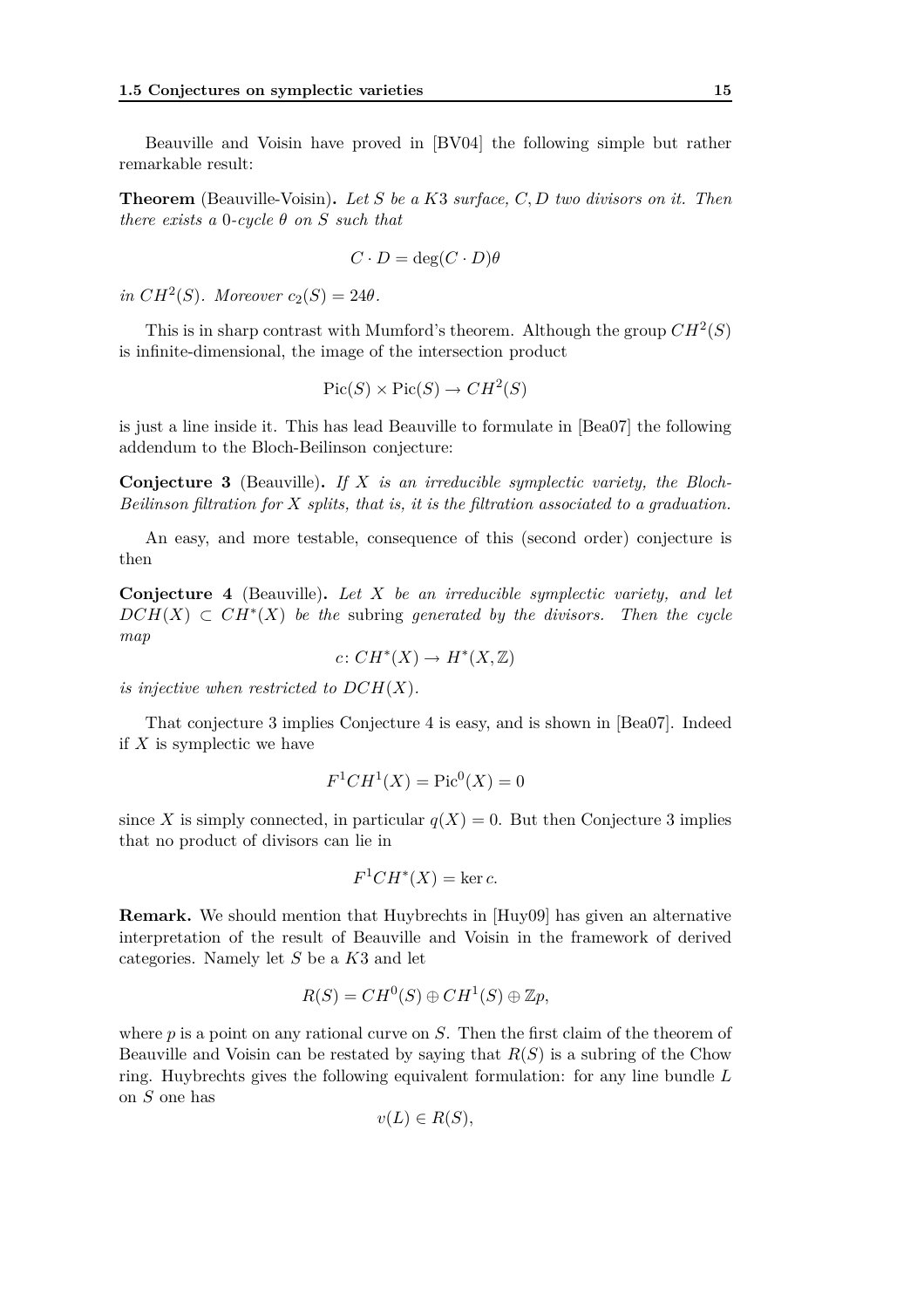Beauville and Voisin have proved in [BV04] the following simple but rather remarkable result:

**Theorem** (Beauville-Voisin)**.** *Let $S$ be a $K3$ surface, $C, D$ two divisors on it. Then there exists a 0-cycle $\theta$ on $S$ such that*

$$C \cdot D = \deg(C \cdot D)\theta$$

*in $CH^2(S)$. Moreover $c_2(S) = 24\theta$.*

This is in sharp contrast with Mumford's theorem. Although the group $CH^2(S)$ is infinite-dimensional, the image of the intersection product

$$\mathrm{Pic}(S) \times \mathrm{Pic}(S) \to CH^2(S)$$

is just a line inside it. This has lead Beauville to formulate in [Bea07] the following addendum to the Bloch-Beilinson conjecture:

**Conjecture 3** (Beauville)**.** *If $X$ is an irreducible symplectic variety, the Bloch-Beilinson filtration for $X$ splits, that is, it is the filtration associated to a graduation.*

An easy, and more testable, consequence of this (second order) conjecture is then

**Conjecture 4** (Beauville)**.** *Let $X$ be an irreducible symplectic variety, and let $DCH(X) \subset CH^*(X)$ be the* subring *generated by the divisors. Then the cycle map*

$$c \colon CH^*(X) \to H^*(X, \mathbb{Z})$$

*is injective when restricted to $DCH(X)$.*

That conjecture 3 implies Conjecture 4 is easy, and is shown in [Bea07]. Indeed if $X$ is symplectic we have

$$F^1CH^1(X) = \mathrm{Pic}^0(X) = 0$$

since $X$ is simply connected, in particular $q(X) = 0$. But then Conjecture 3 implies that no product of divisors can lie in

$$F^1CH^*(X) = \ker c.$$

**Remark.** We should mention that Huybrechts in [Huy09] has given an alternative interpretation of the result of Beauville and Voisin in the framework of derived categories. Namely let $S$ be a $K3$ and let

$$R(S) = CH^0(S) \oplus CH^1(S) \oplus \mathbb{Z}p,$$

where $p$ is a point on any rational curve on $S$. Then the first claim of the theorem of Beauville and Voisin can be restated by saying that $R(S)$ is a subring of the Chow ring. Huybrechts gives the following equivalent formulation: for any line bundle $L$ on $S$ one has

$$v(L) \in R(S),$$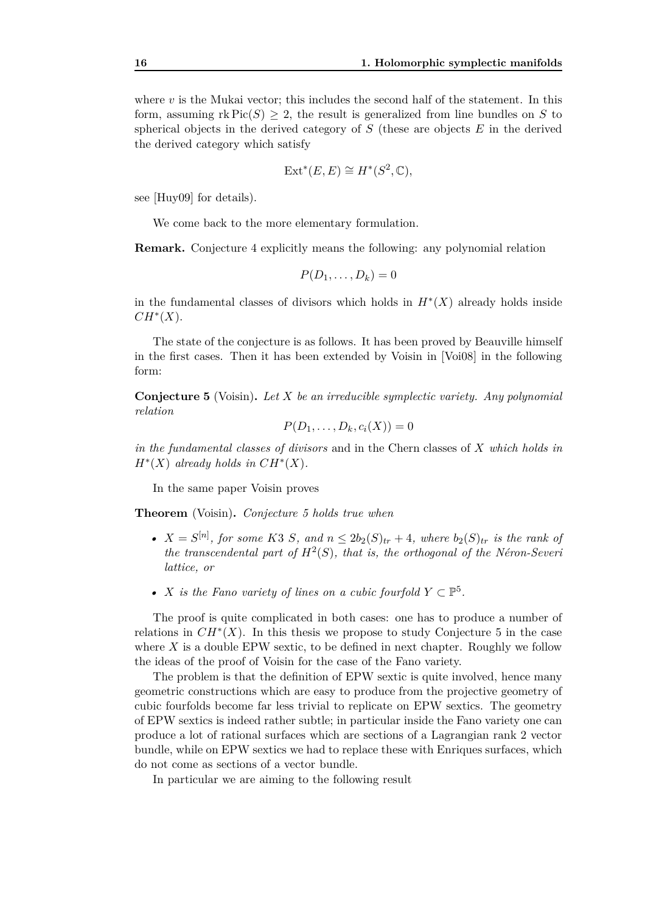where $v$ is the Mukai vector; this includes the second half of the statement. In this form, assuming $\operatorname{rk}\operatorname{Pic}(S) \geq 2$, the result is generalized from line bundles on $S$ to spherical objects in the derived category of $S$ (these are objects $E$ in the derived the derived category which satisfy

$$\operatorname{Ext}^*(E, E) \cong H^*(S^2, \mathbb{C}),$$

see [Huy09] for details).

We come back to the more elementary formulation.

**Remark.** Conjecture 4 explicitly means the following: any polynomial relation

$$P(D_1, \ldots, D_k) = 0$$

in the fundamental classes of divisors which holds in $H^*(X)$ already holds inside $CH^*(X)$.

The state of the conjecture is as follows. It has been proved by Beauville himself in the first cases. Then it has been extended by Voisin in [Voi08] in the following form:

**Conjecture 5** (Voisin)**.** *Let $X$ be an irreducible symplectic variety. Any polynomial relation*

$$P(D_1, \ldots, D_k, c_i(X)) = 0$$

*in the fundamental classes of divisors* and in the Chern classes of $X$ *which holds in $H^*(X)$ already holds in $CH^*(X)$.*

In the same paper Voisin proves

**Theorem** (Voisin)**.** *Conjecture 5 holds true when*

- *$X = S^{[n]}$, for some K3 $S$, and $n \leq 2b_2(S)_{tr} + 4$, where $b_2(S)_{tr}$ is the rank of the transcendental part of $H^2(S)$, that is, the orthogonal of the Néron-Severi lattice, or*
- *$X$ is the Fano variety of lines on a cubic fourfold $Y \subset \mathbb{P}^5$.*

The proof is quite complicated in both cases: one has to produce a number of relations in $CH^*(X)$. In this thesis we propose to study Conjecture 5 in the case where $X$ is a double EPW sextic, to be defined in next chapter. Roughly we follow the ideas of the proof of Voisin for the case of the Fano variety.

The problem is that the definition of EPW sextic is quite involved, hence many geometric constructions which are easy to produce from the projective geometry of cubic fourfolds become far less trivial to replicate on EPW sextics. The geometry of EPW sextics is indeed rather subtle; in particular inside the Fano variety one can produce a lot of rational surfaces which are sections of a Lagrangian rank 2 vector bundle, while on EPW sextics we had to replace these with Enriques surfaces, which do not come as sections of a vector bundle.

In particular we are aiming to the following result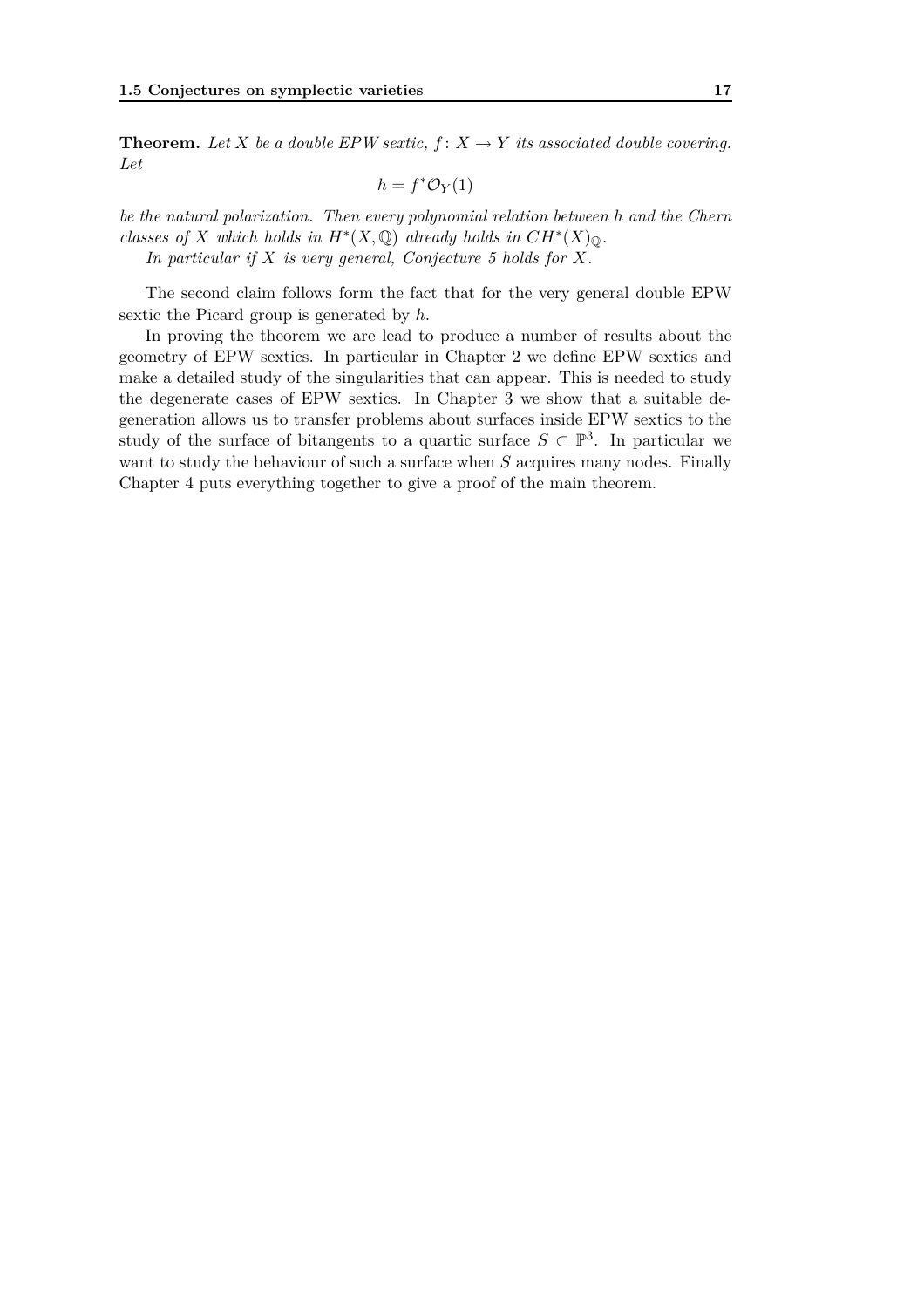**Theorem.** *Let $X$ be a double EPW sextic, $f \colon X \to Y$ its associated double covering. Let*

$$h = f^* \mathcal{O}_Y(1)$$

*be the natural polarization. Then every polynomial relation between $h$ and the Chern classes of $X$ which holds in $H^*(X, \mathbb{Q})$ already holds in $CH^*(X)_{\mathbb{Q}}$.*

*In particular if $X$ is very general, Conjecture 5 holds for $X$.*

The second claim follows form the fact that for the very general double EPW sextic the Picard group is generated by $h$.

In proving the theorem we are lead to produce a number of results about the geometry of EPW sextics. In particular in Chapter 2 we define EPW sextics and make a detailed study of the singularities that can appear. This is needed to study the degenerate cases of EPW sextics. In Chapter 3 we show that a suitable degeneration allows us to transfer problems about surfaces inside EPW sextics to the study of the surface of bitangents to a quartic surface $S \subset \mathbb{P}^3$. In particular we want to study the behaviour of such a surface when $S$ acquires many nodes. Finally Chapter 4 puts everything together to give a proof of the main theorem.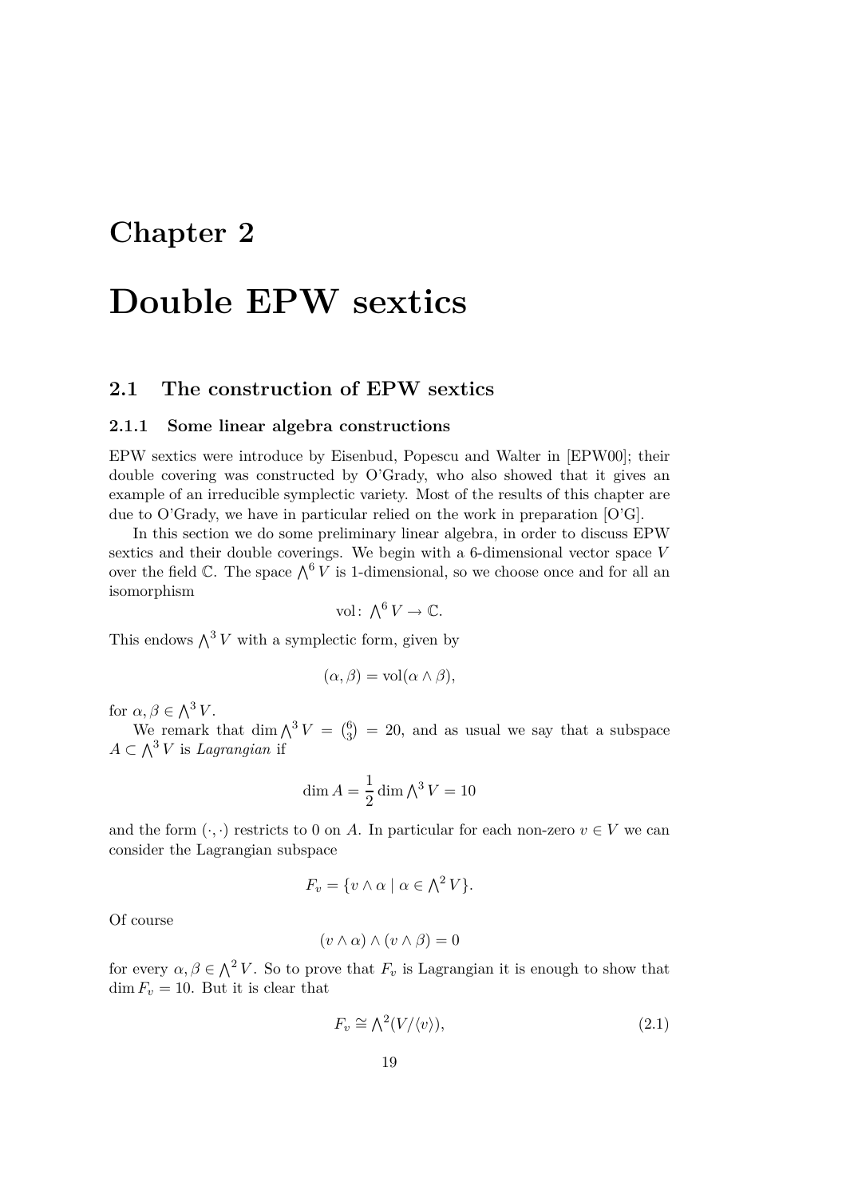# Chapter 2

# Double EPW sextics

## 2.1 The construction of EPW sextics

### 2.1.1 Some linear algebra constructions

EPW sextics were introduce by Eisenbud, Popescu and Walter in [EPW00]; their double covering was constructed by O'Grady, who also showed that it gives an example of an irreducible symplectic variety. Most of the results of this chapter are due to O'Grady, we have in particular relied on the work in preparation [O'G].

In this section we do some preliminary linear algebra, in order to discuss EPW sextics and their double coverings. We begin with a 6-dimensional vector space $V$ over the field $\mathbb{C}$. The space $\bigwedge^6 V$ is 1-dimensional, so we choose once and for all an isomorphism

$$\mathrm{vol}\colon \bigwedge^6 V \to \mathbb{C}.$$

This endows $\bigwedge^3 V$ with a symplectic form, given by

$$(\alpha, \beta) = \mathrm{vol}(\alpha \wedge \beta),$$

for $\alpha, \beta \in \bigwedge^3 V$.

We remark that $\dim \bigwedge^3 V = \binom{6}{3} = 20$, and as usual we say that a subspace $A \subset \bigwedge^3 V$ is *Lagrangian* if

$$\dim A = \frac{1}{2} \dim \bigwedge^3 V = 10$$

and the form $(\cdot, \cdot)$ restricts to 0 on $A$. In particular for each non-zero $v \in V$ we can consider the Lagrangian subspace

$$F_v = \{v \wedge \alpha \mid \alpha \in \bigwedge^2 V\}.$$

Of course

$$(v \wedge \alpha) \wedge (v \wedge \beta) = 0$$

for every $\alpha, \beta \in \bigwedge^2 V$. So to prove that $F_v$ is Lagrangian it is enough to show that $\dim F_v = 10$. But it is clear that

$$F_v \cong \bigwedge^2 (V/\langle v \rangle), \tag{2.1}$$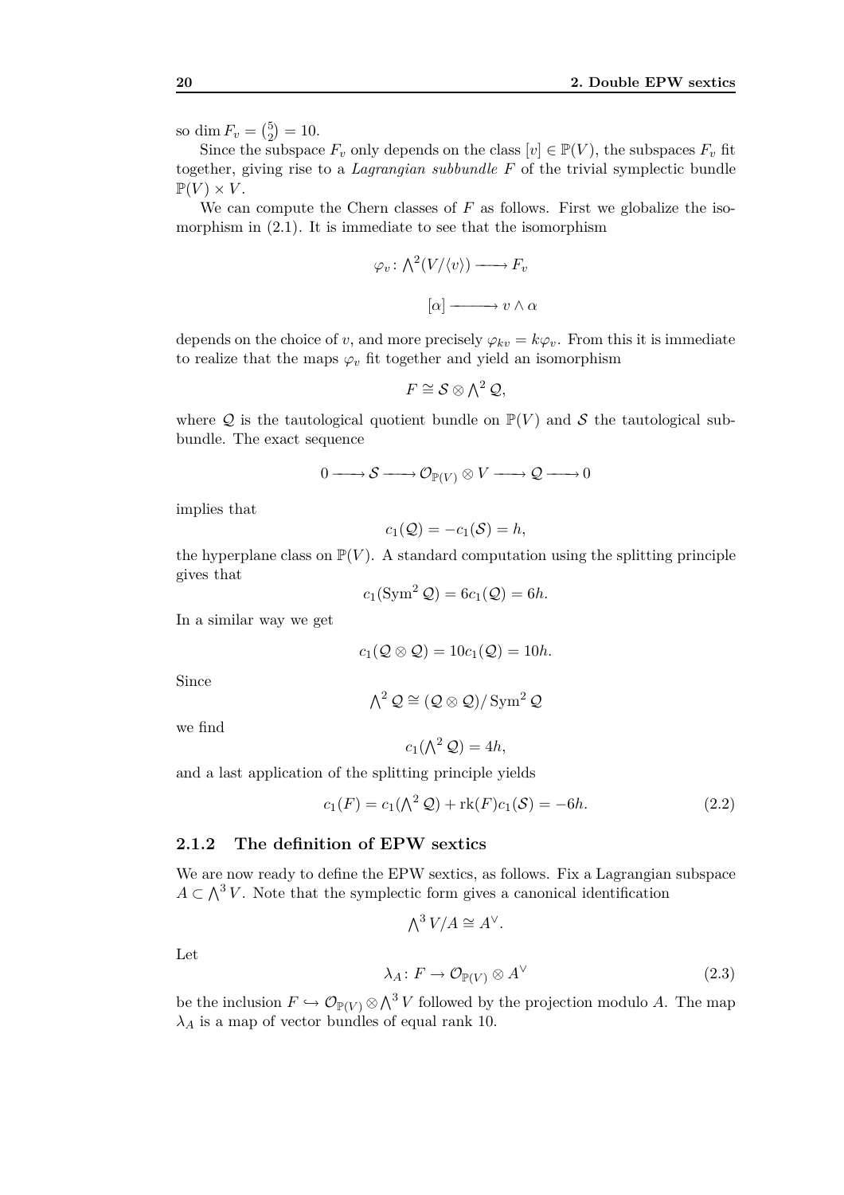so $\dim F_v = \binom{5}{2} = 10$.

Since the subspace $F_v$ only depends on the class $[v] \in \mathbb{P}(V)$, the subspaces $F_v$ fit together, giving rise to a *Lagrangian subbundle* $F$ of the trivial symplectic bundle $\mathbb{P}(V) \times V$.

We can compute the Chern classes of $F$ as follows. First we globalize the isomorphism in (2.1). It is immediate to see that the isomorphism

$$\varphi_v \colon \bigwedge^2 (V/\langle v \rangle) \longrightarrow F_v$$

$$[\alpha] \longmapsto v \wedge \alpha$$

depends on the choice of $v$, and more precisely $\varphi_{kv} = k\varphi_v$. From this it is immediate to realize that the maps $\varphi_v$ fit together and yield an isomorphism

$$F \cong \mathcal{S} \otimes \bigwedge^2 \mathcal{Q},$$

where $\mathcal{Q}$ is the tautological quotient bundle on $\mathbb{P}(V)$ and $\mathcal{S}$ the tautological subbundle. The exact sequence

$$0 \longrightarrow \mathcal{S} \longrightarrow \mathcal{O}_{\mathbb{P}(V)} \otimes V \longrightarrow \mathcal{Q} \longrightarrow 0$$

implies that

$$c_1(\mathcal{Q}) = -c_1(\mathcal{S}) = h,$$

the hyperplane class on $\mathbb{P}(V)$. A standard computation using the splitting principle gives that

$$c_1(\operatorname{Sym}^2 \mathcal{Q}) = 6c_1(\mathcal{Q}) = 6h.$$

In a similar way we get

$$c_1(\mathcal{Q} \otimes \mathcal{Q}) = 10c_1(\mathcal{Q}) = 10h.$$

Since

$$\bigwedge^2 \mathcal{Q} \cong (\mathcal{Q} \otimes \mathcal{Q}) / \operatorname{Sym}^2 \mathcal{Q}$$

we find

$$c_1(\bigwedge^2 \mathcal{Q}) = 4h,$$

and a last application of the splitting principle yields

$$c_1(F) = c_1(\bigwedge^2 \mathcal{Q}) + \operatorname{rk}(F) c_1(\mathcal{S}) = -6h. \tag{2.2}$$

### 2.1.2 The definition of EPW sextics

We are now ready to define the EPW sextics, as follows. Fix a Lagrangian subspace $A \subset \bigwedge^3 V$. Note that the symplectic form gives a canonical identification

$$\bigwedge^3 V / A \cong A^\vee.$$

Let

$$\lambda_A \colon F \to \mathcal{O}_{\mathbb{P}(V)} \otimes A^\vee \tag{2.3}$$

be the inclusion $F \hookrightarrow \mathcal{O}_{\mathbb{P}(V)} \otimes \bigwedge^3 V$ followed by the projection modulo $A$. The map $\lambda_A$ is a map of vector bundles of equal rank 10.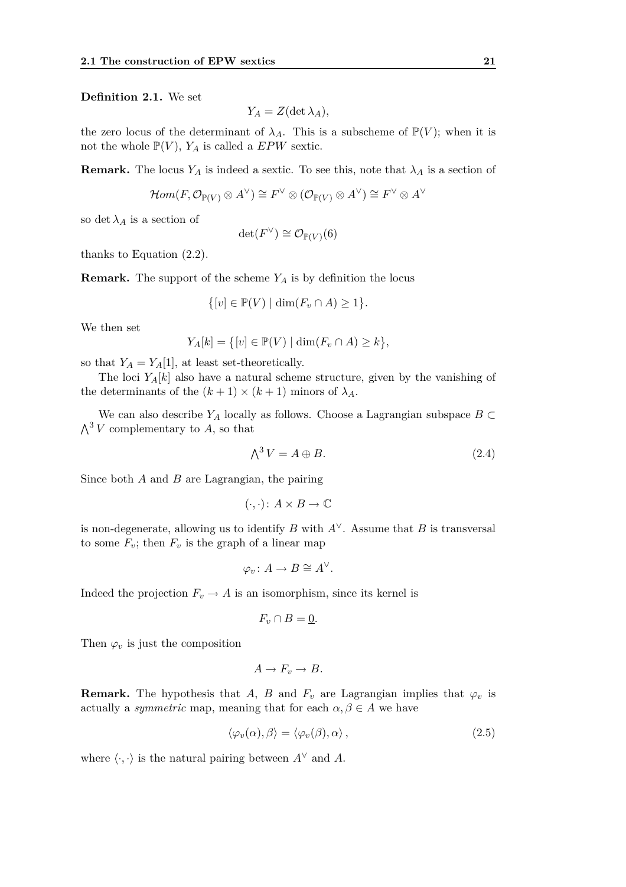**Definition 2.1.** We set

$$Y_A = Z(\det \lambda_A),$$

the zero locus of the determinant of $\lambda_A$. This is a subscheme of $\mathbb{P}(V)$; when it is not the whole $\mathbb{P}(V)$, $Y_A$ is called a *EPW* sextic.

**Remark.** The locus $Y_A$ is indeed a sextic. To see this, note that $\lambda_A$ is a section of

$$\mathcal{H}om(F, \mathcal{O}_{\mathbb{P}(V)} \otimes A^\vee) \cong F^\vee \otimes (\mathcal{O}_{\mathbb{P}(V)} \otimes A^\vee) \cong F^\vee \otimes A^\vee$$

so $\det \lambda_A$ is a section of

$$\det(F^\vee) \cong \mathcal{O}_{\mathbb{P}(V)}(6)$$

thanks to Equation (2.2).

**Remark.** The support of the scheme $Y_A$ is by definition the locus

$$\{[v] \in \mathbb{P}(V) \mid \dim(F_v \cap A) \geq 1\}.$$

We then set

$$Y_A[k] = \{[v] \in \mathbb{P}(V) \mid \dim(F_v \cap A) \geq k\},$$

so that $Y_A = Y_A[1]$, at least set-theoretically.

The loci $Y_A[k]$ also have a natural scheme structure, given by the vanishing of the determinants of the $(k+1) \times (k+1)$ minors of $\lambda_A$.

We can also describe $Y_A$ locally as follows. Choose a Lagrangian subspace $B \subset \bigwedge^3 V$ complementary to $A$, so that

$$\bigwedge^3 V = A \oplus B. \tag{2.4}$$

Since both $A$ and $B$ are Lagrangian, the pairing

$$(\cdot, \cdot)\colon A \times B \to \mathbb{C}$$

is non-degenerate, allowing us to identify $B$ with $A^\vee$. Assume that $B$ is transversal to some $F_v$; then $F_v$ is the graph of a linear map

$$\varphi_v\colon A \to B \cong A^\vee.$$

Indeed the projection $F_v \to A$ is an isomorphism, since its kernel is

$$F_v \cap B = \underline{0}.$$

Then $\varphi_v$ is just the composition

$$A \to F_v \to B.$$

**Remark.** The hypothesis that $A$, $B$ and $F_v$ are Lagrangian implies that $\varphi_v$ is actually a *symmetric* map, meaning that for each $\alpha, \beta \in A$ we have

$$\langle \varphi_v(\alpha), \beta \rangle = \langle \varphi_v(\beta), \alpha \rangle, \tag{2.5}$$

where $\langle \cdot, \cdot \rangle$ is the natural pairing between $A^\vee$ and $A$.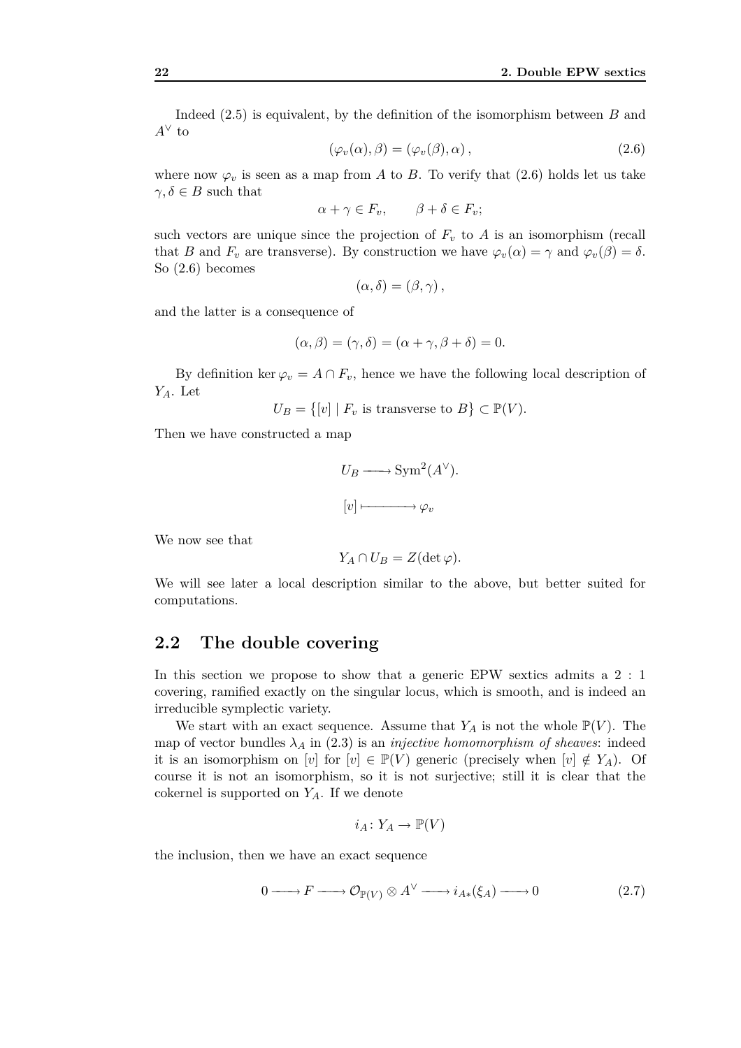Indeed (2.5) is equivalent, by the definition of the isomorphism between $B$ and $A^\vee$ to

$$(\varphi_v(\alpha), \beta) = (\varphi_v(\beta), \alpha), \tag{2.6}$$

where now $\varphi_v$ is seen as a map from $A$ to $B$. To verify that (2.6) holds let us take $\gamma, \delta \in B$ such that

$$\alpha + \gamma \in F_v, \qquad \beta + \delta \in F_v;$$

such vectors are unique since the projection of $F_v$ to $A$ is an isomorphism (recall that $B$ and $F_v$ are transverse). By construction we have $\varphi_v(\alpha) = \gamma$ and $\varphi_v(\beta) = \delta$. So (2.6) becomes

$$(\alpha, \delta) = (\beta, \gamma),$$

and the latter is a consequence of

$$(\alpha, \beta) = (\gamma, \delta) = (\alpha + \gamma, \beta + \delta) = 0.$$

By definition $\ker \varphi_v = A \cap F_v$, hence we have the following local description of $Y_A$. Let

$$U_B = \{[v] \mid F_v \text{ is transverse to } B\} \subset \mathbb{P}(V).$$

Then we have constructed a map

$$\begin{aligned} U_B &\longrightarrow \operatorname{Sym}^2(A^\vee). \\ [v] &\longmapsto \varphi_v \end{aligned}$$

We now see that

$$Y_A \cap U_B = Z(\det \varphi).$$

We will see later a local description similar to the above, but better suited for computations.

## 2.2 The double covering

In this section we propose to show that a generic EPW sextics admits a 2 : 1 covering, ramified exactly on the singular locus, which is smooth, and is indeed an irreducible symplectic variety.

We start with an exact sequence. Assume that $Y_A$ is not the whole $\mathbb{P}(V)$. The map of vector bundles $\lambda_A$ in (2.3) is an *injective homomorphism of sheaves*: indeed it is an isomorphism on $[v]$ for $[v] \in \mathbb{P}(V)$ generic (precisely when $[v] \notin Y_A$). Of course it is not an isomorphism, so it is not surjective; still it is clear that the cokernel is supported on $Y_A$. If we denote

$$i_A \colon Y_A \to \mathbb{P}(V)$$

the inclusion, then we have an exact sequence

$$0 \longrightarrow F \longrightarrow \mathcal{O}_{\mathbb{P}(V)} \otimes A^\vee \longrightarrow i_{A*}(\xi_A) \longrightarrow 0 \tag{2.7}$$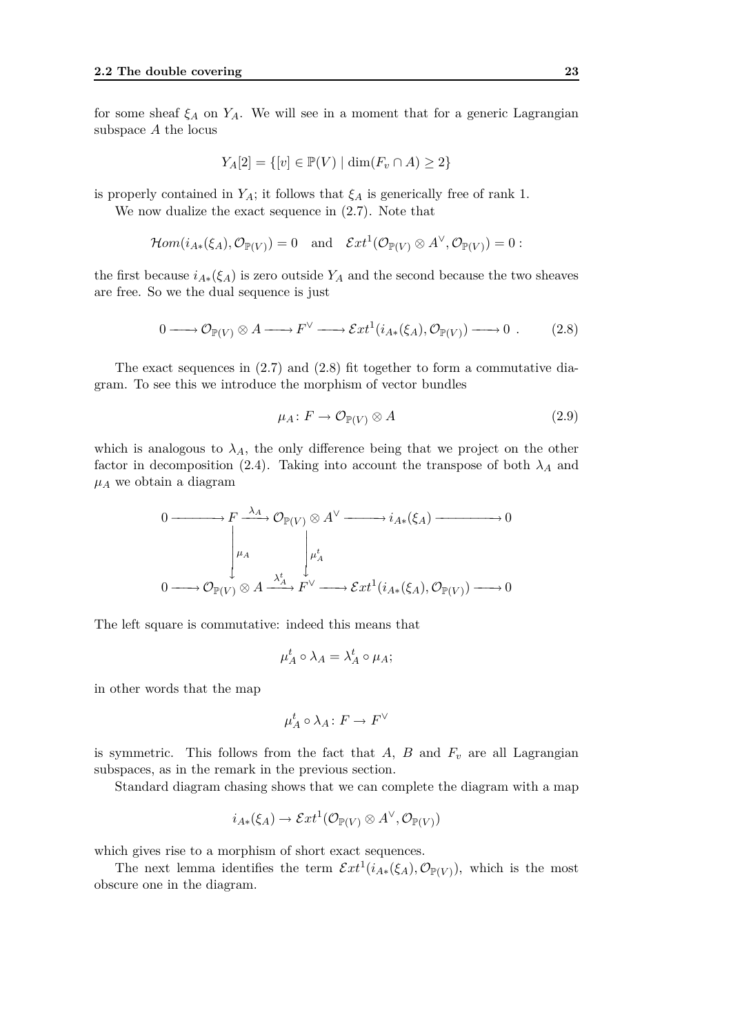for some sheaf $\xi_A$ on $Y_A$. We will see in a moment that for a generic Lagrangian subspace $A$ the locus

$$Y_A[2] = \{[v] \in \mathbb{P}(V) \mid \dim(F_v \cap A) \geq 2\}$$

is properly contained in $Y_A$; it follows that $\xi_A$ is generically free of rank 1.

We now dualize the exact sequence in (2.7). Note that

$$\mathcal{H}om(i_{A*}(\xi_A), \mathcal{O}_{\mathbb{P}(V)}) = 0 \quad \text{and} \quad \mathcal{E}xt^1(\mathcal{O}_{\mathbb{P}(V)} \otimes A^\vee, \mathcal{O}_{\mathbb{P}(V)}) = 0 :$$

the first because $i_{A*}(\xi_A)$ is zero outside $Y_A$ and the second because the two sheaves are free. So we the dual sequence is just

$$0 \longrightarrow \mathcal{O}_{\mathbb{P}(V)} \otimes A \longrightarrow F^\vee \longrightarrow \mathcal{E}xt^1(i_{A*}(\xi_A), \mathcal{O}_{\mathbb{P}(V)}) \longrightarrow 0 \ . \tag{2.8}$$

The exact sequences in (2.7) and (2.8) fit together to form a commutative diagram. To see this we introduce the morphism of vector bundles

$$\mu_A \colon F \to \mathcal{O}_{\mathbb{P}(V)} \otimes A \tag{2.9}$$

which is analogous to $\lambda_A$, the only difference being that we project on the other factor in decomposition (2.4). Taking into account the transpose of both $\lambda_A$ and $\mu_A$ we obtain a diagram

$$\begin{array}{ccccccccc}
0 & \longrightarrow & F & \xrightarrow{\lambda_A} & \mathcal{O}_{\mathbb{P}(V)} \otimes A^\vee & \longrightarrow & i_{A*}(\xi_A) & \longrightarrow & 0 \\
 & & \downarrow{\scriptstyle \mu_A} & & \downarrow{\scriptstyle \mu_A^t} & & & & \\
0 & \longrightarrow & \mathcal{O}_{\mathbb{P}(V)} \otimes A & \xrightarrow{\lambda_A^t} & F^\vee & \longrightarrow & \mathcal{E}xt^1(i_{A*}(\xi_A), \mathcal{O}_{\mathbb{P}(V)}) & \longrightarrow & 0
\end{array}$$

The left square is commutative: indeed this means that

$$\mu_A^t \circ \lambda_A = \lambda_A^t \circ \mu_A;$$

in other words that the map

$$\mu_A^t \circ \lambda_A \colon F \to F^\vee$$

is symmetric. This follows from the fact that $A$, $B$ and $F_v$ are all Lagrangian subspaces, as in the remark in the previous section.

Standard diagram chasing shows that we can complete the diagram with a map

$$i_{A*}(\xi_A) \to \mathcal{E}xt^1(\mathcal{O}_{\mathbb{P}(V)} \otimes A^\vee, \mathcal{O}_{\mathbb{P}(V)})$$

which gives rise to a morphism of short exact sequences.

The next lemma identifies the term $\mathcal{E}xt^1(i_{A*}(\xi_A), \mathcal{O}_{\mathbb{P}(V)})$, which is the most obscure one in the diagram.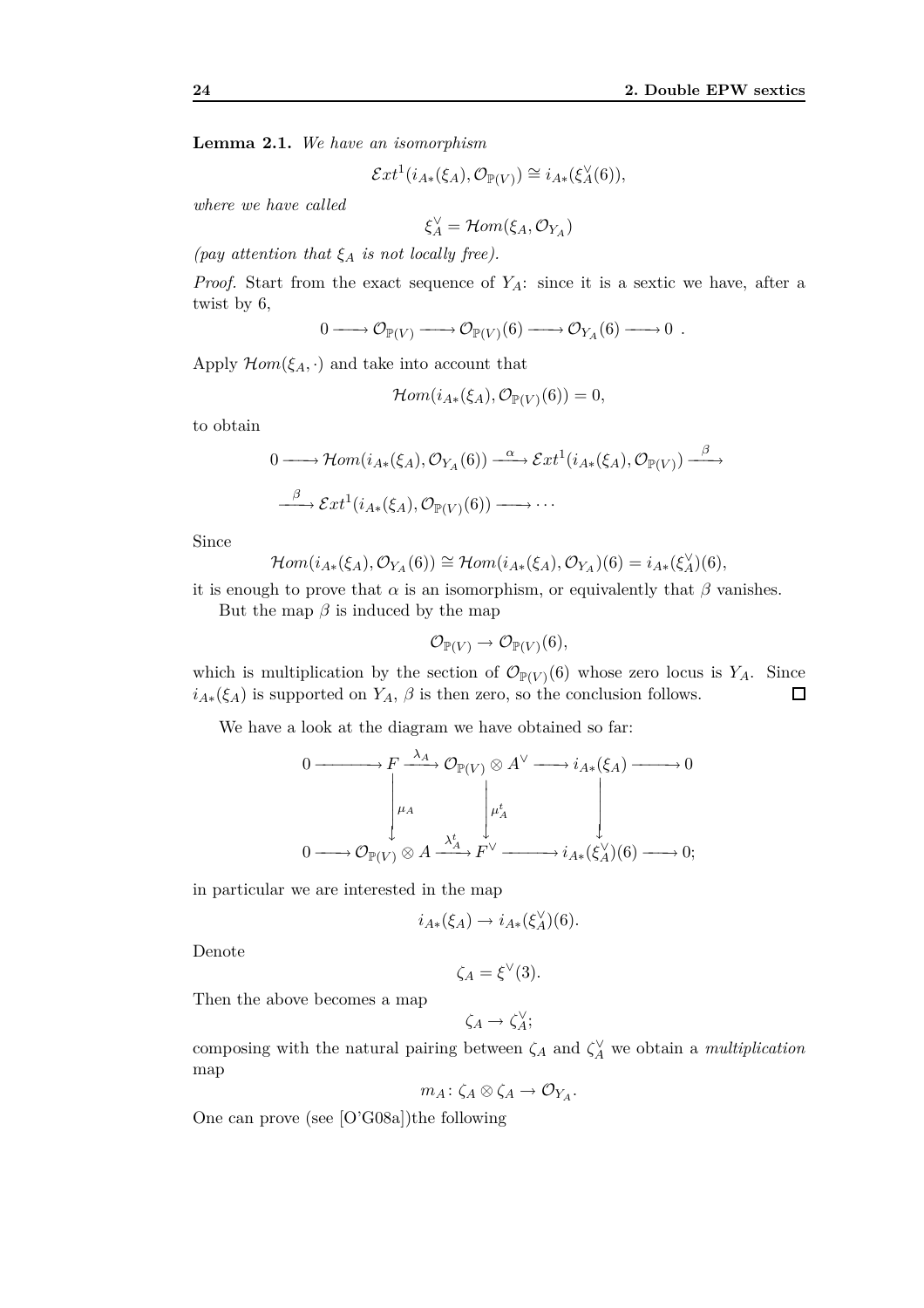**Lemma 2.1.** *We have an isomorphism*

$$\mathcal{E}xt^1(i_{A*}(\xi_A), \mathcal{O}_{\mathbb{P}(V)}) \cong i_{A*}(\xi_A^\vee(6)),$$

*where we have called*

$$\xi_A^\vee = \mathcal{H}om(\xi_A, \mathcal{O}_{Y_A})$$

*(pay attention that $\xi_A$ is not locally free).*

*Proof.* Start from the exact sequence of $Y_A$: since it is a sextic we have, after a twist by 6,

$$0 \longrightarrow \mathcal{O}_{\mathbb{P}(V)} \longrightarrow \mathcal{O}_{\mathbb{P}(V)}(6) \longrightarrow \mathcal{O}_{Y_A}(6) \longrightarrow 0 \ .$$

Apply $\mathcal{H}om(\xi_A, \cdot)$ and take into account that

$$\mathcal{H}om(i_{A*}(\xi_A), \mathcal{O}_{\mathbb{P}(V)}(6)) = 0,$$

to obtain

$$0 \longrightarrow \mathcal{H}om(i_{A*}(\xi_A), \mathcal{O}_{Y_A}(6)) \xrightarrow{\ \alpha\ } \mathcal{E}xt^1(i_{A*}(\xi_A), \mathcal{O}_{\mathbb{P}(V)}) \xrightarrow{\ \beta\ }$$

$$\xrightarrow{\ \beta\ } \mathcal{E}xt^1(i_{A*}(\xi_A), \mathcal{O}_{\mathbb{P}(V)}(6)) \longrightarrow \cdots$$

Since

$$\mathcal{H}om(i_{A*}(\xi_A), \mathcal{O}_{Y_A}(6)) \cong \mathcal{H}om(i_{A*}(\xi_A), \mathcal{O}_{Y_A})(6) = i_{A*}(\xi_A^\vee)(6),$$

it is enough to prove that $\alpha$ is an isomorphism, or equivalently that $\beta$ vanishes.

But the map $\beta$ is induced by the map

$$\mathcal{O}_{\mathbb{P}(V)} \to \mathcal{O}_{\mathbb{P}(V)}(6),$$

which is multiplication by the section of $\mathcal{O}_{\mathbb{P}(V)}(6)$ whose zero locus is $Y_A$. Since $i_{A*}(\xi_A)$ is supported on $Y_A$, $\beta$ is then zero, so the conclusion follows. $\square$

We have a look at the diagram we have obtained so far:

$$\begin{array}{ccccccccc}
0 & \longrightarrow & F & \xrightarrow{\lambda_A} & \mathcal{O}_{\mathbb{P}(V)} \otimes A^\vee & \longrightarrow & i_{A*}(\xi_A) & \longrightarrow & 0 \\
 & & \downarrow{\scriptstyle \mu_A} & & \downarrow{\scriptstyle \mu_A^t} & & \downarrow & & \\
0 & \longrightarrow & \mathcal{O}_{\mathbb{P}(V)} \otimes A & \xrightarrow{\lambda_A^t} & F^\vee & \longrightarrow & i_{A*}(\xi_A^\vee)(6) & \longrightarrow & 0;
\end{array}$$

in particular we are interested in the map

$$i_{A*}(\xi_A) \to i_{A*}(\xi_A^\vee)(6).$$

Denote

$$\zeta_A = \xi^\vee(3).$$

Then the above becomes a map

$$\zeta_A \to \zeta_A^\vee;$$

composing with the natural pairing between $\zeta_A$ and $\zeta_A^\vee$ we obtain a *multiplication* map

$$m_A \colon \zeta_A \otimes \zeta_A \to \mathcal{O}_{Y_A}.$$

One can prove (see [O'G08a])the following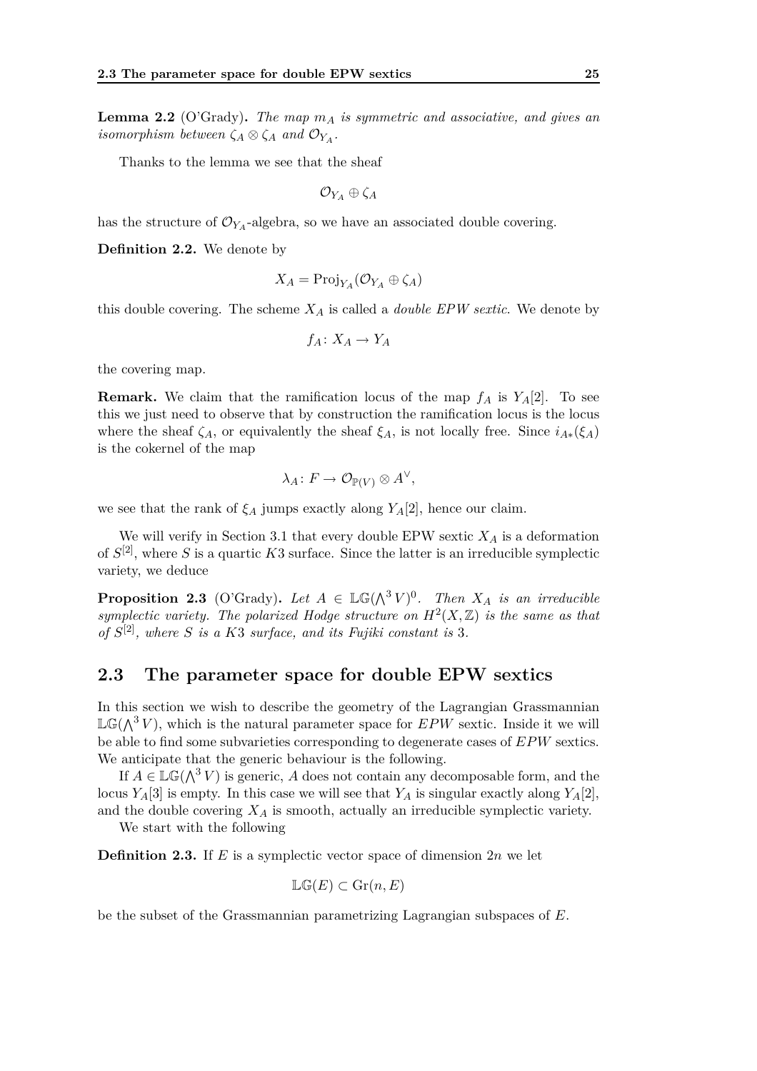**Lemma 2.2** (O'Grady)**.** *The map $m_A$ is symmetric and associative, and gives an isomorphism between $\zeta_A \otimes \zeta_A$ and $\mathcal{O}_{Y_A}$.*

Thanks to the lemma we see that the sheaf

$$\mathcal{O}_{Y_A} \oplus \zeta_A$$

has the structure of $\mathcal{O}_{Y_A}$-algebra, so we have an associated double covering.

**Definition 2.2.** We denote by

$$X_A = \operatorname{Proj}_{Y_A}(\mathcal{O}_{Y_A} \oplus \zeta_A)$$

this double covering. The scheme $X_A$ is called a *double EPW sextic*. We denote by

$$f_A \colon X_A \to Y_A$$

the covering map.

**Remark.** We claim that the ramification locus of the map $f_A$ is $Y_A[2]$. To see this we just need to observe that by construction the ramification locus is the locus where the sheaf $\zeta_A$, or equivalently the sheaf $\xi_A$, is not locally free. Since $i_{A*}(\xi_A)$ is the cokernel of the map

$$\lambda_A \colon F \to \mathcal{O}_{\mathbb{P}(V)} \otimes A^\vee,$$

we see that the rank of $\xi_A$ jumps exactly along $Y_A[2]$, hence our claim.

We will verify in Section 3.1 that every double EPW sextic $X_A$ is a deformation of $S^{[2]}$, where $S$ is a quartic $K3$ surface. Since the latter is an irreducible symplectic variety, we deduce

**Proposition 2.3** (O'Grady)**.** *Let $A \in \mathbb{LG}(\bigwedge^3 V)^0$. Then $X_A$ is an irreducible symplectic variety. The polarized Hodge structure on $H^2(X, \mathbb{Z})$ is the same as that of $S^{[2]}$, where $S$ is a $K3$ surface, and its Fujiki constant is 3.*

## 2.3 The parameter space for double EPW sextics

In this section we wish to describe the geometry of the Lagrangian Grassmannian $\mathbb{LG}(\bigwedge^3 V)$, which is the natural parameter space for *EPW* sextic. Inside it we will be able to find some subvarieties corresponding to degenerate cases of *EPW* sextics. We anticipate that the generic behaviour is the following.

If $A \in \mathbb{LG}(\bigwedge^3 V)$ is generic, $A$ does not contain any decomposable form, and the locus $Y_A[3]$ is empty. In this case we will see that $Y_A$ is singular exactly along $Y_A[2]$, and the double covering $X_A$ is smooth, actually an irreducible symplectic variety.

We start with the following

**Definition 2.3.** If $E$ is a symplectic vector space of dimension $2n$ we let

$$\mathbb{LG}(E) \subset \operatorname{Gr}(n, E)$$

be the subset of the Grassmannian parametrizing Lagrangian subspaces of $E$.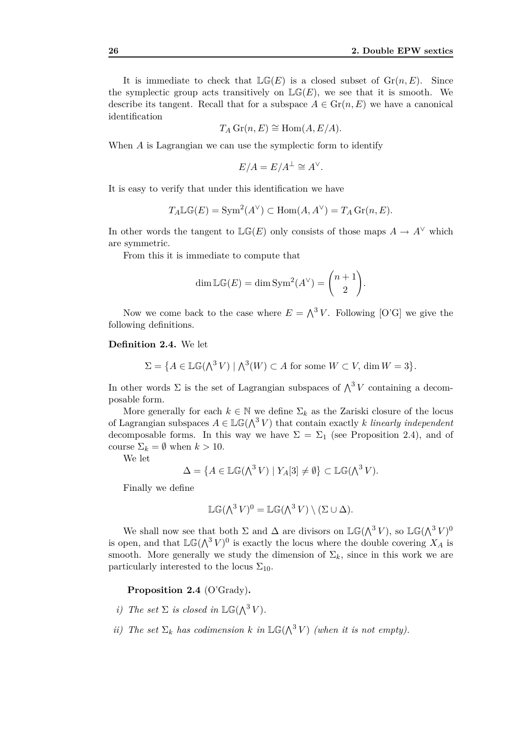It is immediate to check that $\mathbb{LG}(E)$ is a closed subset of $\operatorname{Gr}(n, E)$. Since the symplectic group acts transitively on $\mathbb{LG}(E)$, we see that it is smooth. We describe its tangent. Recall that for a subspace $A \in \operatorname{Gr}(n, E)$ we have a canonical identification

$$T_A \operatorname{Gr}(n, E) \cong \operatorname{Hom}(A, E/A).$$

When $A$ is Lagrangian we can use the symplectic form to identify

$$E/A = E/A^{\perp} \cong A^{\vee}.$$

It is easy to verify that under this identification we have

$$T_A \mathbb{LG}(E) = \operatorname{Sym}^2(A^{\vee}) \subset \operatorname{Hom}(A, A^{\vee}) = T_A \operatorname{Gr}(n, E).$$

In other words the tangent to $\mathbb{LG}(E)$ only consists of those maps $A \to A^{\vee}$ which are symmetric.

From this it is immediate to compute that

$$\dim \mathbb{LG}(E) = \dim \operatorname{Sym}^2(A^{\vee}) = \binom{n+1}{2}.$$

Now we come back to the case where $E = \bigwedge^3 V$. Following [O'G] we give the following definitions.

**Definition 2.4.** We let

$$\Sigma = \{A \in \mathbb{LG}(\textstyle\bigwedge^3 V) \mid \bigwedge^3(W) \subset A \text{ for some } W \subset V, \dim W = 3\}.$$

In other words $\Sigma$ is the set of Lagrangian subspaces of $\bigwedge^3 V$ containing a decomposable form.

More generally for each $k \in \mathbb{N}$ we define $\Sigma_k$ as the Zariski closure of the locus of Lagrangian subspaces $A \in \mathbb{LG}(\bigwedge^3 V)$ that contain exactly $k$ *linearly independent* decomposable forms. In this way we have $\Sigma = \Sigma_1$ (see Proposition 2.4), and of course $\Sigma_k = \emptyset$ when $k > 10$.

We let

$$\Delta = \{A \in \mathbb{LG}(\textstyle\bigwedge^3 V) \mid Y_A[3] \neq \emptyset\} \subset \mathbb{LG}(\bigwedge^3 V).$$

Finally we define

$$\mathbb{LG}(\textstyle\bigwedge^3 V)^0 = \mathbb{LG}(\bigwedge^3 V) \setminus (\Sigma \cup \Delta).$$

We shall now see that both $\Sigma$ and $\Delta$ are divisors on $\mathbb{LG}(\bigwedge^3 V)$, so $\mathbb{LG}(\bigwedge^3 V)^0$ is open, and that $\mathbb{LG}(\bigwedge^3 V)^0$ is exactly the locus where the double covering $X_A$ is smooth. More generally we study the dimension of $\Sigma_k$, since in this work we are particularly interested to the locus $\Sigma_{10}$.

**Proposition 2.4** (O'Grady)**.**

*i) The set $\Sigma$ is closed in $\mathbb{LG}(\bigwedge^3 V)$.*

*ii) The set $\Sigma_k$ has codimension $k$ in $\mathbb{LG}(\bigwedge^3 V)$ (when it is not empty).*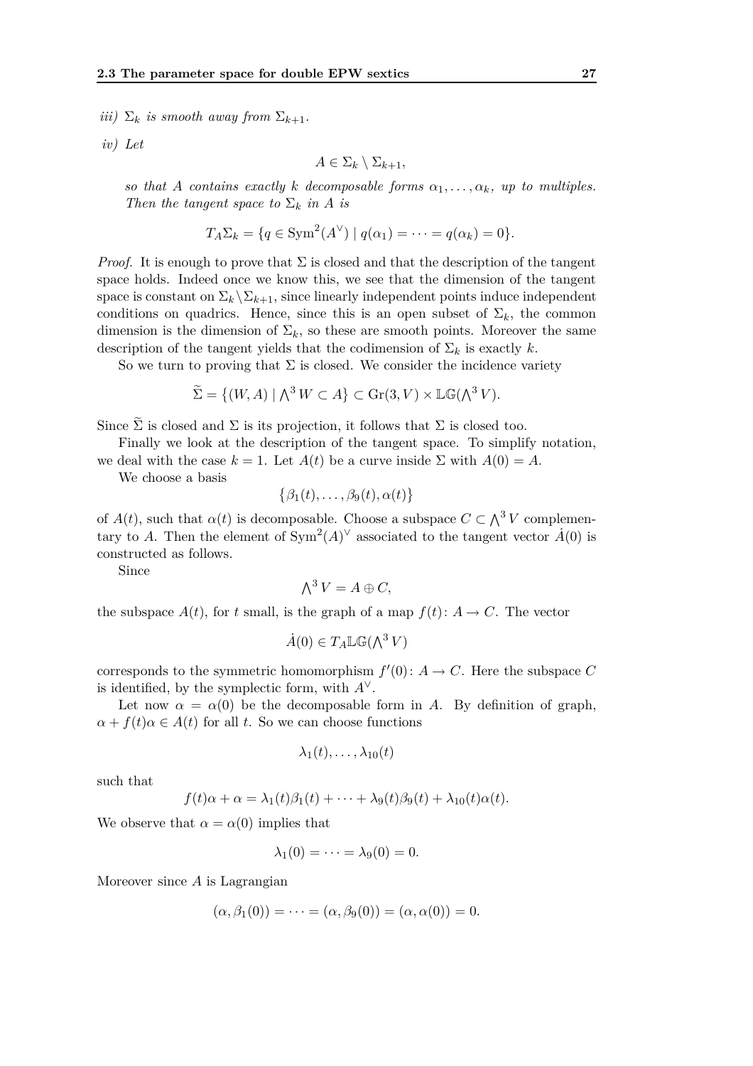*iii)* $\Sigma_k$ *is smooth away from* $\Sigma_{k+1}$.

*iv)* *Let*

$$A \in \Sigma_k \setminus \Sigma_{k+1},$$

*so that* $A$ *contains exactly* $k$ *decomposable forms* $\alpha_1, \ldots, \alpha_k$*, up to multiples. Then the tangent space to* $\Sigma_k$ *in* $A$ *is*

$$T_A\Sigma_k = \{q \in \mathrm{Sym}^2(A^\vee) \mid q(\alpha_1) = \cdots = q(\alpha_k) = 0\}.$$

*Proof.* It is enough to prove that $\Sigma$ is closed and that the description of the tangent space holds. Indeed once we know this, we see that the dimension of the tangent space is constant on $\Sigma_k \setminus \Sigma_{k+1}$, since linearly independent points induce independent conditions on quadrics. Hence, since this is an open subset of $\Sigma_k$, the common dimension is the dimension of $\Sigma_k$, so these are smooth points. Moreover the same description of the tangent yields that the codimension of $\Sigma_k$ is exactly $k$.

So we turn to proving that $\Sigma$ is closed. We consider the incidence variety

$$\widetilde{\Sigma} = \left\{(W, A) \mid \bigwedge^3 W \subset A\right\} \subset \mathrm{Gr}(3, V) \times \mathbb{LG}(\bigwedge^3 V).$$

Since $\widetilde{\Sigma}$ is closed and $\Sigma$ is its projection, it follows that $\Sigma$ is closed too.

Finally we look at the description of the tangent space. To simplify notation, we deal with the case $k = 1$. Let $A(t)$ be a curve inside $\Sigma$ with $A(0) = A$.

We choose a basis

$$\{\beta_1(t), \ldots, \beta_9(t), \alpha(t)\}$$

of $A(t)$, such that $\alpha(t)$ is decomposable. Choose a subspace $C \subset \bigwedge^3 V$ complementary to $A$. Then the element of $\mathrm{Sym}^2(A)^\vee$ associated to the tangent vector $\dot{A}(0)$ is constructed as follows.

Since

$$\bigwedge^3 V = A \oplus C,$$

the subspace $A(t)$, for $t$ small, is the graph of a map $f(t)\colon A \to C$. The vector

$$\dot{A}(0) \in T_A\mathbb{LG}(\bigwedge^3 V)$$

corresponds to the symmetric homomorphism $f'(0)\colon A \to C$. Here the subspace $C$ is identified, by the symplectic form, with $A^\vee$.

Let now $\alpha = \alpha(0)$ be the decomposable form in $A$. By definition of graph, $\alpha + f(t)\alpha \in A(t)$ for all $t$. So we can choose functions

$$\lambda_1(t), \ldots, \lambda_{10}(t)$$

such that

$$f(t)\alpha + \alpha = \lambda_1(t)\beta_1(t) + \cdots + \lambda_9(t)\beta_9(t) + \lambda_{10}(t)\alpha(t).$$

We observe that $\alpha = \alpha(0)$ implies that

$$\lambda_1(0) = \cdots = \lambda_9(0) = 0.$$

Moreover since $A$ is Lagrangian

$$(\alpha, \beta_1(0)) = \cdots = (\alpha, \beta_9(0)) = (\alpha, \alpha(0)) = 0.$$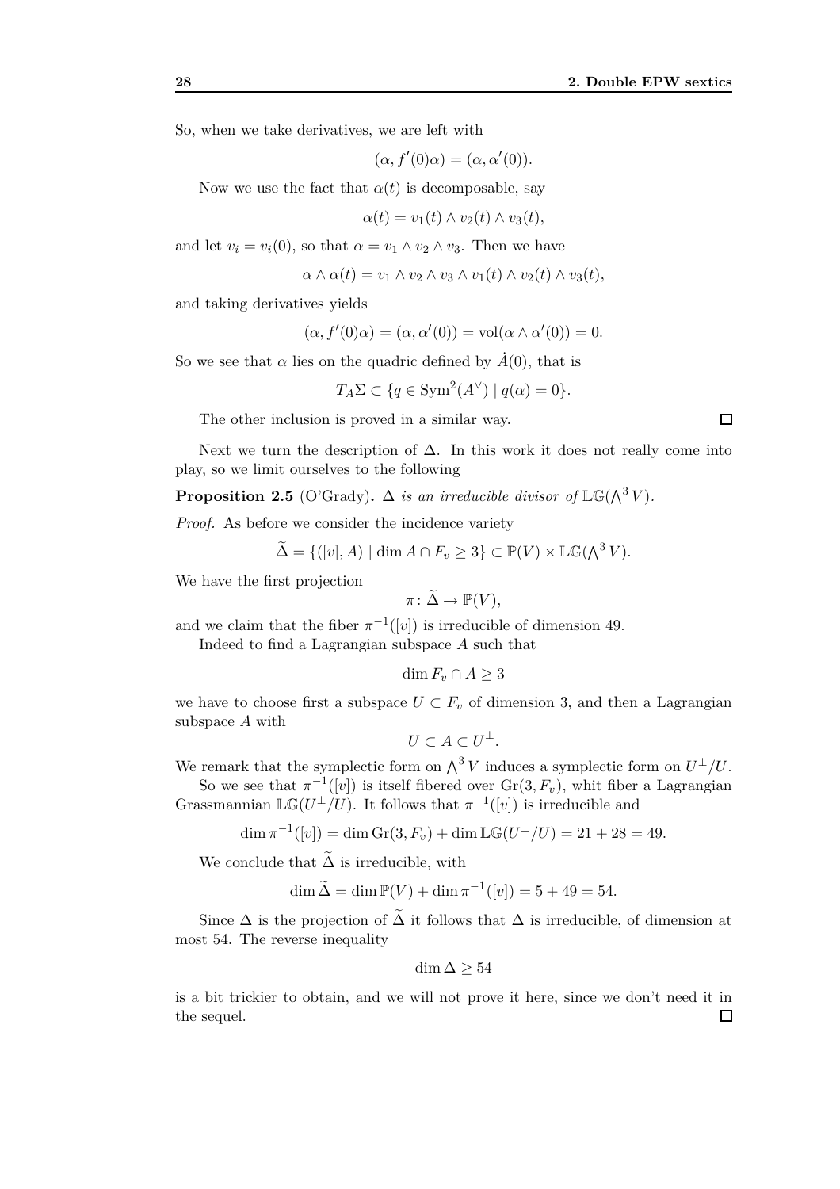So, when we take derivatives, we are left with

$$(\alpha, f'(0)\alpha) = (\alpha, \alpha'(0)).$$

Now we use the fact that $\alpha(t)$ is decomposable, say

$$\alpha(t) = v_1(t) \wedge v_2(t) \wedge v_3(t),$$

and let $v_i = v_i(0)$, so that $\alpha = v_1 \wedge v_2 \wedge v_3$. Then we have

$$\alpha \wedge \alpha(t) = v_1 \wedge v_2 \wedge v_3 \wedge v_1(t) \wedge v_2(t) \wedge v_3(t),$$

and taking derivatives yields

$$(\alpha, f'(0)\alpha) = (\alpha, \alpha'(0)) = \operatorname{vol}(\alpha \wedge \alpha'(0)) = 0.$$

So we see that $\alpha$ lies on the quadric defined by $\dot{A}(0)$, that is

$$T_A \Sigma \subset \{q \in \operatorname{Sym}^2(A^\vee) \mid q(\alpha) = 0\}.$$

The other inclusion is proved in a similar way. $\square$

Next we turn the description of $\Delta$. In this work it does not really come into play, so we limit ourselves to the following

**Proposition 2.5** (O'Grady)**.** *$\Delta$ is an irreducible divisor of $\mathbb{LG}(\bigwedge^3 V)$.*

*Proof.* As before we consider the incidence variety

$$\widetilde{\Delta} = \{([v], A) \mid \dim A \cap F_v \geq 3\} \subset \mathbb{P}(V) \times \mathbb{LG}(\textstyle\bigwedge^3 V).$$

We have the first projection

$$\pi \colon \widetilde{\Delta} \to \mathbb{P}(V),$$

and we claim that the fiber $\pi^{-1}([v])$ is irreducible of dimension 49.

Indeed to find a Lagrangian subspace $A$ such that

$$\dim F_v \cap A \geq 3$$

we have to choose first a subspace $U \subset F_v$ of dimension 3, and then a Lagrangian subspace $A$ with

$$U \subset A \subset U^\perp.$$

We remark that the symplectic form on $\bigwedge^3 V$ induces a symplectic form on $U^\perp/U$.

So we see that $\pi^{-1}([v])$ is itself fibered over $\operatorname{Gr}(3, F_v)$, whit fiber a Lagrangian Grassmannian $\mathbb{LG}(U^\perp/U)$. It follows that $\pi^{-1}([v])$ is irreducible and

$$\dim \pi^{-1}([v]) = \dim \operatorname{Gr}(3, F_v) + \dim \mathbb{LG}(U^\perp/U) = 21 + 28 = 49.$$

We conclude that $\widetilde{\Delta}$ is irreducible, with

$$\dim \widetilde{\Delta} = \dim \mathbb{P}(V) + \dim \pi^{-1}([v]) = 5 + 49 = 54.$$

Since $\Delta$ is the projection of $\widetilde{\Delta}$ it follows that $\Delta$ is irreducible, of dimension at most 54. The reverse inequality

$$\dim \Delta \geq 54$$

is a bit trickier to obtain, and we will not prove it here, since we don't need it in the sequel. $\square$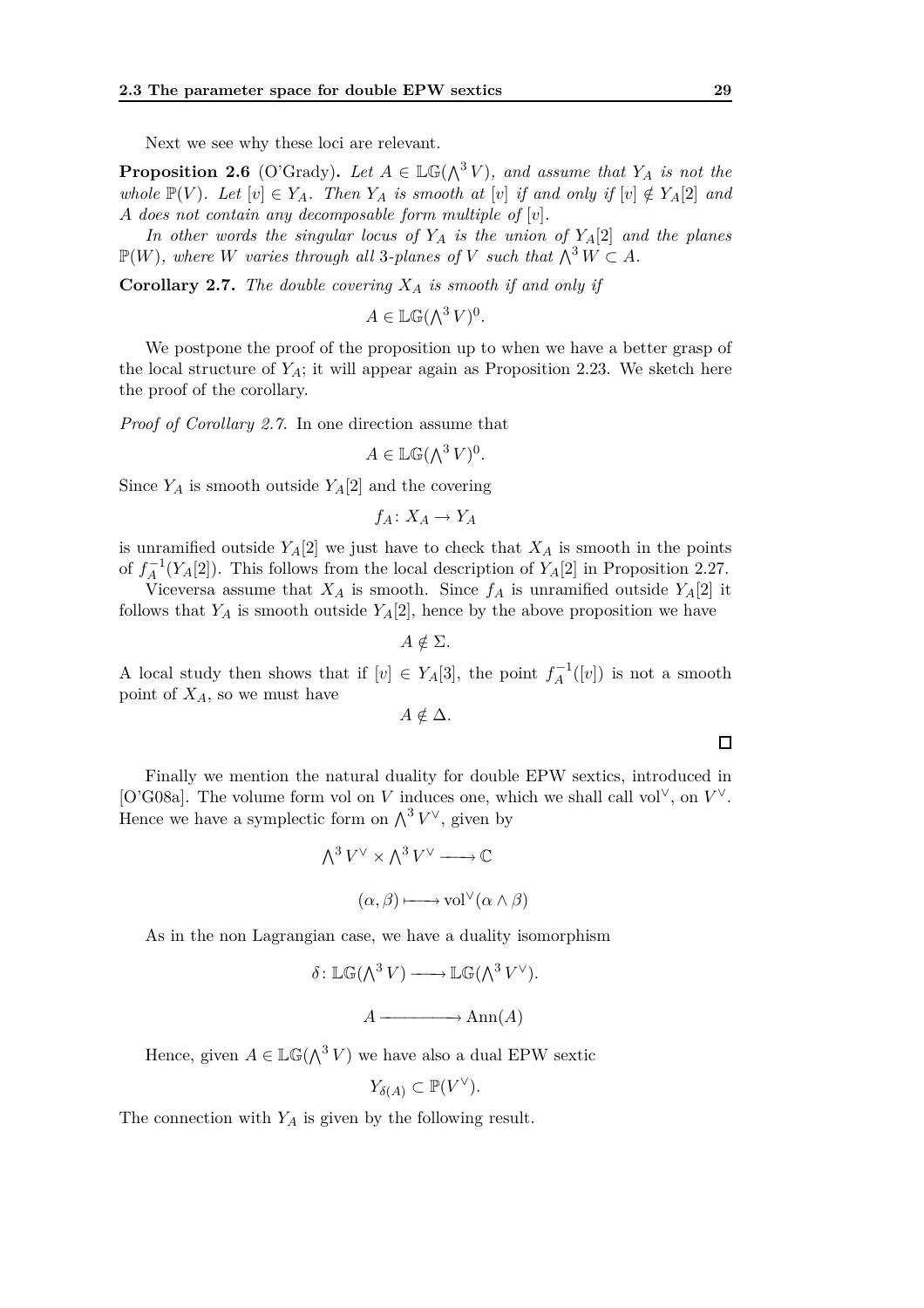Next we see why these loci are relevant.

**Proposition 2.6** (O'Grady)**.** *Let $A \in \mathbb{LG}(\bigwedge^3 V)$, and assume that $Y_A$ is not the whole $\mathbb{P}(V)$. Let $[v] \in Y_A$. Then $Y_A$ is smooth at $[v]$ if and only if $[v] \notin Y_A[2]$ and $A$ does not contain any decomposable form multiple of $[v]$.*

*In other words the singular locus of $Y_A$ is the union of $Y_A[2]$ and the planes $\mathbb{P}(W)$, where $W$ varies through all 3-planes of $V$ such that $\bigwedge^3 W \subset A$.*

**Corollary 2.7.** *The double covering $X_A$ is smooth if and only if*

$$A \in \mathbb{LG}(\bigwedge^3 V)^0.$$

We postpone the proof of the proposition up to when we have a better grasp of the local structure of $Y_A$; it will appear again as Proposition 2.23. We sketch here the proof of the corollary.

*Proof of Corollary 2.7.* In one direction assume that

$$A \in \mathbb{LG}(\bigwedge^3 V)^0.$$

Since $Y_A$ is smooth outside $Y_A[2]$ and the covering

$$f_A \colon X_A \to Y_A$$

is unramified outside $Y_A[2]$ we just have to check that $X_A$ is smooth in the points of $f_A^{-1}(Y_A[2])$. This follows from the local description of $Y_A[2]$ in Proposition 2.27.

Viceversa assume that $X_A$ is smooth. Since $f_A$ is unramified outside $Y_A[2]$ it follows that $Y_A$ is smooth outside $Y_A[2]$, hence by the above proposition we have

$$A \notin \Sigma.$$

A local study then shows that if $[v] \in Y_A[3]$, the point $f_A^{-1}([v])$ is not a smooth point of $X_A$, so we must have

$$A \notin \Delta.$$

□

Finally we mention the natural duality for double EPW sextics, introduced in [O'G08a]. The volume form vol on $V$ induces one, which we shall call $\mathrm{vol}^\vee$, on $V^\vee$. Hence we have a symplectic form on $\bigwedge^3 V^\vee$, given by

$$\bigwedge^3 V^\vee \times \bigwedge^3 V^\vee \longrightarrow \mathbb{C}$$

$$(\alpha, \beta) \longmapsto \mathrm{vol}^\vee(\alpha \wedge \beta)$$

As in the non Lagrangian case, we have a duality isomorphism

$$\delta \colon \mathbb{LG}(\bigwedge^3 V) \longrightarrow \mathbb{LG}(\bigwedge^3 V^\vee).$$

$$A \longrightarrow \mathrm{Ann}(A)$$

Hence, given $A \in \mathbb{LG}(\bigwedge^3 V)$ we have also a dual EPW sextic

$$Y_{\delta(A)} \subset \mathbb{P}(V^\vee).$$

The connection with $Y_A$ is given by the following result.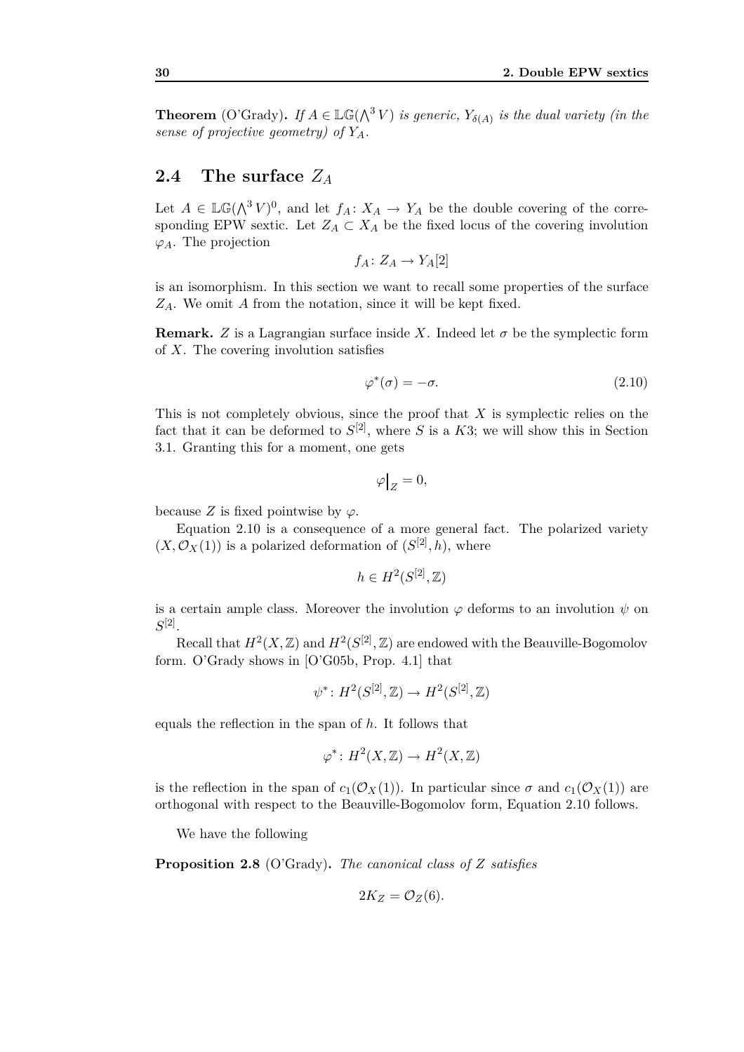**Theorem** (O'Grady)**.** *If $A \in \mathbb{LG}(\bigwedge^3 V)$ is generic, $Y_{\delta(A)}$ is the dual variety (in the sense of projective geometry) of $Y_A$.*

## 2.4 The surface $Z_A$

Let $A \in \mathbb{LG}(\bigwedge^3 V)^0$, and let $f_A \colon X_A \to Y_A$ be the double covering of the corresponding EPW sextic. Let $Z_A \subset X_A$ be the fixed locus of the covering involution $\varphi_A$. The projection

$$f_A \colon Z_A \to Y_A[2]$$

is an isomorphism. In this section we want to recall some properties of the surface $Z_A$. We omit $A$ from the notation, since it will be kept fixed.

**Remark.** $Z$ is a Lagrangian surface inside $X$. Indeed let $\sigma$ be the symplectic form of $X$. The covering involution satisfies

$$\varphi^*(\sigma) = -\sigma. \tag{2.10}$$

This is not completely obvious, since the proof that $X$ is symplectic relies on the fact that it can be deformed to $S^{[2]}$, where $S$ is a $K3$; we will show this in Section 3.1. Granting this for a moment, one gets

$$\varphi\big|_Z = 0,$$

because $Z$ is fixed pointwise by $\varphi$.

Equation 2.10 is a consequence of a more general fact. The polarized variety $(X, \mathcal{O}_X(1))$ is a polarized deformation of $(S^{[2]}, h)$, where

$$h \in H^2(S^{[2]}, \mathbb{Z})$$

is a certain ample class. Moreover the involution $\varphi$ deforms to an involution $\psi$ on $S^{[2]}$.

Recall that $H^2(X, \mathbb{Z})$ and $H^2(S^{[2]}, \mathbb{Z})$ are endowed with the Beauville-Bogomolov form. O'Grady shows in [O'G05b, Prop. 4.1] that

$$\psi^* \colon H^2(S^{[2]}, \mathbb{Z}) \to H^2(S^{[2]}, \mathbb{Z})$$

equals the reflection in the span of $h$. It follows that

$$\varphi^* \colon H^2(X, \mathbb{Z}) \to H^2(X, \mathbb{Z})$$

is the reflection in the span of $c_1(\mathcal{O}_X(1))$. In particular since $\sigma$ and $c_1(\mathcal{O}_X(1))$ are orthogonal with respect to the Beauville-Bogomolov form, Equation 2.10 follows.

We have the following

**Proposition 2.8** (O'Grady)**.** *The canonical class of $Z$ satisfies*

$$2K_Z = \mathcal{O}_Z(6).$$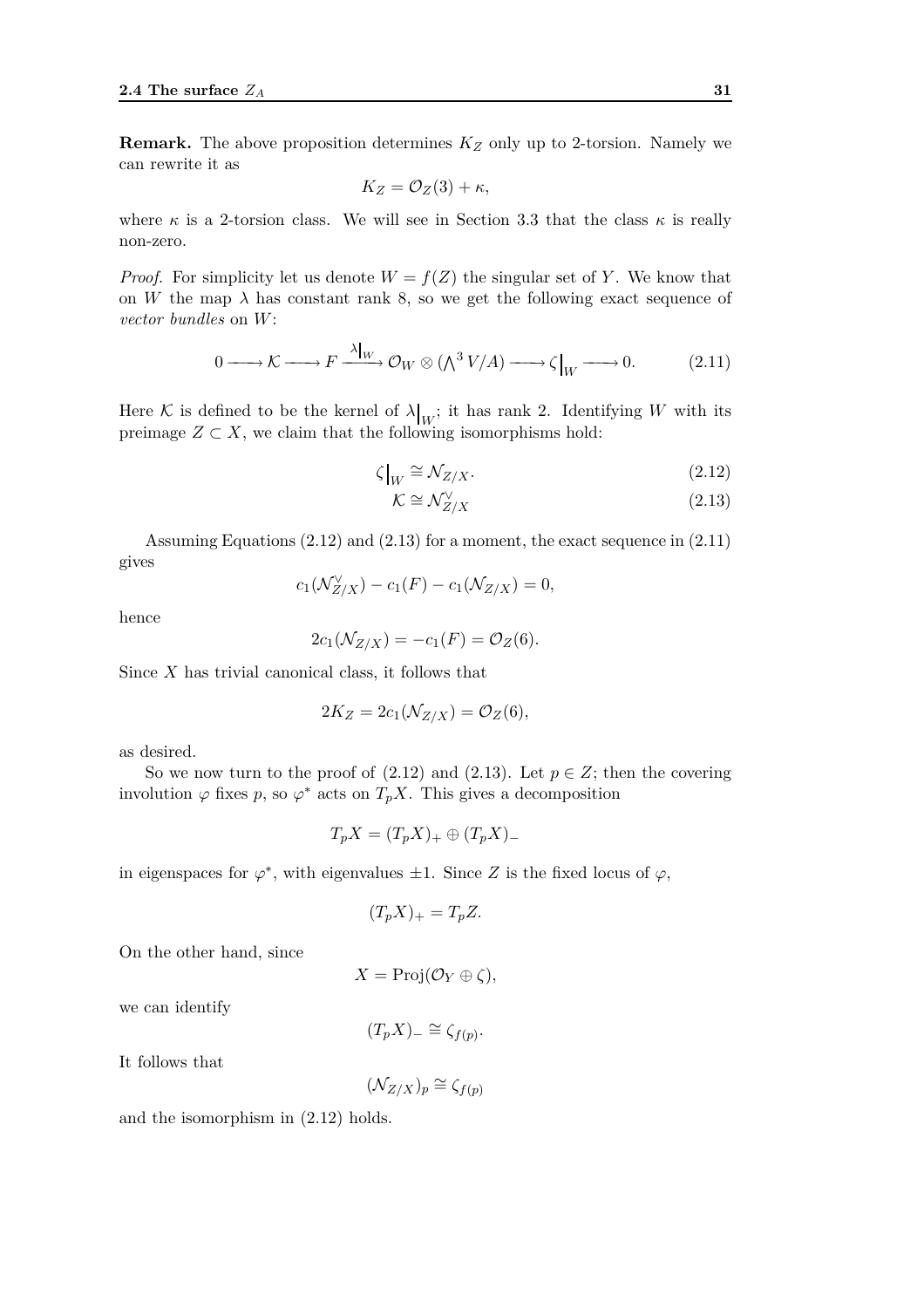**Remark.** The above proposition determines $K_Z$ only up to 2-torsion. Namely we can rewrite it as

$$K_Z = \mathcal{O}_Z(3) + \kappa,$$

where $\kappa$ is a 2-torsion class. We will see in Section 3.3 that the class $\kappa$ is really non-zero.

*Proof.* For simplicity let us denote $W = f(Z)$ the singular set of $Y$. We know that on $W$ the map $\lambda$ has constant rank 8, so we get the following exact sequence of *vector bundles* on $W$:

$$0 \longrightarrow \mathcal{K} \longrightarrow F \xrightarrow{\lambda|_W} \mathcal{O}_W \otimes (\textstyle\bigwedge^3 V/A) \longrightarrow \zeta\big|_W \longrightarrow 0. \tag{2.11}$$

Here $\mathcal{K}$ is defined to be the kernel of $\lambda\big|_W$; it has rank 2. Identifying $W$ with its preimage $Z \subset X$, we claim that the following isomorphisms hold:

$$\zeta\big|_W \cong \mathcal{N}_{Z/X}. \tag{2.12}$$

$$\mathcal{K} \cong \mathcal{N}_{Z/X}^\vee \tag{2.13}$$

Assuming Equations (2.12) and (2.13) for a moment, the exact sequence in (2.11) gives

$$c_1(\mathcal{N}_{Z/X}^\vee) - c_1(F) - c_1(\mathcal{N}_{Z/X}) = 0,$$

hence

$$2c_1(\mathcal{N}_{Z/X}) = -c_1(F) = \mathcal{O}_Z(6).$$

Since $X$ has trivial canonical class, it follows that

$$2K_Z = 2c_1(\mathcal{N}_{Z/X}) = \mathcal{O}_Z(6),$$

as desired.

So we now turn to the proof of (2.12) and (2.13). Let $p \in Z$; then the covering involution $\varphi$ fixes $p$, so $\varphi^*$ acts on $T_pX$. This gives a decomposition

$$T_pX = (T_pX)_+ \oplus (T_pX)_-$$

in eigenspaces for $\varphi^*$, with eigenvalues $\pm 1$. Since $Z$ is the fixed locus of $\varphi$,

$$(T_pX)_+ = T_pZ.$$

On the other hand, since

$$X = \mathrm{Proj}(\mathcal{O}_Y \oplus \zeta),$$

we can identify

$$(T_pX)_- \cong \zeta_{f(p)}.$$

It follows that

$$(\mathcal{N}_{Z/X})_p \cong \zeta_{f(p)}$$

and the isomorphism in (2.12) holds.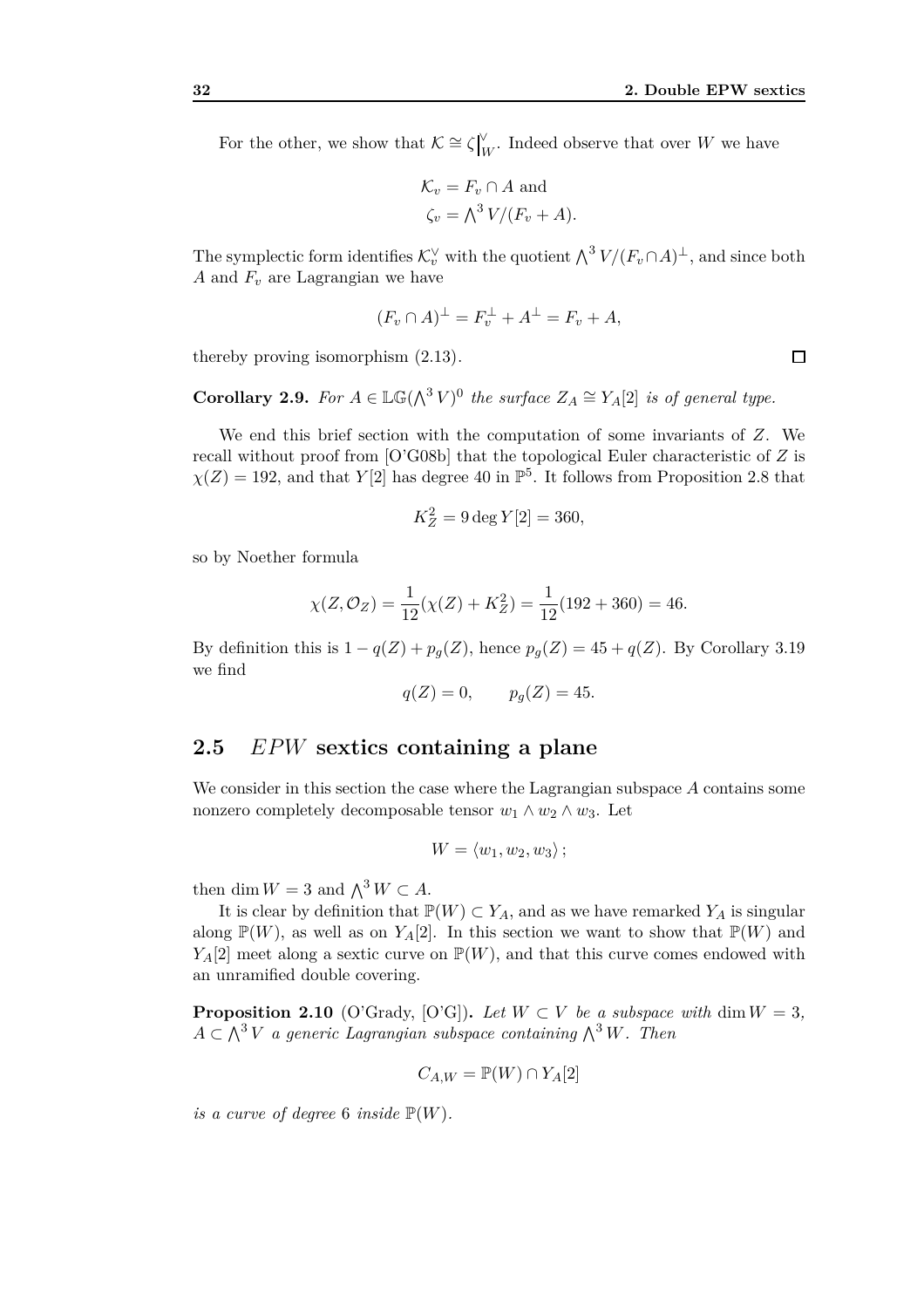For the other, we show that $\mathcal{K} \cong \zeta\big|_W^\vee$. Indeed observe that over $W$ we have

$$\mathcal{K}_v = F_v \cap A \text{ and}$$
$$\zeta_v = \bigwedge^3 V/(F_v + A).$$

The symplectic form identifies $\mathcal{K}_v^\vee$ with the quotient $\bigwedge^3 V/(F_v \cap A)^\perp$, and since both $A$ and $F_v$ are Lagrangian we have

$$(F_v \cap A)^\perp = F_v^\perp + A^\perp = F_v + A,$$

thereby proving isomorphism (2.13). $\square$

**Corollary 2.9.** *For $A \in \mathbb{LG}(\bigwedge^3 V)^0$ the surface $Z_A \cong Y_A[2]$ is of general type.*

We end this brief section with the computation of some invariants of $Z$. We recall without proof from [O'G08b] that the topological Euler characteristic of $Z$ is $\chi(Z) = 192$, and that $Y[2]$ has degree 40 in $\mathbb{P}^5$. It follows from Proposition 2.8 that

$$K_Z^2 = 9 \deg Y[2] = 360,$$

so by Noether formula

$$\chi(Z, \mathcal{O}_Z) = \frac{1}{12}(\chi(Z) + K_Z^2) = \frac{1}{12}(192 + 360) = 46.$$

By definition this is $1 - q(Z) + p_g(Z)$, hence $p_g(Z) = 45 + q(Z)$. By Corollary 3.19 we find

$$q(Z) = 0, \qquad p_g(Z) = 45.$$

## 2.5 *EPW* sextics containing a plane

We consider in this section the case where the Lagrangian subspace $A$ contains some nonzero completely decomposable tensor $w_1 \wedge w_2 \wedge w_3$. Let

$$W = \langle w_1, w_2, w_3 \rangle;$$

then $\dim W = 3$ and $\bigwedge^3 W \subset A$.

It is clear by definition that $\mathbb{P}(W) \subset Y_A$, and as we have remarked $Y_A$ is singular along $\mathbb{P}(W)$, as well as on $Y_A[2]$. In this section we want to show that $\mathbb{P}(W)$ and $Y_A[2]$ meet along a sextic curve on $\mathbb{P}(W)$, and that this curve comes endowed with an unramified double covering.

**Proposition 2.10** (O'Grady, [O'G])**.** *Let $W \subset V$ be a subspace with $\dim W = 3$, $A \subset \bigwedge^3 V$ a generic Lagrangian subspace containing $\bigwedge^3 W$. Then*

$$C_{A,W} = \mathbb{P}(W) \cap Y_A[2]$$

*is a curve of degree 6 inside $\mathbb{P}(W)$.*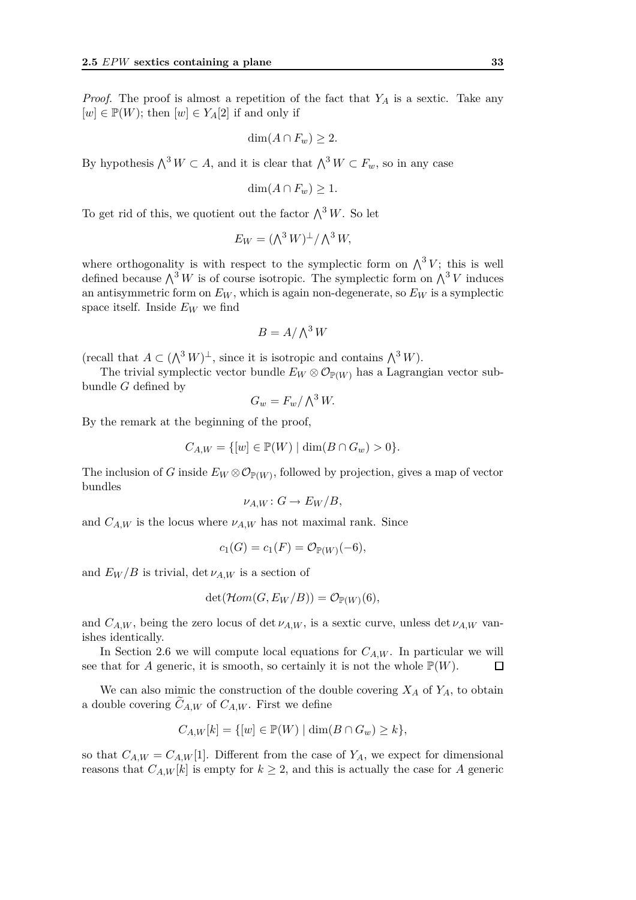*Proof.* The proof is almost a repetition of the fact that $Y_A$ is a sextic. Take any $[w] \in \mathbb{P}(W)$; then $[w] \in Y_A[2]$ if and only if

$$\dim(A \cap F_w) \geq 2.$$

By hypothesis $\bigwedge^3 W \subset A$, and it is clear that $\bigwedge^3 W \subset F_w$, so in any case

$$\dim(A \cap F_w) \geq 1.$$

To get rid of this, we quotient out the factor $\bigwedge^3 W$. So let

$$E_W = (\textstyle\bigwedge^3 W)^\perp / \textstyle\bigwedge^3 W,$$

where orthogonality is with respect to the symplectic form on $\bigwedge^3 V$; this is well defined because $\bigwedge^3 W$ is of course isotropic. The symplectic form on $\bigwedge^3 V$ induces an antisymmetric form on $E_W$, which is again non-degenerate, so $E_W$ is a symplectic space itself. Inside $E_W$ we find

$$B = A / \textstyle\bigwedge^3 W$$

(recall that $A \subset (\bigwedge^3 W)^\perp$, since it is isotropic and contains $\bigwedge^3 W$).

The trivial symplectic vector bundle $E_W \otimes \mathcal{O}_{\mathbb{P}(W)}$ has a Lagrangian vector subbundle $G$ defined by

$$G_w = F_w / \textstyle\bigwedge^3 W.$$

By the remark at the beginning of the proof,

$$C_{A,W} = \{[w] \in \mathbb{P}(W) \mid \dim(B \cap G_w) > 0\}.$$

The inclusion of $G$ inside $E_W \otimes \mathcal{O}_{\mathbb{P}(W)}$, followed by projection, gives a map of vector bundles

$$\nu_{A,W} \colon G \to E_W / B,$$

and $C_{A,W}$ is the locus where $\nu_{A,W}$ has not maximal rank. Since

$$c_1(G) = c_1(F) = \mathcal{O}_{\mathbb{P}(W)}(-6),$$

and $E_W/B$ is trivial, $\det \nu_{A,W}$ is a section of

$$\det(\mathcal{H}om(G, E_W/B)) = \mathcal{O}_{\mathbb{P}(W)}(6),$$

and $C_{A,W}$, being the zero locus of $\det \nu_{A,W}$, is a sextic curve, unless $\det \nu_{A,W}$ vanishes identically.

In Section 2.6 we will compute local equations for $C_{A,W}$. In particular we will see that for $A$ generic, it is smooth, so certainly it is not the whole $\mathbb{P}(W)$. $\square$

We can also mimic the construction of the double covering $X_A$ of $Y_A$, to obtain a double covering $\widetilde{C}_{A,W}$ of $C_{A,W}$. First we define

$$C_{A,W}[k] = \{[w] \in \mathbb{P}(W) \mid \dim(B \cap G_w) \geq k\},$$

so that $C_{A,W} = C_{A,W}[1]$. Different from the case of $Y_A$, we expect for dimensional reasons that $C_{A,W}[k]$ is empty for $k \geq 2$, and this is actually the case for $A$ generic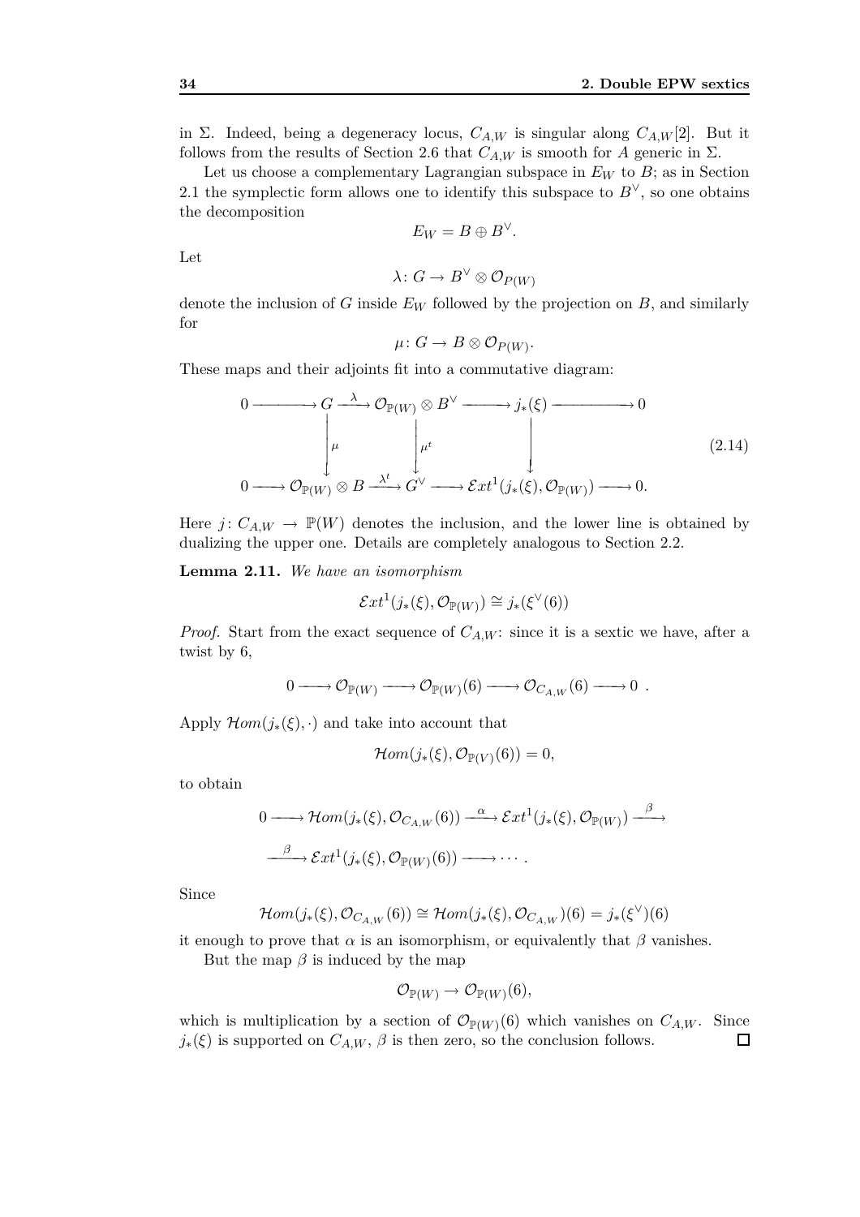in $\Sigma$. Indeed, being a degeneracy locus, $C_{A,W}$ is singular along $C_{A,W}[2]$. But it follows from the results of Section 2.6 that $C_{A,W}$ is smooth for $A$ generic in $\Sigma$.

Let us choose a complementary Lagrangian subspace in $E_W$ to $B$; as in Section 2.1 the symplectic form allows one to identify this subspace to $B^\vee$, so one obtains the decomposition

$$E_W = B \oplus B^\vee.$$

Let

$$\lambda \colon G \to B^\vee \otimes \mathcal{O}_{P(W)}$$

denote the inclusion of $G$ inside $E_W$ followed by the projection on $B$, and similarly for

$$\mu \colon G \to B \otimes \mathcal{O}_{P(W)}.$$

These maps and their adjoints fit into a commutative diagram:

$$\begin{array}{ccccccccc}
0 & \longrightarrow & G & \xrightarrow{\lambda} & \mathcal{O}_{\mathbb{P}(W)} \otimes B^\vee & \longrightarrow & j_*(\xi) & \longrightarrow & 0 \\
 & & \downarrow{\scriptstyle \mu} & & \downarrow{\scriptstyle \mu^t} & & \downarrow & & \\
0 & \longrightarrow & \mathcal{O}_{\mathbb{P}(W)} \otimes B & \xrightarrow{\lambda^t} & G^\vee & \longrightarrow & \mathcal{E}xt^1(j_*(\xi), \mathcal{O}_{\mathbb{P}(W)}) & \longrightarrow & 0.
\end{array} \tag{2.14}$$

Here $j \colon C_{A,W} \to \mathbb{P}(W)$ denotes the inclusion, and the lower line is obtained by dualizing the upper one. Details are completely analogous to Section 2.2.

**Lemma 2.11.** *We have an isomorphism*

$$\mathcal{E}xt^1(j_*(\xi), \mathcal{O}_{\mathbb{P}(W)}) \cong j_*(\xi^\vee(6))$$

*Proof.* Start from the exact sequence of $C_{A,W}$: since it is a sextic we have, after a twist by 6,

$$0 \longrightarrow \mathcal{O}_{\mathbb{P}(W)} \longrightarrow \mathcal{O}_{\mathbb{P}(W)}(6) \longrightarrow \mathcal{O}_{C_{A,W}}(6) \longrightarrow 0 \ .$$

Apply $\mathcal{H}om(j_*(\xi), \cdot)$ and take into account that

$$\mathcal{H}om(j_*(\xi), \mathcal{O}_{\mathbb{P}(V)}(6)) = 0,$$

to obtain

$$0 \longrightarrow \mathcal{H}om(j_*(\xi), \mathcal{O}_{C_{A,W}}(6)) \xrightarrow{\alpha} \mathcal{E}xt^1(j_*(\xi), \mathcal{O}_{\mathbb{P}(W)}) \xrightarrow{\beta}$$

$$\xrightarrow{\beta} \mathcal{E}xt^1(j_*(\xi), \mathcal{O}_{\mathbb{P}(W)}(6)) \longrightarrow \cdots .$$

Since

$$\mathcal{H}om(j_*(\xi), \mathcal{O}_{C_{A,W}}(6)) \cong \mathcal{H}om(j_*(\xi), \mathcal{O}_{C_{A,W}})(6) = j_*(\xi^\vee)(6)$$

it enough to prove that $\alpha$ is an isomorphism, or equivalently that $\beta$ vanishes.

But the map $\beta$ is induced by the map

$$\mathcal{O}_{\mathbb{P}(W)} \to \mathcal{O}_{\mathbb{P}(W)}(6),$$

which is multiplication by a section of $\mathcal{O}_{\mathbb{P}(W)}(6)$ which vanishes on $C_{A,W}$. Since $j_*(\xi)$ is supported on $C_{A,W}$, $\beta$ is then zero, so the conclusion follows. $\square$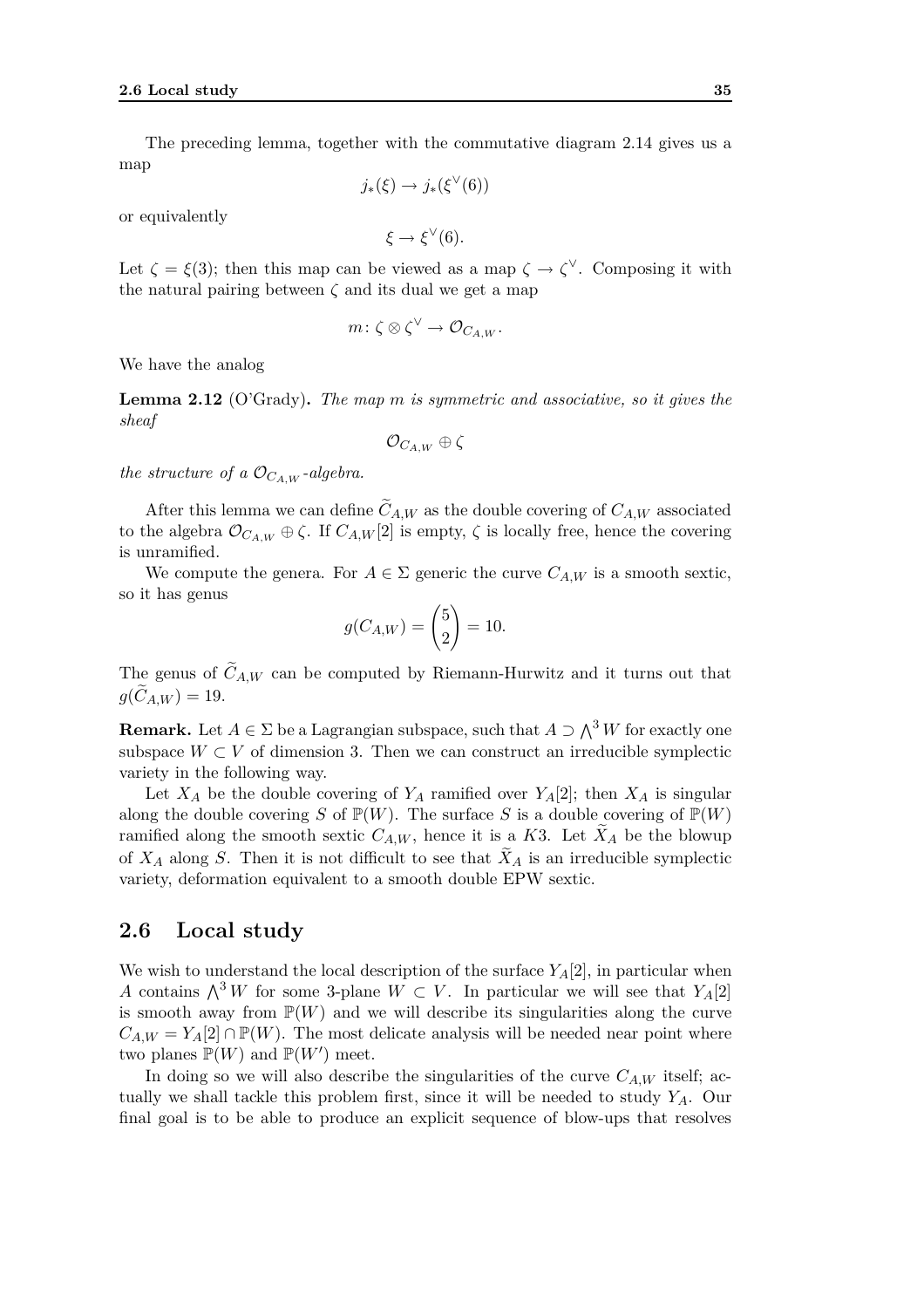The preceding lemma, together with the commutative diagram 2.14 gives us a map

$$j_*(\xi) \to j_*(\xi^\vee(6))$$

or equivalently

$$\xi \to \xi^\vee(6).$$

Let $\zeta = \xi(3)$; then this map can be viewed as a map $\zeta \to \zeta^\vee$. Composing it with the natural pairing between $\zeta$ and its dual we get a map

$$m\colon \zeta \otimes \zeta^\vee \to \mathcal{O}_{C_{A,W}}.$$

We have the analog

**Lemma 2.12** (O'Grady)**.** *The map $m$ is symmetric and associative, so it gives the sheaf*

$$\mathcal{O}_{C_{A,W}} \oplus \zeta$$

*the structure of a $\mathcal{O}_{C_{A,W}}$-algebra.*

After this lemma we can define $\widetilde{C}_{A,W}$ as the double covering of $C_{A,W}$ associated to the algebra $\mathcal{O}_{C_{A,W}} \oplus \zeta$. If $C_{A,W}[2]$ is empty, $\zeta$ is locally free, hence the covering is unramified.

We compute the genera. For $A \in \Sigma$ generic the curve $C_{A,W}$ is a smooth sextic, so it has genus

$$g(C_{A,W}) = \binom{5}{2} = 10.$$

The genus of $\widetilde{C}_{A,W}$ can be computed by Riemann-Hurwitz and it turns out that $g(\widetilde{C}_{A,W}) = 19$.

**Remark.** Let $A \in \Sigma$ be a Lagrangian subspace, such that $A \supset \bigwedge^3 W$ for exactly one subspace $W \subset V$ of dimension 3. Then we can construct an irreducible symplectic variety in the following way.

Let $X_A$ be the double covering of $Y_A$ ramified over $Y_A[2]$; then $X_A$ is singular along the double covering $S$ of $\mathbb{P}(W)$. The surface $S$ is a double covering of $\mathbb{P}(W)$ ramified along the smooth sextic $C_{A,W}$, hence it is a $K3$. Let $\widetilde{X}_A$ be the blowup of $X_A$ along $S$. Then it is not difficult to see that $\widetilde{X}_A$ is an irreducible symplectic variety, deformation equivalent to a smooth double EPW sextic.

## 2.6 Local study

We wish to understand the local description of the surface $Y_A[2]$, in particular when $A$ contains $\bigwedge^3 W$ for some 3-plane $W \subset V$. In particular we will see that $Y_A[2]$ is smooth away from $\mathbb{P}(W)$ and we will describe its singularities along the curve $C_{A,W} = Y_A[2] \cap \mathbb{P}(W)$. The most delicate analysis will be needed near point where two planes $\mathbb{P}(W)$ and $\mathbb{P}(W')$ meet.

In doing so we will also describe the singularities of the curve $C_{A,W}$ itself; actually we shall tackle this problem first, since it will be needed to study $Y_A$. Our final goal is to be able to produce an explicit sequence of blow-ups that resolves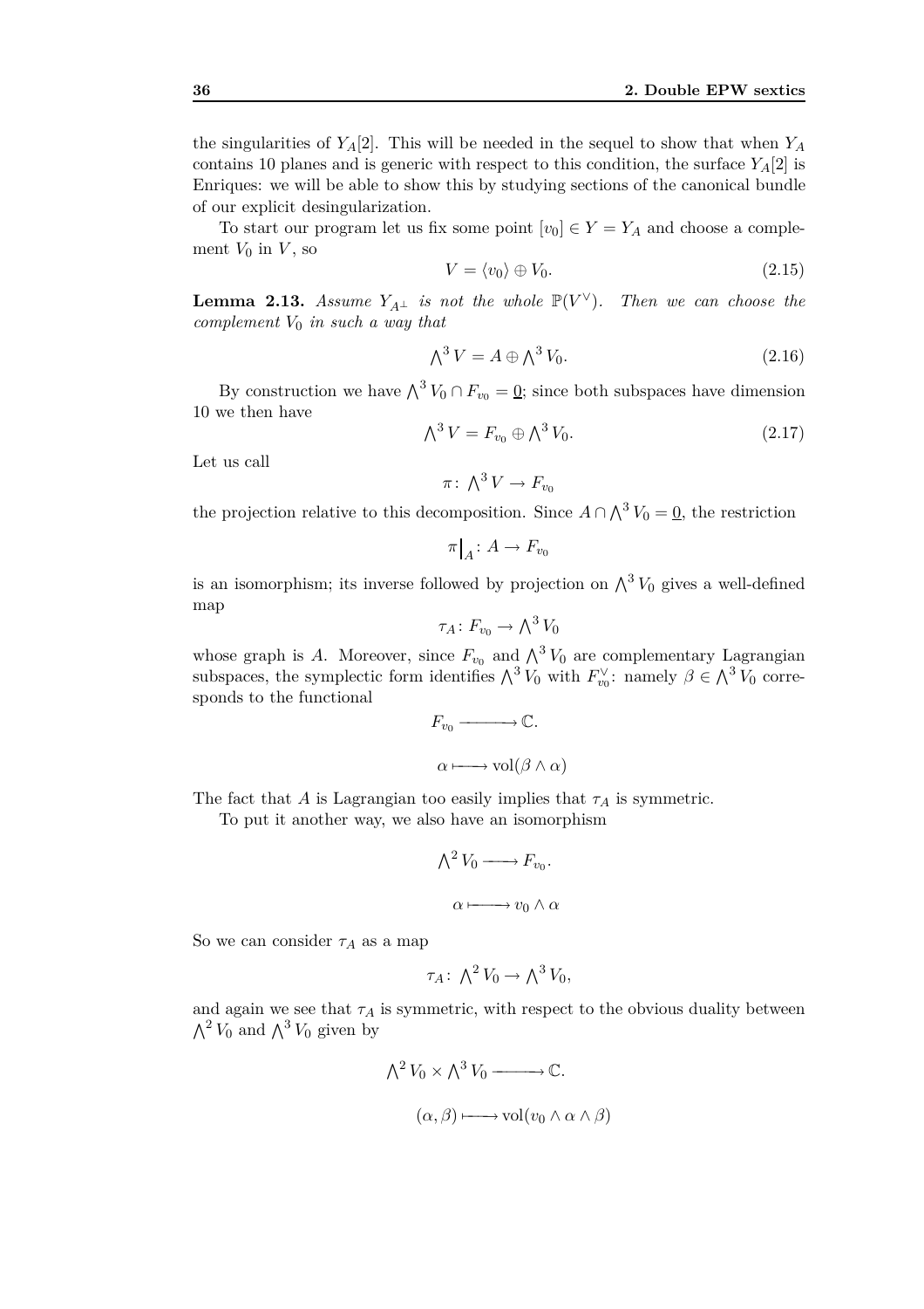the singularities of $Y_A[2]$. This will be needed in the sequel to show that when $Y_A$ contains 10 planes and is generic with respect to this condition, the surface $Y_A[2]$ is Enriques: we will be able to show this by studying sections of the canonical bundle of our explicit desingularization.

To start our program let us fix some point $[v_0] \in Y = Y_A$ and choose a complement $V_0$ in $V$, so

$$V = \langle v_0 \rangle \oplus V_0. \tag{2.15}$$

**Lemma 2.13.** *Assume $Y_{A^\perp}$ is not the whole $\mathbb{P}(V^\vee)$. Then we can choose the complement $V_0$ in such a way that*

$$\bigwedge^3 V = A \oplus \bigwedge^3 V_0. \tag{2.16}$$

By construction we have $\bigwedge^3 V_0 \cap F_{v_0} = \underline{0}$; since both subspaces have dimension 10 we then have

$$\bigwedge^3 V = F_{v_0} \oplus \bigwedge^3 V_0. \tag{2.17}$$

Let us call

$$\pi \colon \bigwedge^3 V \to F_{v_0}$$

the projection relative to this decomposition. Since $A \cap \bigwedge^3 V_0 = \underline{0}$, the restriction

$$\pi\big|_A \colon A \to F_{v_0}$$

is an isomorphism; its inverse followed by projection on $\bigwedge^3 V_0$ gives a well-defined map

$$\tau_A \colon F_{v_0} \to \bigwedge^3 V_0$$

whose graph is $A$. Moreover, since $F_{v_0}$ and $\bigwedge^3 V_0$ are complementary Lagrangian subspaces, the symplectic form identifies $\bigwedge^3 V_0$ with $F_{v_0}^\vee$: namely $\beta \in \bigwedge^3 V_0$ corresponds to the functional

$$\begin{aligned} F_{v_0} &\longrightarrow \mathbb{C}. \\ \alpha &\longmapsto \mathrm{vol}(\beta \wedge \alpha) \end{aligned}$$

The fact that $A$ is Lagrangian too easily implies that $\tau_A$ is symmetric.

To put it another way, we also have an isomorphism

$$\begin{aligned} \bigwedge^2 V_0 &\longrightarrow F_{v_0}. \\ \alpha &\longmapsto v_0 \wedge \alpha \end{aligned}$$

So we can consider $\tau_A$ as a map

$$\tau_A \colon \bigwedge^2 V_0 \to \bigwedge^3 V_0,$$

and again we see that $\tau_A$ is symmetric, with respect to the obvious duality between $\bigwedge^2 V_0$ and $\bigwedge^3 V_0$ given by

$$\begin{aligned} \bigwedge^2 V_0 \times \bigwedge^3 V_0 &\longrightarrow \mathbb{C}. \\ (\alpha, \beta) &\longmapsto \mathrm{vol}(v_0 \wedge \alpha \wedge \beta) \end{aligned}$$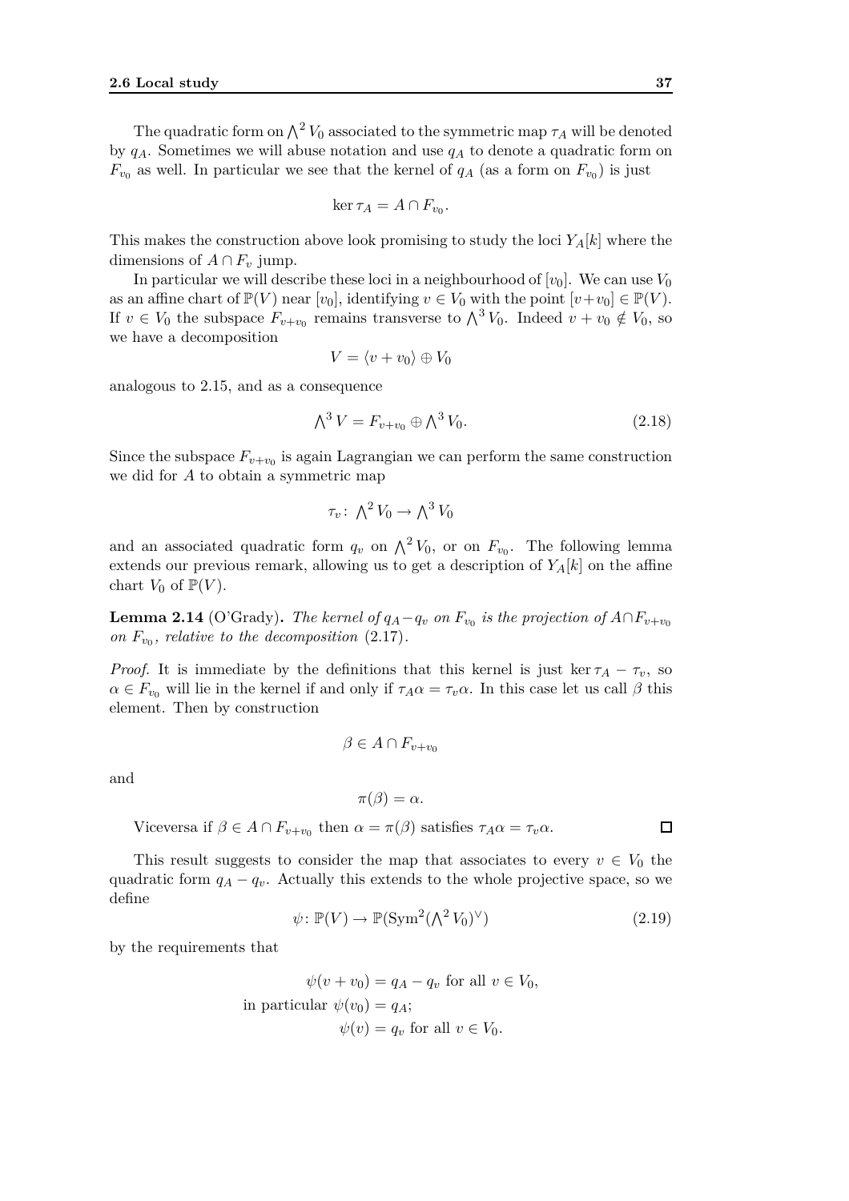The quadratic form on $\bigwedge^2 V_0$ associated to the symmetric map $\tau_A$ will be denoted by $q_A$. Sometimes we will abuse notation and use $q_A$ to denote a quadratic form on $F_{v_0}$ as well. In particular we see that the kernel of $q_A$ (as a form on $F_{v_0}$) is just

$$\ker \tau_A = A \cap F_{v_0}.$$

This makes the construction above look promising to study the loci $Y_A[k]$ where the dimensions of $A \cap F_v$ jump.

In particular we will describe these loci in a neighbourhood of $[v_0]$. We can use $V_0$ as an affine chart of $\mathbb{P}(V)$ near $[v_0]$, identifying $v \in V_0$ with the point $[v + v_0] \in \mathbb{P}(V)$. If $v \in V_0$ the subspace $F_{v+v_0}$ remains transverse to $\bigwedge^3 V_0$. Indeed $v + v_0 \notin V_0$, so we have a decomposition

$$V = \langle v + v_0 \rangle \oplus V_0$$

analogous to 2.15, and as a consequence

$$\bigwedge^3 V = F_{v+v_0} \oplus \bigwedge^3 V_0. \tag{2.18}$$

Since the subspace $F_{v+v_0}$ is again Lagrangian we can perform the same construction we did for $A$ to obtain a symmetric map

$$\tau_v \colon \bigwedge^2 V_0 \to \bigwedge^3 V_0$$

and an associated quadratic form $q_v$ on $\bigwedge^2 V_0$, or on $F_{v_0}$. The following lemma extends our previous remark, allowing us to get a description of $Y_A[k]$ on the affine chart $V_0$ of $\mathbb{P}(V)$.

**Lemma 2.14** (O'Grady)**.** *The kernel of $q_A - q_v$ on $F_{v_0}$ is the projection of $A \cap F_{v+v_0}$ on $F_{v_0}$, relative to the decomposition* (2.17)*.*

*Proof.* It is immediate by the definitions that this kernel is just $\ker \tau_A - \tau_v$, so $\alpha \in F_{v_0}$ will lie in the kernel if and only if $\tau_A \alpha = \tau_v \alpha$. In this case let us call $\beta$ this element. Then by construction

$$\beta \in A \cap F_{v+v_0}$$

and

$$\pi(\beta) = \alpha.$$

Viceversa if $\beta \in A \cap F_{v+v_0}$ then $\alpha = \pi(\beta)$ satisfies $\tau_A \alpha = \tau_v \alpha$. $\square$

This result suggests to consider the map that associates to every $v \in V_0$ the quadratic form $q_A - q_v$. Actually this extends to the whole projective space, so we define

$$\psi \colon \mathbb{P}(V) \to \mathbb{P}(\mathrm{Sym}^2(\bigwedge^2 V_0)^\vee) \tag{2.19}$$

by the requirements that

$$\begin{aligned} \psi(v + v_0) &= q_A - q_v \text{ for all } v \in V_0, \\ \text{in particular } \psi(v_0) &= q_A; \\ \psi(v) &= q_v \text{ for all } v \in V_0. \end{aligned}$$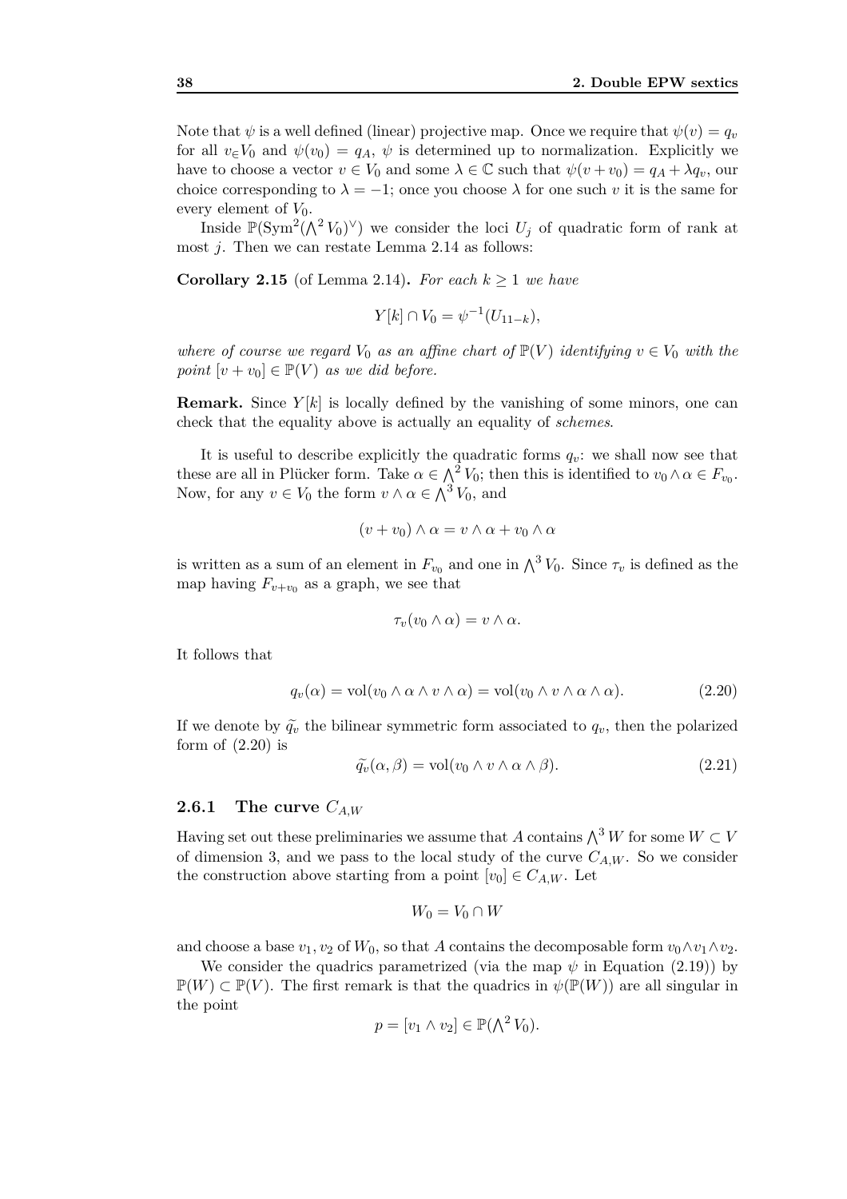Note that $\psi$ is a well defined (linear) projective map. Once we require that $\psi(v) = q_v$ for all $v \in V_0$ and $\psi(v_0) = q_A$, $\psi$ is determined up to normalization. Explicitly we have to choose a vector $v \in V_0$ and some $\lambda \in \mathbb{C}$ such that $\psi(v + v_0) = q_A + \lambda q_v$, our choice corresponding to $\lambda = -1$; once you choose $\lambda$ for one such $v$ it is the same for every element of $V_0$.

Inside $\mathbb{P}(\mathrm{Sym}^2(\bigwedge^2 V_0)^\vee)$ we consider the loci $U_j$ of quadratic form of rank at most $j$. Then we can restate Lemma 2.14 as follows:

**Corollary 2.15** (of Lemma 2.14)**.** *For each $k \geq 1$ we have*

$$Y[k] \cap V_0 = \psi^{-1}(U_{11-k}),$$

*where of course we regard $V_0$ as an affine chart of $\mathbb{P}(V)$ identifying $v \in V_0$ with the point $[v + v_0] \in \mathbb{P}(V)$ as we did before.*

**Remark.** Since $Y[k]$ is locally defined by the vanishing of some minors, one can check that the equality above is actually an equality of *schemes*.

It is useful to describe explicitly the quadratic forms $q_v$: we shall now see that these are all in Plücker form. Take $\alpha \in \bigwedge^2 V_0$; then this is identified to $v_0 \wedge \alpha \in F_{v_0}$. Now, for any $v \in V_0$ the form $v \wedge \alpha \in \bigwedge^3 V_0$, and

$$(v + v_0) \wedge \alpha = v \wedge \alpha + v_0 \wedge \alpha$$

is written as a sum of an element in $F_{v_0}$ and one in $\bigwedge^3 V_0$. Since $\tau_v$ is defined as the map having $F_{v+v_0}$ as a graph, we see that

$$\tau_v(v_0 \wedge \alpha) = v \wedge \alpha.$$

It follows that

$$q_v(\alpha) = \mathrm{vol}(v_0 \wedge \alpha \wedge v \wedge \alpha) = \mathrm{vol}(v_0 \wedge v \wedge \alpha \wedge \alpha). \tag{2.20}$$

If we denote by $\widetilde{q_v}$ the bilinear symmetric form associated to $q_v$, then the polarized form of (2.20) is

$$\widetilde{q_v}(\alpha, \beta) = \mathrm{vol}(v_0 \wedge v \wedge \alpha \wedge \beta). \tag{2.21}$$

### 2.6.1 The curve $C_{A,W}$

Having set out these preliminaries we assume that $A$ contains $\bigwedge^3 W$ for some $W \subset V$ of dimension 3, and we pass to the local study of the curve $C_{A,W}$. So we consider the construction above starting from a point $[v_0] \in C_{A,W}$. Let

$$W_0 = V_0 \cap W$$

and choose a base $v_1, v_2$ of $W_0$, so that $A$ contains the decomposable form $v_0 \wedge v_1 \wedge v_2$.

We consider the quadrics parametrized (via the map $\psi$ in Equation (2.19)) by $\mathbb{P}(W) \subset \mathbb{P}(V)$. The first remark is that the quadrics in $\psi(\mathbb{P}(W))$ are all singular in the point

$$p = [v_1 \wedge v_2] \in \mathbb{P}(\textstyle\bigwedge^2 V_0).$$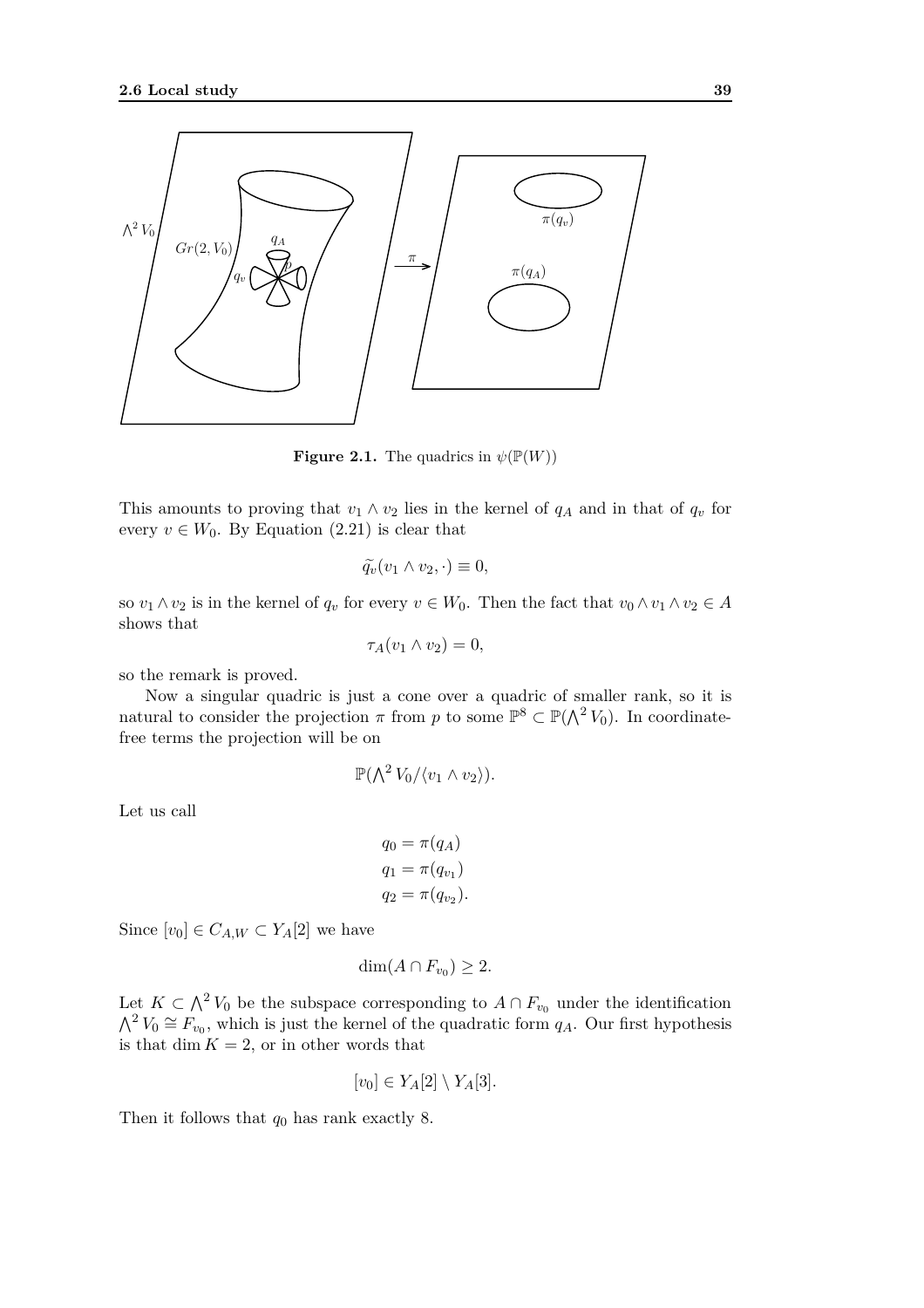**Figure 2.1.** The quadrics in $\psi(\mathbb{P}(W))$

This amounts to proving that $v_1 \wedge v_2$ lies in the kernel of $q_A$ and in that of $q_v$ for every $v \in W_0$. By Equation (2.21) is clear that

$$\widetilde{q_v}(v_1 \wedge v_2, \cdot) \equiv 0,$$

so $v_1 \wedge v_2$ is in the kernel of $q_v$ for every $v \in W_0$. Then the fact that $v_0 \wedge v_1 \wedge v_2 \in A$ shows that

$$\tau_A(v_1 \wedge v_2) = 0,$$

so the remark is proved.

Now a singular quadric is just a cone over a quadric of smaller rank, so it is natural to consider the projection $\pi$ from $p$ to some $\mathbb{P}^8 \subset \mathbb{P}(\bigwedge^2 V_0)$. In coordinate-free terms the projection will be on

$$\mathbb{P}(\textstyle\bigwedge^2 V_0 / \langle v_1 \wedge v_2 \rangle).$$

Let us call

$$\begin{aligned} q_0 &= \pi(q_A) \\ q_1 &= \pi(q_{v_1}) \\ q_2 &= \pi(q_{v_2}). \end{aligned}$$

Since $[v_0] \in C_{A,W} \subset Y_A[2]$ we have

$$\dim(A \cap F_{v_0}) \geq 2.$$

Let $K \subset \bigwedge^2 V_0$ be the subspace corresponding to $A \cap F_{v_0}$ under the identification $\bigwedge^2 V_0 \cong F_{v_0}$, which is just the kernel of the quadratic form $q_A$. Our first hypothesis is that $\dim K = 2$, or in other words that

$$[v_0] \in Y_A[2] \setminus Y_A[3].$$

Then it follows that $q_0$ has rank exactly 8.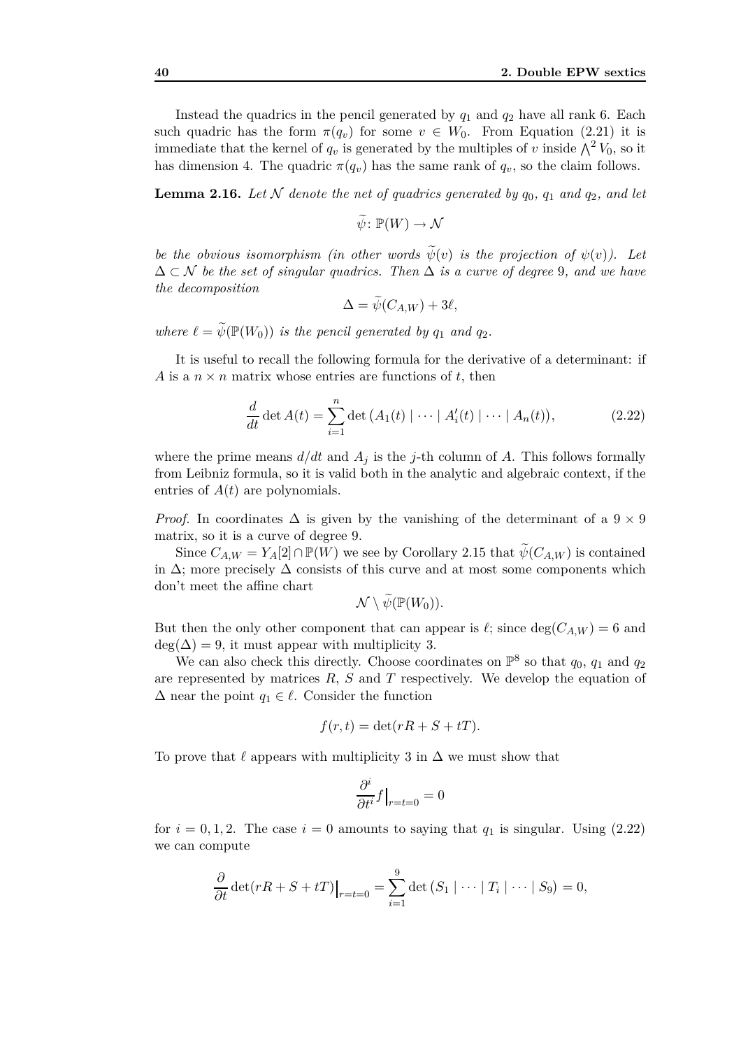Instead the quadrics in the pencil generated by $q_1$ and $q_2$ have all rank 6. Each such quadric has the form $\pi(q_v)$ for some $v \in W_0$. From Equation (2.21) it is immediate that the kernel of $q_v$ is generated by the multiples of $v$ inside $\bigwedge^2 V_0$, so it has dimension 4. The quadric $\pi(q_v)$ has the same rank of $q_v$, so the claim follows.

**Lemma 2.16.** *Let $\mathcal{N}$ denote the net of quadrics generated by $q_0$, $q_1$ and $q_2$, and let*

$$\widetilde{\psi}\colon \mathbb{P}(W) \to \mathcal{N}$$

*be the obvious isomorphism (in other words $\widetilde{\psi}(v)$ is the projection of $\psi(v)$). Let $\Delta \subset \mathcal{N}$ be the set of singular quadrics. Then $\Delta$ is a curve of degree 9, and we have the decomposition*

$$\Delta = \widetilde{\psi}(C_{A,W}) + 3\ell,$$

*where $\ell = \widetilde{\psi}(\mathbb{P}(W_0))$ is the pencil generated by $q_1$ and $q_2$.*

It is useful to recall the following formula for the derivative of a determinant: if $A$ is a $n \times n$ matrix whose entries are functions of $t$, then

$$\frac{d}{dt} \det A(t) = \sum_{i=1}^{n} \det \left( A_1(t) \mid \cdots \mid A_i'(t) \mid \cdots \mid A_n(t) \right), \tag{2.22}$$

where the prime means $d/dt$ and $A_j$ is the $j$-th column of $A$. This follows formally from Leibniz formula, so it is valid both in the analytic and algebraic context, if the entries of $A(t)$ are polynomials.

*Proof.* In coordinates $\Delta$ is given by the vanishing of the determinant of a $9 \times 9$ matrix, so it is a curve of degree 9.

Since $C_{A,W} = Y_A[2] \cap \mathbb{P}(W)$ we see by Corollary 2.15 that $\widetilde{\psi}(C_{A,W})$ is contained in $\Delta$; more precisely $\Delta$ consists of this curve and at most some components which don't meet the affine chart

$$\mathcal{N} \setminus \widetilde{\psi}(\mathbb{P}(W_0)).$$

But then the only other component that can appear is $\ell$; since $\deg(C_{A,W}) = 6$ and $\deg(\Delta) = 9$, it must appear with multiplicity 3.

We can also check this directly. Choose coordinates on $\mathbb{P}^8$ so that $q_0$, $q_1$ and $q_2$ are represented by matrices $R$, $S$ and $T$ respectively. We develop the equation of $\Delta$ near the point $q_1 \in \ell$. Consider the function

$$f(r,t) = \det(rR + S + tT).$$

To prove that $\ell$ appears with multiplicity 3 in $\Delta$ we must show that

$$\frac{\partial^i}{\partial t^i} f\Big|_{r=t=0} = 0$$

for $i = 0, 1, 2$. The case $i = 0$ amounts to saying that $q_1$ is singular. Using (2.22) we can compute

$$\frac{\partial}{\partial t} \det(rR + S + tT)\Big|_{r=t=0} = \sum_{i=1}^{9} \det \left( S_1 \mid \cdots \mid T_i \mid \cdots \mid S_9 \right) = 0,$$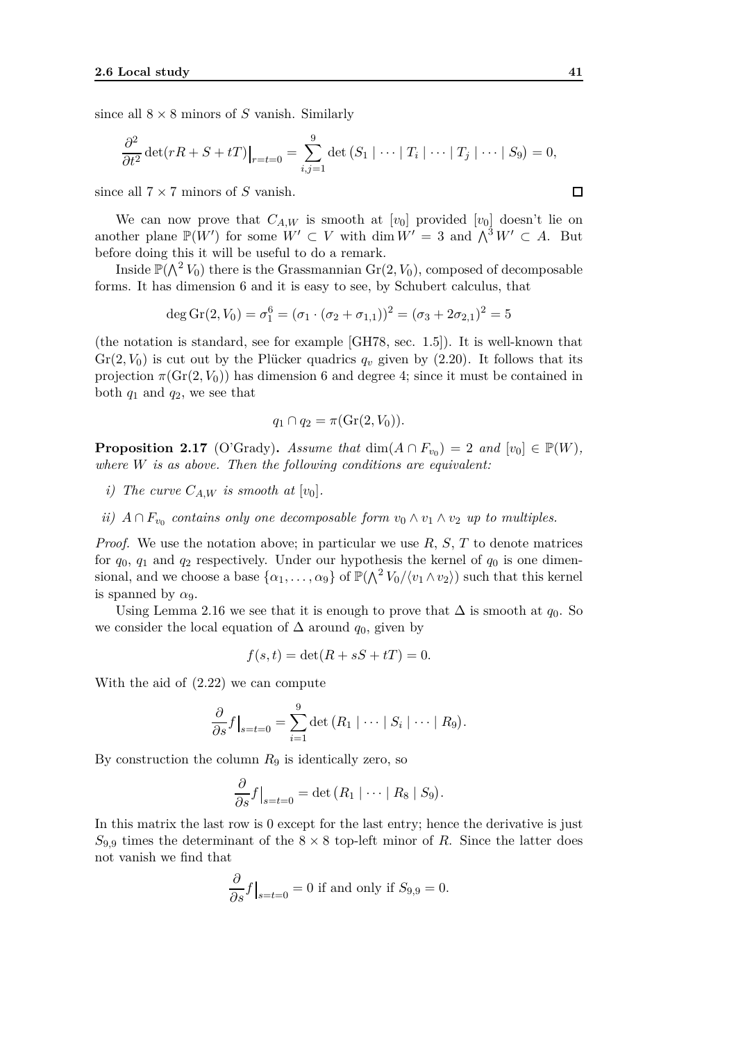since all $8 \times 8$ minors of $S$ vanish. Similarly

$$\frac{\partial^2}{\partial t^2} \det(rR + S + tT)\Big|_{r=t=0} = \sum_{i,j=1}^{9} \det\left(S_1 \mid \cdots \mid T_i \mid \cdots \mid T_j \mid \cdots \mid S_9\right) = 0,$$

since all $7 \times 7$ minors of $S$ vanish. □

We can now prove that $C_{A,W}$ is smooth at $[v_0]$ provided $[v_0]$ doesn't lie on another plane $\mathbb{P}(W')$ for some $W' \subset V$ with $\dim W' = 3$ and $\bigwedge^3 W' \subset A$. But before doing this it will be useful to do a remark.

Inside $\mathbb{P}(\bigwedge^2 V_0)$ there is the Grassmannian $\mathrm{Gr}(2, V_0)$, composed of decomposable forms. It has dimension 6 and it is easy to see, by Schubert calculus, that

$$\deg \mathrm{Gr}(2, V_0) = \sigma_1^6 = (\sigma_1 \cdot (\sigma_2 + \sigma_{1,1}))^2 = (\sigma_3 + 2\sigma_{2,1})^2 = 5$$

(the notation is standard, see for example [GH78, sec. 1.5]). It is well-known that $\mathrm{Gr}(2, V_0)$ is cut out by the Plücker quadrics $q_v$ given by (2.20). It follows that its projection $\pi(\mathrm{Gr}(2, V_0))$ has dimension 6 and degree 4; since it must be contained in both $q_1$ and $q_2$, we see that

$$q_1 \cap q_2 = \pi(\mathrm{Gr}(2, V_0)).$$

**Proposition 2.17** (O'Grady)**.** *Assume that $\dim(A \cap F_{v_0}) = 2$ and $[v_0] \in \mathbb{P}(W)$, where $W$ is as above. Then the following conditions are equivalent:*

- *i) The curve $C_{A,W}$ is smooth at $[v_0]$.*
- *ii) $A \cap F_{v_0}$ contains only one decomposable form $v_0 \wedge v_1 \wedge v_2$ up to multiples.*

*Proof.* We use the notation above; in particular we use $R$, $S$, $T$ to denote matrices for $q_0$, $q_1$ and $q_2$ respectively. Under our hypothesis the kernel of $q_0$ is one dimensional, and we choose a base $\{\alpha_1, \dots, \alpha_9\}$ of $\mathbb{P}(\bigwedge^2 V_0 / \langle v_1 \wedge v_2 \rangle)$ such that this kernel is spanned by $\alpha_9$.

Using Lemma 2.16 we see that it is enough to prove that $\Delta$ is smooth at $q_0$. So we consider the local equation of $\Delta$ around $q_0$, given by

$$f(s, t) = \det(R + sS + tT) = 0.$$

With the aid of (2.22) we can compute

$$\frac{\partial}{\partial s} f\Big|_{s=t=0} = \sum_{i=1}^{9} \det\left(R_1 \mid \cdots \mid S_i \mid \cdots \mid R_9\right).$$

By construction the column $R_9$ is identically zero, so

$$\frac{\partial}{\partial s} f\Big|_{s=t=0} = \det\left(R_1 \mid \cdots \mid R_8 \mid S_9\right).$$

In this matrix the last row is 0 except for the last entry; hence the derivative is just $S_{9,9}$ times the determinant of the $8 \times 8$ top-left minor of $R$. Since the latter does not vanish we find that

$$\frac{\partial}{\partial s} f\Big|_{s=t=0} = 0 \text{ if and only if } S_{9,9} = 0.$$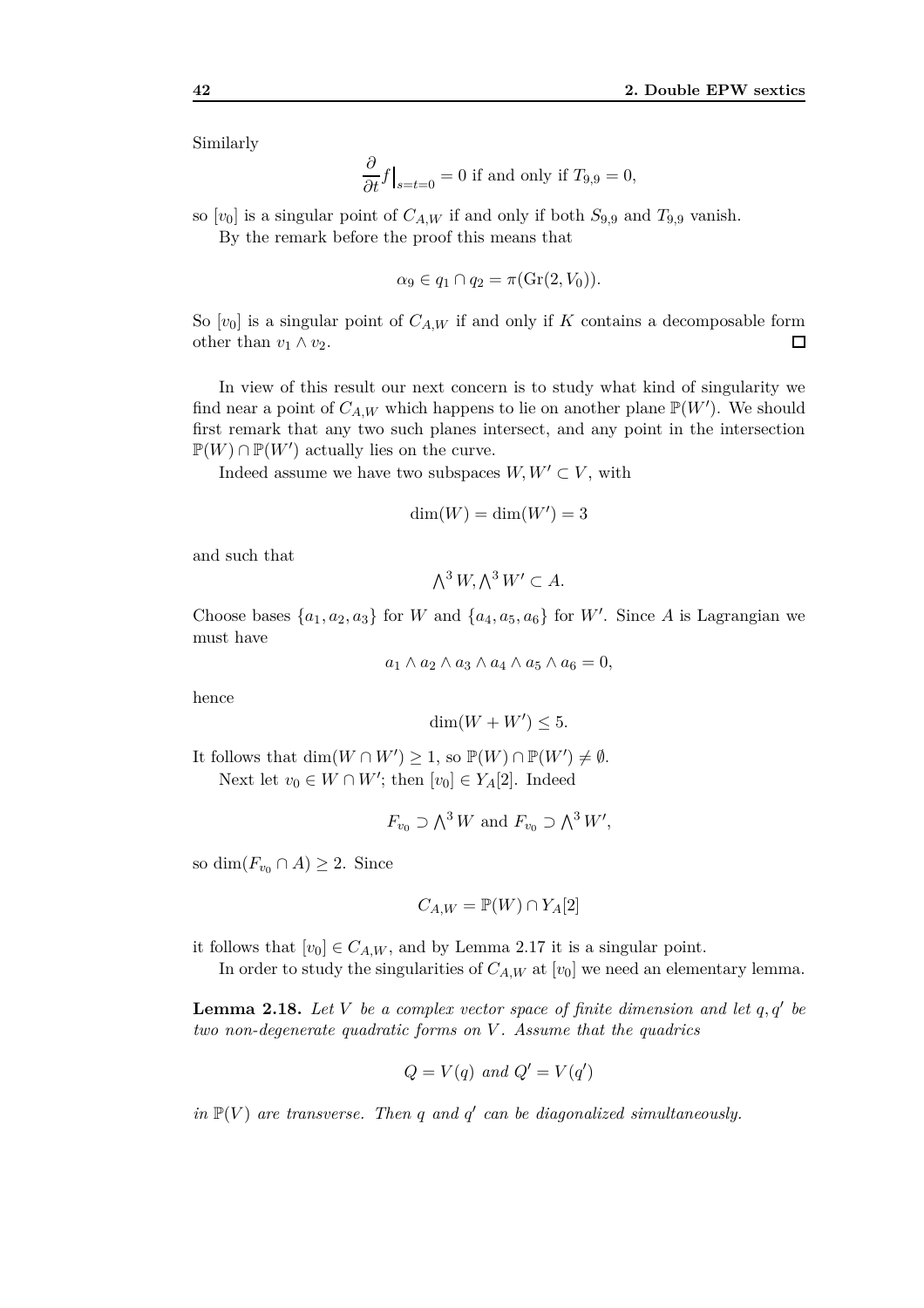Similarly

$$\frac{\partial}{\partial t} f\Big|_{s=t=0} = 0 \text{ if and only if } T_{9,9} = 0,$$

so $[v_0]$ is a singular point of $C_{A,W}$ if and only if both $S_{9,9}$ and $T_{9,9}$ vanish.

By the remark before the proof this means that

$$\alpha_9 \in q_1 \cap q_2 = \pi(\mathrm{Gr}(2, V_0)).$$

So $[v_0]$ is a singular point of $C_{A,W}$ if and only if $K$ contains a decomposable form other than $v_1 \wedge v_2$. □

In view of this result our next concern is to study what kind of singularity we find near a point of $C_{A,W}$ which happens to lie on another plane $\mathbb{P}(W')$. We should first remark that any two such planes intersect, and any point in the intersection $\mathbb{P}(W) \cap \mathbb{P}(W')$ actually lies on the curve.

Indeed assume we have two subspaces $W, W' \subset V$, with

$$\dim(W) = \dim(W') = 3$$

and such that

$$\bigwedge^3 W, \bigwedge^3 W' \subset A.$$

Choose bases $\{a_1, a_2, a_3\}$ for $W$ and $\{a_4, a_5, a_6\}$ for $W'$. Since $A$ is Lagrangian we must have

$$a_1 \wedge a_2 \wedge a_3 \wedge a_4 \wedge a_5 \wedge a_6 = 0,$$

hence

$$\dim(W + W') \leq 5.$$

It follows that $\dim(W \cap W') \geq 1$, so $\mathbb{P}(W) \cap \mathbb{P}(W') \neq \emptyset$.

Next let $v_0 \in W \cap W'$; then $[v_0] \in Y_A[2]$. Indeed

$$F_{v_0} \supset \bigwedge^3 W \text{ and } F_{v_0} \supset \bigwedge^3 W',$$

so $\dim(F_{v_0} \cap A) \geq 2$. Since

$$C_{A,W} = \mathbb{P}(W) \cap Y_A[2]$$

it follows that $[v_0] \in C_{A,W}$, and by Lemma 2.17 it is a singular point.

In order to study the singularities of $C_{A,W}$ at $[v_0]$ we need an elementary lemma.

**Lemma 2.18.** *Let $V$ be a complex vector space of finite dimension and let $q, q'$ be two non-degenerate quadratic forms on $V$. Assume that the quadrics*

$$Q = V(q) \text{ and } Q' = V(q')$$

*in $\mathbb{P}(V)$ are transverse. Then $q$ and $q'$ can be diagonalized simultaneously.*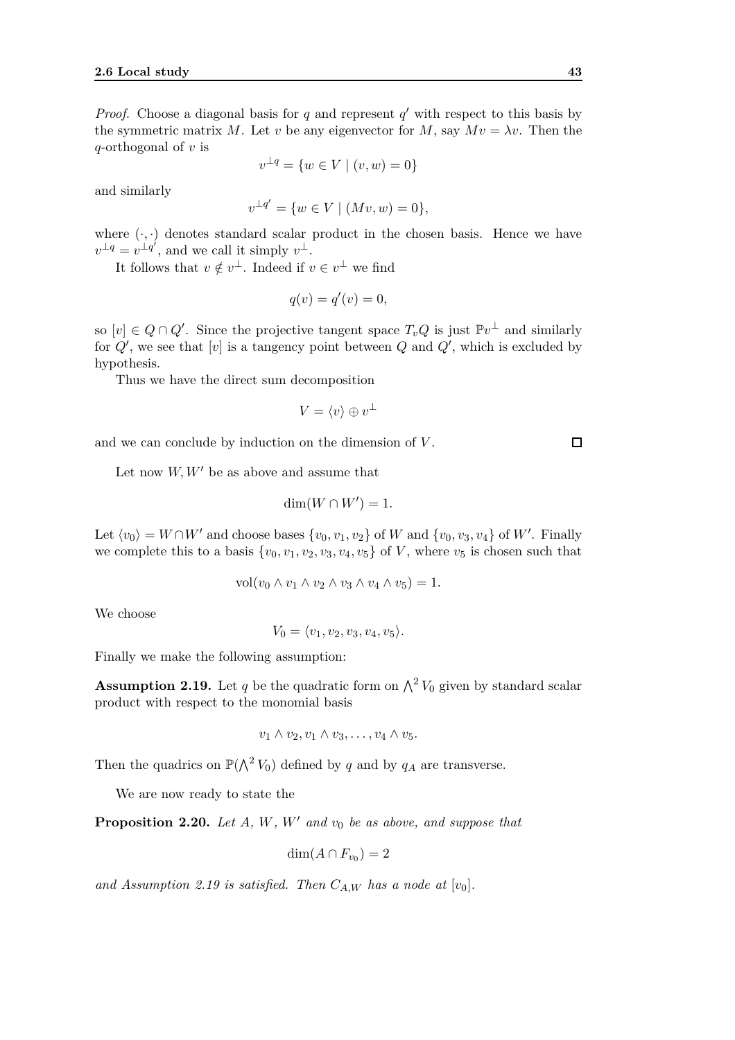*Proof.* Choose a diagonal basis for $q$ and represent $q'$ with respect to this basis by the symmetric matrix $M$. Let $v$ be any eigenvector for $M$, say $Mv = \lambda v$. Then the $q$-orthogonal of $v$ is

$$v^{\perp q} = \{w \in V \mid (v, w) = 0\}$$

and similarly

$$v^{\perp q'} = \{w \in V \mid (Mv, w) = 0\},$$

where $(\cdot, \cdot)$ denotes standard scalar product in the chosen basis. Hence we have $v^{\perp q} = v^{\perp q'}$, and we call it simply $v^{\perp}$.

It follows that $v \notin v^{\perp}$. Indeed if $v \in v^{\perp}$ we find

$$q(v) = q'(v) = 0,$$

so $[v] \in Q \cap Q'$. Since the projective tangent space $T_v Q$ is just $\mathbb{P}v^{\perp}$ and similarly for $Q'$, we see that $[v]$ is a tangency point between $Q$ and $Q'$, which is excluded by hypothesis.

Thus we have the direct sum decomposition

$$V = \langle v \rangle \oplus v^{\perp}$$

and we can conclude by induction on the dimension of $V$. □

Let now $W, W'$ be as above and assume that

$$\dim(W \cap W') = 1.$$

Let $\langle v_0 \rangle = W \cap W'$ and choose bases $\{v_0, v_1, v_2\}$ of $W$ and $\{v_0, v_3, v_4\}$ of $W'$. Finally we complete this to a basis $\{v_0, v_1, v_2, v_3, v_4, v_5\}$ of $V$, where $v_5$ is chosen such that

$$\mathrm{vol}(v_0 \wedge v_1 \wedge v_2 \wedge v_3 \wedge v_4 \wedge v_5) = 1.$$

We choose

$$V_0 = \langle v_1, v_2, v_3, v_4, v_5 \rangle.$$

Finally we make the following assumption:

**Assumption 2.19.** Let $q$ be the quadratic form on $\bigwedge^2 V_0$ given by standard scalar product with respect to the monomial basis

$$v_1 \wedge v_2, v_1 \wedge v_3, \dots, v_4 \wedge v_5.$$

Then the quadrics on $\mathbb{P}(\bigwedge^2 V_0)$ defined by $q$ and by $q_A$ are transverse.

We are now ready to state the

**Proposition 2.20.** *Let $A$, $W$, $W'$ and $v_0$ be as above, and suppose that*

$$\dim(A \cap F_{v_0}) = 2$$

*and Assumption 2.19 is satisfied. Then $C_{A,W}$ has a node at $[v_0]$.*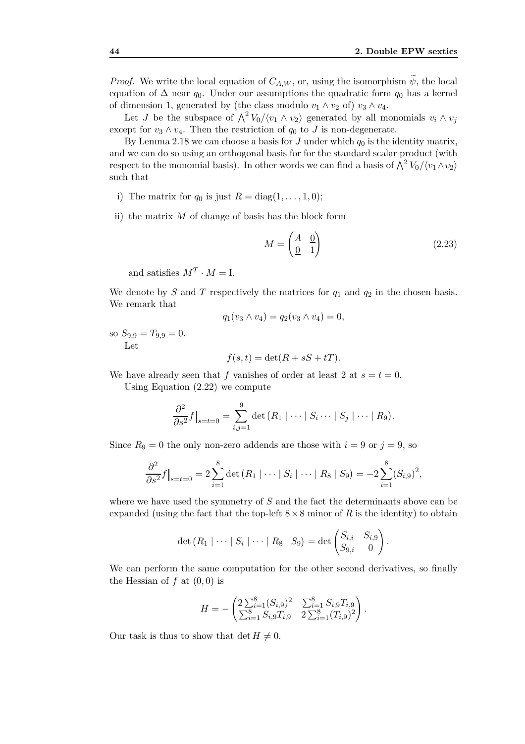*Proof.* We write the local equation of $C_{A,W}$, or, using the isomorphism $\widetilde{\psi}$, the local equation of $\Delta$ near $q_0$. Under our assumptions the quadratic form $q_0$ has a kernel of dimension 1, generated by (the class modulo $v_1 \wedge v_2$ of) $v_3 \wedge v_4$.

Let $J$ be the subspace of $\bigwedge^2 V_0/\langle v_1 \wedge v_2 \rangle$ generated by all monomials $v_i \wedge v_j$ except for $v_3 \wedge v_4$. Then the restriction of $q_0$ to $J$ is non-degenerate.

By Lemma 2.18 we can choose a basis for $J$ under which $q_0$ is the identity matrix, and we can do so using an orthogonal basis for for the standard scalar product (with respect to the monomial basis). In other words we can find a basis of $\bigwedge^2 V_0/\langle v_1 \wedge v_2 \rangle$ such that

i) The matrix for $q_0$ is just $R = \operatorname{diag}(1, \dots, 1, 0)$;

ii) the matrix $M$ of change of basis has the block form

$$M = \begin{pmatrix} A & \underline{0} \\ \underline{0} & 1 \end{pmatrix} \tag{2.23}$$

and satisfies $M^T \cdot M = \mathrm{I}$.

We denote by $S$ and $T$ respectively the matrices for $q_1$ and $q_2$ in the chosen basis. We remark that

$$q_1(v_3 \wedge v_4) = q_2(v_3 \wedge v_4) = 0,$$

so $S_{9,9} = T_{9,9} = 0$.

Let

$$f(s,t) = \det(R + sS + tT).$$

We have already seen that $f$ vanishes of order at least 2 at $s = t = 0$.

Using Equation (2.22) we compute

$$\frac{\partial^2}{\partial s^2} f\Big|_{s=t=0} = \sum_{i,j=1}^{9} \det\left(R_1 \mid \cdots \mid S_i \cdots \mid S_j \mid \cdots \mid R_9\right).$$

Since $R_9 = 0$ the only non-zero addends are those with $i = 9$ or $j = 9$, so

$$\frac{\partial^2}{\partial s^2} f\Big|_{s=t=0} = 2\sum_{i=1}^{8} \det\left(R_1 \mid \cdots \mid S_i \mid \cdots \mid R_8 \mid S_9\right) = -2\sum_{i=1}^{8} (S_{i,9})^2,$$

where we have used the symmetry of $S$ and the fact the determinants above can be expanded (using the fact that the top-left $8 \times 8$ minor of $R$ is the identity) to obtain

$$\det\left(R_1 \mid \cdots \mid S_i \mid \cdots \mid R_8 \mid S_9\right) = \det\begin{pmatrix} S_{i,i} & S_{i,9} \\ S_{9,i} & 0 \end{pmatrix}.$$

We can perform the same computation for the other second derivatives, so finally the Hessian of $f$ at $(0,0)$ is

$$H = -\begin{pmatrix} 2\sum_{i=1}^{8} (S_{i,9})^2 & \sum_{i=1}^{8} S_{i,9} T_{i,9} \\ \sum_{i=1}^{8} S_{i,9} T_{i,9} & 2\sum_{i=1}^{8} (T_{i,9})^2 \end{pmatrix}.$$

Our task is thus to show that $\det H \neq 0$.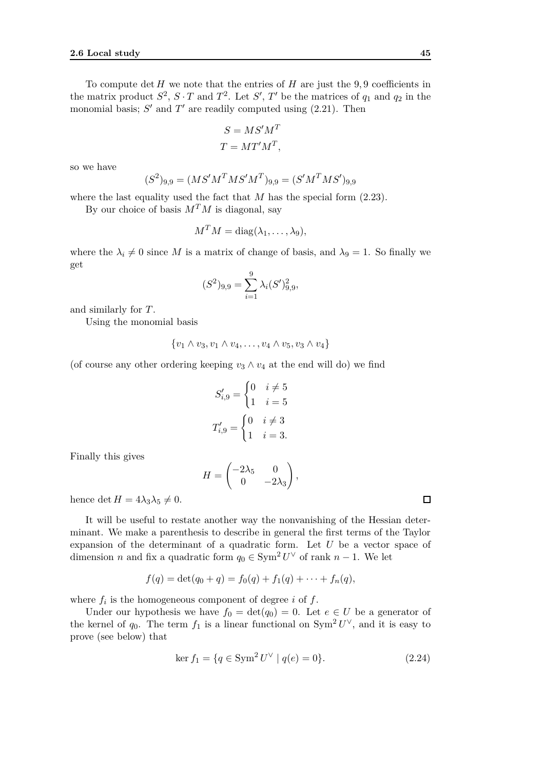To compute $\det H$ we note that the entries of $H$ are just the $9,9$ coefficients in the matrix product $S^2$, $S \cdot T$ and $T^2$. Let $S'$, $T'$ be the matrices of $q_1$ and $q_2$ in the monomial basis; $S'$ and $T'$ are readily computed using (2.21). Then

$$
\begin{aligned}
S &= MS'M^T \\
T &= MT'M^T,
\end{aligned}
$$

so we have

$$
(S^2)_{9,9} = (MS'M^TMS'M^T)_{9,9} = (S'M^TMS')_{9,9}
$$

where the last equality used the fact that $M$ has the special form (2.23).

By our choice of basis $M^TM$ is diagonal, say

$$
M^TM = \operatorname{diag}(\lambda_1, \ldots, \lambda_9),
$$

where the $\lambda_i \neq 0$ since $M$ is a matrix of change of basis, and $\lambda_9 = 1$. So finally we get

$$
(S^2)_{9,9} = \sum_{i=1}^{9} \lambda_i (S')^2_{9,9},
$$

and similarly for $T$.

Using the monomial basis

$$
\{v_1 \wedge v_3, v_1 \wedge v_4, \ldots, v_4 \wedge v_5, v_3 \wedge v_4\}
$$

(of course any other ordering keeping $v_3 \wedge v_4$ at the end will do) we find

$$
S'_{i,9} = \begin{cases} 0 & i \neq 5 \\ 1 & i = 5 \end{cases}
$$

$$
T'_{i,9} = \begin{cases} 0 & i \neq 3 \\ 1 & i = 3. \end{cases}
$$

Finally this gives

$$
H = \begin{pmatrix} -2\lambda_5 & 0 \\ 0 & -2\lambda_3 \end{pmatrix},
$$

hence $\det H = 4\lambda_3\lambda_5 \neq 0$. $\square$

It will be useful to restate another way the nonvanishing of the Hessian determinant. We make a parenthesis to describe in general the first terms of the Taylor expansion of the determinant of a quadratic form. Let $U$ be a vector space of dimension $n$ and fix a quadratic form $q_0 \in \operatorname{Sym}^2 U^\vee$ of rank $n-1$. We let

$$
f(q) = \det(q_0 + q) = f_0(q) + f_1(q) + \cdots + f_n(q),
$$

where $f_i$ is the homogeneous component of degree $i$ of $f$.

Under our hypothesis we have $f_0 = \det(q_0) = 0$. Let $e \in U$ be a generator of the kernel of $q_0$. The term $f_1$ is a linear functional on $\operatorname{Sym}^2 U^\vee$, and it is easy to prove (see below) that

$$
\ker f_1 = \{q \in \operatorname{Sym}^2 U^\vee \mid q(e) = 0\}. \tag{2.24}
$$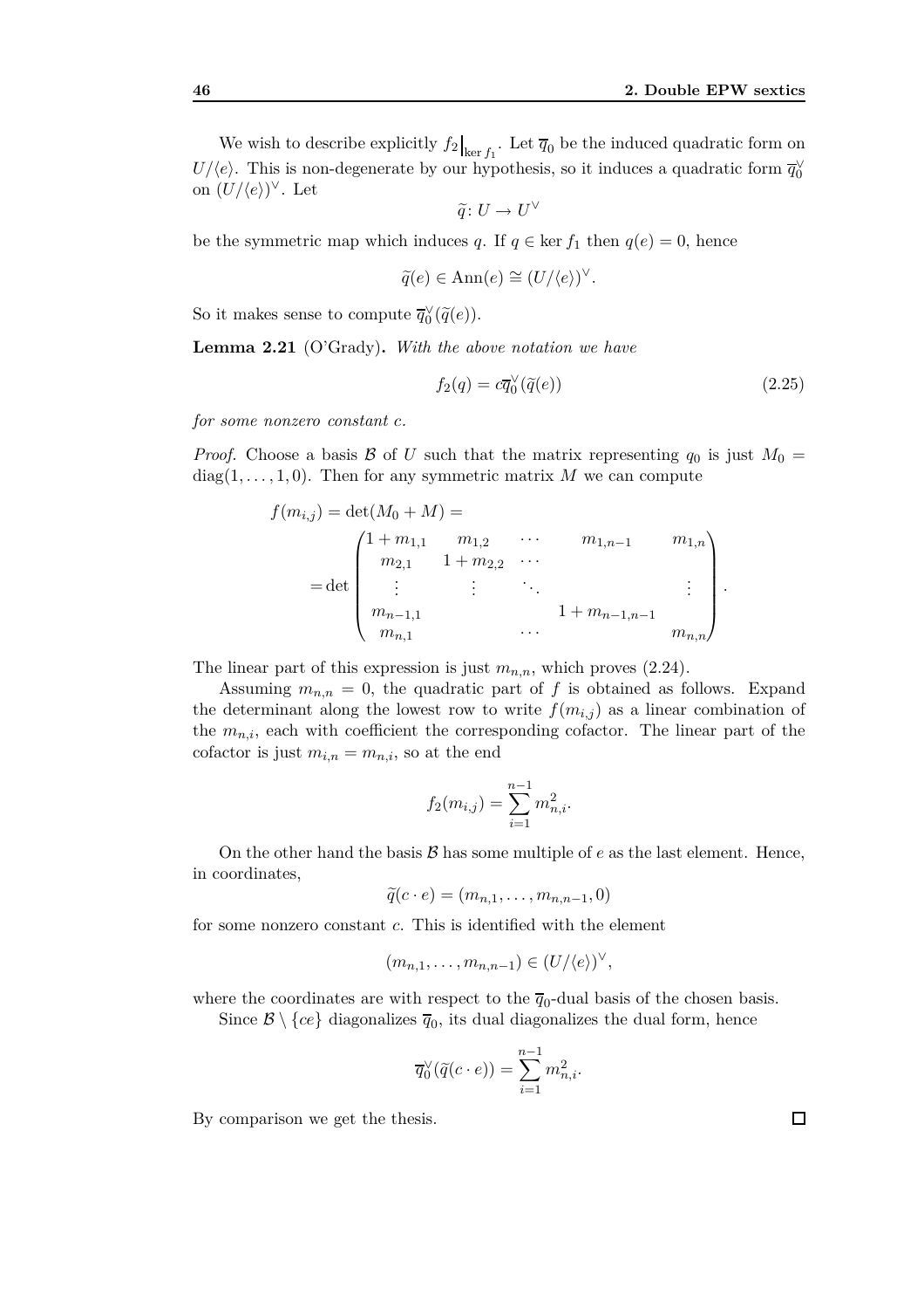We wish to describe explicitly $f_2\big|_{\ker f_1}$. Let $\overline{q}_0$ be the induced quadratic form on $U/\langle e\rangle$. This is non-degenerate by our hypothesis, so it induces a quadratic form $\overline{q}_0^\vee$ on $(U/\langle e\rangle)^\vee$. Let

$$\widetilde{q}\colon U \to U^\vee$$

be the symmetric map which induces $q$. If $q \in \ker f_1$ then $q(e) = 0$, hence

$$\widetilde{q}(e) \in \operatorname{Ann}(e) \cong (U/\langle e\rangle)^\vee.$$

So it makes sense to compute $\overline{q}_0^\vee(\widetilde{q}(e))$.

**Lemma 2.21** (O'Grady)**.** *With the above notation we have*

$$f_2(q) = c\overline{q}_0^\vee(\widetilde{q}(e)) \tag{2.25}$$

*for some nonzero constant $c$.*

*Proof.* Choose a basis $\mathcal{B}$ of $U$ such that the matrix representing $q_0$ is just $M_0 = \operatorname{diag}(1, \ldots, 1, 0)$. Then for any symmetric matrix $M$ we can compute

$$f(m_{i,j}) = \det(M_0 + M) =$$
$$= \det \begin{pmatrix} 1 + m_{1,1} & m_{1,2} & \cdots & m_{1,n-1} & m_{1,n} \\ m_{2,1} & 1 + m_{2,2} & \cdots & & \\ \vdots & \vdots & \ddots & & \vdots \\ m_{n-1,1} & & & 1 + m_{n-1,n-1} & \\ m_{n,1} & & \cdots & & m_{n,n} \end{pmatrix}.$$

The linear part of this expression is just $m_{n,n}$, which proves (2.24).

Assuming $m_{n,n} = 0$, the quadratic part of $f$ is obtained as follows. Expand the determinant along the lowest row to write $f(m_{i,j})$ as a linear combination of the $m_{n,i}$, each with coefficient the corresponding cofactor. The linear part of the cofactor is just $m_{i,n} = m_{n,i}$, so at the end

$$f_2(m_{i,j}) = \sum_{i=1}^{n-1} m_{n,i}^2.$$

On the other hand the basis $\mathcal{B}$ has some multiple of $e$ as the last element. Hence, in coordinates,

$$\widetilde{q}(c \cdot e) = (m_{n,1}, \ldots, m_{n,n-1}, 0)$$

for some nonzero constant $c$. This is identified with the element

$$(m_{n,1}, \ldots, m_{n,n-1}) \in (U/\langle e\rangle)^\vee,$$

where the coordinates are with respect to the $\overline{q}_0$-dual basis of the chosen basis.

Since $\mathcal{B} \setminus \{ce\}$ diagonalizes $\overline{q}_0$, its dual diagonalizes the dual form, hence

$$\overline{q}_0^\vee(\widetilde{q}(c \cdot e)) = \sum_{i=1}^{n-1} m_{n,i}^2.$$

By comparison we get the thesis. $\square$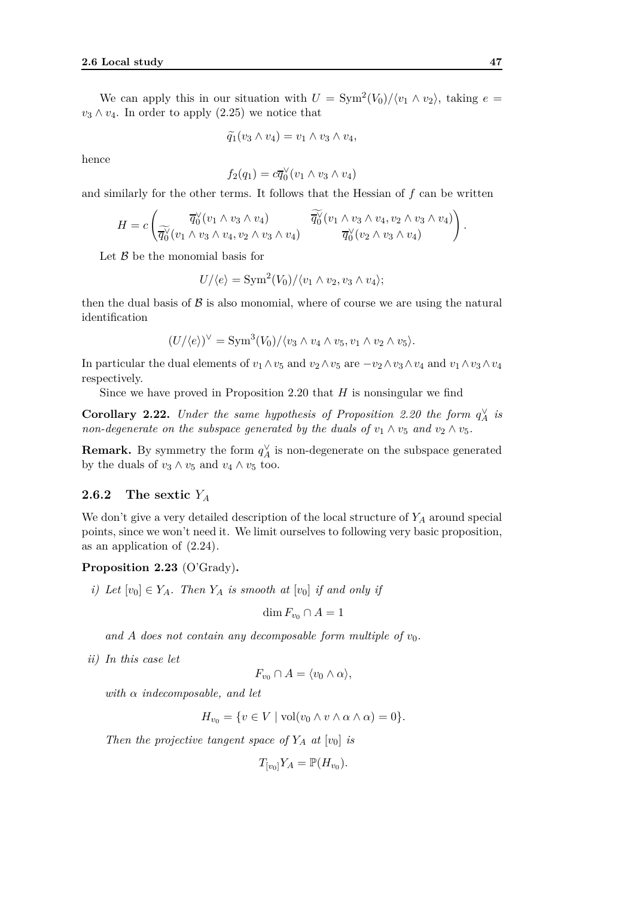We can apply this in our situation with $U = \mathrm{Sym}^2(V_0)/\langle v_1 \wedge v_2\rangle$, taking $e = v_3 \wedge v_4$. In order to apply (2.25) we notice that

$$\widetilde{q}_1(v_3 \wedge v_4) = v_1 \wedge v_3 \wedge v_4,$$

hence

$$f_2(q_1) = c\overline{q}_0^{\vee}(v_1 \wedge v_3 \wedge v_4)$$

and similarly for the other terms. It follows that the Hessian of $f$ can be written

$$H = c \begin{pmatrix} \overline{q}_0^{\vee}(v_1 \wedge v_3 \wedge v_4) & \widetilde{\overline{q}_0^{\vee}}(v_1 \wedge v_3 \wedge v_4, v_2 \wedge v_3 \wedge v_4) \\ \widetilde{\overline{q}_0^{\vee}}(v_1 \wedge v_3 \wedge v_4, v_2 \wedge v_3 \wedge v_4) & \overline{q}_0^{\vee}(v_2 \wedge v_3 \wedge v_4) \end{pmatrix}.$$

Let $\mathcal{B}$ be the monomial basis for

$$U/\langle e\rangle = \mathrm{Sym}^2(V_0)/\langle v_1 \wedge v_2, v_3 \wedge v_4\rangle;$$

then the dual basis of $\mathcal{B}$ is also monomial, where of course we are using the natural identification

$$(U/\langle e\rangle)^{\vee} = \mathrm{Sym}^3(V_0)/\langle v_3 \wedge v_4 \wedge v_5, v_1 \wedge v_2 \wedge v_5\rangle.$$

In particular the dual elements of $v_1 \wedge v_5$ and $v_2 \wedge v_5$ are $-v_2 \wedge v_3 \wedge v_4$ and $v_1 \wedge v_3 \wedge v_4$ respectively.

Since we have proved in Proposition 2.20 that $H$ is nonsingular we find

**Corollary 2.22.** *Under the same hypothesis of Proposition 2.20 the form $q_A^{\vee}$ is non-degenerate on the subspace generated by the duals of $v_1 \wedge v_5$ and $v_2 \wedge v_5$.*

**Remark.** By symmetry the form $q_A^{\vee}$ is non-degenerate on the subspace generated by the duals of $v_3 \wedge v_5$ and $v_4 \wedge v_5$ too.

### 2.6.2 The sextic $Y_A$

We don't give a very detailed description of the local structure of $Y_A$ around special points, since we won't need it. We limit ourselves to following very basic proposition, as an application of (2.24).

**Proposition 2.23** (O'Grady)**.**

*i) Let $[v_0] \in Y_A$. Then $Y_A$ is smooth at $[v_0]$ if and only if*

$$\dim F_{v_0} \cap A = 1$$

*and $A$ does not contain any decomposable form multiple of $v_0$.*

*ii) In this case let*

$$F_{v_0} \cap A = \langle v_0 \wedge \alpha\rangle,$$

*with $\alpha$ indecomposable, and let*

$$H_{v_0} = \{v \in V \mid \mathrm{vol}(v_0 \wedge v \wedge \alpha \wedge \alpha) = 0\}.$$

*Then the projective tangent space of $Y_A$ at $[v_0]$ is*

$$T_{[v_0]} Y_A = \mathbb{P}(H_{v_0}).$$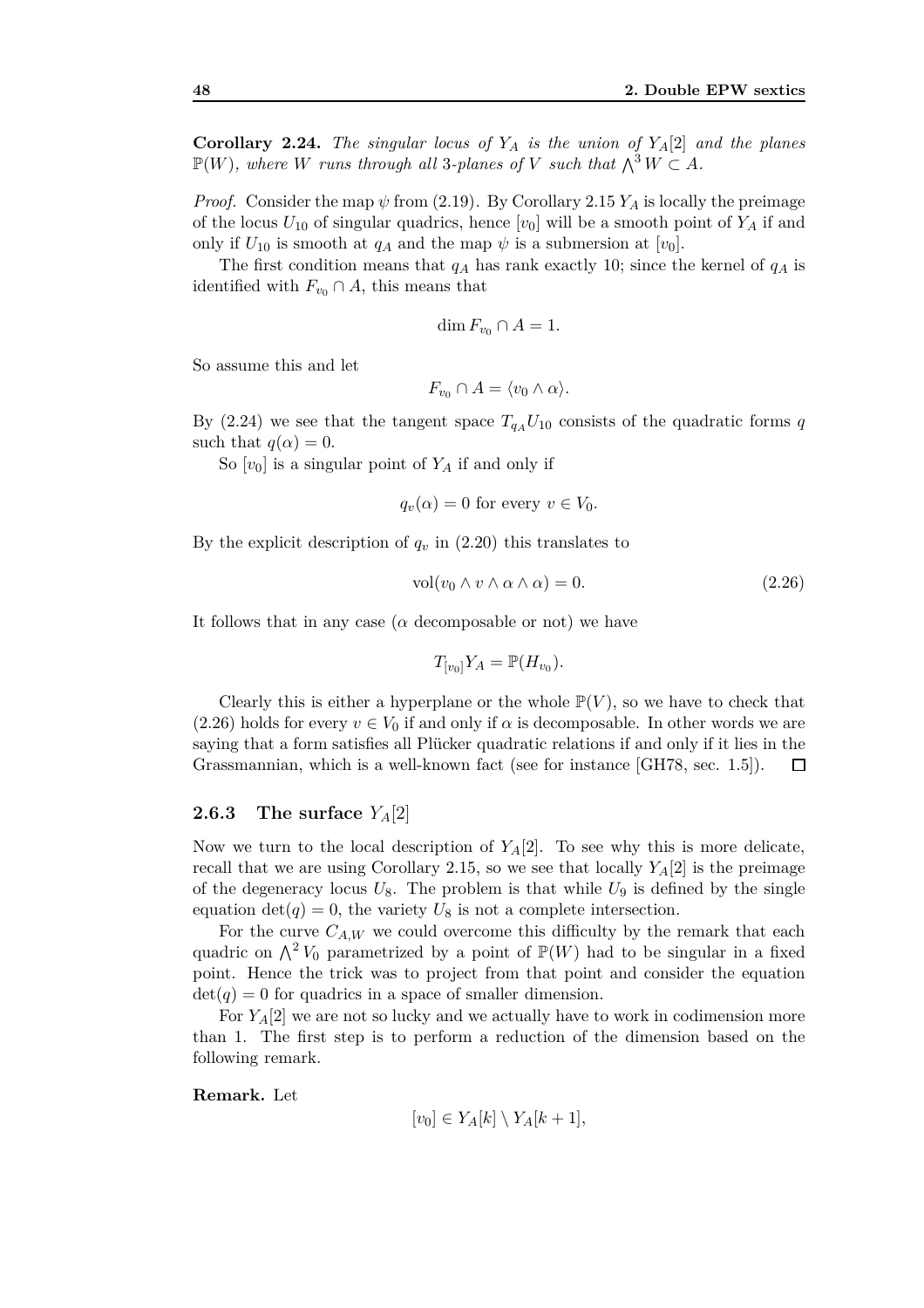**Corollary 2.24.** *The singular locus of $Y_A$ is the union of $Y_A[2]$ and the planes $\mathbb{P}(W)$, where $W$ runs through all 3-planes of $V$ such that $\bigwedge^3 W \subset A$.*

*Proof.* Consider the map $\psi$ from (2.19). By Corollary 2.15 $Y_A$ is locally the preimage of the locus $U_{10}$ of singular quadrics, hence $[v_0]$ will be a smooth point of $Y_A$ if and only if $U_{10}$ is smooth at $q_A$ and the map $\psi$ is a submersion at $[v_0]$.

The first condition means that $q_A$ has rank exactly 10; since the kernel of $q_A$ is identified with $F_{v_0} \cap A$, this means that

$$\dim F_{v_0} \cap A = 1.$$

So assume this and let

$$F_{v_0} \cap A = \langle v_0 \wedge \alpha \rangle.$$

By (2.24) we see that the tangent space $T_{q_A} U_{10}$ consists of the quadratic forms $q$ such that $q(\alpha) = 0$.

So $[v_0]$ is a singular point of $Y_A$ if and only if

$$q_v(\alpha) = 0 \text{ for every } v \in V_0.$$

By the explicit description of $q_v$ in (2.20) this translates to

$$\operatorname{vol}(v_0 \wedge v \wedge \alpha \wedge \alpha) = 0. \tag{2.26}$$

It follows that in any case ($\alpha$ decomposable or not) we have

$$T_{[v_0]} Y_A = \mathbb{P}(H_{v_0}).$$

Clearly this is either a hyperplane or the whole $\mathbb{P}(V)$, so we have to check that (2.26) holds for every $v \in V_0$ if and only if $\alpha$ is decomposable. In other words we are saying that a form satisfies all Plücker quadratic relations if and only if it lies in the Grassmannian, which is a well-known fact (see for instance [GH78, sec. 1.5]). $\square$

### 2.6.3 The surface $Y_A[2]$

Now we turn to the local description of $Y_A[2]$. To see why this is more delicate, recall that we are using Corollary 2.15, so we see that locally $Y_A[2]$ is the preimage of the degeneracy locus $U_8$. The problem is that while $U_9$ is defined by the single equation $\det(q) = 0$, the variety $U_8$ is not a complete intersection.

For the curve $C_{A,W}$ we could overcome this difficulty by the remark that each quadric on $\bigwedge^2 V_0$ parametrized by a point of $\mathbb{P}(W)$ had to be singular in a fixed point. Hence the trick was to project from that point and consider the equation $\det(q) = 0$ for quadrics in a space of smaller dimension.

For $Y_A[2]$ we are not so lucky and we actually have to work in codimension more than 1. The first step is to perform a reduction of the dimension based on the following remark.

**Remark.** Let

$$[v_0] \in Y_A[k] \setminus Y_A[k+1],$$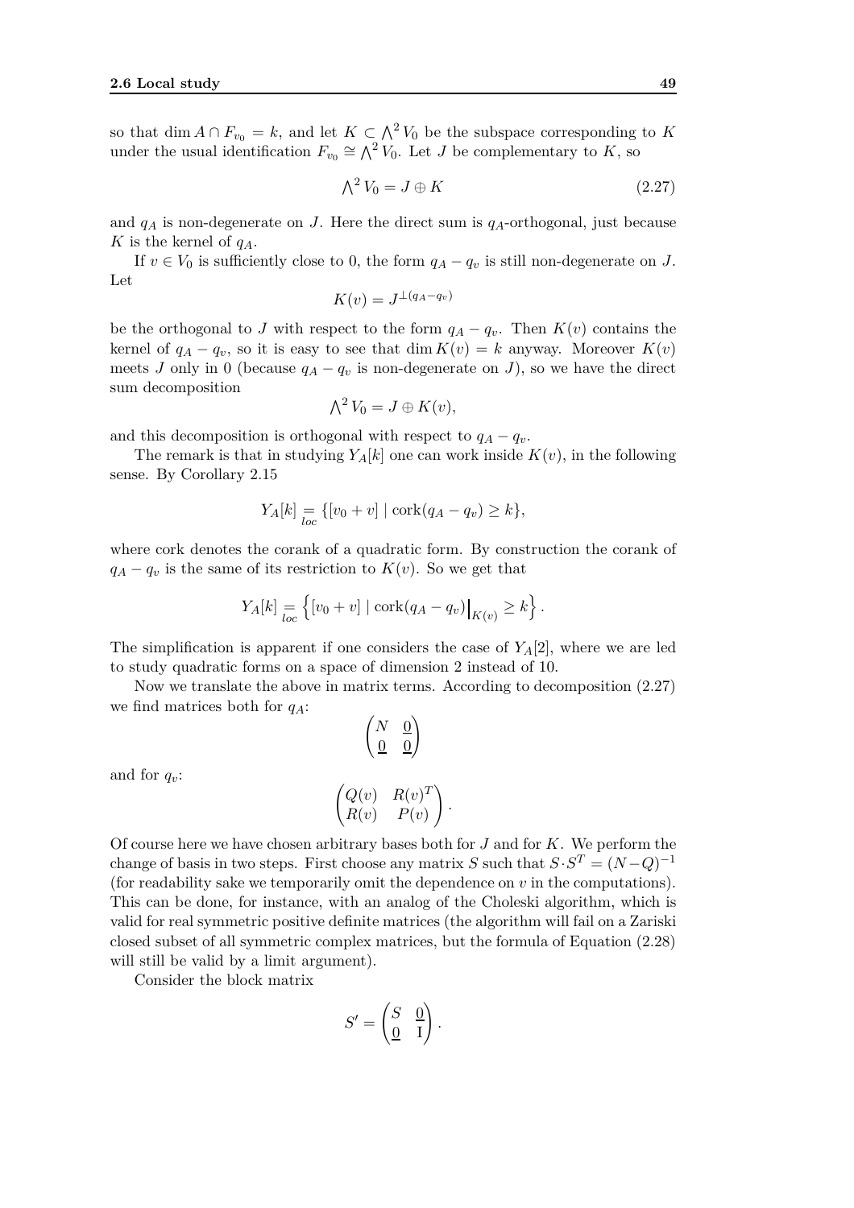so that $\dim A \cap F_{v_0} = k$, and let $K \subset \bigwedge^2 V_0$ be the subspace corresponding to $K$ under the usual identification $F_{v_0} \cong \bigwedge^2 V_0$. Let $J$ be complementary to $K$, so

$$\bigwedge^2 V_0 = J \oplus K \tag{2.27}$$

and $q_A$ is non-degenerate on $J$. Here the direct sum is $q_A$-orthogonal, just because $K$ is the kernel of $q_A$.

If $v \in V_0$ is sufficiently close to 0, the form $q_A - q_v$ is still non-degenerate on $J$. Let

$$K(v) = J^{\perp(q_A - q_v)}$$

be the orthogonal to $J$ with respect to the form $q_A - q_v$. Then $K(v)$ contains the kernel of $q_A - q_v$, so it is easy to see that $\dim K(v) = k$ anyway. Moreover $K(v)$ meets $J$ only in 0 (because $q_A - q_v$ is non-degenerate on $J$), so we have the direct sum decomposition

$$\bigwedge^2 V_0 = J \oplus K(v),$$

and this decomposition is orthogonal with respect to $q_A - q_v$.

The remark is that in studying $Y_A[k]$ one can work inside $K(v)$, in the following sense. By Corollary 2.15

$$Y_A[k] \underset{loc}{=} \{[v_0 + v] \mid \operatorname{cork}(q_A - q_v) \geq k\},$$

where cork denotes the corank of a quadratic form. By construction the corank of $q_A - q_v$ is the same of its restriction to $K(v)$. So we get that

$$Y_A[k] \underset{loc}{=} \left\{[v_0 + v] \mid \operatorname{cork}(q_A - q_v)\big|_{K(v)} \geq k\right\}.$$

The simplification is apparent if one considers the case of $Y_A[2]$, where we are led to study quadratic forms on a space of dimension 2 instead of 10.

Now we translate the above in matrix terms. According to decomposition (2.27) we find matrices both for $q_A$:

$$\begin{pmatrix} N & \underline{0} \\ \underline{0} & \underline{0} \end{pmatrix}$$

and for $q_v$:

$$\begin{pmatrix} Q(v) & R(v)^T \\ R(v) & P(v) \end{pmatrix}.$$

Of course here we have chosen arbitrary bases both for $J$ and for $K$. We perform the change of basis in two steps. First choose any matrix $S$ such that $S \cdot S^T = (N - Q)^{-1}$ (for readability sake we temporarily omit the dependence on $v$ in the computations). This can be done, for instance, with an analog of the Choleski algorithm, which is valid for real symmetric positive definite matrices (the algorithm will fail on a Zariski closed subset of all symmetric complex matrices, but the formula of Equation (2.28) will still be valid by a limit argument).

Consider the block matrix

$$S' = \begin{pmatrix} S & \underline{0} \\ \underline{0} & \mathrm{I} \end{pmatrix}.$$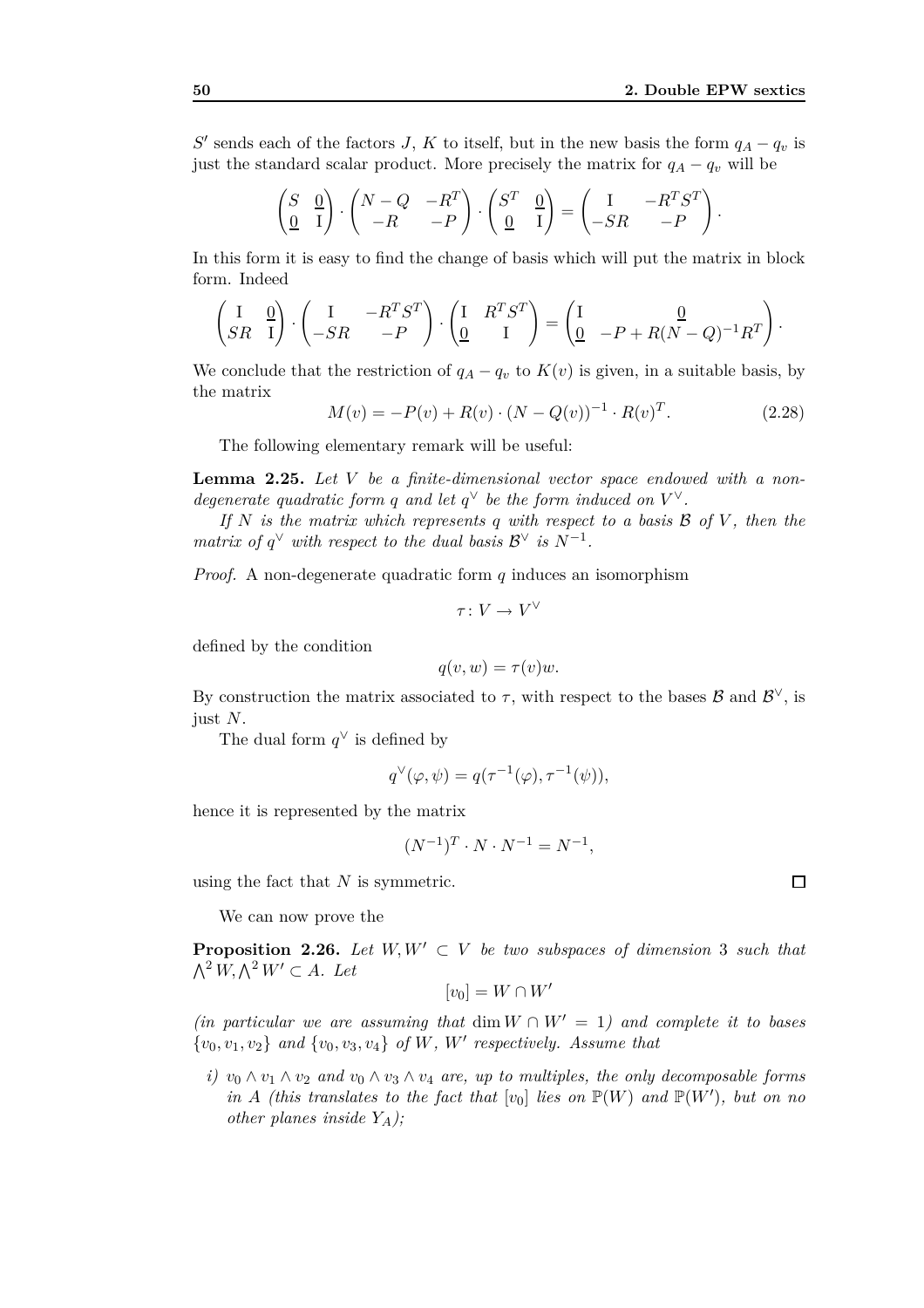$S'$ sends each of the factors $J$, $K$ to itself, but in the new basis the form $q_A - q_v$ is just the standard scalar product. More precisely the matrix for $q_A - q_v$ will be

$$\begin{pmatrix} S & \underline{0} \\ \underline{0} & \mathrm{I} \end{pmatrix} \cdot \begin{pmatrix} N-Q & -R^T \\ -R & -P \end{pmatrix} \cdot \begin{pmatrix} S^T & \underline{0} \\ \underline{0} & \mathrm{I} \end{pmatrix} = \begin{pmatrix} \mathrm{I} & -R^T S^T \\ -SR & -P \end{pmatrix}.$$

In this form it is easy to find the change of basis which will put the matrix in block form. Indeed

$$\begin{pmatrix} \mathrm{I} & \underline{0} \\ SR & \mathrm{I} \end{pmatrix} \cdot \begin{pmatrix} \mathrm{I} & -R^T S^T \\ -SR & -P \end{pmatrix} \cdot \begin{pmatrix} \mathrm{I} & R^T S^T \\ \underline{0} & \mathrm{I} \end{pmatrix} = \begin{pmatrix} \mathrm{I} & \underline{0} \\ \underline{0} & -P + R(N-Q)^{-1} R^T \end{pmatrix}.$$

We conclude that the restriction of $q_A - q_v$ to $K(v)$ is given, in a suitable basis, by the matrix

$$M(v) = -P(v) + R(v) \cdot (N - Q(v))^{-1} \cdot R(v)^T. \tag{2.28}$$

The following elementary remark will be useful:

**Lemma 2.25.** *Let $V$ be a finite-dimensional vector space endowed with a non-degenerate quadratic form $q$ and let $q^\vee$ be the form induced on $V^\vee$.*

*If $N$ is the matrix which represents $q$ with respect to a basis $\mathcal{B}$ of $V$, then the matrix of $q^\vee$ with respect to the dual basis $\mathcal{B}^\vee$ is $N^{-1}$.*

*Proof.* A non-degenerate quadratic form $q$ induces an isomorphism

$$\tau \colon V \to V^\vee$$

defined by the condition

$$q(v, w) = \tau(v) w.$$

By construction the matrix associated to $\tau$, with respect to the bases $\mathcal{B}$ and $\mathcal{B}^\vee$, is just $N$.

The dual form $q^\vee$ is defined by

$$q^\vee(\varphi, \psi) = q(\tau^{-1}(\varphi), \tau^{-1}(\psi)),$$

hence it is represented by the matrix

$$(N^{-1})^T \cdot N \cdot N^{-1} = N^{-1},$$

using the fact that $N$ is symmetric. $\square$

We can now prove the

**Proposition 2.26.** *Let $W, W' \subset V$ be two subspaces of dimension 3 such that $\bigwedge^2 W, \bigwedge^2 W' \subset A$. Let*

$$[v_0] = W \cap W'$$

*(in particular we are assuming that $\dim W \cap W' = 1$) and complete it to bases $\{v_0, v_1, v_2\}$ and $\{v_0, v_3, v_4\}$ of $W$, $W'$ respectively. Assume that*

*i) $v_0 \wedge v_1 \wedge v_2$ and $v_0 \wedge v_3 \wedge v_4$ are, up to multiples, the only decomposable forms in $A$ (this translates to the fact that $[v_0]$ lies on $\mathbb{P}(W)$ and $\mathbb{P}(W')$, but on no other planes inside $Y_A$);*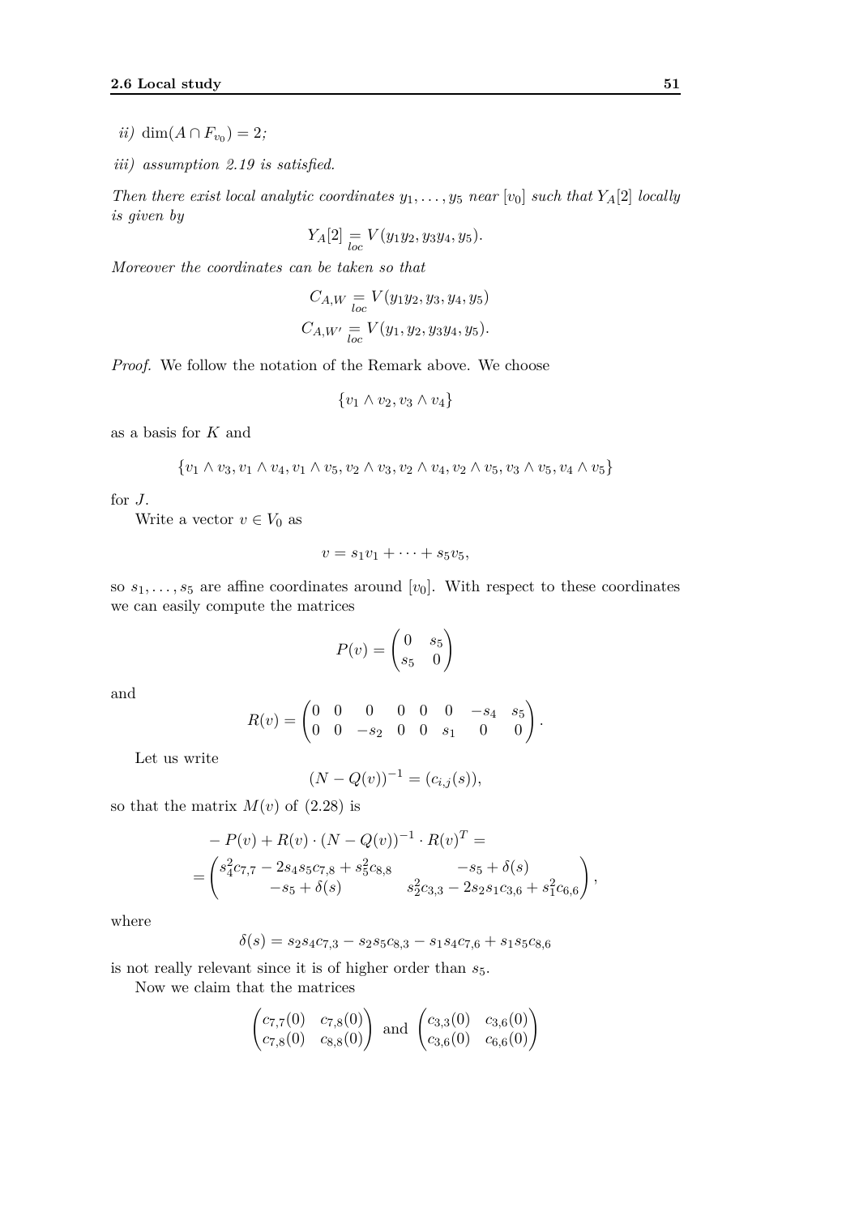*ii)* $\dim(A \cap F_{v_0}) = 2$;

*iii)* *assumption 2.19 is satisfied.*

*Then there exist local analytic coordinates* $y_1, \ldots, y_5$ *near* $[v_0]$ *such that* $Y_A[2]$ *locally is given by*

$$Y_A[2] \underset{loc}{=} V(y_1y_2, y_3y_4, y_5).$$

*Moreover the coordinates can be taken so that*

$$C_{A,W} \underset{loc}{=} V(y_1y_2, y_3, y_4, y_5)$$
$$C_{A,W'} \underset{loc}{=} V(y_1, y_2, y_3y_4, y_5).$$

*Proof.* We follow the notation of the Remark above. We choose

$$\{v_1 \wedge v_2, v_3 \wedge v_4\}$$

as a basis for $K$ and

$$\{v_1 \wedge v_3, v_1 \wedge v_4, v_1 \wedge v_5, v_2 \wedge v_3, v_2 \wedge v_4, v_2 \wedge v_5, v_3 \wedge v_5, v_4 \wedge v_5\}$$

for $J$.

Write a vector $v \in V_0$ as

$$v = s_1v_1 + \cdots + s_5v_5,$$

so $s_1, \ldots, s_5$ are affine coordinates around $[v_0]$. With respect to these coordinates we can easily compute the matrices

$$P(v) = \begin{pmatrix} 0 & s_5 \\ s_5 & 0 \end{pmatrix}$$

and

$$R(v) = \begin{pmatrix} 0 & 0 & 0 & 0 & 0 & 0 & -s_4 & s_5 \\ 0 & 0 & -s_2 & 0 & 0 & s_1 & 0 & 0 \end{pmatrix}.$$

Let us write

$$(N - Q(v))^{-1} = (c_{i,j}(s)),$$

so that the matrix $M(v)$ of (2.28) is

$$\begin{aligned} & -P(v) + R(v) \cdot (N - Q(v))^{-1} \cdot R(v)^T = \\ & = \begin{pmatrix} s_4^2c_{7,7} - 2s_4s_5c_{7,8} + s_5^2c_{8,8} & -s_5 + \delta(s) \\ -s_5 + \delta(s) & s_2^2c_{3,3} - 2s_2s_1c_{3,6} + s_1^2c_{6,6} \end{pmatrix}, \end{aligned}$$

where

$$\delta(s) = s_2s_4c_{7,3} - s_2s_5c_{8,3} - s_1s_4c_{7,6} + s_1s_5c_{8,6}$$

is not really relevant since it is of higher order than $s_5$.

Now we claim that the matrices

$$\begin{pmatrix} c_{7,7}(0) & c_{7,8}(0) \\ c_{7,8}(0) & c_{8,8}(0) \end{pmatrix} \text{ and } \begin{pmatrix} c_{3,3}(0) & c_{3,6}(0) \\ c_{3,6}(0) & c_{6,6}(0) \end{pmatrix}$$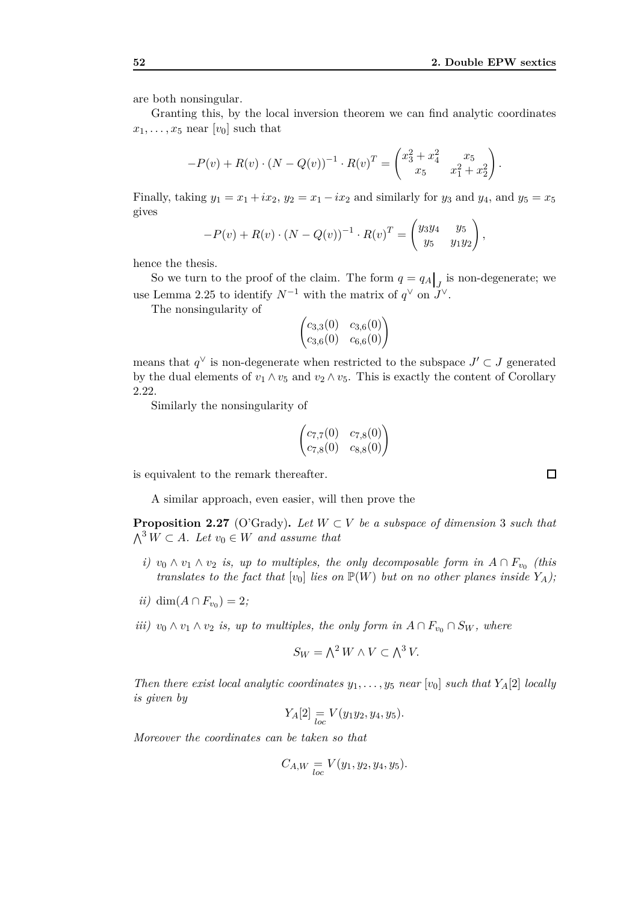are both nonsingular.

Granting this, by the local inversion theorem we can find analytic coordinates $x_1, \dots, x_5$ near $[v_0]$ such that

$$-P(v) + R(v) \cdot (N - Q(v))^{-1} \cdot R(v)^T = \begin{pmatrix} x_3^2 + x_4^2 & x_5 \\ x_5 & x_1^2 + x_2^2 \end{pmatrix}.$$

Finally, taking $y_1 = x_1 + ix_2$, $y_2 = x_1 - ix_2$ and similarly for $y_3$ and $y_4$, and $y_5 = x_5$ gives

$$-P(v) + R(v) \cdot (N - Q(v))^{-1} \cdot R(v)^T = \begin{pmatrix} y_3 y_4 & y_5 \\ y_5 & y_1 y_2 \end{pmatrix},$$

hence the thesis.

So we turn to the proof of the claim. The form $q = q_A\big|_J$ is non-degenerate; we use Lemma 2.25 to identify $N^{-1}$ with the matrix of $q^\vee$ on $J^\vee$.

The nonsingularity of

$$\begin{pmatrix} c_{3,3}(0) & c_{3,6}(0) \\ c_{3,6}(0) & c_{6,6}(0) \end{pmatrix}$$

means that $q^\vee$ is non-degenerate when restricted to the subspace $J' \subset J$ generated by the dual elements of $v_1 \wedge v_5$ and $v_2 \wedge v_5$. This is exactly the content of Corollary 2.22.

Similarly the nonsingularity of

$$\begin{pmatrix} c_{7,7}(0) & c_{7,8}(0) \\ c_{7,8}(0) & c_{8,8}(0) \end{pmatrix}$$

is equivalent to the remark thereafter. $\square$

A similar approach, even easier, will then prove the

**Proposition 2.27** (O'Grady)**.** *Let $W \subset V$ be a subspace of dimension 3 such that $\bigwedge^3 W \subset A$. Let $v_0 \in W$ and assume that*

*i) $v_0 \wedge v_1 \wedge v_2$ is, up to multiples, the only decomposable form in $A \cap F_{v_0}$ (this translates to the fact that $[v_0]$ lies on $\mathbb{P}(W)$ but on no other planes inside $Y_A$);*

*ii) $\dim(A \cap F_{v_0}) = 2$;*

*iii) $v_0 \wedge v_1 \wedge v_2$ is, up to multiples, the only form in $A \cap F_{v_0} \cap S_W$, where*

$$S_W = \bigwedge^2 W \wedge V \subset \bigwedge^3 V.$$

*Then there exist local analytic coordinates $y_1, \dots, y_5$ near $[v_0]$ such that $Y_A[2]$ locally is given by*

$$Y_A[2] \underset{loc}{=} V(y_1 y_2, y_4, y_5).$$

*Moreover the coordinates can be taken so that*

$$C_{A,W} \underset{loc}{=} V(y_1, y_2, y_4, y_5).$$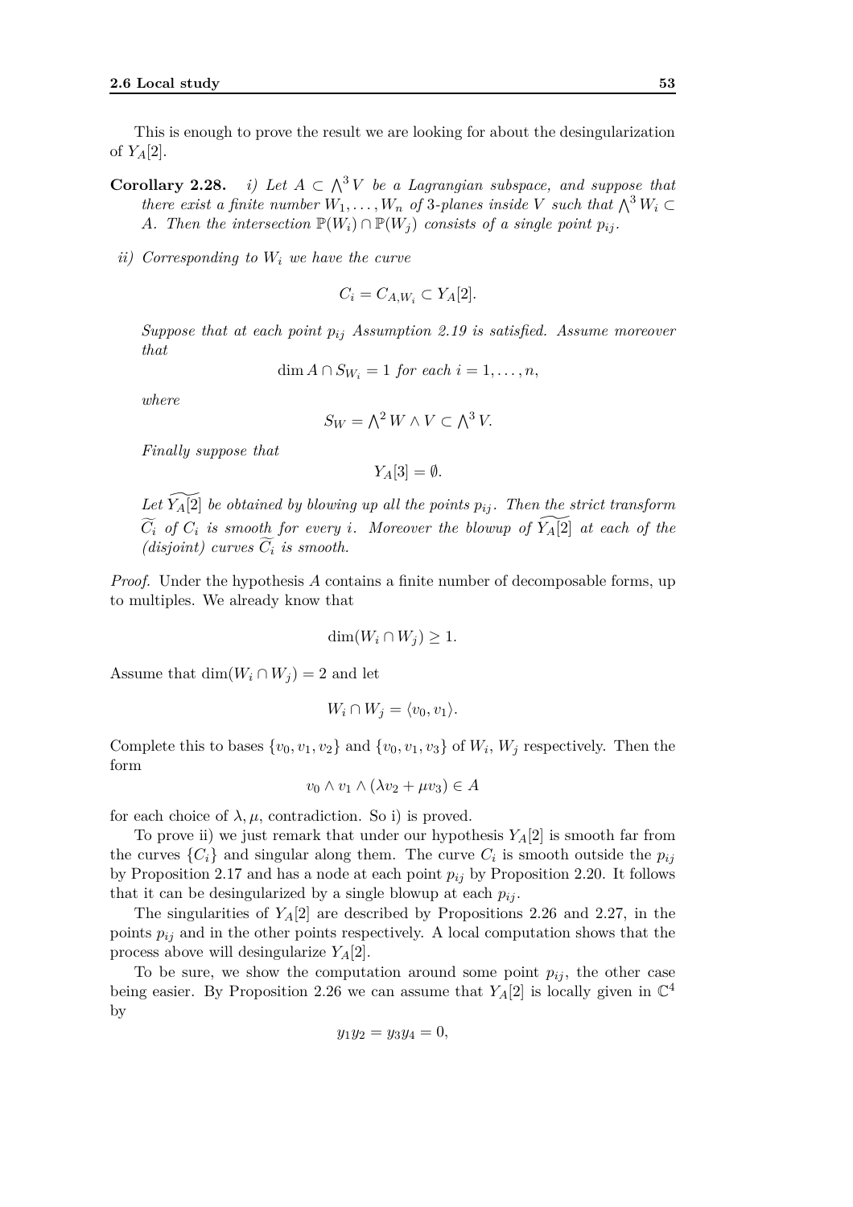This is enough to prove the result we are looking for about the desingularization of $Y_A[2]$.

**Corollary 2.28.** *i) Let $A \subset \bigwedge^3 V$ be a Lagrangian subspace, and suppose that there exist a finite number $W_1, \dots, W_n$ of 3-planes inside $V$ such that $\bigwedge^3 W_i \subset A$. Then the intersection $\mathbb{P}(W_i) \cap \mathbb{P}(W_j)$ consists of a single point $p_{ij}$.*

*ii) Corresponding to $W_i$ we have the curve*

$$C_i = C_{A,W_i} \subset Y_A[2].$$

*Suppose that at each point $p_{ij}$ Assumption 2.19 is satisfied. Assume moreover that*

$$\dim A \cap S_{W_i} = 1 \textit{ for each } i = 1, \dots, n,$$

*where*

$$S_W = \bigwedge^2 W \wedge V \subset \bigwedge^3 V.$$

*Finally suppose that*

$$Y_A[3] = \emptyset.$$

*Let $\widetilde{Y_A[2]}$ be obtained by blowing up all the points $p_{ij}$. Then the strict transform $\widetilde{C_i}$ of $C_i$ is smooth for every $i$. Moreover the blowup of $\widetilde{Y_A[2]}$ at each of the (disjoint) curves $\widetilde{C_i}$ is smooth.*

*Proof.* Under the hypothesis $A$ contains a finite number of decomposable forms, up to multiples. We already know that

$$\dim(W_i \cap W_j) \geq 1.$$

Assume that $\dim(W_i \cap W_j) = 2$ and let

$$W_i \cap W_j = \langle v_0, v_1 \rangle.$$

Complete this to bases $\{v_0, v_1, v_2\}$ and $\{v_0, v_1, v_3\}$ of $W_i$, $W_j$ respectively. Then the form

$$v_0 \wedge v_1 \wedge (\lambda v_2 + \mu v_3) \in A$$

for each choice of $\lambda, \mu$, contradiction. So i) is proved.

To prove ii) we just remark that under our hypothesis $Y_A[2]$ is smooth far from the curves $\{C_i\}$ and singular along them. The curve $C_i$ is smooth outside the $p_{ij}$ by Proposition 2.17 and has a node at each point $p_{ij}$ by Proposition 2.20. It follows that it can be desingularized by a single blowup at each $p_{ij}$.

The singularities of $Y_A[2]$ are described by Propositions 2.26 and 2.27, in the points $p_{ij}$ and in the other points respectively. A local computation shows that the process above will desingularize $Y_A[2]$.

To be sure, we show the computation around some point $p_{ij}$, the other case being easier. By Proposition 2.26 we can assume that $Y_A[2]$ is locally given in $\mathbb{C}^4$ by

$$y_1 y_2 = y_3 y_4 = 0,$$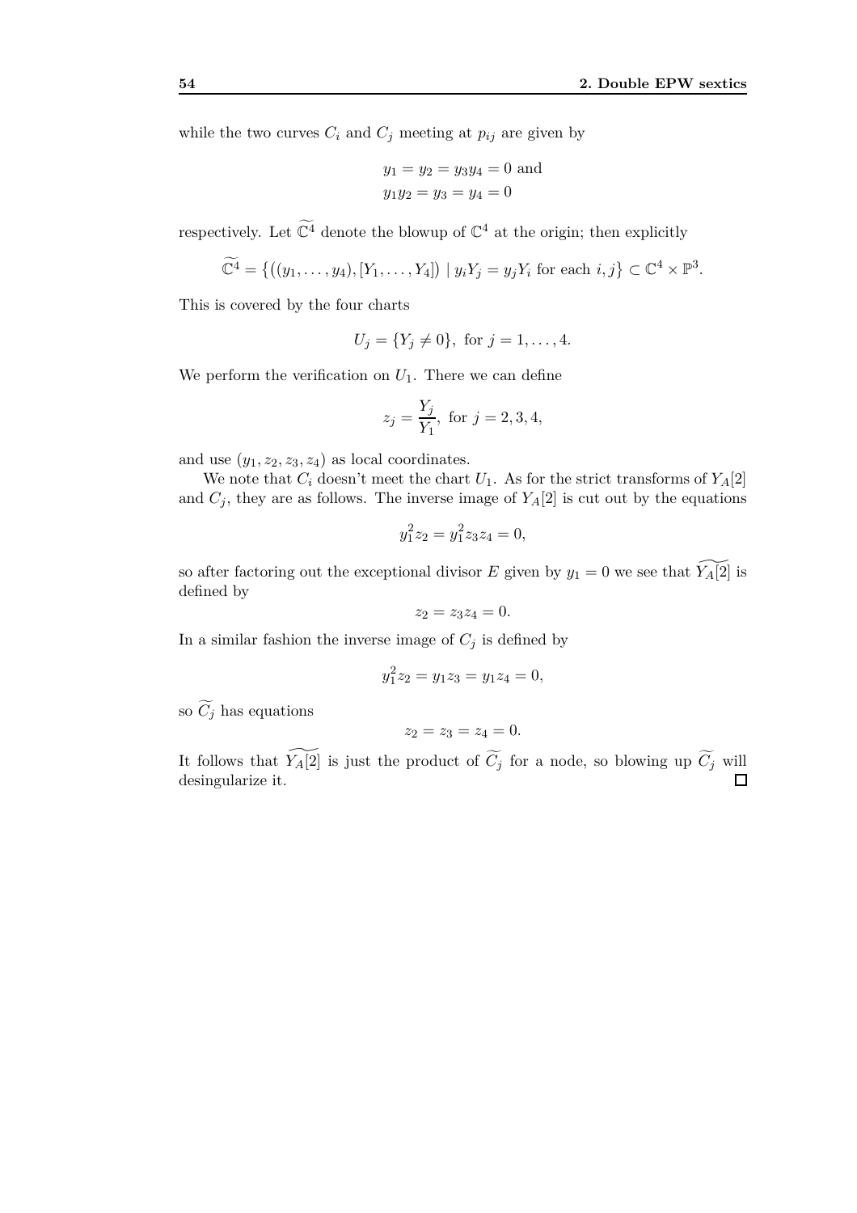while the two curves $C_i$ and $C_j$ meeting at $p_{ij}$ are given by

$$y_1 = y_2 = y_3 y_4 = 0 \text{ and}$$
$$y_1 y_2 = y_3 = y_4 = 0$$

respectively. Let $\widetilde{\mathbb{C}^4}$ denote the blowup of $\mathbb{C}^4$ at the origin; then explicitly

$$\widetilde{\mathbb{C}^4} = \{((y_1, \dots, y_4), [Y_1, \dots, Y_4]) \mid y_i Y_j = y_j Y_i \text{ for each } i, j\} \subset \mathbb{C}^4 \times \mathbb{P}^3.$$

This is covered by the four charts

$$U_j = \{Y_j \neq 0\}, \text{ for } j = 1, \dots, 4.$$

We perform the verification on $U_1$. There we can define

$$z_j = \frac{Y_j}{Y_1}, \text{ for } j = 2, 3, 4,$$

and use $(y_1, z_2, z_3, z_4)$ as local coordinates.

We note that $C_i$ doesn't meet the chart $U_1$. As for the strict transforms of $Y_A[2]$ and $C_j$, they are as follows. The inverse image of $Y_A[2]$ is cut out by the equations

$$y_1^2 z_2 = y_1^2 z_3 z_4 = 0,$$

so after factoring out the exceptional divisor $E$ given by $y_1 = 0$ we see that $\widetilde{Y_A[2]}$ is defined by

$$z_2 = z_3 z_4 = 0.$$

In a similar fashion the inverse image of $C_j$ is defined by

$$y_1^2 z_2 = y_1 z_3 = y_1 z_4 = 0,$$

so $\widetilde{C_j}$ has equations

$$z_2 = z_3 = z_4 = 0.$$

It follows that $\widetilde{Y_A[2]}$ is just the product of $\widetilde{C_j}$ for a node, so blowing up $\widetilde{C_j}$ will desingularize it. $\square$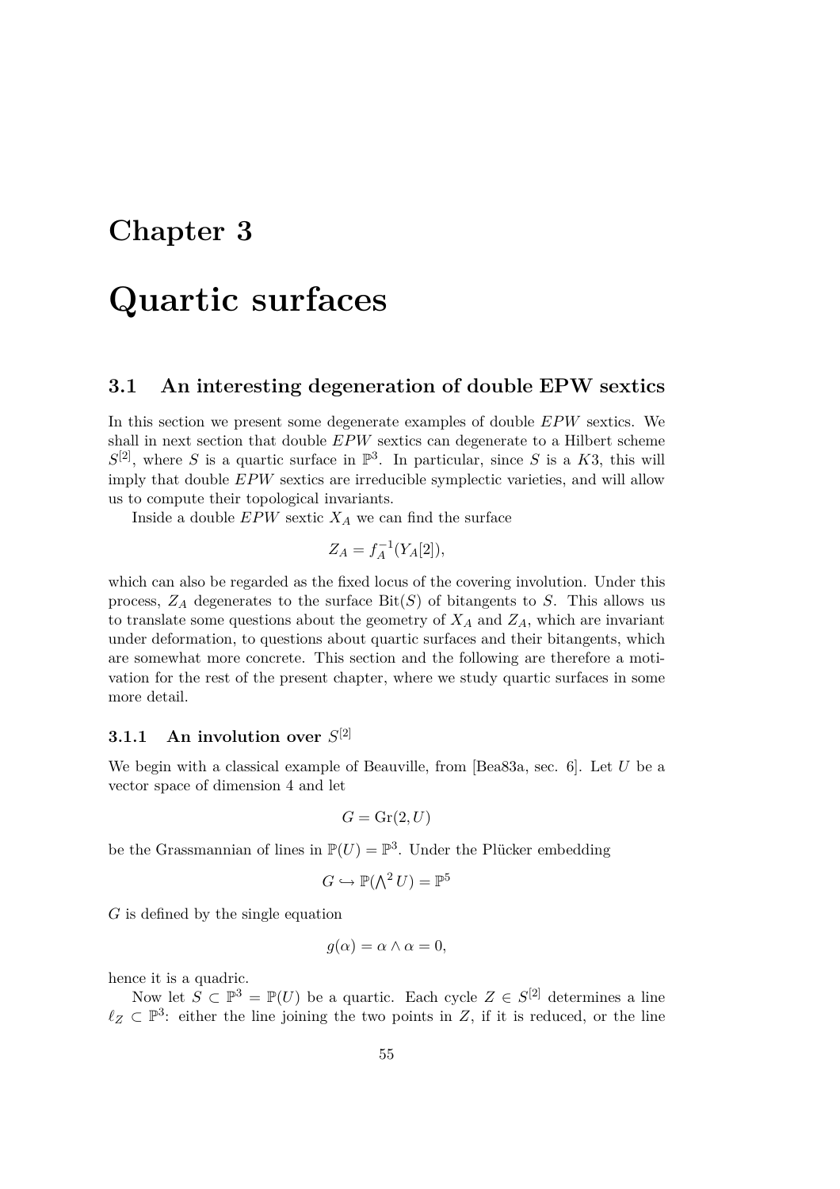# Chapter 3

# Quartic surfaces

## 3.1 An interesting degeneration of double EPW sextics

In this section we present some degenerate examples of double *EPW* sextics. We shall in next section that double *EPW* sextics can degenerate to a Hilbert scheme $S^{[2]}$, where $S$ is a quartic surface in $\mathbb{P}^3$. In particular, since $S$ is a $K3$, this will imply that double *EPW* sextics are irreducible symplectic varieties, and will allow us to compute their topological invariants.

Inside a double *EPW* sextic $X_A$ we can find the surface

$$Z_A = f_A^{-1}(Y_A[2]),$$

which can also be regarded as the fixed locus of the covering involution. Under this process, $Z_A$ degenerates to the surface $\mathrm{Bit}(S)$ of bitangents to $S$. This allows us to translate some questions about the geometry of $X_A$ and $Z_A$, which are invariant under deformation, to questions about quartic surfaces and their bitangents, which are somewhat more concrete. This section and the following are therefore a motivation for the rest of the present chapter, where we study quartic surfaces in some more detail.

### 3.1.1 An involution over $S^{[2]}$

We begin with a classical example of Beauville, from [Bea83a, sec. 6]. Let $U$ be a vector space of dimension 4 and let

$$G = \mathrm{Gr}(2, U)$$

be the Grassmannian of lines in $\mathbb{P}(U) = \mathbb{P}^3$. Under the Plücker embedding

$$G \hookrightarrow \mathbb{P}(\textstyle\bigwedge^2 U) = \mathbb{P}^5$$

$G$ is defined by the single equation

$$g(\alpha) = \alpha \wedge \alpha = 0,$$

hence it is a quadric.

Now let $S \subset \mathbb{P}^3 = \mathbb{P}(U)$ be a quartic. Each cycle $Z \in S^{[2]}$ determines a line $\ell_Z \subset \mathbb{P}^3$: either the line joining the two points in $Z$, if it is reduced, or the line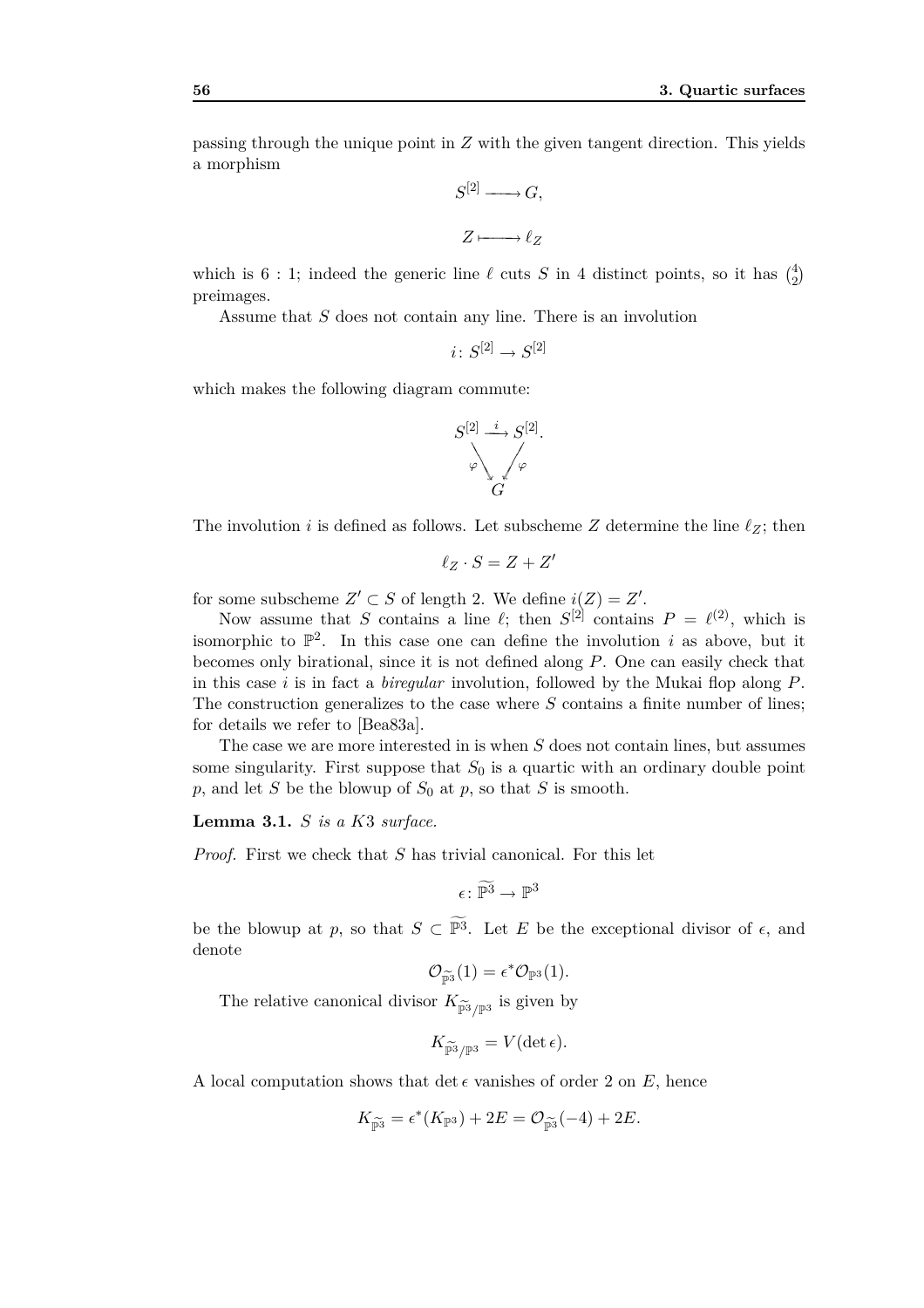passing through the unique point in $Z$ with the given tangent direction. This yields a morphism

$$S^{[2]} \longrightarrow G,$$

$$Z \longmapsto \ell_Z$$

which is $6:1$; indeed the generic line $\ell$ cuts $S$ in 4 distinct points, so it has $\binom{4}{2}$ preimages.

Assume that $S$ does not contain any line. There is an involution

$$i\colon S^{[2]} \to S^{[2]}$$

which makes the following diagram commute:

$$\begin{array}{ccc} S^{[2]} & \xrightarrow{i} & S^{[2]}. \\ & \searrow_{\varphi} \quad \swarrow_{\varphi} & \\ & G & \end{array}$$

The involution $i$ is defined as follows. Let subscheme $Z$ determine the line $\ell_Z$; then

$$\ell_Z \cdot S = Z + Z'$$

for some subscheme $Z' \subset S$ of length 2. We define $i(Z) = Z'$.

Now assume that $S$ contains a line $\ell$; then $S^{[2]}$ contains $P = \ell^{(2)}$, which is isomorphic to $\mathbb{P}^2$. In this case one can define the involution $i$ as above, but it becomes only birational, since it is not defined along $P$. One can easily check that in this case $i$ is in fact a *biregular* involution, followed by the Mukai flop along $P$. The construction generalizes to the case where $S$ contains a finite number of lines; for details we refer to [Bea83a].

The case we are more interested in is when $S$ does not contain lines, but assumes some singularity. First suppose that $S_0$ is a quartic with an ordinary double point $p$, and let $S$ be the blowup of $S_0$ at $p$, so that $S$ is smooth.

**Lemma 3.1.** *$S$ is a $K3$ surface.*

*Proof.* First we check that $S$ has trivial canonical. For this let

$$\epsilon\colon \widetilde{\mathbb{P}^3} \to \mathbb{P}^3$$

be the blowup at $p$, so that $S \subset \widetilde{\mathbb{P}^3}$. Let $E$ be the exceptional divisor of $\epsilon$, and denote

$$\mathcal{O}_{\widetilde{\mathbb{P}^3}}(1) = \epsilon^* \mathcal{O}_{\mathbb{P}^3}(1).$$

The relative canonical divisor $K_{\widetilde{\mathbb{P}^3}/\mathbb{P}^3}$ is given by

$$K_{\widetilde{\mathbb{P}^3}/\mathbb{P}^3} = V(\det \epsilon).$$

A local computation shows that $\det \epsilon$ vanishes of order 2 on $E$, hence

$$K_{\widetilde{\mathbb{P}^3}} = \epsilon^*(K_{\mathbb{P}^3}) + 2E = \mathcal{O}_{\widetilde{\mathbb{P}^3}}(-4) + 2E.$$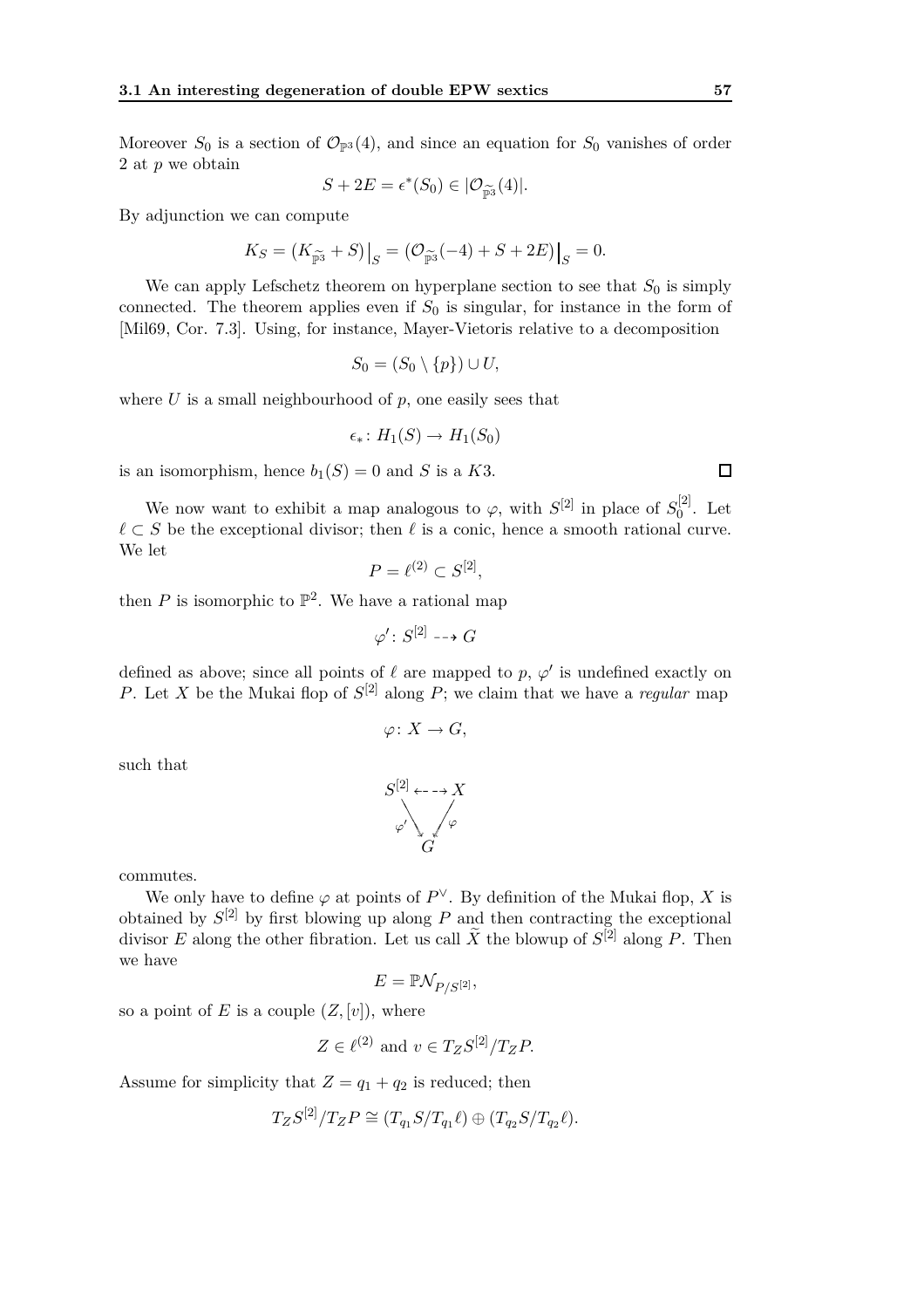Moreover $S_0$ is a section of $\mathcal{O}_{\mathbb{P}^3}(4)$, and since an equation for $S_0$ vanishes of order 2 at $p$ we obtain

$$S + 2E = \epsilon^*(S_0) \in |\mathcal{O}_{\widetilde{\mathbb{P}^3}}(4)|.$$

By adjunction we can compute

$$K_S = \left(K_{\widetilde{\mathbb{P}^3}} + S\right)\big|_S = \left(\mathcal{O}_{\widetilde{\mathbb{P}^3}}(-4) + S + 2E\right)\big|_S = 0.$$

We can apply Lefschetz theorem on hyperplane section to see that $S_0$ is simply connected. The theorem applies even if $S_0$ is singular, for instance in the form of [Mil69, Cor. 7.3]. Using, for instance, Mayer-Vietoris relative to a decomposition

$$S_0 = (S_0 \setminus \{p\}) \cup U,$$

where $U$ is a small neighbourhood of $p$, one easily sees that

$$\epsilon_* \colon H_1(S) \to H_1(S_0)$$

is an isomorphism, hence $b_1(S) = 0$ and $S$ is a $K3$. $\square$

We now want to exhibit a map analogous to $\varphi$, with $S^{[2]}$ in place of $S_0^{[2]}$. Let $\ell \subset S$ be the exceptional divisor; then $\ell$ is a conic, hence a smooth rational curve. We let

$$P = \ell^{(2)} \subset S^{[2]},$$

then $P$ is isomorphic to $\mathbb{P}^2$. We have a rational map

$$\varphi' \colon S^{[2]} \dashrightarrow G$$

defined as above; since all points of $\ell$ are mapped to $p$, $\varphi'$ is undefined exactly on $P$. Let $X$ be the Mukai flop of $S^{[2]}$ along $P$; we claim that we have a *regular* map

$$\varphi \colon X \to G,$$

such that

$$\begin{array}{ccc} S^{[2]} & \dashleftarrow\dashrightarrow & X \\ & {\scriptstyle \varphi'} \searrow \quad \swarrow {\scriptstyle \varphi} & \\ & G & \end{array}$$

commutes.

We only have to define $\varphi$ at points of $P^\vee$. By definition of the Mukai flop, $X$ is obtained by $S^{[2]}$ by first blowing up along $P$ and then contracting the exceptional divisor $E$ along the other fibration. Let us call $\widetilde{X}$ the blowup of $S^{[2]}$ along $P$. Then we have

$$E = \mathbb{P}\mathcal{N}_{P/S^{[2]}},$$

so a point of $E$ is a couple $(Z, [v])$, where

$$Z \in \ell^{(2)} \text{ and } v \in T_Z S^{[2]}/T_Z P.$$

Assume for simplicity that $Z = q_1 + q_2$ is reduced; then

$$T_Z S^{[2]}/T_Z P \cong (T_{q_1} S/T_{q_1} \ell) \oplus (T_{q_2} S/T_{q_2} \ell).$$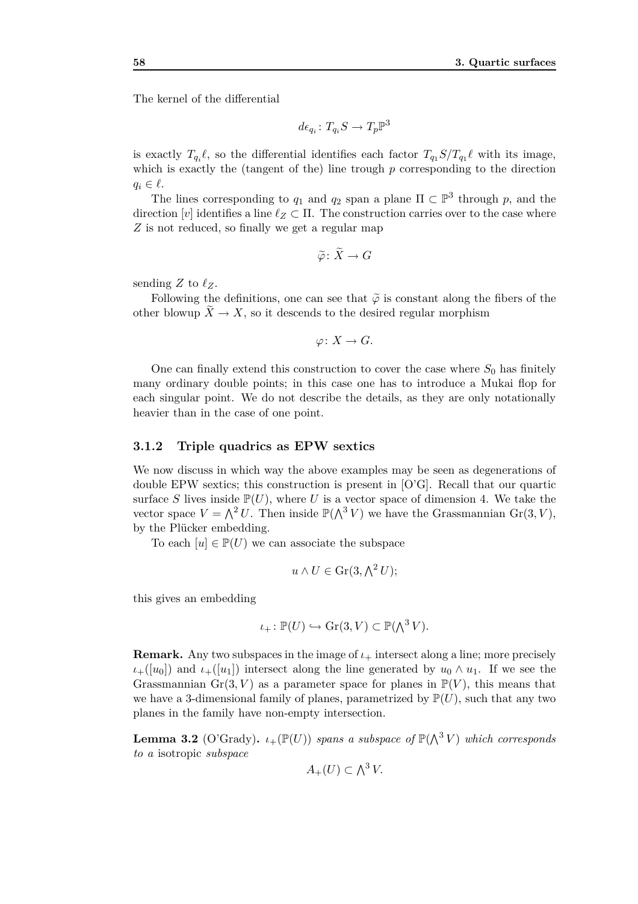The kernel of the differential

$$d\epsilon_{q_i}: T_{q_i}S \to T_p\mathbb{P}^3$$

is exactly $T_{q_i}\ell$, so the differential identifies each factor $T_{q_1}S/T_{q_1}\ell$ with its image, which is exactly the (tangent of the) line trough $p$ corresponding to the direction $q_i \in \ell$.

The lines corresponding to $q_1$ and $q_2$ span a plane $\Pi \subset \mathbb{P}^3$ through $p$, and the direction $[v]$ identifies a line $\ell_Z \subset \Pi$. The construction carries over to the case where $Z$ is not reduced, so finally we get a regular map

$$\widetilde{\varphi}: \widetilde{X} \to G$$

sending $Z$ to $\ell_Z$.

Following the definitions, one can see that $\widetilde{\varphi}$ is constant along the fibers of the other blowup $\widetilde{X} \to X$, so it descends to the desired regular morphism

$$\varphi: X \to G.$$

One can finally extend this construction to cover the case where $S_0$ has finitely many ordinary double points; in this case one has to introduce a Mukai flop for each singular point. We do not describe the details, as they are only notationally heavier than in the case of one point.

### 3.1.2 Triple quadrics as EPW sextics

We now discuss in which way the above examples may be seen as degenerations of double EPW sextics; this construction is present in [O'G]. Recall that our quartic surface $S$ lives inside $\mathbb{P}(U)$, where $U$ is a vector space of dimension 4. We take the vector space $V = \bigwedge^2 U$. Then inside $\mathbb{P}(\bigwedge^3 V)$ we have the Grassmannian $\mathrm{Gr}(3, V)$, by the Plücker embedding.

To each $[u] \in \mathbb{P}(U)$ we can associate the subspace

$$u \wedge U \in \mathrm{Gr}(3, \textstyle\bigwedge^2 U);$$

this gives an embedding

$$\iota_+ : \mathbb{P}(U) \hookrightarrow \mathrm{Gr}(3, V) \subset \mathbb{P}(\textstyle\bigwedge^3 V).$$

**Remark.** Any two subspaces in the image of $\iota_+$ intersect along a line; more precisely $\iota_+([u_0])$ and $\iota_+([u_1])$ intersect along the line generated by $u_0 \wedge u_1$. If we see the Grassmannian $\mathrm{Gr}(3, V)$ as a parameter space for planes in $\mathbb{P}(V)$, this means that we have a 3-dimensional family of planes, parametrized by $\mathbb{P}(U)$, such that any two planes in the family have non-empty intersection.

**Lemma 3.2** (O'Grady)**.** *$\iota_+(\mathbb{P}(U))$ spans a subspace of $\mathbb{P}(\bigwedge^3 V)$ which corresponds to a* isotropic *subspace*

$$A_+(U) \subset \textstyle\bigwedge^3 V.$$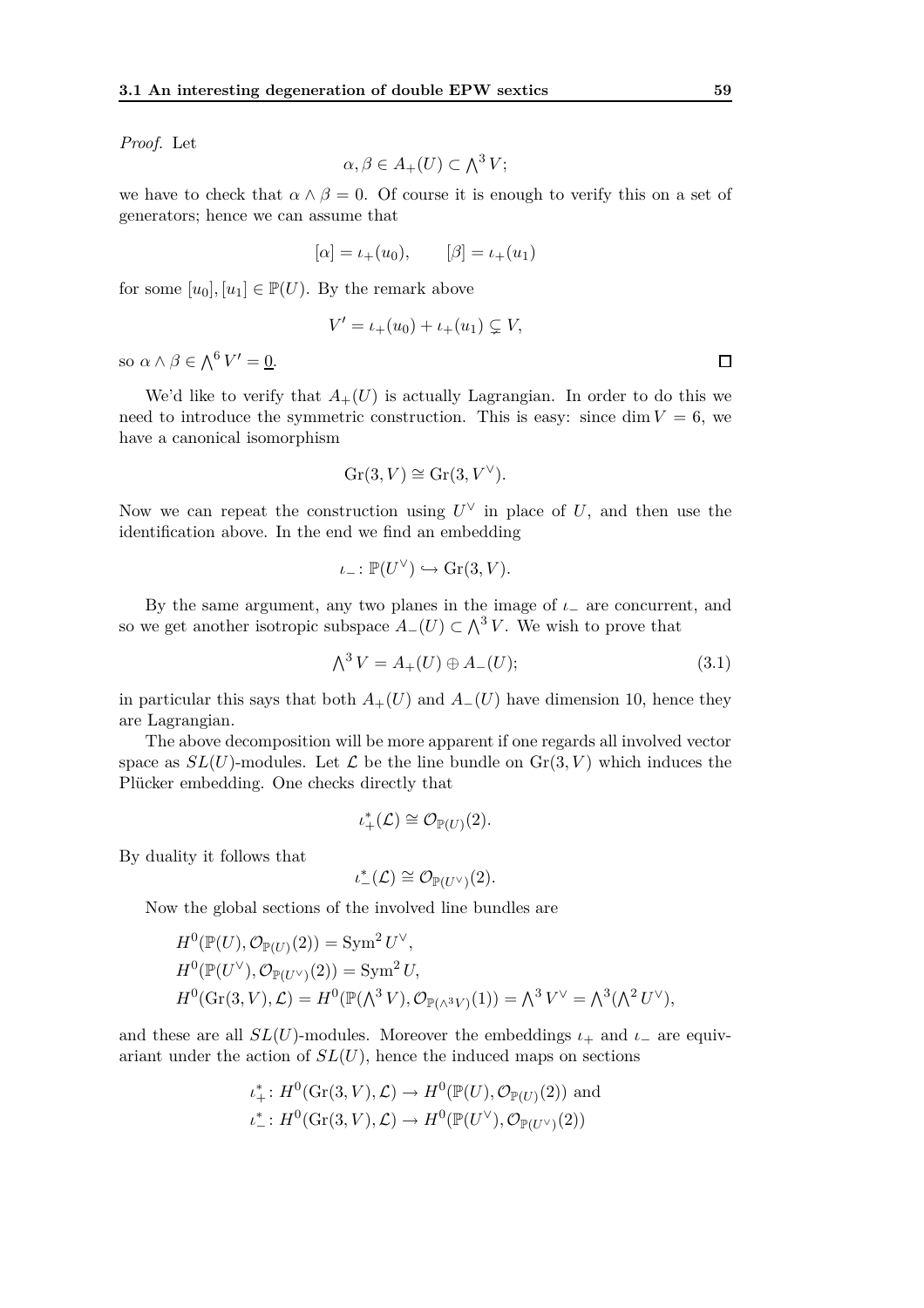*Proof.* Let

$$\alpha, \beta \in A_+(U) \subset \bigwedge^3 V;$$

we have to check that $\alpha \wedge \beta = 0$. Of course it is enough to verify this on a set of generators; hence we can assume that

$$[\alpha] = \iota_+(u_0), \qquad [\beta] = \iota_+(u_1)$$

for some $[u_0], [u_1] \in \mathbb{P}(U)$. By the remark above

$$V' = \iota_+(u_0) + \iota_+(u_1) \subsetneq V,$$

so $\alpha \wedge \beta \in \bigwedge^6 V' = \underline{0}$. □

We'd like to verify that $A_+(U)$ is actually Lagrangian. In order to do this we need to introduce the symmetric construction. This is easy: since $\dim V = 6$, we have a canonical isomorphism

$$\mathrm{Gr}(3, V) \cong \mathrm{Gr}(3, V^\vee).$$

Now we can repeat the construction using $U^\vee$ in place of $U$, and then use the identification above. In the end we find an embedding

$$\iota_- \colon \mathbb{P}(U^\vee) \hookrightarrow \mathrm{Gr}(3, V).$$

By the same argument, any two planes in the image of $\iota_-$ are concurrent, and so we get another isotropic subspace $A_-(U) \subset \bigwedge^3 V$. We wish to prove that

$$\bigwedge^3 V = A_+(U) \oplus A_-(U); \tag{3.1}$$

in particular this says that both $A_+(U)$ and $A_-(U)$ have dimension 10, hence they are Lagrangian.

The above decomposition will be more apparent if one regards all involved vector space as $SL(U)$-modules. Let $\mathcal{L}$ be the line bundle on $\mathrm{Gr}(3, V)$ which induces the Plücker embedding. One checks directly that

$$\iota_+^*(\mathcal{L}) \cong \mathcal{O}_{\mathbb{P}(U)}(2).$$

By duality it follows that

$$\iota_-^*(\mathcal{L}) \cong \mathcal{O}_{\mathbb{P}(U^\vee)}(2).$$

Now the global sections of the involved line bundles are

$$\begin{aligned}
&H^0(\mathbb{P}(U), \mathcal{O}_{\mathbb{P}(U)}(2)) = \mathrm{Sym}^2 U^\vee,\\
&H^0(\mathbb{P}(U^\vee), \mathcal{O}_{\mathbb{P}(U^\vee)}(2)) = \mathrm{Sym}^2 U,\\
&H^0(\mathrm{Gr}(3, V), \mathcal{L}) = H^0(\mathbb{P}(\textstyle\bigwedge^3 V), \mathcal{O}_{\mathbb{P}(\wedge^3 V)}(1)) = \textstyle\bigwedge^3 V^\vee = \textstyle\bigwedge^3(\textstyle\bigwedge^2 U^\vee),
\end{aligned}$$

and these are all $SL(U)$-modules. Moreover the embeddings $\iota_+$ and $\iota_-$ are equivariant under the action of $SL(U)$, hence the induced maps on sections

$$\begin{aligned}
&\iota_+^* \colon H^0(\mathrm{Gr}(3, V), \mathcal{L}) \to H^0(\mathbb{P}(U), \mathcal{O}_{\mathbb{P}(U)}(2)) \text{ and}\\
&\iota_-^* \colon H^0(\mathrm{Gr}(3, V), \mathcal{L}) \to H^0(\mathbb{P}(U^\vee), \mathcal{O}_{\mathbb{P}(U^\vee)}(2))
\end{aligned}$$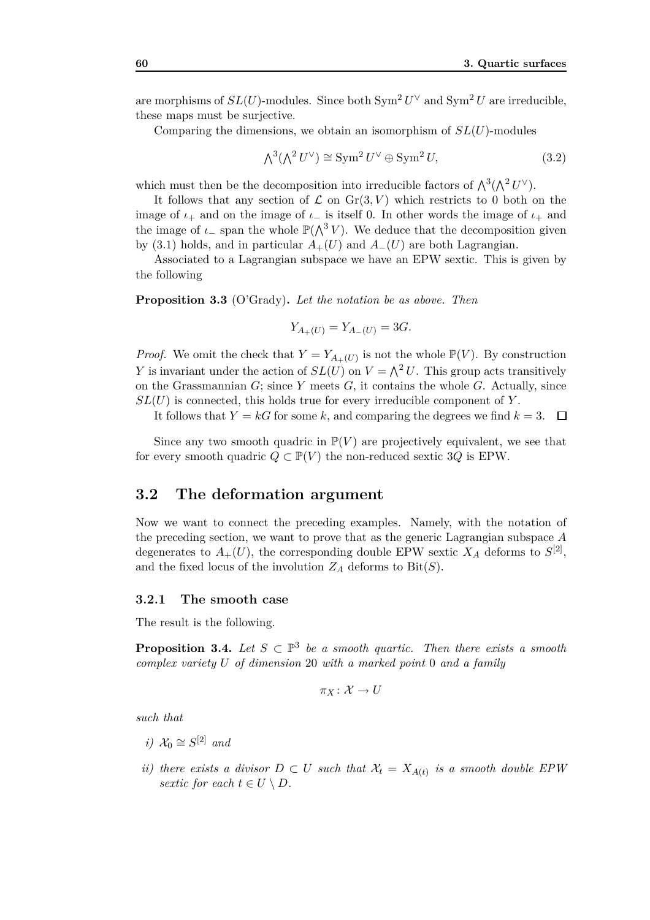are morphisms of $SL(U)$-modules. Since both $\operatorname{Sym}^2 U^\vee$ and $\operatorname{Sym}^2 U$ are irreducible, these maps must be surjective.

Comparing the dimensions, we obtain an isomorphism of $SL(U)$-modules

$$\bigwedge^3(\bigwedge^2 U^\vee) \cong \operatorname{Sym}^2 U^\vee \oplus \operatorname{Sym}^2 U, \tag{3.2}$$

which must then be the decomposition into irreducible factors of $\bigwedge^3(\bigwedge^2 U^\vee)$.

It follows that any section of $\mathcal{L}$ on $\operatorname{Gr}(3, V)$ which restricts to 0 both on the image of $\iota_+$ and on the image of $\iota_-$ is itself 0. In other words the image of $\iota_+$ and the image of $\iota_-$ span the whole $\mathbb{P}(\bigwedge^3 V)$. We deduce that the decomposition given by (3.1) holds, and in particular $A_+(U)$ and $A_-(U)$ are both Lagrangian.

Associated to a Lagrangian subspace we have an EPW sextic. This is given by the following

**Proposition 3.3** (O'Grady)**.** *Let the notation be as above. Then*

$$Y_{A_+(U)} = Y_{A_-(U)} = 3G.$$

*Proof.* We omit the check that $Y = Y_{A_+(U)}$ is not the whole $\mathbb{P}(V)$. By construction $Y$ is invariant under the action of $SL(U)$ on $V = \bigwedge^2 U$. This group acts transitively on the Grassmannian $G$; since $Y$ meets $G$, it contains the whole $G$. Actually, since $SL(U)$ is connected, this holds true for every irreducible component of $Y$.

It follows that $Y = kG$ for some $k$, and comparing the degrees we find $k = 3$. $\square$

Since any two smooth quadric in $\mathbb{P}(V)$ are projectively equivalent, we see that for every smooth quadric $Q \subset \mathbb{P}(V)$ the non-reduced sextic $3Q$ is EPW.

## 3.2 The deformation argument

Now we want to connect the preceding examples. Namely, with the notation of the preceding section, we want to prove that as the generic Lagrangian subspace $A$ degenerates to $A_+(U)$, the corresponding double EPW sextic $X_A$ deforms to $S^{[2]}$, and the fixed locus of the involution $Z_A$ deforms to $\operatorname{Bit}(S)$.

### 3.2.1 The smooth case

The result is the following.

**Proposition 3.4.** *Let $S \subset \mathbb{P}^3$ be a smooth quartic. Then there exists a smooth complex variety $U$ of dimension 20 with a marked point 0 and a family*

$$\pi_X \colon \mathcal{X} \to U$$

*such that*

*i) $\mathcal{X}_0 \cong S^{[2]}$ and*

*ii) there exists a divisor $D \subset U$ such that $\mathcal{X}_t = X_{A(t)}$ is a smooth double EPW sextic for each $t \in U \setminus D$.*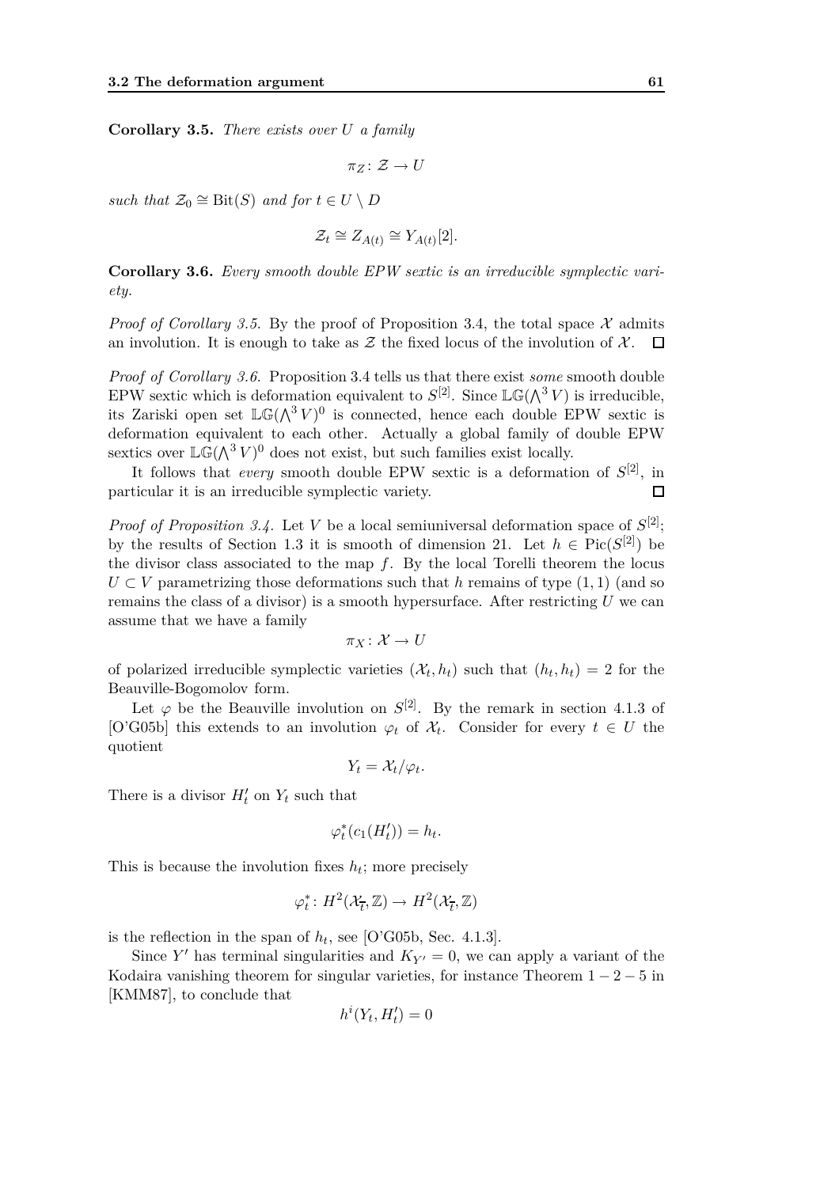**Corollary 3.5.** *There exists over $U$ a family*

$$\pi_Z \colon \mathcal{Z} \to U$$

*such that $\mathcal{Z}_0 \cong \mathrm{Bit}(S)$ and for $t \in U \setminus D$*

$$\mathcal{Z}_t \cong Z_{A(t)} \cong Y_{A(t)}[2].$$

**Corollary 3.6.** *Every smooth double EPW sextic is an irreducible symplectic variety.*

*Proof of Corollary 3.5.* By the proof of Proposition 3.4, the total space $\mathcal{X}$ admits an involution. It is enough to take as $\mathcal{Z}$ the fixed locus of the involution of $\mathcal{X}$. $\square$

*Proof of Corollary 3.6.* Proposition 3.4 tells us that there exist *some* smooth double EPW sextic which is deformation equivalent to $S^{[2]}$. Since $\mathbb{LG}(\bigwedge^3 V)$ is irreducible, its Zariski open set $\mathbb{LG}(\bigwedge^3 V)^0$ is connected, hence each double EPW sextic is deformation equivalent to each other. Actually a global family of double EPW sextics over $\mathbb{LG}(\bigwedge^3 V)^0$ does not exist, but such families exist locally.

It follows that *every* smooth double EPW sextic is a deformation of $S^{[2]}$, in particular it is an irreducible symplectic variety. $\square$

*Proof of Proposition 3.4.* Let $V$ be a local semiuniversal deformation space of $S^{[2]}$; by the results of Section 1.3 it is smooth of dimension 21. Let $h \in \mathrm{Pic}(S^{[2]})$ be the divisor class associated to the map $f$. By the local Torelli theorem the locus $U \subset V$ parametrizing those deformations such that $h$ remains of type $(1,1)$ (and so remains the class of a divisor) is a smooth hypersurface. After restricting $U$ we can assume that we have a family

$$\pi_X \colon \mathcal{X} \to U$$

of polarized irreducible symplectic varieties $(\mathcal{X}_t, h_t)$ such that $(h_t, h_t) = 2$ for the Beauville-Bogomolov form.

Let $\varphi$ be the Beauville involution on $S^{[2]}$. By the remark in section 4.1.3 of [O'G05b] this extends to an involution $\varphi_t$ of $\mathcal{X}_t$. Consider for every $t \in U$ the quotient

$$Y_t = \mathcal{X}_t / \varphi_t.$$

There is a divisor $H'_t$ on $Y_t$ such that

$$\varphi_t^*(c_1(H'_t)) = h_t.$$

This is because the involution fixes $h_t$; more precisely

$$\varphi_t^* \colon H^2(\mathcal{X}_{\overline{t}}, \mathbb{Z}) \to H^2(\mathcal{X}_{\overline{t}}, \mathbb{Z})$$

is the reflection in the span of $h_t$, see [O'G05b, Sec. 4.1.3].

Since $Y'$ has terminal singularities and $K_{Y'} = 0$, we can apply a variant of the Kodaira vanishing theorem for singular varieties, for instance Theorem $1-2-5$ in [KMM87], to conclude that

$$h^i(Y_t, H'_t) = 0$$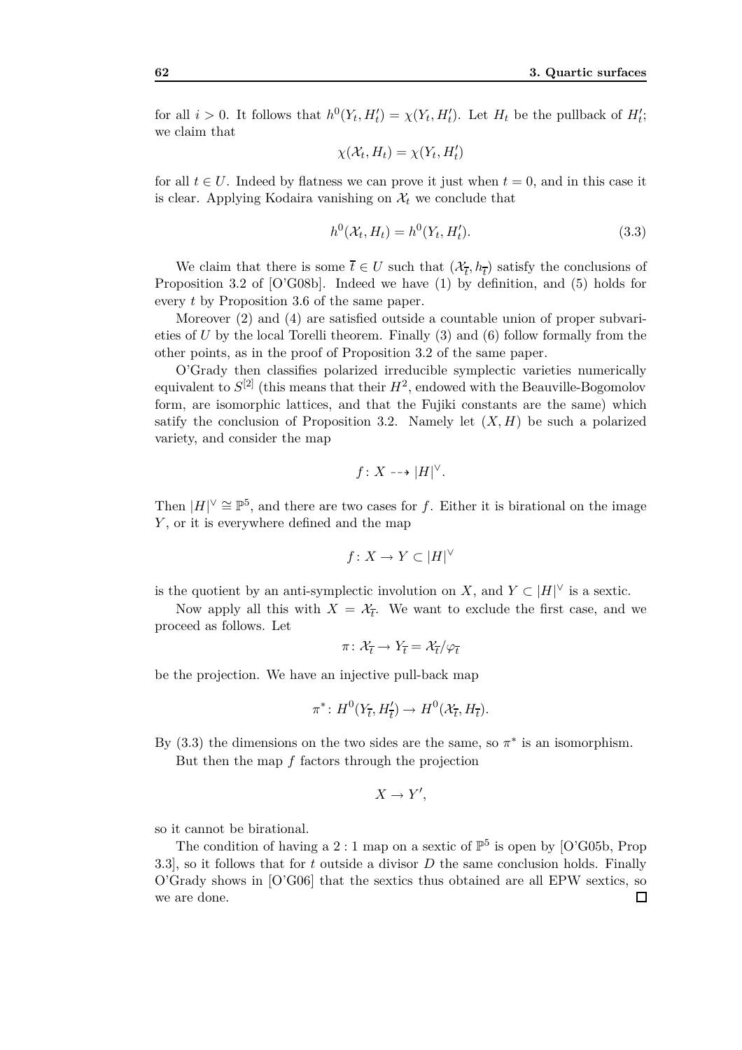for all $i > 0$. It follows that $h^0(Y_t, H'_t) = \chi(Y_t, H'_t)$. Let $H_t$ be the pullback of $H'_t$; we claim that

$$\chi(\mathcal{X}_t, H_t) = \chi(Y_t, H'_t)$$

for all $t \in U$. Indeed by flatness we can prove it just when $t = 0$, and in this case it is clear. Applying Kodaira vanishing on $\mathcal{X}_t$ we conclude that

$$h^0(\mathcal{X}_t, H_t) = h^0(Y_t, H'_t). \tag{3.3}$$

We claim that there is some $\overline{t} \in U$ such that $(\mathcal{X}_{\overline{t}}, h_{\overline{t}})$ satisfy the conclusions of Proposition 3.2 of [O'G08b]. Indeed we have (1) by definition, and (5) holds for every $t$ by Proposition 3.6 of the same paper.

Moreover (2) and (4) are satisfied outside a countable union of proper subvarieties of $U$ by the local Torelli theorem. Finally (3) and (6) follow formally from the other points, as in the proof of Proposition 3.2 of the same paper.

O'Grady then classifies polarized irreducible symplectic varieties numerically equivalent to $S^{[2]}$ (this means that their $H^2$, endowed with the Beauville-Bogomolov form, are isomorphic lattices, and that the Fujiki constants are the same) which satify the conclusion of Proposition 3.2. Namely let $(X, H)$ be such a polarized variety, and consider the map

$$f \colon X \dashrightarrow |H|^\vee.$$

Then $|H|^\vee \cong \mathbb{P}^5$, and there are two cases for $f$. Either it is birational on the image $Y$, or it is everywhere defined and the map

$$f \colon X \to Y \subset |H|^\vee$$

is the quotient by an anti-symplectic involution on $X$, and $Y \subset |H|^\vee$ is a sextic.

Now apply all this with $X = \mathcal{X}_{\overline{t}}$. We want to exclude the first case, and we proceed as follows. Let

$$\pi \colon \mathcal{X}_{\overline{t}} \to Y_{\overline{t}} = \mathcal{X}_{\overline{t}}/\varphi_{\overline{t}}$$

be the projection. We have an injective pull-back map

$$\pi^* \colon H^0(Y_{\overline{t}}, H'_{\overline{t}}) \to H^0(\mathcal{X}_{\overline{t}}, H_{\overline{t}}).$$

By (3.3) the dimensions on the two sides are the same, so $\pi^*$ is an isomorphism.

But then the map $f$ factors through the projection

$$X \to Y',$$

so it cannot be birational.

The condition of having a $2:1$ map on a sextic of $\mathbb{P}^5$ is open by [O'G05b, Prop 3.3], so it follows that for $t$ outside a divisor $D$ the same conclusion holds. Finally O'Grady shows in [O'G06] that the sextics thus obtained are all EPW sextics, so we are done. □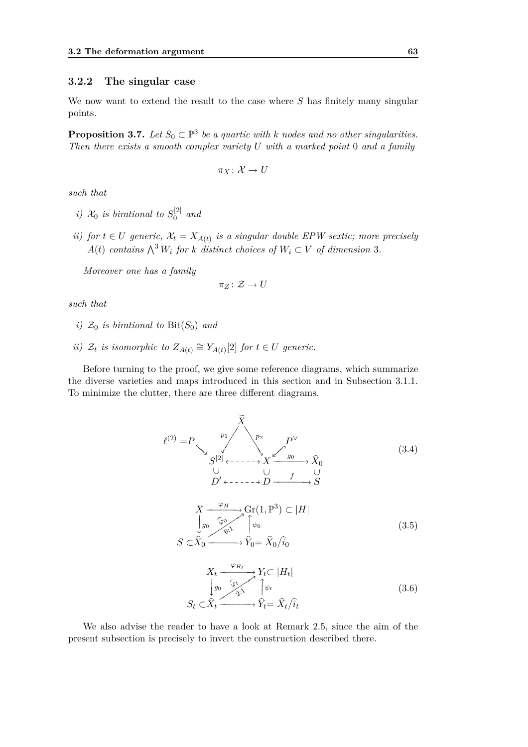### 3.2.2 The singular case

We now want to extend the result to the case where $S$ has finitely many singular points.

**Proposition 3.7.** *Let $S_0 \subset \mathbb{P}^3$ be a quartic with $k$ nodes and no other singularities. Then there exists a smooth complex variety $U$ with a marked point $0$ and a family*

$$\pi_X \colon \mathcal{X} \to U$$

*such that*

- *i) $\mathcal{X}_0$ is birational to $S_0^{[2]}$ and*
- *ii) for $t \in U$ generic, $\mathcal{X}_t = X_{A(t)}$ is a singular double EPW sextic; more precisely $A(t)$ contains $\bigwedge^3 W_i$ for $k$ distinct choices of $W_i \subset V$ of dimension 3.*

*Moreover one has a family*

$$\pi_Z \colon \mathcal{Z} \to U$$

*such that*

- *i) $\mathcal{Z}_0$ is birational to $\mathrm{Bit}(S_0)$ and*
- *ii) $\mathcal{Z}_t$ is isomorphic to $Z_{A(t)} \cong Y_{A(t)}[2]$ for $t \in U$ generic.*

Before turning to the proof, we give some reference diagrams, which summarize the diverse varieties and maps introduced in this section and in Subsection 3.1.1. To minimize the clutter, there are three different diagrams.

$$\begin{array}{ccccccc}
 & & & \widetilde{X} & & & \\
\ell^{(2)} = P & \searrow & \swarrow p_1 & & p_2 \searrow & \swarrow & P^\vee \\
 & & S^{[2]} & \dashleftarrow & X & \xrightarrow{g_0} & \widehat{X}_0 \\
 & & \cup & & \cup & & \cup \\
 & & D' & \dashleftarrow & D & \xrightarrow{f} & S
\end{array} \tag{3.4}$$

$$\begin{array}{ccc}
X & \xrightarrow{\varphi_H} & \mathrm{Gr}(1,\mathbb{P}^3) \subset |H| \\
\downarrow g_0 & \overset{\widehat{\varphi}_0}{\underset{6:1}{\nearrow}} & \uparrow \psi_0 \\
S \subset \widehat{X}_0 & \longrightarrow & \widehat{Y}_0 = \widehat{X}_0 / \widehat{i}_0
\end{array} \tag{3.5}$$

$$\begin{array}{ccc}
X_t & \xrightarrow{\varphi_{H_t}} & Y_t \subset |H_t| \\
\downarrow g_0 & \overset{\widehat{\varphi}_t}{\underset{2:1}{\nearrow}} & \uparrow \psi_t \\
S_t \subset \widehat{X}_t & \longrightarrow & \widehat{Y}_t = \widehat{X}_t / \widehat{i}_t
\end{array} \tag{3.6}$$

We also advise the reader to have a look at Remark 2.5, since the aim of the present subsection is precisely to invert the construction described there.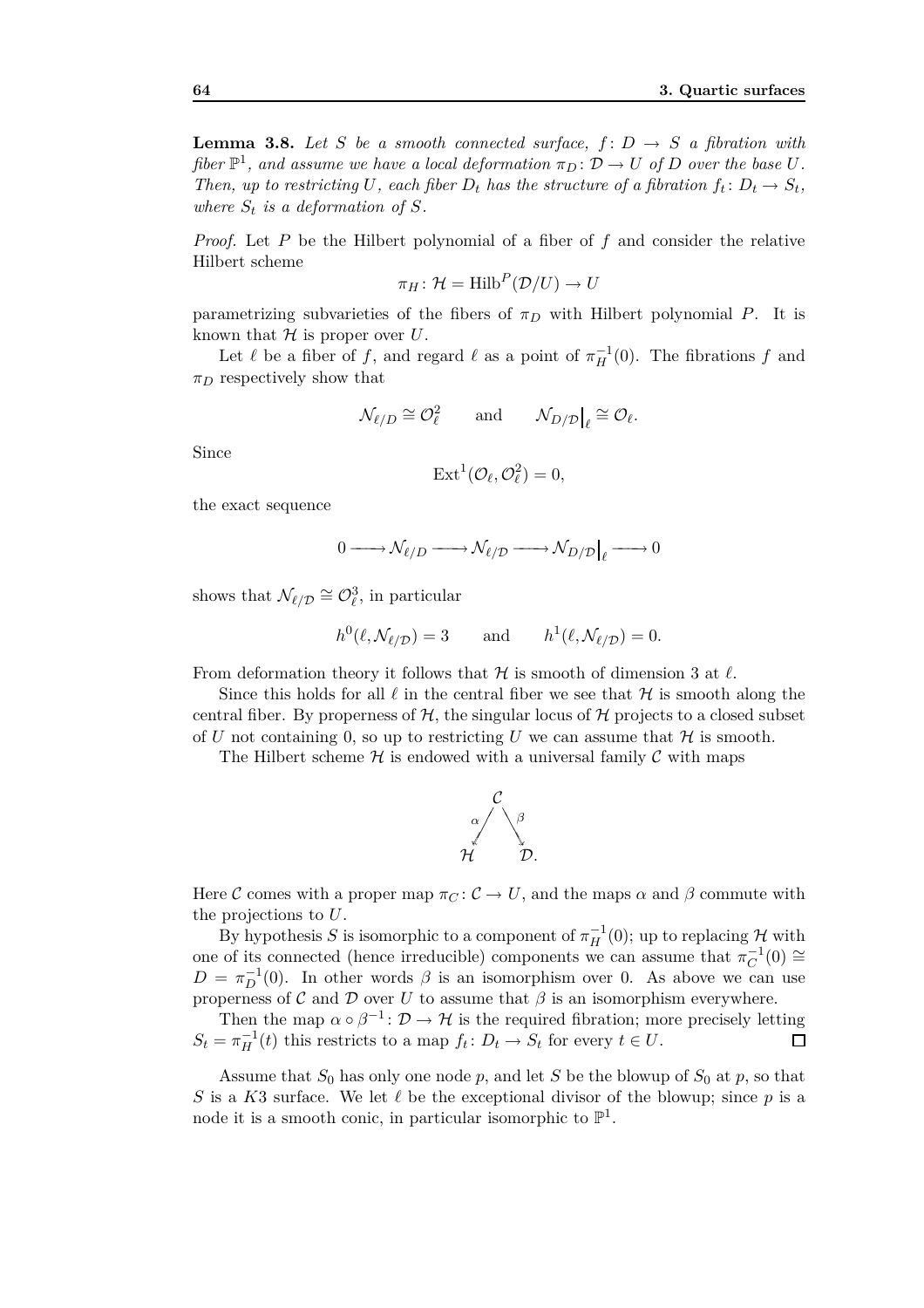**Lemma 3.8.** *Let $S$ be a smooth connected surface, $f\colon D \to S$ a fibration with fiber $\mathbb{P}^1$, and assume we have a local deformation $\pi_D\colon \mathcal{D} \to U$ of $D$ over the base $U$. Then, up to restricting $U$, each fiber $D_t$ has the structure of a fibration $f_t\colon D_t \to S_t$, where $S_t$ is a deformation of $S$.*

*Proof.* Let $P$ be the Hilbert polynomial of a fiber of $f$ and consider the relative Hilbert scheme

$$\pi_H\colon \mathcal{H} = \operatorname{Hilb}^P(\mathcal{D}/U) \to U$$

parametrizing subvarieties of the fibers of $\pi_D$ with Hilbert polynomial $P$. It is known that $\mathcal{H}$ is proper over $U$.

Let $\ell$ be a fiber of $f$, and regard $\ell$ as a point of $\pi_H^{-1}(0)$. The fibrations $f$ and $\pi_D$ respectively show that

$$\mathcal{N}_{\ell/D} \cong \mathcal{O}_\ell^2 \qquad \text{and} \qquad \mathcal{N}_{D/\mathcal{D}}\big|_\ell \cong \mathcal{O}_\ell.$$

Since

$$\operatorname{Ext}^1(\mathcal{O}_\ell, \mathcal{O}_\ell^2) = 0,$$

the exact sequence

$$0 \longrightarrow \mathcal{N}_{\ell/D} \longrightarrow \mathcal{N}_{\ell/\mathcal{D}} \longrightarrow \mathcal{N}_{D/\mathcal{D}}\big|_\ell \longrightarrow 0$$

shows that $\mathcal{N}_{\ell/\mathcal{D}} \cong \mathcal{O}_\ell^3$, in particular

$$h^0(\ell, \mathcal{N}_{\ell/\mathcal{D}}) = 3 \qquad \text{and} \qquad h^1(\ell, \mathcal{N}_{\ell/\mathcal{D}}) = 0.$$

From deformation theory it follows that $\mathcal{H}$ is smooth of dimension 3 at $\ell$.

Since this holds for all $\ell$ in the central fiber we see that $\mathcal{H}$ is smooth along the central fiber. By properness of $\mathcal{H}$, the singular locus of $\mathcal{H}$ projects to a closed subset of $U$ not containing 0, so up to restricting $U$ we can assume that $\mathcal{H}$ is smooth.

The Hilbert scheme $\mathcal{H}$ is endowed with a universal family $\mathcal{C}$ with maps

$$\mathcal{H} \xleftarrow{\ \alpha\ } \mathcal{C} \xrightarrow{\ \beta\ } \mathcal{D}.$$

Here $\mathcal{C}$ comes with a proper map $\pi_C\colon \mathcal{C} \to U$, and the maps $\alpha$ and $\beta$ commute with the projections to $U$.

By hypothesis $S$ is isomorphic to a component of $\pi_H^{-1}(0)$; up to replacing $\mathcal{H}$ with one of its connected (hence irreducible) components we can assume that $\pi_C^{-1}(0) \cong D = \pi_D^{-1}(0)$. In other words $\beta$ is an isomorphism over 0. As above we can use properness of $\mathcal{C}$ and $\mathcal{D}$ over $U$ to assume that $\beta$ is an isomorphism everywhere.

Then the map $\alpha \circ \beta^{-1}\colon \mathcal{D} \to \mathcal{H}$ is the required fibration; more precisely letting $S_t = \pi_H^{-1}(t)$ this restricts to a map $f_t\colon D_t \to S_t$ for every $t \in U$. $\square$

Assume that $S_0$ has only one node $p$, and let $S$ be the blowup of $S_0$ at $p$, so that $S$ is a $K3$ surface. We let $\ell$ be the exceptional divisor of the blowup; since $p$ is a node it is a smooth conic, in particular isomorphic to $\mathbb{P}^1$.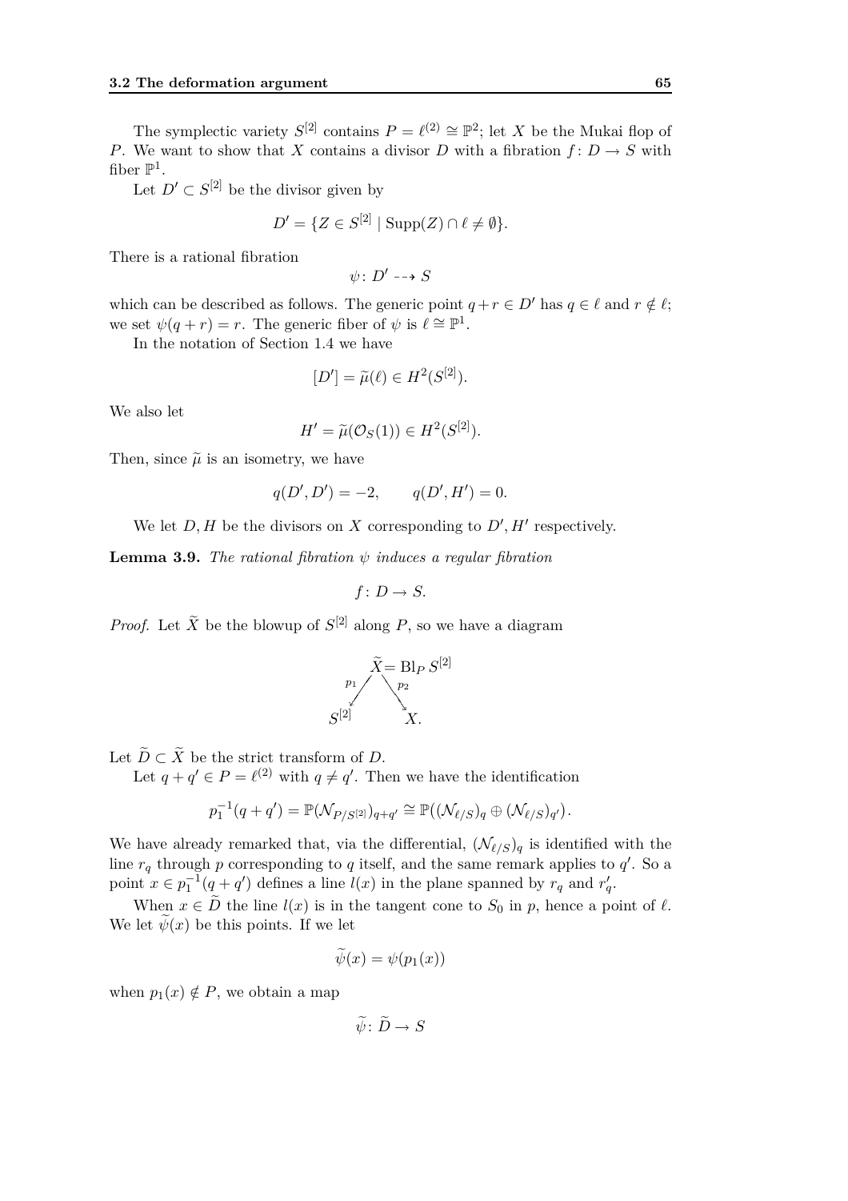The symplectic variety $S^{[2]}$ contains $P = \ell^{(2)} \cong \mathbb{P}^2$; let $X$ be the Mukai flop of $P$. We want to show that $X$ contains a divisor $D$ with a fibration $f\colon D \to S$ with fiber $\mathbb{P}^1$.

Let $D' \subset S^{[2]}$ be the divisor given by

$$D' = \{Z \in S^{[2]} \mid \mathrm{Supp}(Z) \cap \ell \neq \emptyset\}.$$

There is a rational fibration

$$\psi\colon D' \dashrightarrow S$$

which can be described as follows. The generic point $q + r \in D'$ has $q \in \ell$ and $r \notin \ell$; we set $\psi(q + r) = r$. The generic fiber of $\psi$ is $\ell \cong \mathbb{P}^1$.

In the notation of Section 1.4 we have

$$[D'] = \widetilde{\mu}(\ell) \in H^2(S^{[2]}).$$

We also let

$$H' = \widetilde{\mu}(\mathcal{O}_S(1)) \in H^2(S^{[2]}).$$

Then, since $\widetilde{\mu}$ is an isometry, we have

$$q(D', D') = -2, \qquad q(D', H') = 0.$$

We let $D, H$ be the divisors on $X$ corresponding to $D', H'$ respectively.

**Lemma 3.9.** *The rational fibration $\psi$ induces a regular fibration*

$$f\colon D \to S.$$

*Proof.* Let $\widetilde{X}$ be the blowup of $S^{[2]}$ along $P$, so we have a diagram

$$\begin{array}{ccc} & \widetilde{X} = \mathrm{Bl}_P\, S^{[2]} & \\ {\scriptstyle p_1} \swarrow & & \searrow {\scriptstyle p_2} \\ S^{[2]} & & X. \end{array}$$

Let $\widetilde{D} \subset \widetilde{X}$ be the strict transform of $D$.

Let $q + q' \in P = \ell^{(2)}$ with $q \neq q'$. Then we have the identification

$$p_1^{-1}(q + q') = \mathbb{P}(\mathcal{N}_{P/S^{[2]}})_{q+q'} \cong \mathbb{P}\big((\mathcal{N}_{\ell/S})_q \oplus (\mathcal{N}_{\ell/S})_{q'}\big).$$

We have already remarked that, via the differential, $(\mathcal{N}_{\ell/S})_q$ is identified with the line $r_q$ through $p$ corresponding to $q$ itself, and the same remark applies to $q'$. So a point $x \in p_1^{-1}(q + q')$ defines a line $l(x)$ in the plane spanned by $r_q$ and $r'_q$.

When $x \in \widetilde{D}$ the line $l(x)$ is in the tangent cone to $S_0$ in $p$, hence a point of $\ell$. We let $\widetilde{\psi}(x)$ be this points. If we let

$$\widetilde{\psi}(x) = \psi(p_1(x))$$

when $p_1(x) \notin P$, we obtain a map

$$\widetilde{\psi}\colon \widetilde{D} \to S$$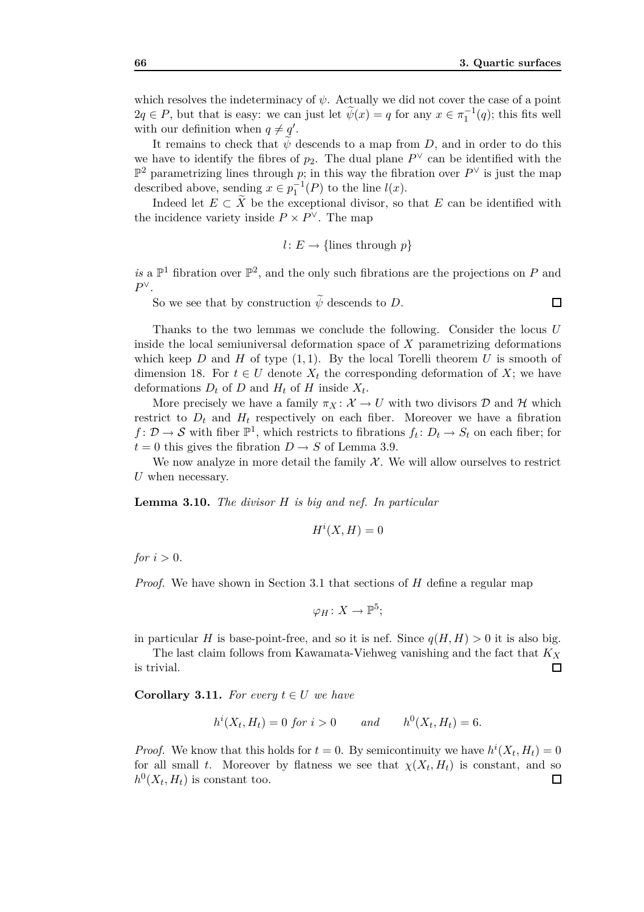which resolves the indeterminacy of $\psi$. Actually we did not cover the case of a point $2q \in P$, but that is easy: we can just let $\widetilde{\psi}(x) = q$ for any $x \in \pi_1^{-1}(q)$; this fits well with our definition when $q \neq q'$.

It remains to check that $\widetilde{\psi}$ descends to a map from $D$, and in order to do this we have to identify the fibres of $p_2$. The dual plane $P^\vee$ can be identified with the $\mathbb{P}^2$ parametrizing lines through $p$; in this way the fibration over $P^\vee$ is just the map described above, sending $x \in p_1^{-1}(P)$ to the line $l(x)$.

Indeed let $E \subset \widetilde{X}$ be the exceptional divisor, so that $E$ can be identified with the incidence variety inside $P \times P^\vee$. The map

$$l \colon E \to \{\text{lines through } p\}$$

*is* a $\mathbb{P}^1$ fibration over $\mathbb{P}^2$, and the only such fibrations are the projections on $P$ and $P^\vee$.

So we see that by construction $\widetilde{\psi}$ descends to $D$. □

Thanks to the two lemmas we conclude the following. Consider the locus $U$ inside the local semiuniversal deformation space of $X$ parametrizing deformations which keep $D$ and $H$ of type $(1,1)$. By the local Torelli theorem $U$ is smooth of dimension 18. For $t \in U$ denote $X_t$ the corresponding deformation of $X$; we have deformations $D_t$ of $D$ and $H_t$ of $H$ inside $X_t$.

More precisely we have a family $\pi_X \colon \mathcal{X} \to U$ with two divisors $\mathcal{D}$ and $\mathcal{H}$ which restrict to $D_t$ and $H_t$ respectively on each fiber. Moreover we have a fibration $f \colon \mathcal{D} \to \mathcal{S}$ with fiber $\mathbb{P}^1$, which restricts to fibrations $f_t \colon D_t \to S_t$ on each fiber; for $t = 0$ this gives the fibration $D \to S$ of Lemma 3.9.

We now analyze in more detail the family $\mathcal{X}$. We will allow ourselves to restrict $U$ when necessary.

**Lemma 3.10.** *The divisor $H$ is big and nef. In particular*

$$H^i(X, H) = 0$$

*for $i > 0$.*

*Proof.* We have shown in Section 3.1 that sections of $H$ define a regular map

$$\varphi_H \colon X \to \mathbb{P}^5;$$

in particular $H$ is base-point-free, and so it is nef. Since $q(H,H) > 0$ it is also big.

The last claim follows from Kawamata-Viehweg vanishing and the fact that $K_X$ is trivial. □

**Corollary 3.11.** *For every $t \in U$ we have*

$$h^i(X_t, H_t) = 0 \text{ for } i > 0 \qquad \text{and} \qquad h^0(X_t, H_t) = 6.$$

*Proof.* We know that this holds for $t = 0$. By semicontinuity we have $h^i(X_t, H_t) = 0$ for all small $t$. Moreover by flatness we see that $\chi(X_t, H_t)$ is constant, and so $h^0(X_t, H_t)$ is constant too. □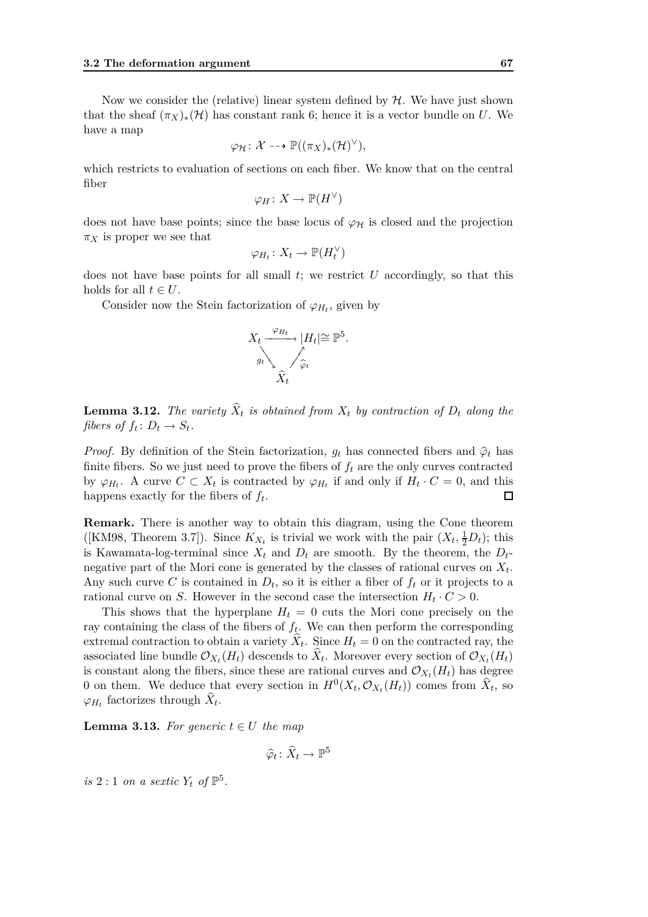Now we consider the (relative) linear system defined by $\mathcal{H}$. We have just shown that the sheaf $(\pi_X)_*(\mathcal{H})$ has constant rank 6; hence it is a vector bundle on $U$. We have a map

$$\varphi_{\mathcal{H}} \colon \mathcal{X} \dashrightarrow \mathbb{P}((\pi_X)_*(\mathcal{H})^\vee),$$

which restricts to evaluation of sections on each fiber. We know that on the central fiber

$$\varphi_H \colon X \to \mathbb{P}(H^\vee)$$

does not have base points; since the base locus of $\varphi_{\mathcal{H}}$ is closed and the projection $\pi_X$ is proper we see that

$$\varphi_{H_t} \colon X_t \to \mathbb{P}(H_t^\vee)$$

does not have base points for all small $t$; we restrict $U$ accordingly, so that this holds for all $t \in U$.

Consider now the Stein factorization of $\varphi_{H_t}$, given by

$$\begin{array}{ccc} X_t & \xrightarrow{\varphi_{H_t}} & |H_t| \cong \mathbb{P}^5. \\ & {\scriptstyle g_t} \searrow \quad \nearrow {\scriptstyle \widehat{\varphi}_t} & \\ & \widehat{X}_t & \end{array}$$

**Lemma 3.12.** *The variety $\widehat{X}_t$ is obtained from $X_t$ by contraction of $D_t$ along the fibers of $f_t \colon D_t \to S_t$.*

*Proof.* By definition of the Stein factorization, $g_t$ has connected fibers and $\widehat{\varphi}_t$ has finite fibers. So we just need to prove the fibers of $f_t$ are the only curves contracted by $\varphi_{H_t}$. A curve $C \subset X_t$ is contracted by $\varphi_{H_t}$ if and only if $H_t \cdot C = 0$, and this happens exactly for the fibers of $f_t$. ◻

**Remark.** There is another way to obtain this diagram, using the Cone theorem ([KM98, Theorem 3.7]). Since $K_{X_t}$ is trivial we work with the pair $(X_t, \frac{1}{2}D_t)$; this is Kawamata-log-terminal since $X_t$ and $D_t$ are smooth. By the theorem, the $D_t$-negative part of the Mori cone is generated by the classes of rational curves on $X_t$. Any such curve $C$ is contained in $D_t$, so it is either a fiber of $f_t$ or it projects to a rational curve on $S$. However in the second case the intersection $H_t \cdot C > 0$.

This shows that the hyperplane $H_t = 0$ cuts the Mori cone precisely on the ray containing the class of the fibers of $f_t$. We can then perform the corresponding extremal contraction to obtain a variety $\widehat{X}_t$. Since $H_t = 0$ on the contracted ray, the associated line bundle $\mathcal{O}_{X_t}(H_t)$ descends to $\widehat{X}_t$. Moreover every section of $\mathcal{O}_{X_t}(H_t)$ is constant along the fibers, since these are rational curves and $\mathcal{O}_{X_t}(H_t)$ has degree 0 on them. We deduce that every section in $H^0(X_t, \mathcal{O}_{X_t}(H_t))$ comes from $\widehat{X}_t$, so $\varphi_{H_t}$ factorizes through $\widehat{X}_t$.

**Lemma 3.13.** *For generic $t \in U$ the map*

$$\widehat{\varphi}_t \colon \widehat{X}_t \to \mathbb{P}^5$$

*is* $2:1$ *on a sextic $Y_t$ of $\mathbb{P}^5$.*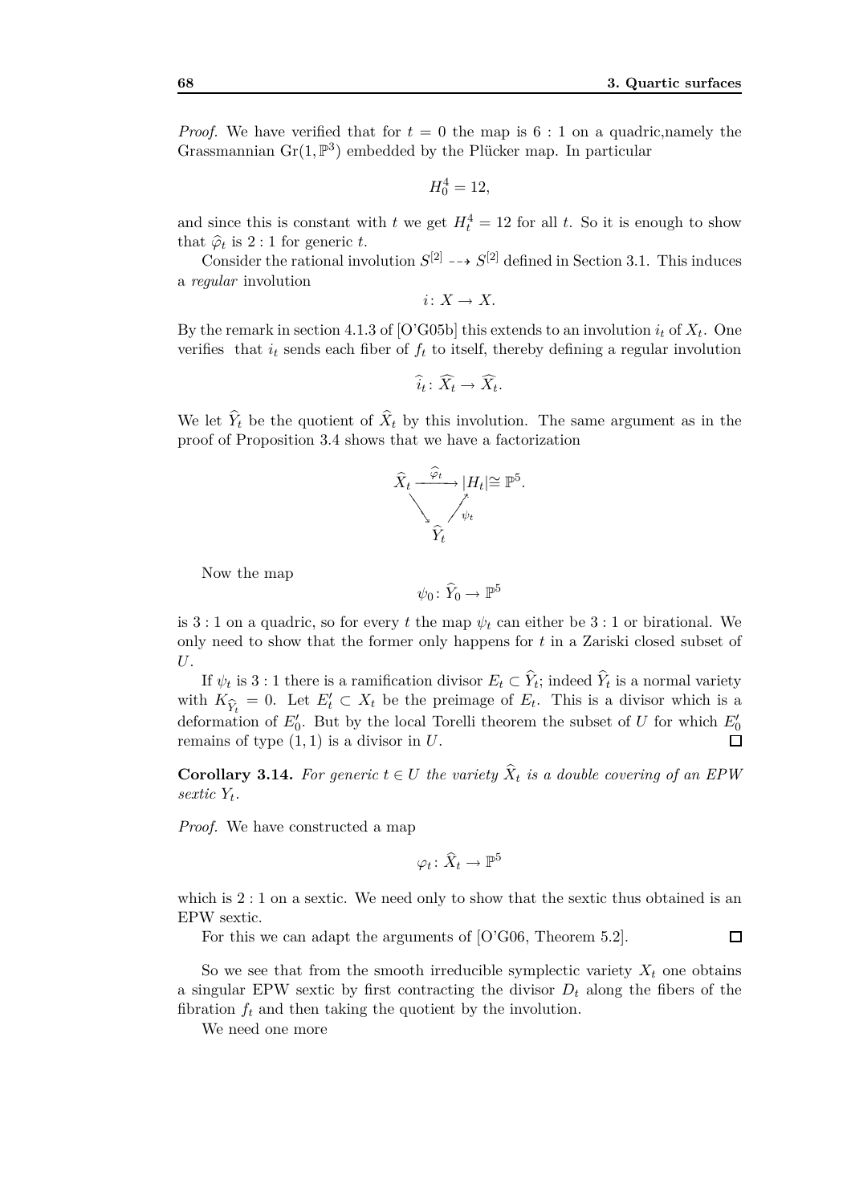*Proof.* We have verified that for $t = 0$ the map is $6:1$ on a quadric,namely the Grassmannian $\mathrm{Gr}(1, \mathbb{P}^3)$ embedded by the Plücker map. In particular

$$H_0^4 = 12,$$

and since this is constant with $t$ we get $H_t^4 = 12$ for all $t$. So it is enough to show that $\widehat{\varphi}_t$ is $2:1$ for generic $t$.

Consider the rational involution $S^{[2]} \dashrightarrow S^{[2]}$ defined in Section 3.1. This induces a *regular* involution

$$i \colon X \to X.$$

By the remark in section 4.1.3 of [O'G05b] this extends to an involution $i_t$ of $X_t$. One verifies that $i_t$ sends each fiber of $f_t$ to itself, thereby defining a regular involution

$$\widehat{\imath}_t \colon \widehat{X}_t \to \widehat{X}_t.$$

We let $\widehat{Y}_t$ be the quotient of $\widehat{X}_t$ by this involution. The same argument as in the proof of Proposition 3.4 shows that we have a factorization

$$\begin{array}{ccc} \widehat{X}_t & \xrightarrow{\widehat{\varphi}_t} & |H_t| \cong \mathbb{P}^5. \\ & \searrow \quad \nearrow_{\psi_t} & \\ & \widehat{Y}_t & \end{array}$$

Now the map

$$\psi_0 \colon \widehat{Y}_0 \to \mathbb{P}^5$$

is $3:1$ on a quadric, so for every $t$ the map $\psi_t$ can either be $3:1$ or birational. We only need to show that the former only happens for $t$ in a Zariski closed subset of $U$.

If $\psi_t$ is $3:1$ there is a ramification divisor $E_t \subset \widehat{Y}_t$; indeed $\widehat{Y}_t$ is a normal variety with $K_{\widehat{Y}_t} = 0$. Let $E_t' \subset X_t$ be the preimage of $E_t$. This is a divisor which is a deformation of $E_0'$. But by the local Torelli theorem the subset of $U$ for which $E_0'$ remains of type $(1,1)$ is a divisor in $U$. $\square$

**Corollary 3.14.** *For generic $t \in U$ the variety $\widehat{X}_t$ is a double covering of an EPW sextic $Y_t$.*

*Proof.* We have constructed a map

$$\varphi_t \colon \widehat{X}_t \to \mathbb{P}^5$$

which is $2:1$ on a sextic. We need only to show that the sextic thus obtained is an EPW sextic.

For this we can adapt the arguments of [O'G06, Theorem 5.2]. $\square$

So we see that from the smooth irreducible symplectic variety $X_t$ one obtains a singular EPW sextic by first contracting the divisor $D_t$ along the fibers of the fibration $f_t$ and then taking the quotient by the involution.

We need one more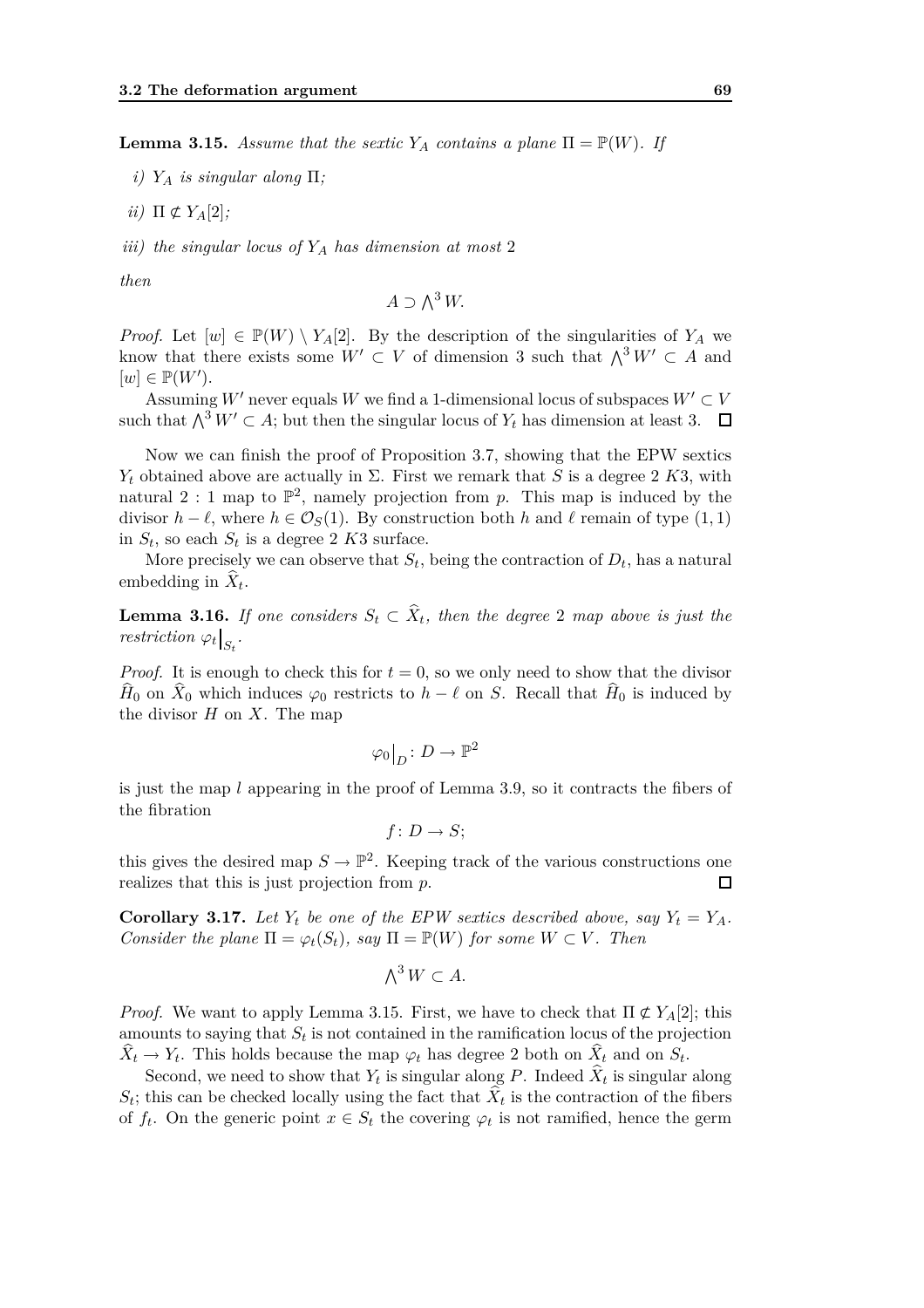**Lemma 3.15.** *Assume that the sextic $Y_A$ contains a plane $\Pi = \mathbb{P}(W)$. If*

*i) $Y_A$ is singular along $\Pi$;*

*ii) $\Pi \not\subset Y_A[2]$;*

*iii) the singular locus of $Y_A$ has dimension at most 2*

*then*

$$A \supset \bigwedge^3 W.$$

*Proof.* Let $[w] \in \mathbb{P}(W) \setminus Y_A[2]$. By the description of the singularities of $Y_A$ we know that there exists some $W' \subset V$ of dimension 3 such that $\bigwedge^3 W' \subset A$ and $[w] \in \mathbb{P}(W')$.

Assuming $W'$ never equals $W$ we find a 1-dimensional locus of subspaces $W' \subset V$ such that $\bigwedge^3 W' \subset A$; but then the singular locus of $Y_t$ has dimension at least 3. □

Now we can finish the proof of Proposition 3.7, showing that the EPW sextics $Y_t$ obtained above are actually in $\Sigma$. First we remark that $S$ is a degree 2 $K3$, with natural $2:1$ map to $\mathbb{P}^2$, namely projection from $p$. This map is induced by the divisor $h - \ell$, where $h \in \mathcal{O}_S(1)$. By construction both $h$ and $\ell$ remain of type $(1,1)$ in $S_t$, so each $S_t$ is a degree 2 $K3$ surface.

More precisely we can observe that $S_t$, being the contraction of $D_t$, has a natural embedding in $\widehat{X}_t$.

**Lemma 3.16.** *If one considers $S_t \subset \widehat{X}_t$, then the degree 2 map above is just the restriction $\varphi_t\big|_{S_t}$.*

*Proof.* It is enough to check this for $t = 0$, so we only need to show that the divisor $\widehat{H}_0$ on $\widehat{X}_0$ which induces $\varphi_0$ restricts to $h - \ell$ on $S$. Recall that $\widehat{H}_0$ is induced by the divisor $H$ on $X$. The map

$$\varphi_0\big|_D : D \to \mathbb{P}^2$$

is just the map $l$ appearing in the proof of Lemma 3.9, so it contracts the fibers of the fibration

$$f : D \to S;$$

this gives the desired map $S \to \mathbb{P}^2$. Keeping track of the various constructions one realizes that this is just projection from $p$. □

**Corollary 3.17.** *Let $Y_t$ be one of the EPW sextics described above, say $Y_t = Y_A$. Consider the plane $\Pi = \varphi_t(S_t)$, say $\Pi = \mathbb{P}(W)$ for some $W \subset V$. Then*

$$\bigwedge^3 W \subset A.$$

*Proof.* We want to apply Lemma 3.15. First, we have to check that $\Pi \not\subset Y_A[2]$; this amounts to saying that $S_t$ is not contained in the ramification locus of the projection $\widehat{X}_t \to Y_t$. This holds because the map $\varphi_t$ has degree 2 both on $\widehat{X}_t$ and on $S_t$.

Second, we need to show that $Y_t$ is singular along $P$. Indeed $\widehat{X}_t$ is singular along $S_t$; this can be checked locally using the fact that $\widehat{X}_t$ is the contraction of the fibers of $f_t$. On the generic point $x \in S_t$ the covering $\varphi_t$ is not ramified, hence the germ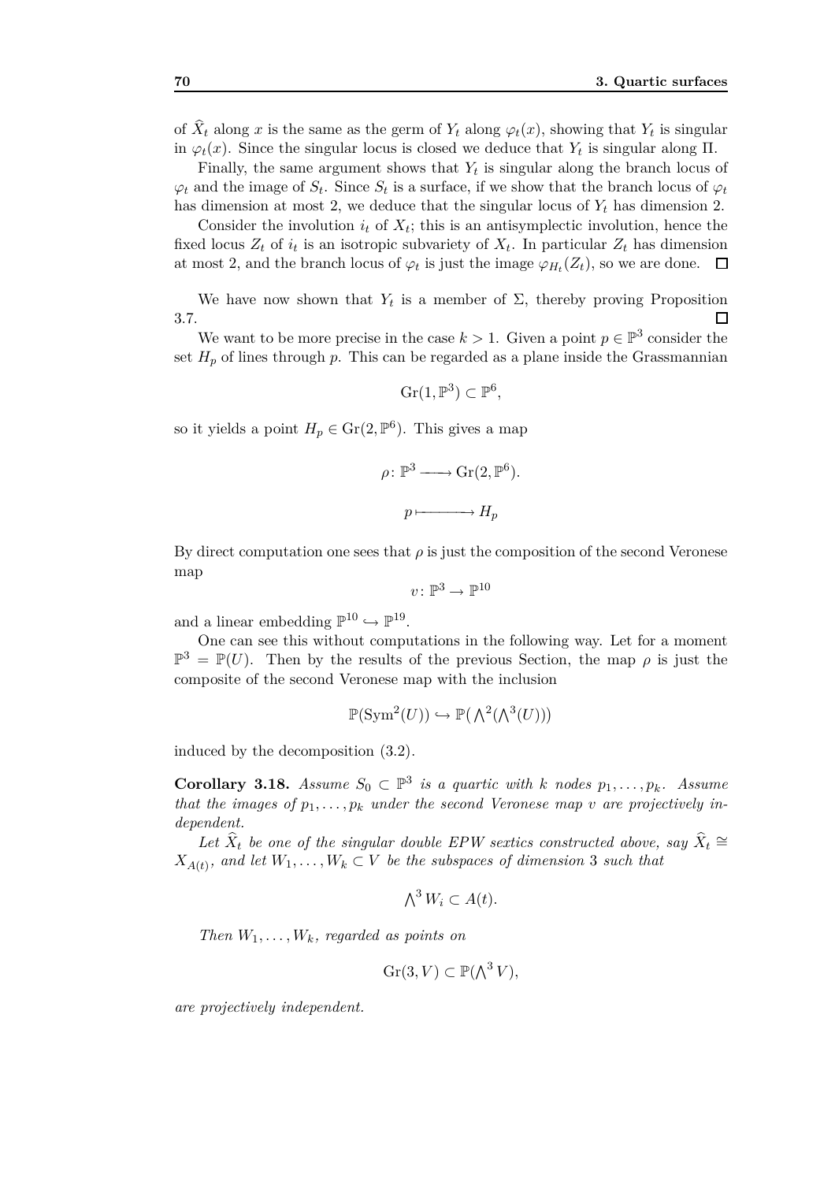of $\widehat{X}_t$ along $x$ is the same as the germ of $Y_t$ along $\varphi_t(x)$, showing that $Y_t$ is singular in $\varphi_t(x)$. Since the singular locus is closed we deduce that $Y_t$ is singular along $\Pi$.

Finally, the same argument shows that $Y_t$ is singular along the branch locus of $\varphi_t$ and the image of $S_t$. Since $S_t$ is a surface, if we show that the branch locus of $\varphi_t$ has dimension at most 2, we deduce that the singular locus of $Y_t$ has dimension 2.

Consider the involution $i_t$ of $X_t$; this is an antisymplectic involution, hence the fixed locus $Z_t$ of $i_t$ is an isotropic subvariety of $X_t$. In particular $Z_t$ has dimension at most 2, and the branch locus of $\varphi_t$ is just the image $\varphi_{H_t}(Z_t)$, so we are done. □

We have now shown that $Y_t$ is a member of $\Sigma$, thereby proving Proposition 3.7. □

We want to be more precise in the case $k > 1$. Given a point $p \in \mathbb{P}^3$ consider the set $H_p$ of lines through $p$. This can be regarded as a plane inside the Grassmannian

$$\mathrm{Gr}(1, \mathbb{P}^3) \subset \mathbb{P}^6,$$

so it yields a point $H_p \in \mathrm{Gr}(2, \mathbb{P}^6)$. This gives a map

$$\rho \colon \mathbb{P}^3 \longrightarrow \mathrm{Gr}(2, \mathbb{P}^6).$$
$$p \longmapsto H_p$$

By direct computation one sees that $\rho$ is just the composition of the second Veronese map

$$v \colon \mathbb{P}^3 \to \mathbb{P}^{10}$$

and a linear embedding $\mathbb{P}^{10} \hookrightarrow \mathbb{P}^{19}$.

One can see this without computations in the following way. Let for a moment $\mathbb{P}^3 = \mathbb{P}(U)$. Then by the results of the previous Section, the map $\rho$ is just the composite of the second Veronese map with the inclusion

$$\mathbb{P}(\mathrm{Sym}^2(U)) \hookrightarrow \mathbb{P}\big(\textstyle\bigwedge^2(\bigwedge^3(U))\big)$$

induced by the decomposition (3.2).

**Corollary 3.18.** *Assume $S_0 \subset \mathbb{P}^3$ is a quartic with $k$ nodes $p_1, \dots, p_k$. Assume that the images of $p_1, \dots, p_k$ under the second Veronese map $v$ are projectively independent.*

*Let $\widehat{X}_t$ be one of the singular double EPW sextics constructed above, say $\widehat{X}_t \cong X_{A(t)}$, and let $W_1, \dots, W_k \subset V$ be the subspaces of dimension 3 such that*

$$\textstyle\bigwedge^3 W_i \subset A(t).$$

*Then $W_1, \dots, W_k$, regarded as points on*

$$\mathrm{Gr}(3, V) \subset \mathbb{P}(\textstyle\bigwedge^3 V),$$

*are projectively independent.*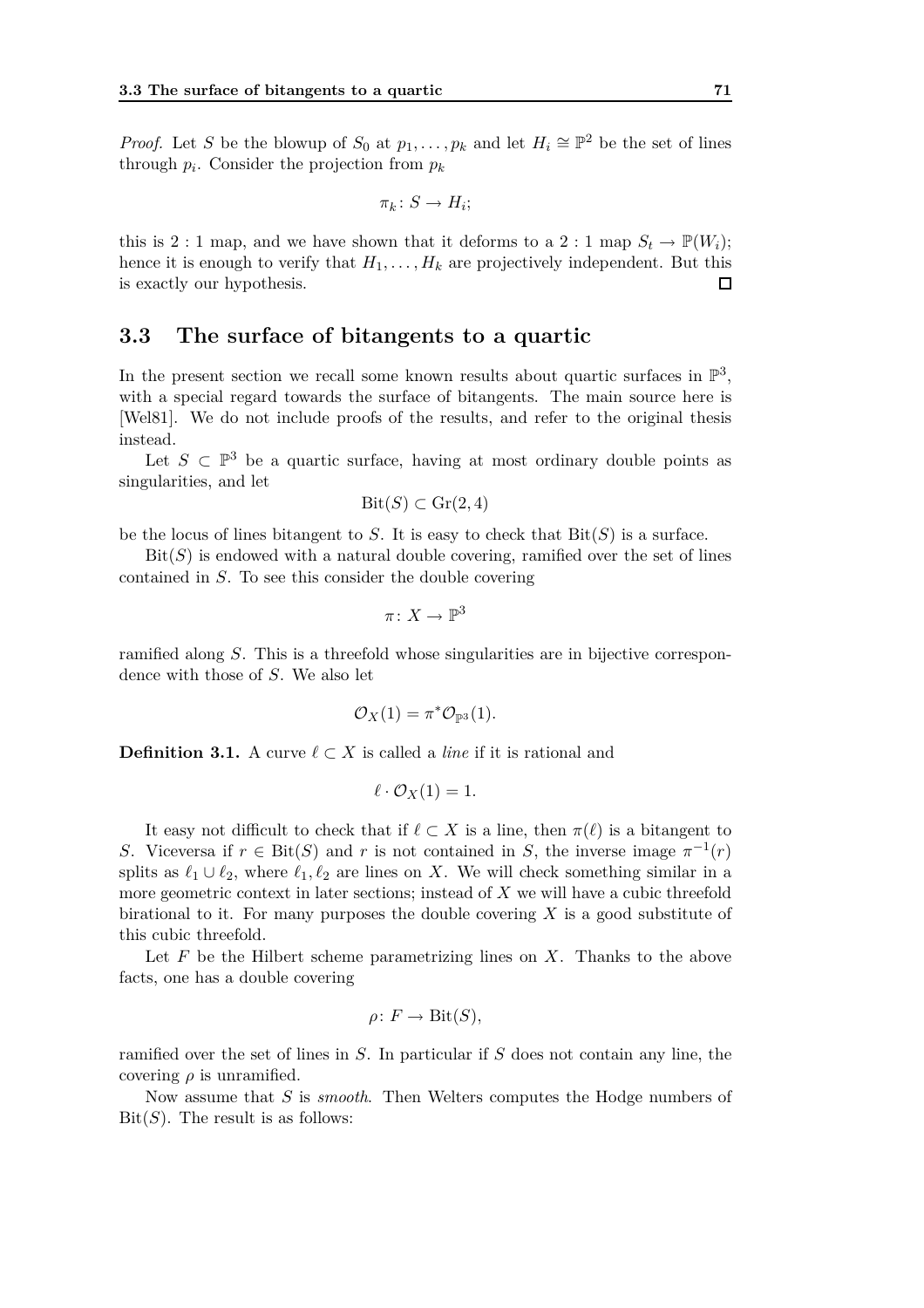*Proof.* Let $S$ be the blowup of $S_0$ at $p_1, \dots, p_k$ and let $H_i \cong \mathbb{P}^2$ be the set of lines through $p_i$. Consider the projection from $p_k$

$$\pi_k \colon S \to H_i;$$

this is $2:1$ map, and we have shown that it deforms to a $2:1$ map $S_t \to \mathbb{P}(W_i)$; hence it is enough to verify that $H_1, \dots, H_k$ are projectively independent. But this is exactly our hypothesis. ◻

## 3.3 The surface of bitangents to a quartic

In the present section we recall some known results about quartic surfaces in $\mathbb{P}^3$, with a special regard towards the surface of bitangents. The main source here is [Wel81]. We do not include proofs of the results, and refer to the original thesis instead.

Let $S \subset \mathbb{P}^3$ be a quartic surface, having at most ordinary double points as singularities, and let

$$\mathrm{Bit}(S) \subset \mathrm{Gr}(2,4)$$

be the locus of lines bitangent to $S$. It is easy to check that $\mathrm{Bit}(S)$ is a surface.

$\mathrm{Bit}(S)$ is endowed with a natural double covering, ramified over the set of lines contained in $S$. To see this consider the double covering

$$\pi \colon X \to \mathbb{P}^3$$

ramified along $S$. This is a threefold whose singularities are in bijective correspondence with those of $S$. We also let

$$\mathcal{O}_X(1) = \pi^* \mathcal{O}_{\mathbb{P}^3}(1).$$

**Definition 3.1.** A curve $\ell \subset X$ is called a *line* if it is rational and

$$\ell \cdot \mathcal{O}_X(1) = 1.$$

It easy not difficult to check that if $\ell \subset X$ is a line, then $\pi(\ell)$ is a bitangent to $S$. Viceversa if $r \in \mathrm{Bit}(S)$ and $r$ is not contained in $S$, the inverse image $\pi^{-1}(r)$ splits as $\ell_1 \cup \ell_2$, where $\ell_1, \ell_2$ are lines on $X$. We will check something similar in a more geometric context in later sections; instead of $X$ we will have a cubic threefold birational to it. For many purposes the double covering $X$ is a good substitute of this cubic threefold.

Let $F$ be the Hilbert scheme parametrizing lines on $X$. Thanks to the above facts, one has a double covering

$$\rho \colon F \to \mathrm{Bit}(S),$$

ramified over the set of lines in $S$. In particular if $S$ does not contain any line, the covering $\rho$ is unramified.

Now assume that $S$ is *smooth*. Then Welters computes the Hodge numbers of $\mathrm{Bit}(S)$. The result is as follows: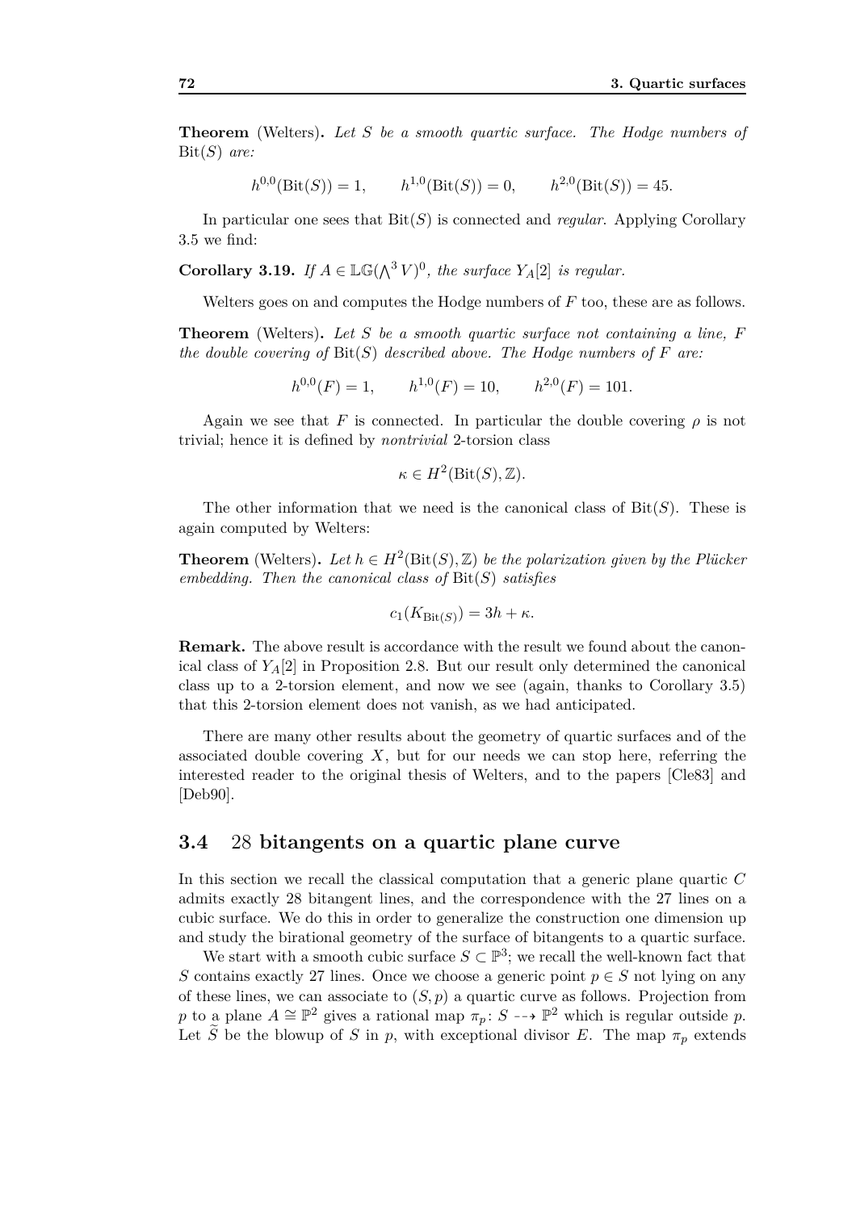**Theorem** (Welters)**.** *Let $S$ be a smooth quartic surface. The Hodge numbers of* $\mathrm{Bit}(S)$ *are:*

$$h^{0,0}(\mathrm{Bit}(S)) = 1, \qquad h^{1,0}(\mathrm{Bit}(S)) = 0, \qquad h^{2,0}(\mathrm{Bit}(S)) = 45.$$

In particular one sees that $\mathrm{Bit}(S)$ is connected and *regular*. Applying Corollary 3.5 we find:

**Corollary 3.19.** *If $A \in \mathbb{LG}(\bigwedge^3 V)^0$, the surface $Y_A[2]$ is regular.*

Welters goes on and computes the Hodge numbers of $F$ too, these are as follows.

**Theorem** (Welters)**.** *Let $S$ be a smooth quartic surface not containing a line, $F$ the double covering of* $\mathrm{Bit}(S)$ *described above. The Hodge numbers of $F$ are:*

$$h^{0,0}(F) = 1, \qquad h^{1,0}(F) = 10, \qquad h^{2,0}(F) = 101.$$

Again we see that $F$ is connected. In particular the double covering $\rho$ is not trivial; hence it is defined by *nontrivial* 2-torsion class

$$\kappa \in H^2(\mathrm{Bit}(S), \mathbb{Z}).$$

The other information that we need is the canonical class of $\mathrm{Bit}(S)$. These is again computed by Welters:

**Theorem** (Welters)**.** *Let $h \in H^2(\mathrm{Bit}(S), \mathbb{Z})$ be the polarization given by the Plücker embedding. Then the canonical class of* $\mathrm{Bit}(S)$ *satisfies*

$$c_1(K_{\mathrm{Bit}(S)}) = 3h + \kappa.$$

**Remark.** The above result is accordance with the result we found about the canonical class of $Y_A[2]$ in Proposition 2.8. But our result only determined the canonical class up to a 2-torsion element, and now we see (again, thanks to Corollary 3.5) that this 2-torsion element does not vanish, as we had anticipated.

There are many other results about the geometry of quartic surfaces and of the associated double covering $X$, but for our needs we can stop here, referring the interested reader to the original thesis of Welters, and to the papers [Cle83] and [Deb90].

## 3.4 28 bitangents on a quartic plane curve

In this section we recall the classical computation that a generic plane quartic $C$ admits exactly 28 bitangent lines, and the correspondence with the 27 lines on a cubic surface. We do this in order to generalize the construction one dimension up and study the birational geometry of the surface of bitangents to a quartic surface.

We start with a smooth cubic surface $S \subset \mathbb{P}^3$; we recall the well-known fact that $S$ contains exactly 27 lines. Once we choose a generic point $p \in S$ not lying on any of these lines, we can associate to $(S, p)$ a quartic curve as follows. Projection from $p$ to a plane $A \cong \mathbb{P}^2$ gives a rational map $\pi_p \colon S \dashrightarrow \mathbb{P}^2$ which is regular outside $p$. Let $\widetilde{S}$ be the blowup of $S$ in $p$, with exceptional divisor $E$. The map $\pi_p$ extends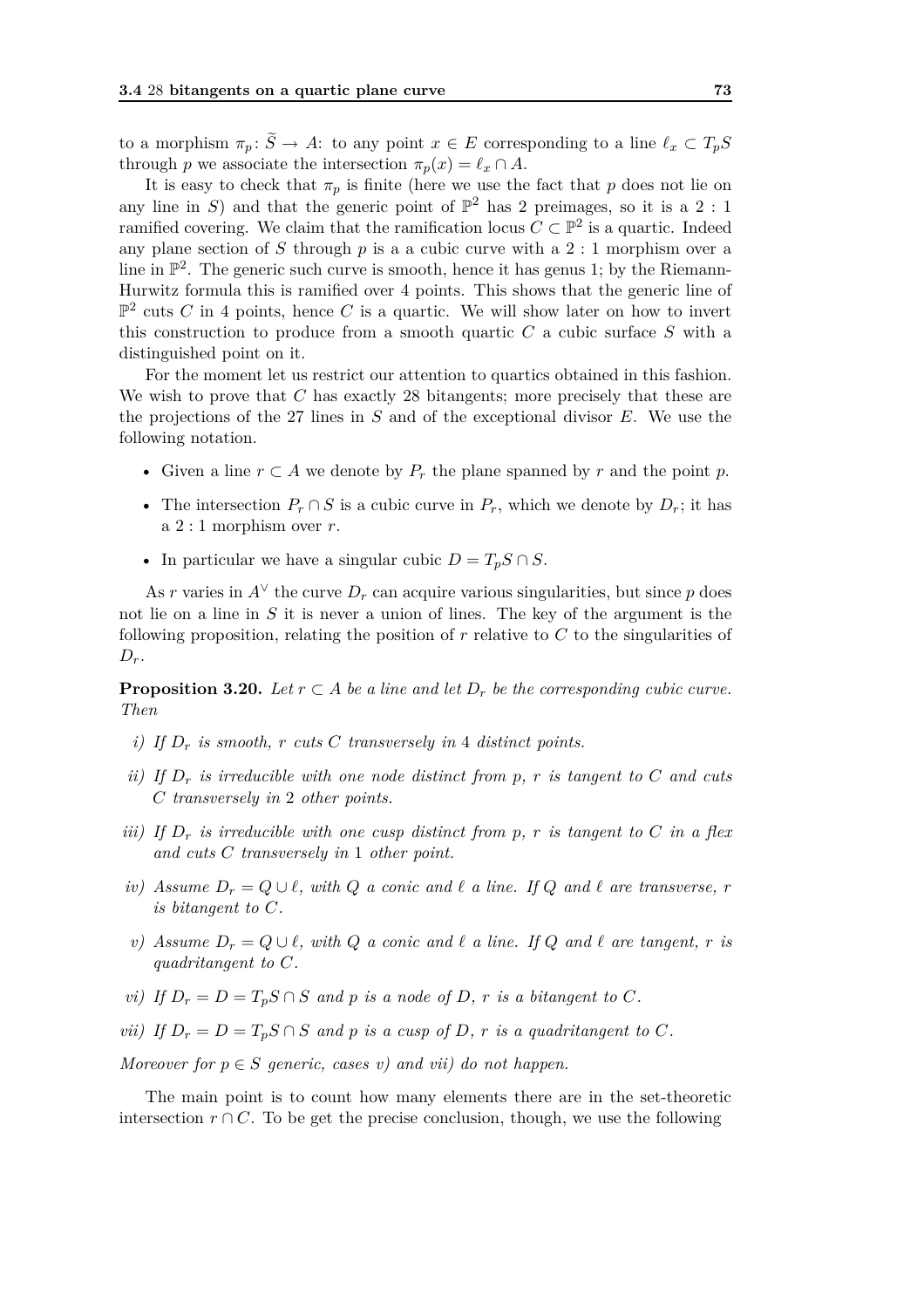to a morphism $\pi_p \colon \widetilde{S} \to A$: to any point $x \in E$ corresponding to a line $\ell_x \subset T_pS$ through $p$ we associate the intersection $\pi_p(x) = \ell_x \cap A$.

It is easy to check that $\pi_p$ is finite (here we use the fact that $p$ does not lie on any line in $S$) and that the generic point of $\mathbb{P}^2$ has 2 preimages, so it is a $2:1$ ramified covering. We claim that the ramification locus $C \subset \mathbb{P}^2$ is a quartic. Indeed any plane section of $S$ through $p$ is a a cubic curve with a $2:1$ morphism over a line in $\mathbb{P}^2$. The generic such curve is smooth, hence it has genus 1; by the Riemann-Hurwitz formula this is ramified over 4 points. This shows that the generic line of $\mathbb{P}^2$ cuts $C$ in 4 points, hence $C$ is a quartic. We will show later on how to invert this construction to produce from a smooth quartic $C$ a cubic surface $S$ with a distinguished point on it.

For the moment let us restrict our attention to quartics obtained in this fashion. We wish to prove that $C$ has exactly 28 bitangents; more precisely that these are the projections of the 27 lines in $S$ and of the exceptional divisor $E$. We use the following notation.

- Given a line $r \subset A$ we denote by $P_r$ the plane spanned by $r$ and the point $p$.
- The intersection $P_r \cap S$ is a cubic curve in $P_r$, which we denote by $D_r$; it has a $2:1$ morphism over $r$.
- In particular we have a singular cubic $D = T_pS \cap S$.

As $r$ varies in $A^\vee$ the curve $D_r$ can acquire various singularities, but since $p$ does not lie on a line in $S$ it is never a union of lines. The key of the argument is the following proposition, relating the position of $r$ relative to $C$ to the singularities of $D_r$.

**Proposition 3.20.** *Let $r \subset A$ be a line and let $D_r$ be the corresponding cubic curve. Then*

*i) If $D_r$ is smooth, $r$ cuts $C$ transversely in 4 distinct points.*

*ii) If $D_r$ is irreducible with one node distinct from $p$, $r$ is tangent to $C$ and cuts $C$ transversely in 2 other points.*

*iii) If $D_r$ is irreducible with one cusp distinct from $p$, $r$ is tangent to $C$ in a flex and cuts $C$ transversely in 1 other point.*

*iv) Assume $D_r = Q \cup \ell$, with $Q$ a conic and $\ell$ a line. If $Q$ and $\ell$ are transverse, $r$ is bitangent to $C$.*

*v) Assume $D_r = Q \cup \ell$, with $Q$ a conic and $\ell$ a line. If $Q$ and $\ell$ are tangent, $r$ is quadritangent to $C$.*

*vi) If $D_r = D = T_pS \cap S$ and $p$ is a node of $D$, $r$ is a bitangent to $C$.*

*vii) If $D_r = D = T_pS \cap S$ and $p$ is a cusp of $D$, $r$ is a quadritangent to $C$.*

*Moreover for $p \in S$ generic, cases v) and vii) do not happen.*

The main point is to count how many elements there are in the set-theoretic intersection $r \cap C$. To be get the precise conclusion, though, we use the following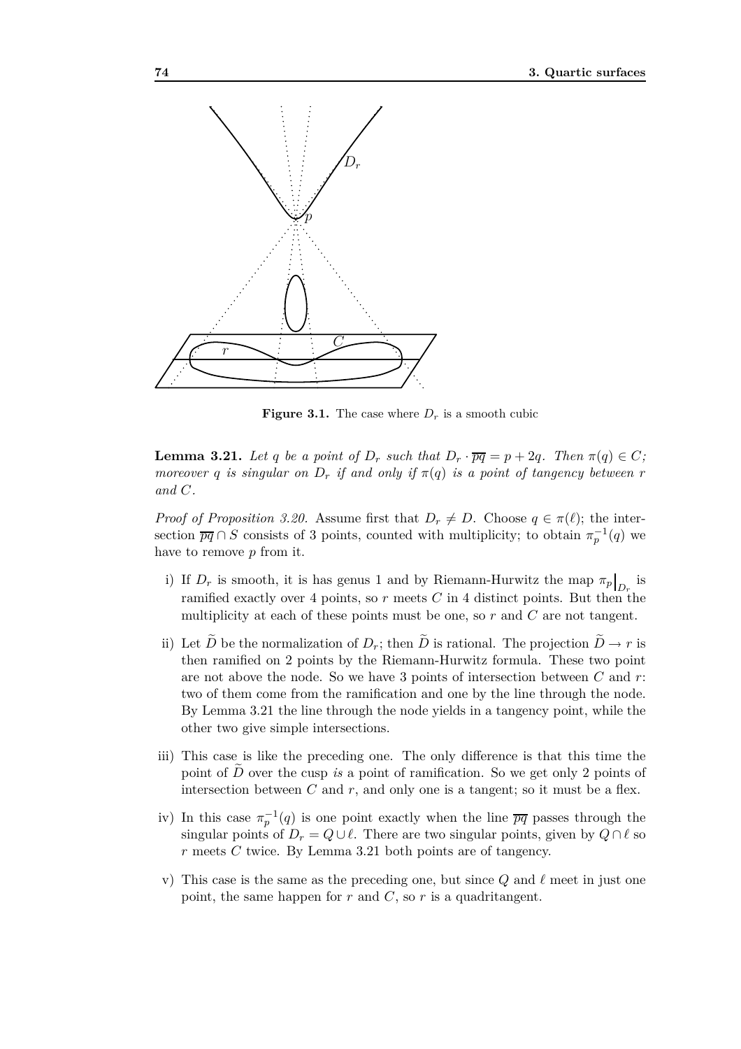**Figure 3.1.** The case where $D_r$ is a smooth cubic

**Lemma 3.21.** *Let $q$ be a point of $D_r$ such that $D_r \cdot \overline{pq} = p + 2q$. Then $\pi(q) \in C$; moreover $q$ is singular on $D_r$ if and only if $\pi(q)$ is a point of tangency between $r$ and $C$.*

*Proof of Proposition 3.20.* Assume first that $D_r \neq D$. Choose $q \in \pi(\ell)$; the intersection $\overline{pq} \cap S$ consists of 3 points, counted with multiplicity; to obtain $\pi_p^{-1}(q)$ we have to remove $p$ from it.

i) If $D_r$ is smooth, it is has genus 1 and by Riemann-Hurwitz the map $\pi_p\big|_{D_r}$ is ramified exactly over 4 points, so $r$ meets $C$ in 4 distinct points. But then the multiplicity at each of these points must be one, so $r$ and $C$ are not tangent.

ii) Let $\widetilde{D}$ be the normalization of $D_r$; then $\widetilde{D}$ is rational. The projection $\widetilde{D} \to r$ is then ramified on 2 points by the Riemann-Hurwitz formula. These two point are not above the node. So we have 3 points of intersection between $C$ and $r$: two of them come from the ramification and one by the line through the node. By Lemma 3.21 the line through the node yields in a tangency point, while the other two give simple intersections.

iii) This case is like the preceding one. The only difference is that this time the point of $\widetilde{D}$ over the cusp *is* a point of ramification. So we get only 2 points of intersection between $C$ and $r$, and only one is a tangent; so it must be a flex.

iv) In this case $\pi_p^{-1}(q)$ is one point exactly when the line $\overline{pq}$ passes through the singular points of $D_r = Q \cup \ell$. There are two singular points, given by $Q \cap \ell$ so $r$ meets $C$ twice. By Lemma 3.21 both points are of tangency.

v) This case is the same as the preceding one, but since $Q$ and $\ell$ meet in just one point, the same happen for $r$ and $C$, so $r$ is a quadritangent.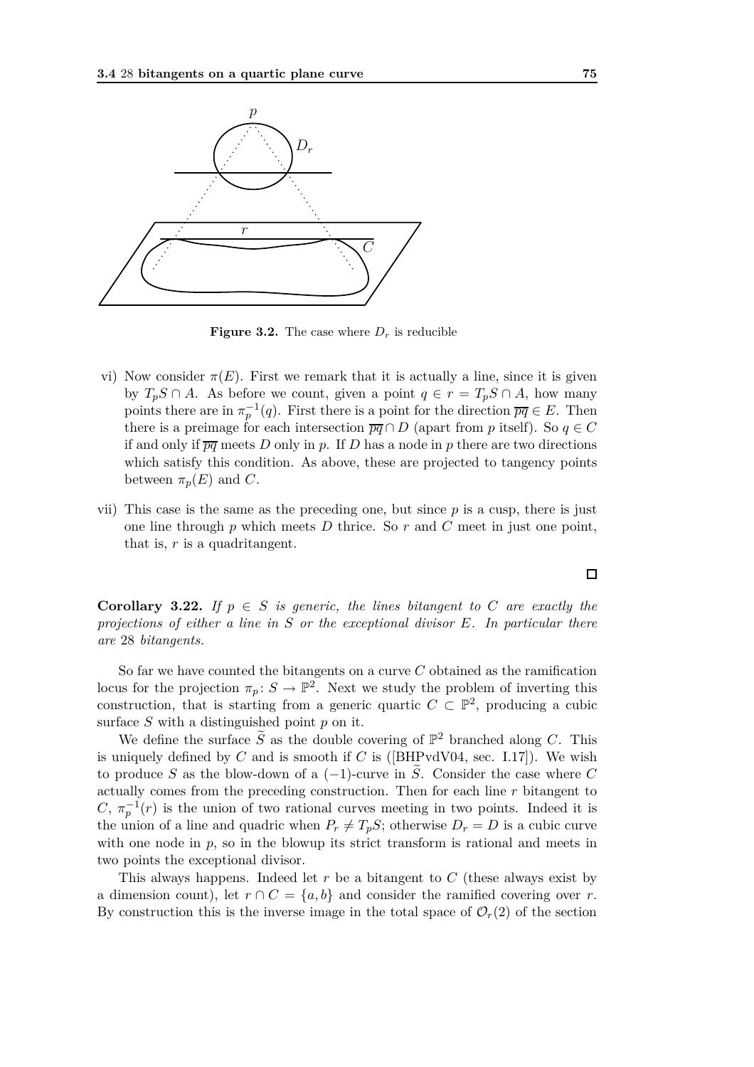**Figure 3.2.** The case where $D_r$ is reducible

vi) Now consider $\pi(E)$. First we remark that it is actually a line, since it is given by $T_pS \cap A$. As before we count, given a point $q \in r = T_pS \cap A$, how many points there are in $\pi_p^{-1}(q)$. First there is a point for the direction $\overline{pq} \in E$. Then there is a preimage for each intersection $\overline{pq} \cap D$ (apart from $p$ itself). So $q \in C$ if and only if $\overline{pq}$ meets $D$ only in $p$. If $D$ has a node in $p$ there are two directions which satisfy this condition. As above, these are projected to tangency points between $\pi_p(E)$ and $C$.

vii) This case is the same as the preceding one, but since $p$ is a cusp, there is just one line through $p$ which meets $D$ thrice. So $r$ and $C$ meet in just one point, that is, $r$ is a quadritangent.

□

**Corollary 3.22.** *If $p \in S$ is generic, the lines bitangent to $C$ are exactly the projections of either a line in $S$ or the exceptional divisor $E$. In particular there are* 28 *bitangents.*

So far we have counted the bitangents on a curve $C$ obtained as the ramification locus for the projection $\pi_p \colon S \to \mathbb{P}^2$. Next we study the problem of inverting this construction, that is starting from a generic quartic $C \subset \mathbb{P}^2$, producing a cubic surface $S$ with a distinguished point $p$ on it.

We define the surface $\widetilde{S}$ as the double covering of $\mathbb{P}^2$ branched along $C$. This is uniquely defined by $C$ and is smooth if $C$ is ([BHPvdV04, sec. I.17]). We wish to produce $S$ as the blow-down of a $(-1)$-curve in $\widetilde{S}$. Consider the case where $C$ actually comes from the preceding construction. Then for each line $r$ bitangent to $C$, $\pi_p^{-1}(r)$ is the union of two rational curves meeting in two points. Indeed it is the union of a line and quadric when $P_r \neq T_pS$; otherwise $D_r = D$ is a cubic curve with one node in $p$, so in the blowup its strict transform is rational and meets in two points the exceptional divisor.

This always happens. Indeed let $r$ be a bitangent to $C$ (these always exist by a dimension count), let $r \cap C = \{a, b\}$ and consider the ramified covering over $r$. By construction this is the inverse image in the total space of $\mathcal{O}_r(2)$ of the section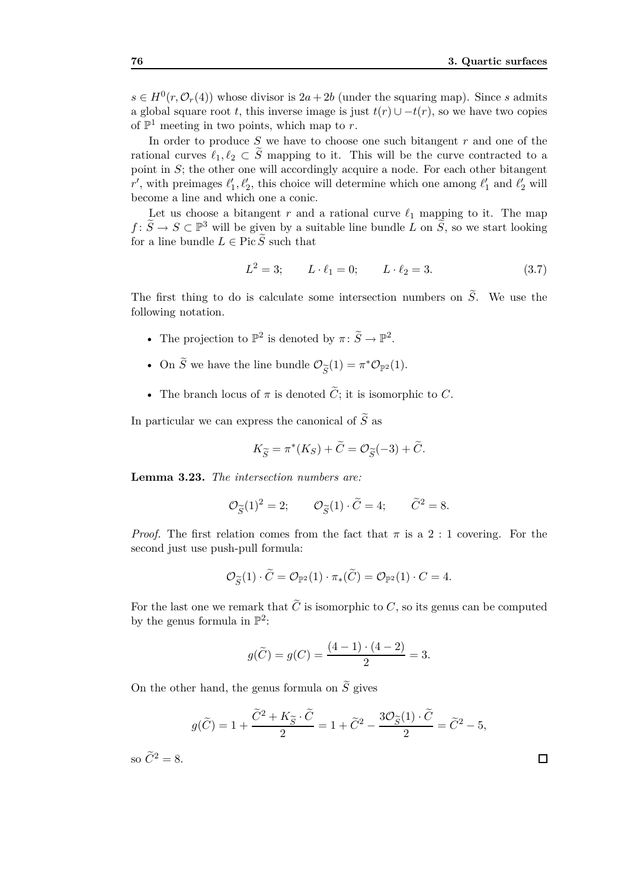$s \in H^0(r, \mathcal{O}_r(4))$ whose divisor is $2a + 2b$ (under the squaring map). Since $s$ admits a global square root $t$, this inverse image is just $t(r) \cup -t(r)$, so we have two copies of $\mathbb{P}^1$ meeting in two points, which map to $r$.

In order to produce $S$ we have to choose one such bitangent $r$ and one of the rational curves $\ell_1, \ell_2 \subset \widetilde{S}$ mapping to it. This will be the curve contracted to a point in $S$; the other one will accordingly acquire a node. For each other bitangent $r'$, with preimages $\ell'_1, \ell'_2$, this choice will determine which one among $\ell'_1$ and $\ell'_2$ will become a line and which one a conic.

Let us choose a bitangent $r$ and a rational curve $\ell_1$ mapping to it. The map $f \colon \widetilde{S} \to S \subset \mathbb{P}^3$ will be given by a suitable line bundle $L$ on $\widetilde{S}$, so we start looking for a line bundle $L \in \operatorname{Pic} \widetilde{S}$ such that

$$L^2 = 3; \qquad L \cdot \ell_1 = 0; \qquad L \cdot \ell_2 = 3. \tag{3.7}$$

The first thing to do is calculate some intersection numbers on $\widetilde{S}$. We use the following notation.

- The projection to $\mathbb{P}^2$ is denoted by $\pi \colon \widetilde{S} \to \mathbb{P}^2$.
- On $\widetilde{S}$ we have the line bundle $\mathcal{O}_{\widetilde{S}}(1) = \pi^* \mathcal{O}_{\mathbb{P}^2}(1)$.
- The branch locus of $\pi$ is denoted $\widetilde{C}$; it is isomorphic to $C$.

In particular we can express the canonical of $\widetilde{S}$ as

$$K_{\widetilde{S}} = \pi^*(K_S) + \widetilde{C} = \mathcal{O}_{\widetilde{S}}(-3) + \widetilde{C}.$$

**Lemma 3.23.** *The intersection numbers are:*

$$\mathcal{O}_{\widetilde{S}}(1)^2 = 2; \qquad \mathcal{O}_{\widetilde{S}}(1) \cdot \widetilde{C} = 4; \qquad \widetilde{C}^2 = 8.$$

*Proof.* The first relation comes from the fact that $\pi$ is a $2:1$ covering. For the second just use push-pull formula:

$$\mathcal{O}_{\widetilde{S}}(1) \cdot \widetilde{C} = \mathcal{O}_{\mathbb{P}^2}(1) \cdot \pi_*(\widetilde{C}) = \mathcal{O}_{\mathbb{P}^2}(1) \cdot C = 4.$$

For the last one we remark that $\widetilde{C}$ is isomorphic to $C$, so its genus can be computed by the genus formula in $\mathbb{P}^2$:

$$g(\widetilde{C}) = g(C) = \frac{(4-1)\cdot(4-2)}{2} = 3.$$

On the other hand, the genus formula on $\widetilde{S}$ gives

$$g(\widetilde{C}) = 1 + \frac{\widetilde{C}^2 + K_{\widetilde{S}} \cdot \widetilde{C}}{2} = 1 + \widetilde{C}^2 - \frac{3\mathcal{O}_{\widetilde{S}}(1) \cdot \widetilde{C}}{2} = \widetilde{C}^2 - 5,$$

so $\widetilde{C}^2 = 8$. $\square$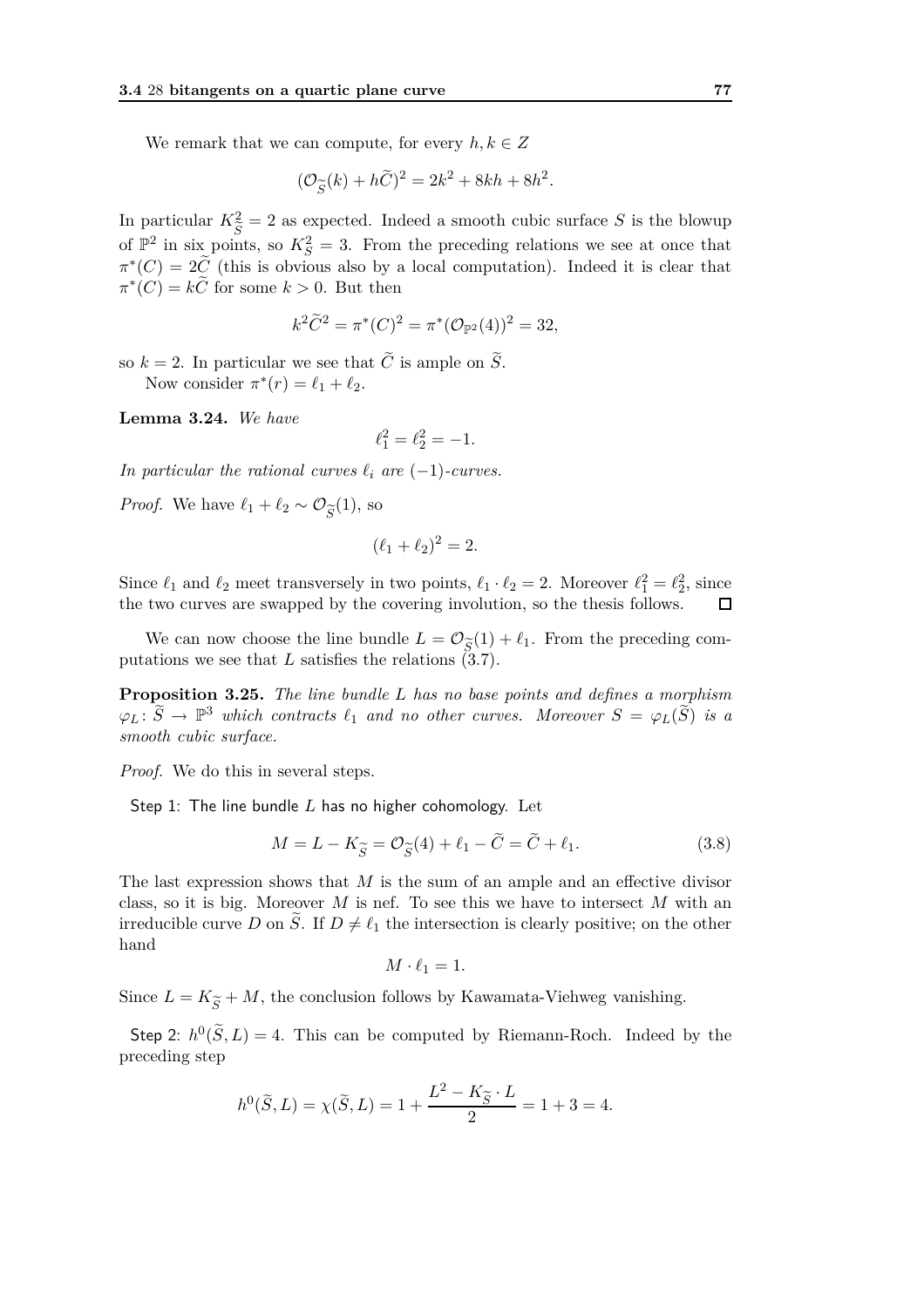We remark that we can compute, for every $h, k \in Z$

$$(\mathcal{O}_{\widetilde{S}}(k) + h\widetilde{C})^2 = 2k^2 + 8kh + 8h^2.$$

In particular $K_{\widetilde{S}}^2 = 2$ as expected. Indeed a smooth cubic surface $S$ is the blowup of $\mathbb{P}^2$ in six points, so $K_S^2 = 3$. From the preceding relations we see at once that $\pi^*(C) = 2\widetilde{C}$ (this is obvious also by a local computation). Indeed it is clear that $\pi^*(C) = k\widetilde{C}$ for some $k > 0$. But then

$$k^2\widetilde{C}^2 = \pi^*(C)^2 = \pi^*(\mathcal{O}_{\mathbb{P}^2}(4))^2 = 32,$$

so $k = 2$. In particular we see that $\widetilde{C}$ is ample on $\widetilde{S}$.

Now consider $\pi^*(r) = \ell_1 + \ell_2$.

**Lemma 3.24.** *We have*

$$\ell_1^2 = \ell_2^2 = -1.$$

*In particular the rational curves $\ell_i$ are $(-1)$-curves.*

*Proof.* We have $\ell_1 + \ell_2 \sim \mathcal{O}_{\widetilde{S}}(1)$, so

$$(\ell_1 + \ell_2)^2 = 2.$$

Since $\ell_1$ and $\ell_2$ meet transversely in two points, $\ell_1 \cdot \ell_2 = 2$. Moreover $\ell_1^2 = \ell_2^2$, since the two curves are swapped by the covering involution, so the thesis follows. $\square$

We can now choose the line bundle $L = \mathcal{O}_{\widetilde{S}}(1) + \ell_1$. From the preceding computations we see that $L$ satisfies the relations (3.7).

**Proposition 3.25.** *The line bundle $L$ has no base points and defines a morphism $\varphi_L \colon \widetilde{S} \to \mathbb{P}^3$ which contracts $\ell_1$ and no other curves. Moreover $S = \varphi_L(\widetilde{S})$ is a smooth cubic surface.*

*Proof.* We do this in several steps.

Step 1: The line bundle $L$ has no higher cohomology. Let

$$M = L - K_{\widetilde{S}} = \mathcal{O}_{\widetilde{S}}(4) + \ell_1 - \widetilde{C} = \widetilde{C} + \ell_1. \tag{3.8}$$

The last expression shows that $M$ is the sum of an ample and an effective divisor class, so it is big. Moreover $M$ is nef. To see this we have to intersect $M$ with an irreducible curve $D$ on $\widetilde{S}$. If $D \neq \ell_1$ the intersection is clearly positive; on the other hand

$$M \cdot \ell_1 = 1.$$

Since $L = K_{\widetilde{S}} + M$, the conclusion follows by Kawamata-Viehweg vanishing.

Step 2: $h^0(\widetilde{S}, L) = 4$. This can be computed by Riemann-Roch. Indeed by the preceding step

$$h^0(\widetilde{S}, L) = \chi(\widetilde{S}, L) = 1 + \frac{L^2 - K_{\widetilde{S}} \cdot L}{2} = 1 + 3 = 4.$$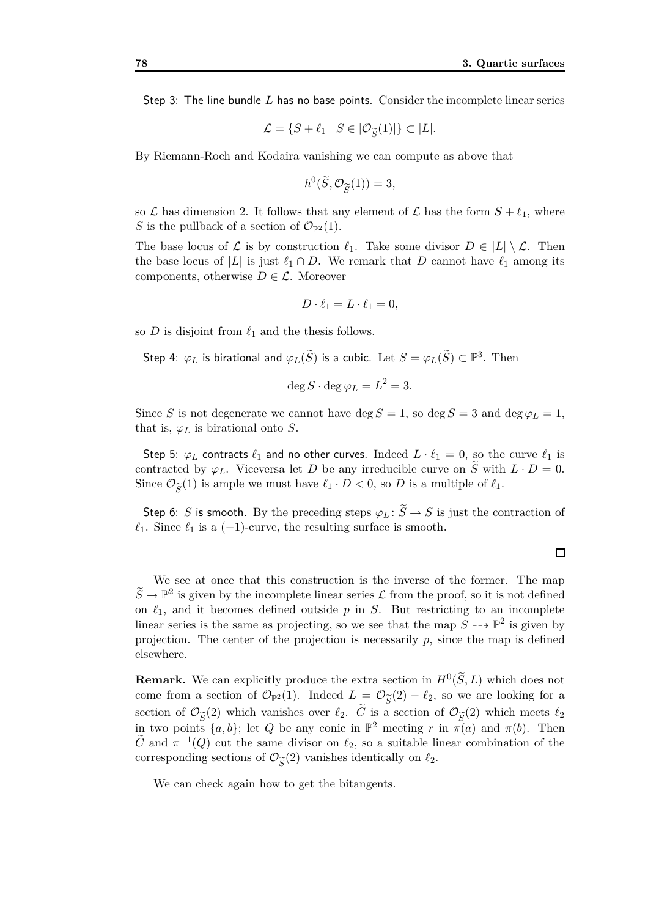Step 3: The line bundle $L$ has no base points. Consider the incomplete linear series

$$\mathcal{L} = \{S + \ell_1 \mid S \in |\mathcal{O}_{\widetilde{S}}(1)|\} \subset |L|.$$

By Riemann-Roch and Kodaira vanishing we can compute as above that

$$h^0(\widetilde{S}, \mathcal{O}_{\widetilde{S}}(1)) = 3,$$

so $\mathcal{L}$ has dimension 2. It follows that any element of $\mathcal{L}$ has the form $S + \ell_1$, where $S$ is the pullback of a section of $\mathcal{O}_{\mathbb{P}^2}(1)$.

The base locus of $\mathcal{L}$ is by construction $\ell_1$. Take some divisor $D \in |L| \setminus \mathcal{L}$. Then the base locus of $|L|$ is just $\ell_1 \cap D$. We remark that $D$ cannot have $\ell_1$ among its components, otherwise $D \in \mathcal{L}$. Moreover

$$D \cdot \ell_1 = L \cdot \ell_1 = 0,$$

so $D$ is disjoint from $\ell_1$ and the thesis follows.

Step 4: $\varphi_L$ is birational and $\varphi_L(\widetilde{S})$ is a cubic. Let $S = \varphi_L(\widetilde{S}) \subset \mathbb{P}^3$. Then

$$\deg S \cdot \deg \varphi_L = L^2 = 3.$$

Since $S$ is not degenerate we cannot have $\deg S = 1$, so $\deg S = 3$ and $\deg \varphi_L = 1$, that is, $\varphi_L$ is birational onto $S$.

Step 5: $\varphi_L$ contracts $\ell_1$ and no other curves. Indeed $L \cdot \ell_1 = 0$, so the curve $\ell_1$ is contracted by $\varphi_L$. Viceversa let $D$ be any irreducible curve on $\widetilde{S}$ with $L \cdot D = 0$. Since $\mathcal{O}_{\widetilde{S}}(1)$ is ample we must have $\ell_1 \cdot D < 0$, so $D$ is a multiple of $\ell_1$.

Step 6: $S$ is smooth. By the preceding steps $\varphi_L \colon \widetilde{S} \to S$ is just the contraction of $\ell_1$. Since $\ell_1$ is a $(-1)$-curve, the resulting surface is smooth.

□

We see at once that this construction is the inverse of the former. The map $\widetilde{S} \to \mathbb{P}^2$ is given by the incomplete linear series $\mathcal{L}$ from the proof, so it is not defined on $\ell_1$, and it becomes defined outside $p$ in $S$. But restricting to an incomplete linear series is the same as projecting, so we see that the map $S \dashrightarrow \mathbb{P}^2$ is given by projection. The center of the projection is necessarily $p$, since the map is defined elsewhere.

**Remark.** We can explicitly produce the extra section in $H^0(\widetilde{S}, L)$ which does not come from a section of $\mathcal{O}_{\mathbb{P}^2}(1)$. Indeed $L = \mathcal{O}_{\widetilde{S}}(2) - \ell_2$, so we are looking for a section of $\mathcal{O}_{\widetilde{S}}(2)$ which vanishes over $\ell_2$. $\widetilde{C}$ is a section of $\mathcal{O}_{\widetilde{S}}(2)$ which meets $\ell_2$ in two points $\{a, b\}$; let $Q$ be any conic in $\mathbb{P}^2$ meeting $r$ in $\pi(a)$ and $\pi(b)$. Then $\widetilde{C}$ and $\pi^{-1}(Q)$ cut the same divisor on $\ell_2$, so a suitable linear combination of the corresponding sections of $\mathcal{O}_{\widetilde{S}}(2)$ vanishes identically on $\ell_2$.

We can check again how to get the bitangents.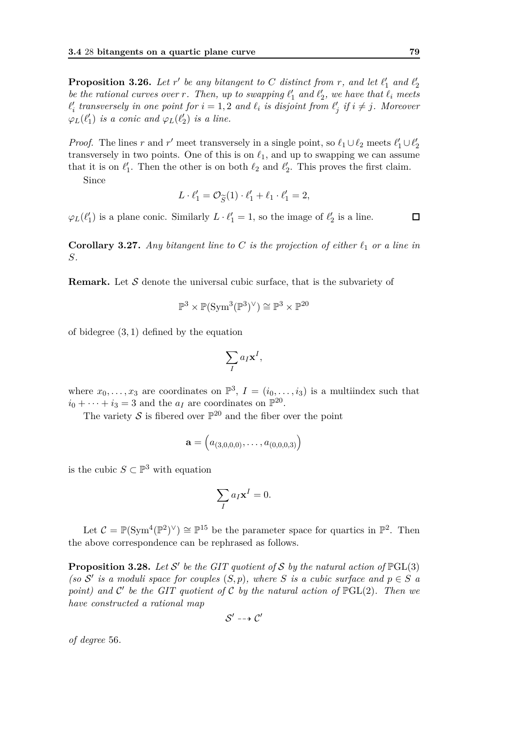**Proposition 3.26.** *Let $r'$ be any bitangent to $C$ distinct from $r$, and let $\ell_1'$ and $\ell_2'$ be the rational curves over $r$. Then, up to swapping $\ell_1'$ and $\ell_2'$, we have that $\ell_i$ meets $\ell_i'$ transversely in one point for $i = 1, 2$ and $\ell_i$ is disjoint from $\ell_j'$ if $i \neq j$. Moreover $\varphi_L(\ell_1')$ is a conic and $\varphi_L(\ell_2')$ is a line.*

*Proof.* The lines $r$ and $r'$ meet transversely in a single point, so $\ell_1 \cup \ell_2$ meets $\ell_1' \cup \ell_2'$ transversely in two points. One of this is on $\ell_1$, and up to swapping we can assume that it is on $\ell_1'$. Then the other is on both $\ell_2$ and $\ell_2'$. This proves the first claim.

Since

$$L \cdot \ell_1' = \mathcal{O}_{\widetilde{S}}(1) \cdot \ell_1' + \ell_1 \cdot \ell_1' = 2,$$

$\varphi_L(\ell_1')$ is a plane conic. Similarly $L \cdot \ell_1' = 1$, so the image of $\ell_2'$ is a line. $\square$

**Corollary 3.27.** *Any bitangent line to $C$ is the projection of either $\ell_1$ or a line in $S$.*

**Remark.** Let $\mathcal{S}$ denote the universal cubic surface, that is the subvariety of

$$\mathbb{P}^3 \times \mathbb{P}(\mathrm{Sym}^3(\mathbb{P}^3)^\vee) \cong \mathbb{P}^3 \times \mathbb{P}^{20}$$

of bidegree $(3, 1)$ defined by the equation

$$\sum_I a_I \mathbf{x}^I,$$

where $x_0, \ldots, x_3$ are coordinates on $\mathbb{P}^3$, $I = (i_0, \ldots, i_3)$ is a multiindex such that $i_0 + \cdots + i_3 = 3$ and the $a_I$ are coordinates on $\mathbb{P}^{20}$.

The variety $\mathcal{S}$ is fibered over $\mathbb{P}^{20}$ and the fiber over the point

$$\mathbf{a} = \left(a_{(3,0,0,0)}, \ldots, a_{(0,0,0,3)}\right)$$

is the cubic $S \subset \mathbb{P}^3$ with equation

$$\sum_I a_I \mathbf{x}^I = 0.$$

Let $\mathcal{C} = \mathbb{P}(\mathrm{Sym}^4(\mathbb{P}^2)^\vee) \cong \mathbb{P}^{15}$ be the parameter space for quartics in $\mathbb{P}^2$. Then the above correspondence can be rephrased as follows.

**Proposition 3.28.** *Let $\mathcal{S}'$ be the GIT quotient of $\mathcal{S}$ by the natural action of $\mathbb{P}\mathrm{GL}(3)$ (so $\mathcal{S}'$ is a moduli space for couples $(S, p)$, where $S$ is a cubic surface and $p \in S$ a point) and $\mathcal{C}'$ be the GIT quotient of $\mathcal{C}$ by the natural action of $\mathbb{P}\mathrm{GL}(2)$. Then we have constructed a rational map*

$$\mathcal{S}' \dashrightarrow \mathcal{C}'$$

*of degree 56.*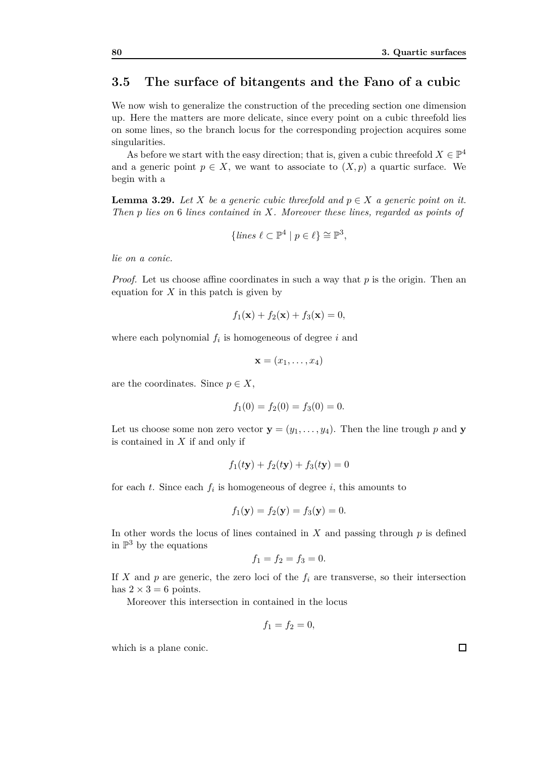## 3.5 The surface of bitangents and the Fano of a cubic

We now wish to generalize the construction of the preceding section one dimension up. Here the matters are more delicate, since every point on a cubic threefold lies on some lines, so the branch locus for the corresponding projection acquires some singularities.

As before we start with the easy direction; that is, given a cubic threefold $X \in \mathbb{P}^4$ and a generic point $p \in X$, we want to associate to $(X, p)$ a quartic surface. We begin with a

**Lemma 3.29.** *Let $X$ be a generic cubic threefold and $p \in X$ a generic point on it. Then $p$ lies on 6 lines contained in $X$. Moreover these lines, regarded as points of*

$$\{lines\ \ell \subset \mathbb{P}^4 \mid p \in \ell\} \cong \mathbb{P}^3,$$

*lie on a conic.*

*Proof.* Let us choose affine coordinates in such a way that $p$ is the origin. Then an equation for $X$ in this patch is given by

$$f_1(\mathbf{x}) + f_2(\mathbf{x}) + f_3(\mathbf{x}) = 0,$$

where each polynomial $f_i$ is homogeneous of degree $i$ and

$$\mathbf{x} = (x_1, \dots, x_4)$$

are the coordinates. Since $p \in X$,

$$f_1(0) = f_2(0) = f_3(0) = 0.$$

Let us choose some non zero vector $\mathbf{y} = (y_1, \dots, y_4)$. Then the line trough $p$ and $\mathbf{y}$ is contained in $X$ if and only if

$$f_1(t\mathbf{y}) + f_2(t\mathbf{y}) + f_3(t\mathbf{y}) = 0$$

for each $t$. Since each $f_i$ is homogeneous of degree $i$, this amounts to

$$f_1(\mathbf{y}) = f_2(\mathbf{y}) = f_3(\mathbf{y}) = 0.$$

In other words the locus of lines contained in $X$ and passing through $p$ is defined in $\mathbb{P}^3$ by the equations

$$f_1 = f_2 = f_3 = 0.$$

If $X$ and $p$ are generic, the zero loci of the $f_i$ are transverse, so their intersection has $2 \times 3 = 6$ points.

Moreover this intersection in contained in the locus

$$f_1 = f_2 = 0,$$

which is a plane conic. ☐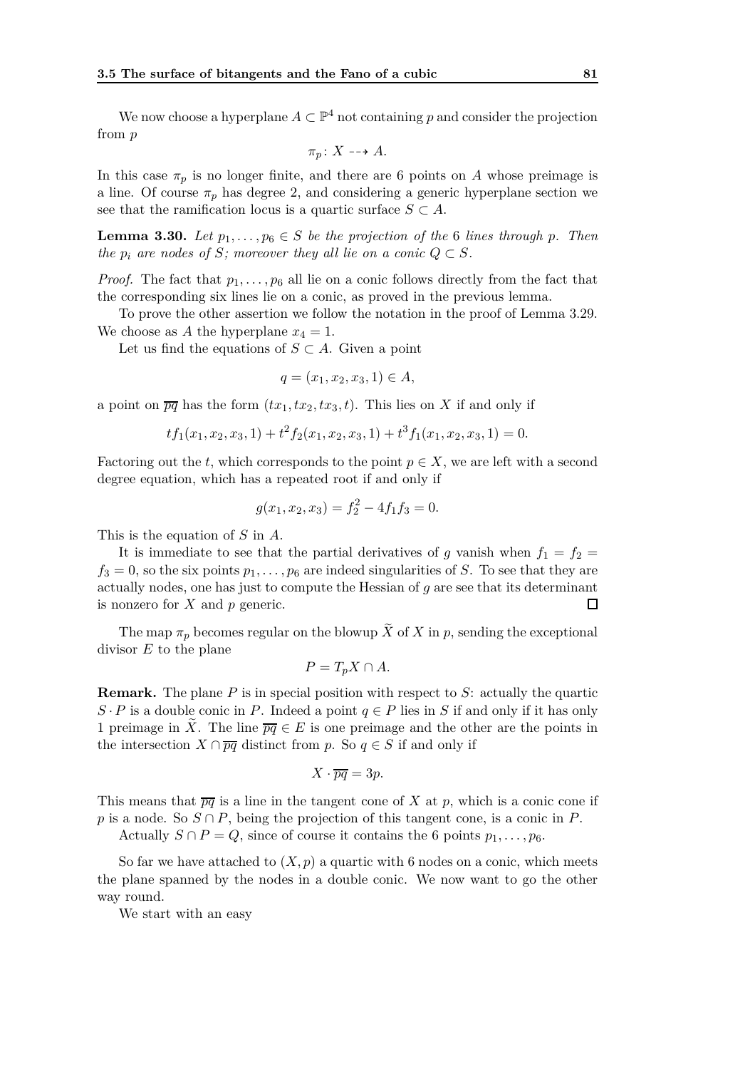We now choose a hyperplane $A \subset \mathbb{P}^4$ not containing $p$ and consider the projection from $p$

$$\pi_p \colon X \dashrightarrow A.$$

In this case $\pi_p$ is no longer finite, and there are 6 points on $A$ whose preimage is a line. Of course $\pi_p$ has degree 2, and considering a generic hyperplane section we see that the ramification locus is a quartic surface $S \subset A$.

**Lemma 3.30.** *Let $p_1, \dots, p_6 \in S$ be the projection of the 6 lines through $p$. Then the $p_i$ are nodes of $S$; moreover they all lie on a conic $Q \subset S$.*

*Proof.* The fact that $p_1, \dots, p_6$ all lie on a conic follows directly from the fact that the corresponding six lines lie on a conic, as proved in the previous lemma.

To prove the other assertion we follow the notation in the proof of Lemma 3.29. We choose as $A$ the hyperplane $x_4 = 1$.

Let us find the equations of $S \subset A$. Given a point

$$q = (x_1, x_2, x_3, 1) \in A,$$

a point on $\overline{pq}$ has the form $(tx_1, tx_2, tx_3, t)$. This lies on $X$ if and only if

$$tf_1(x_1, x_2, x_3, 1) + t^2 f_2(x_1, x_2, x_3, 1) + t^3 f_1(x_1, x_2, x_3, 1) = 0.$$

Factoring out the $t$, which corresponds to the point $p \in X$, we are left with a second degree equation, which has a repeated root if and only if

$$g(x_1, x_2, x_3) = f_2^2 - 4f_1 f_3 = 0.$$

This is the equation of $S$ in $A$.

It is immediate to see that the partial derivatives of $g$ vanish when $f_1 = f_2 = f_3 = 0$, so the six points $p_1, \dots, p_6$ are indeed singularities of $S$. To see that they are actually nodes, one has just to compute the Hessian of $g$ are see that its determinant is nonzero for $X$ and $p$ generic. $\square$

The map $\pi_p$ becomes regular on the blowup $\widetilde{X}$ of $X$ in $p$, sending the exceptional divisor $E$ to the plane

$$P = T_p X \cap A.$$

**Remark.** The plane $P$ is in special position with respect to $S$: actually the quartic $S \cdot P$ is a double conic in $P$. Indeed a point $q \in P$ lies in $S$ if and only if it has only 1 preimage in $\widetilde{X}$. The line $\overline{pq} \in E$ is one preimage and the other are the points in the intersection $X \cap \overline{pq}$ distinct from $p$. So $q \in S$ if and only if

$$X \cdot \overline{pq} = 3p.$$

This means that $\overline{pq}$ is a line in the tangent cone of $X$ at $p$, which is a conic cone if $p$ is a node. So $S \cap P$, being the projection of this tangent cone, is a conic in $P$.

Actually $S \cap P = Q$, since of course it contains the 6 points $p_1, \dots, p_6$.

So far we have attached to $(X, p)$ a quartic with 6 nodes on a conic, which meets the plane spanned by the nodes in a double conic. We now want to go the other way round.

We start with an easy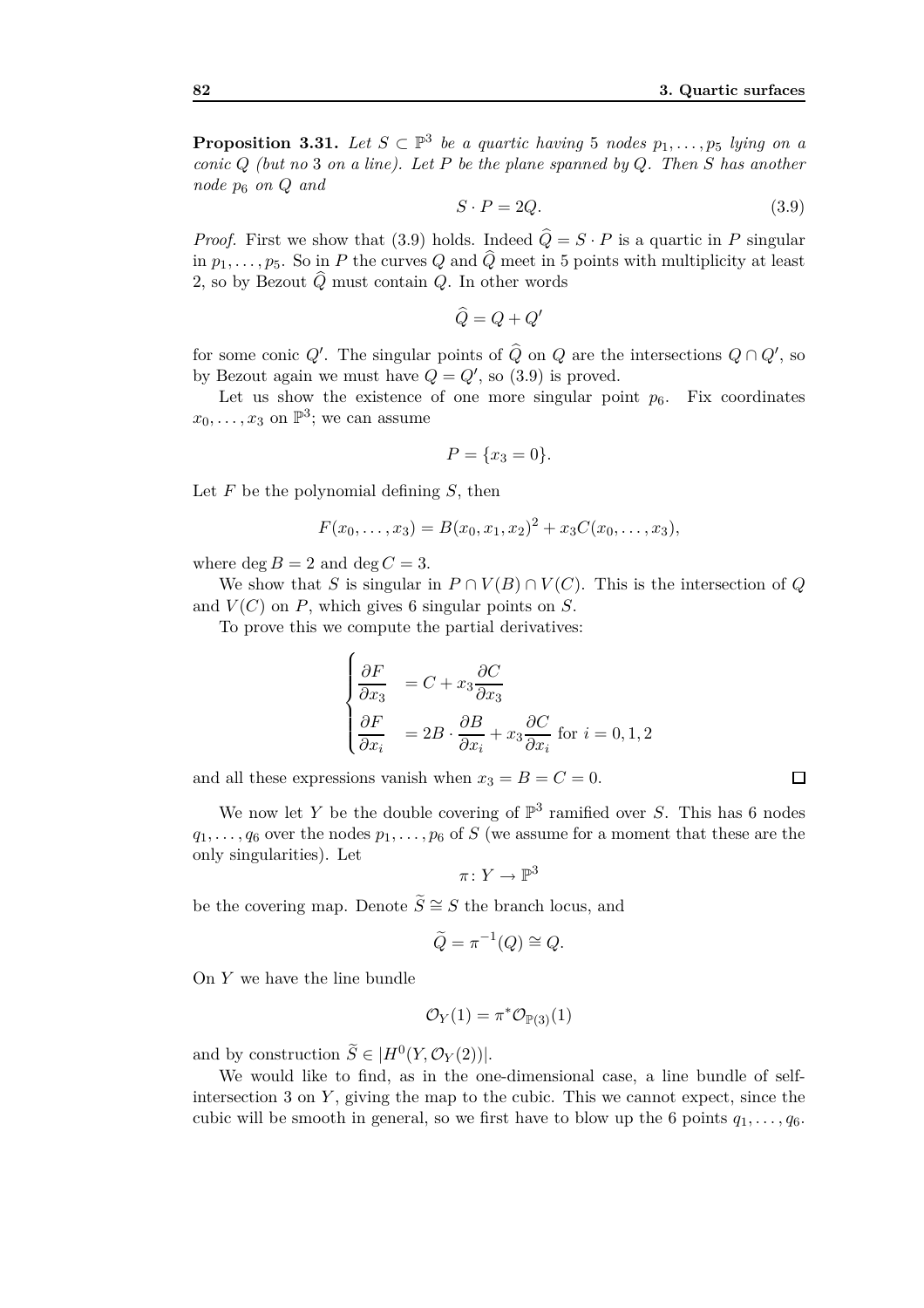**Proposition 3.31.** *Let $S \subset \mathbb{P}^3$ be a quartic having 5 nodes $p_1, \ldots, p_5$ lying on a conic $Q$ (but no 3 on a line). Let $P$ be the plane spanned by $Q$. Then $S$ has another node $p_6$ on $Q$ and*

$$S \cdot P = 2Q. \tag{3.9}$$

*Proof.* First we show that (3.9) holds. Indeed $\widehat{Q} = S \cdot P$ is a quartic in $P$ singular in $p_1, \ldots, p_5$. So in $P$ the curves $Q$ and $\widehat{Q}$ meet in 5 points with multiplicity at least 2, so by Bezout $\widehat{Q}$ must contain $Q$. In other words

$$\widehat{Q} = Q + Q'$$

for some conic $Q'$. The singular points of $\widehat{Q}$ on $Q$ are the intersections $Q \cap Q'$, so by Bezout again we must have $Q = Q'$, so (3.9) is proved.

Let us show the existence of one more singular point $p_6$. Fix coordinates $x_0, \ldots, x_3$ on $\mathbb{P}^3$; we can assume

$$P = \{x_3 = 0\}.$$

Let $F$ be the polynomial defining $S$, then

$$F(x_0, \ldots, x_3) = B(x_0, x_1, x_2)^2 + x_3 C(x_0, \ldots, x_3),$$

where $\deg B = 2$ and $\deg C = 3$.

We show that $S$ is singular in $P \cap V(B) \cap V(C)$. This is the intersection of $Q$ and $V(C)$ on $P$, which gives 6 singular points on $S$.

To prove this we compute the partial derivatives:

$$\begin{cases} \dfrac{\partial F}{\partial x_3} &= C + x_3 \dfrac{\partial C}{\partial x_3} \\ \dfrac{\partial F}{\partial x_i} &= 2B \cdot \dfrac{\partial B}{\partial x_i} + x_3 \dfrac{\partial C}{\partial x_i} \text{ for } i = 0, 1, 2 \end{cases}$$

and all these expressions vanish when $x_3 = B = C = 0$. □

We now let $Y$ be the double covering of $\mathbb{P}^3$ ramified over $S$. This has 6 nodes $q_1, \ldots, q_6$ over the nodes $p_1, \ldots, p_6$ of $S$ (we assume for a moment that these are the only singularities). Let

$$\pi \colon Y \to \mathbb{P}^3$$

be the covering map. Denote $\widetilde{S} \cong S$ the branch locus, and

$$\widetilde{Q} = \pi^{-1}(Q) \cong Q.$$

On $Y$ we have the line bundle

$$\mathcal{O}_Y(1) = \pi^* \mathcal{O}_{\mathbb{P}(3)}(1)$$

and by construction $\widetilde{S} \in |H^0(Y, \mathcal{O}_Y(2))|$.

We would like to find, as in the one-dimensional case, a line bundle of self-intersection 3 on $Y$, giving the map to the cubic. This we cannot expect, since the cubic will be smooth in general, so we first have to blow up the 6 points $q_1, \ldots, q_6$.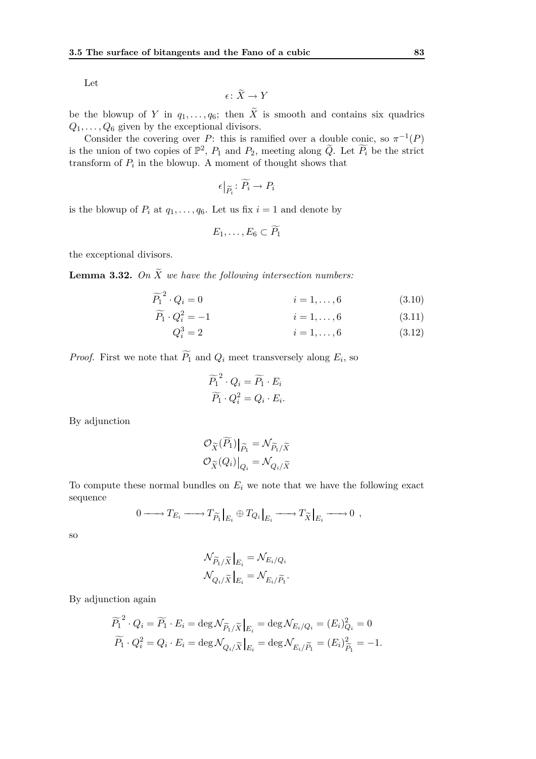Let

$$\epsilon \colon \widetilde{X} \to Y$$

be the blowup of $Y$ in $q_1, \dots, q_6$; then $\widetilde{X}$ is smooth and contains six quadrics $Q_1, \dots, Q_6$ given by the exceptional divisors.

Consider the covering over $P$: this is ramified over a double conic, so $\pi^{-1}(P)$ is the union of two copies of $\mathbb{P}^2$, $P_1$ and $P_2$, meeting along $\widetilde{Q}$. Let $\widetilde{P_i}$ be the strict transform of $P_i$ in the blowup. A moment of thought shows that

$$\epsilon\big|_{\widetilde{P_i}} \colon \widetilde{P_i} \to P_i$$

is the blowup of $P_i$ at $q_1, \dots, q_6$. Let us fix $i = 1$ and denote by

$$E_1, \dots, E_6 \subset \widetilde{P_1}$$

the exceptional divisors.

**Lemma 3.32.** *On $\widetilde{X}$ we have the following intersection numbers:*

$$\widetilde{P_1}^2 \cdot Q_i = 0 \qquad\qquad i = 1, \dots, 6 \tag{3.10}$$

$$\widetilde{P_1} \cdot Q_i^2 = -1 \qquad\qquad i = 1, \dots, 6 \tag{3.11}$$

$$Q_i^3 = 2 \qquad\qquad i = 1, \dots, 6 \tag{3.12}$$

*Proof.* First we note that $\widetilde{P_1}$ and $Q_i$ meet transversely along $E_i$, so

$$\widetilde{P_1}^2 \cdot Q_i = \widetilde{P_1} \cdot E_i$$
$$\widetilde{P_1} \cdot Q_i^2 = Q_i \cdot E_i.$$

By adjunction

$$\mathcal{O}_{\widetilde{X}}(\widetilde{P_1})\big|_{\widetilde{P_1}} = \mathcal{N}_{\widetilde{P_1}/\widetilde{X}}$$
$$\mathcal{O}_{\widetilde{X}}(Q_i)\big|_{Q_i} = \mathcal{N}_{Q_i/\widetilde{X}}$$

To compute these normal bundles on $E_i$ we note that we have the following exact sequence

$$0 \longrightarrow T_{E_i} \longrightarrow T_{\widetilde{P_1}}\big|_{E_i} \oplus T_{Q_i}\big|_{E_i} \longrightarrow T_{\widetilde{X}}\big|_{E_i} \longrightarrow 0 \ ,$$

so

$$\mathcal{N}_{\widetilde{P_1}/\widetilde{X}}\big|_{E_i} = \mathcal{N}_{E_i/Q_i}$$
$$\mathcal{N}_{Q_i/\widetilde{X}}\big|_{E_i} = \mathcal{N}_{E_i/\widetilde{P_1}}.$$

By adjunction again

$$\widetilde{P_1}^2 \cdot Q_i = \widetilde{P_1} \cdot E_i = \deg \mathcal{N}_{\widetilde{P_1}/\widetilde{X}}\big|_{E_i} = \deg \mathcal{N}_{E_i/Q_i} = (E_i)^2_{Q_i} = 0$$
$$\widetilde{P_1} \cdot Q_i^2 = Q_i \cdot E_i = \deg \mathcal{N}_{Q_i/\widetilde{X}}\big|_{E_i} = \deg \mathcal{N}_{E_i/\widetilde{P_1}} = (E_i)^2_{\widetilde{P_1}} = -1.$$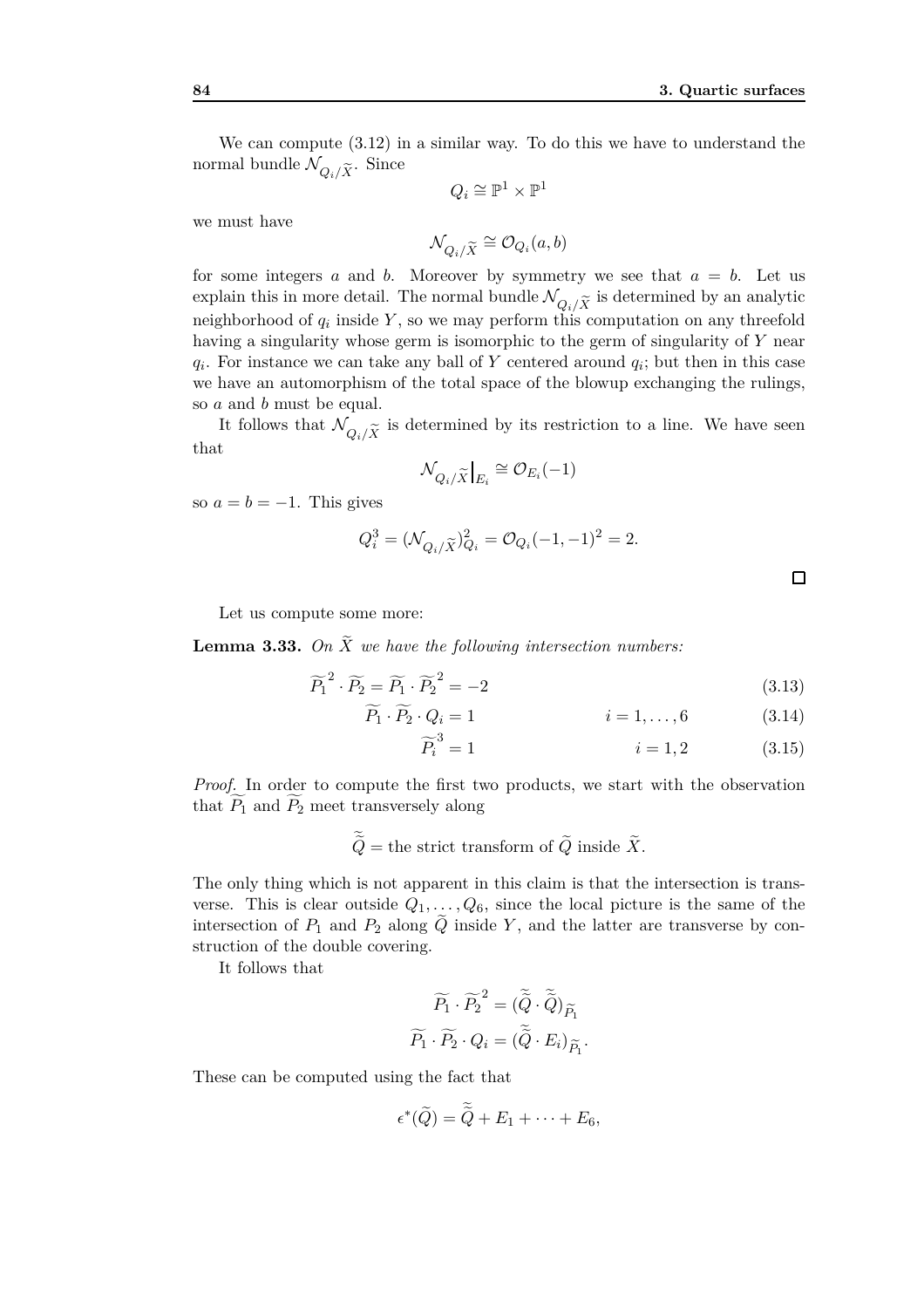We can compute (3.12) in a similar way. To do this we have to understand the normal bundle $\mathcal{N}_{Q_i/\widetilde{X}}$. Since

$$Q_i \cong \mathbb{P}^1 \times \mathbb{P}^1$$

we must have

$$\mathcal{N}_{Q_i/\widetilde{X}} \cong \mathcal{O}_{Q_i}(a, b)$$

for some integers $a$ and $b$. Moreover by symmetry we see that $a = b$. Let us explain this in more detail. The normal bundle $\mathcal{N}_{Q_i/\widetilde{X}}$ is determined by an analytic neighborhood of $q_i$ inside $Y$, so we may perform this computation on any threefold having a singularity whose germ is isomorphic to the germ of singularity of $Y$ near $q_i$. For instance we can take any ball of $Y$ centered around $q_i$; but then in this case we have an automorphism of the total space of the blowup exchanging the rulings, so $a$ and $b$ must be equal.

It follows that $\mathcal{N}_{Q_i/\widetilde{X}}$ is determined by its restriction to a line. We have seen that

$$\mathcal{N}_{Q_i/\widetilde{X}}\big|_{E_i} \cong \mathcal{O}_{E_i}(-1)$$

so $a = b = -1$. This gives

$$Q_i^3 = (\mathcal{N}_{Q_i/\widetilde{X}})^2_{Q_i} = \mathcal{O}_{Q_i}(-1,-1)^2 = 2.$$

□

Let us compute some more:

**Lemma 3.33.** *On $\widetilde{X}$ we have the following intersection numbers:*

$$\widetilde{P_1}^2 \cdot \widetilde{P_2} = \widetilde{P_1} \cdot \widetilde{P_2}^2 = -2 \tag{3.13}$$

$$\widetilde{P_1} \cdot \widetilde{P_2} \cdot Q_i = 1 \qquad i = 1, \dots, 6 \tag{3.14}$$

$$\widetilde{P_i}^3 = 1 \qquad i = 1, 2 \tag{3.15}$$

*Proof.* In order to compute the first two products, we start with the observation that $\widetilde{P_1}$ and $\widetilde{P_2}$ meet transversely along

$$\widetilde{\widetilde{Q}} = \text{the strict transform of } \widetilde{Q} \text{ inside } \widetilde{X}.$$

The only thing which is not apparent in this claim is that the intersection is transverse. This is clear outside $Q_1, \dots, Q_6$, since the local picture is the same of the intersection of $P_1$ and $P_2$ along $\widetilde{Q}$ inside $Y$, and the latter are transverse by construction of the double covering.

It follows that

$$\widetilde{P_1} \cdot \widetilde{P_2}^2 = (\widetilde{\widetilde{Q}} \cdot \widetilde{\widetilde{Q}})_{\widetilde{P_1}}$$

$$\widetilde{P_1} \cdot \widetilde{P_2} \cdot Q_i = (\widetilde{\widetilde{Q}} \cdot E_i)_{\widetilde{P_1}}.$$

These can be computed using the fact that

$$\epsilon^*(\widetilde{Q}) = \widetilde{\widetilde{Q}} + E_1 + \dots + E_6,$$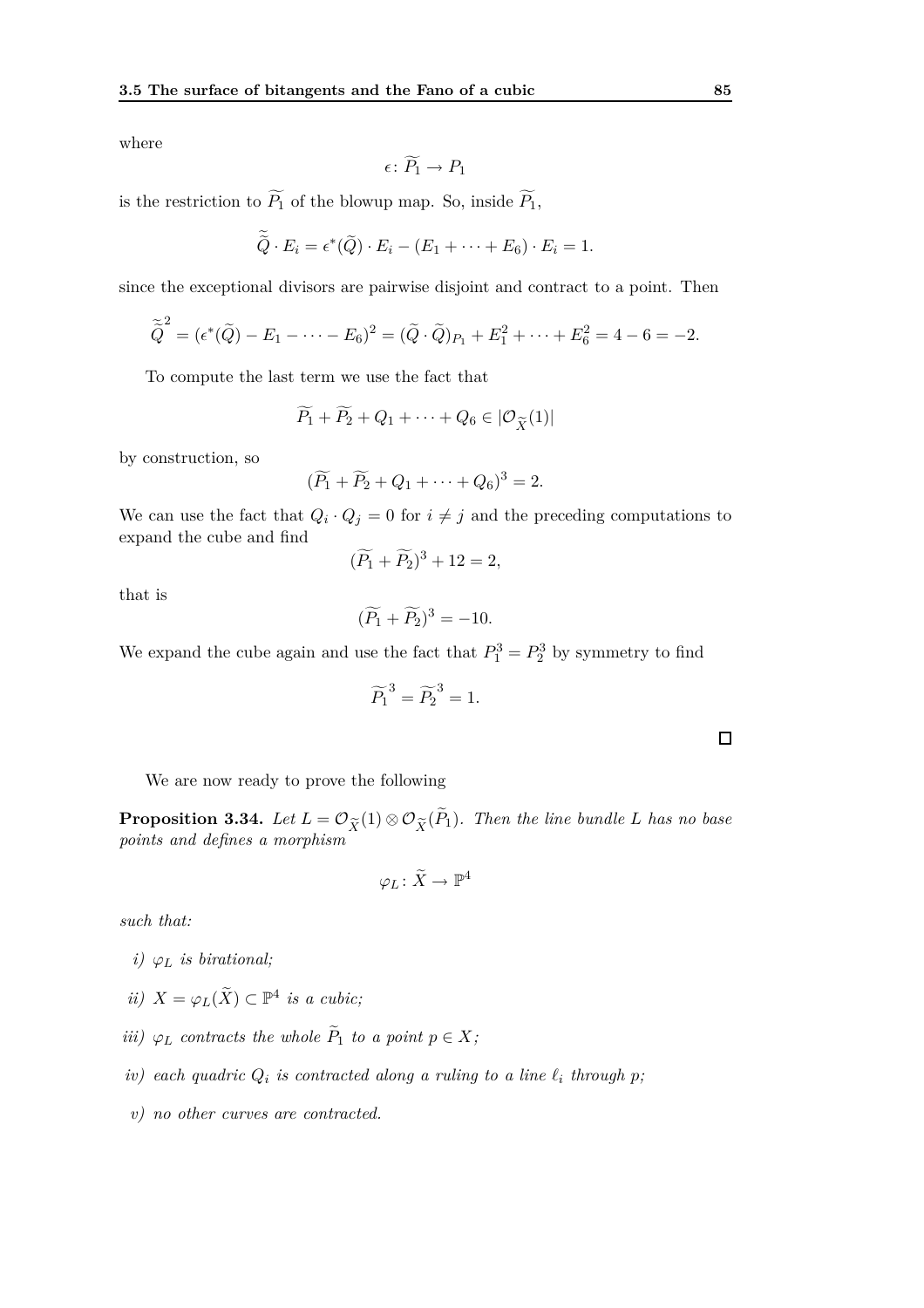where

$$\epsilon \colon \widetilde{P_1} \to P_1$$

is the restriction to $\widetilde{P_1}$ of the blowup map. So, inside $\widetilde{P_1}$,

$$\widetilde{\widetilde{Q}} \cdot E_i = \epsilon^*(\widetilde{Q}) \cdot E_i - (E_1 + \cdots + E_6) \cdot E_i = 1.$$

since the exceptional divisors are pairwise disjoint and contract to a point. Then

$$\widetilde{\widetilde{Q}}^2 = (\epsilon^*(\widetilde{Q}) - E_1 - \cdots - E_6)^2 = (\widetilde{Q} \cdot \widetilde{Q})_{P_1} + E_1^2 + \cdots + E_6^2 = 4 - 6 = -2.$$

To compute the last term we use the fact that

$$\widetilde{P_1} + \widetilde{P_2} + Q_1 + \cdots + Q_6 \in |\mathcal{O}_{\widetilde{X}}(1)|$$

by construction, so

$$(\widetilde{P_1} + \widetilde{P_2} + Q_1 + \cdots + Q_6)^3 = 2.$$

We can use the fact that $Q_i \cdot Q_j = 0$ for $i \neq j$ and the preceding computations to expand the cube and find

$$(\widetilde{P_1} + \widetilde{P_2})^3 + 12 = 2,$$

that is

$$(\widetilde{P_1} + \widetilde{P_2})^3 = -10.$$

We expand the cube again and use the fact that $P_1^3 = P_2^3$ by symmetry to find

$$\widetilde{P_1}^3 = \widetilde{P_2}^3 = 1.$$

□

We are now ready to prove the following

**Proposition 3.34.** *Let $L = \mathcal{O}_{\widetilde{X}}(1) \otimes \mathcal{O}_{\widetilde{X}}(\widetilde{P}_1)$. Then the line bundle $L$ has no base points and defines a morphism*

$$\varphi_L \colon \widetilde{X} \to \mathbb{P}^4$$

*such that:*

- *i) $\varphi_L$ is birational;*
- *ii) $X = \varphi_L(\widetilde{X}) \subset \mathbb{P}^4$ is a cubic;*
- *iii) $\varphi_L$ contracts the whole $\widetilde{P}_1$ to a point $p \in X$;*
- *iv) each quadric $Q_i$ is contracted along a ruling to a line $\ell_i$ through $p$;*
- *v) no other curves are contracted.*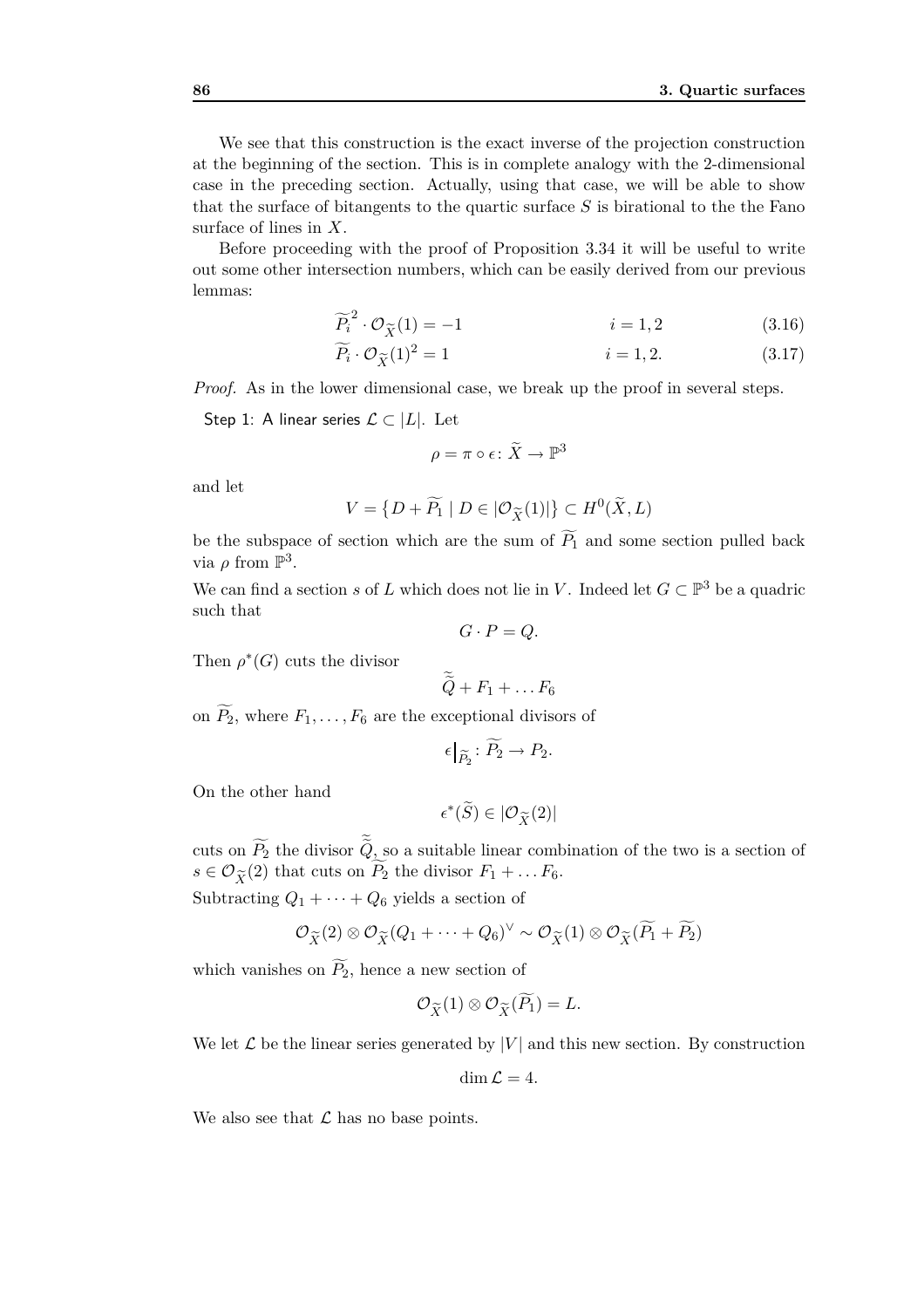We see that this construction is the exact inverse of the projection construction at the beginning of the section. This is in complete analogy with the 2-dimensional case in the preceding section. Actually, using that case, we will be able to show that the surface of bitangents to the quartic surface $S$ is birational to the the Fano surface of lines in $X$.

Before proceeding with the proof of Proposition 3.34 it will be useful to write out some other intersection numbers, which can be easily derived from our previous lemmas:

$$\widetilde{P_i}^2 \cdot \mathcal{O}_{\widetilde{X}}(1) = -1 \qquad\qquad i = 1, 2 \tag{3.16}$$

$$\widetilde{P_i} \cdot \mathcal{O}_{\widetilde{X}}(1)^2 = 1 \qquad\qquad i = 1, 2. \tag{3.17}$$

*Proof.* As in the lower dimensional case, we break up the proof in several steps.

Step 1: A linear series $\mathcal{L} \subset |L|$. Let

$$\rho = \pi \circ \epsilon \colon \widetilde{X} \to \mathbb{P}^3$$

and let

$$V = \{D + \widetilde{P_1} \mid D \in |\mathcal{O}_{\widetilde{X}}(1)|\} \subset H^0(\widetilde{X}, L)$$

be the subspace of section which are the sum of $\widetilde{P_1}$ and some section pulled back via $\rho$ from $\mathbb{P}^3$.

We can find a section $s$ of $L$ which does not lie in $V$. Indeed let $G \subset \mathbb{P}^3$ be a quadric such that

$$G \cdot P = Q.$$

Then $\rho^*(G)$ cuts the divisor

$$\widetilde{\widetilde{Q}} + F_1 + \dots F_6$$

on $\widetilde{P_2}$, where $F_1, \dots, F_6$ are the exceptional divisors of

$$\epsilon\big|_{\widetilde{P_2}} \colon \widetilde{P_2} \to P_2.$$

On the other hand

$$\epsilon^*(\widetilde{S}) \in |\mathcal{O}_{\widetilde{X}}(2)|$$

cuts on $\widetilde{P_2}$ the divisor $\widetilde{\widetilde{Q}}$, so a suitable linear combination of the two is a section of $s \in \mathcal{O}_{\widetilde{X}}(2)$ that cuts on $\widetilde{P_2}$ the divisor $F_1 + \dots F_6$.

Subtracting $Q_1 + \dots + Q_6$ yields a section of

$$\mathcal{O}_{\widetilde{X}}(2) \otimes \mathcal{O}_{\widetilde{X}}(Q_1 + \dots + Q_6)^{\vee} \sim \mathcal{O}_{\widetilde{X}}(1) \otimes \mathcal{O}_{\widetilde{X}}(\widetilde{P_1} + \widetilde{P_2})$$

which vanishes on $\widetilde{P_2}$, hence a new section of

$$\mathcal{O}_{\widetilde{X}}(1) \otimes \mathcal{O}_{\widetilde{X}}(\widetilde{P_1}) = L.$$

We let $\mathcal{L}$ be the linear series generated by $|V|$ and this new section. By construction

$$\dim \mathcal{L} = 4.$$

We also see that $\mathcal{L}$ has no base points.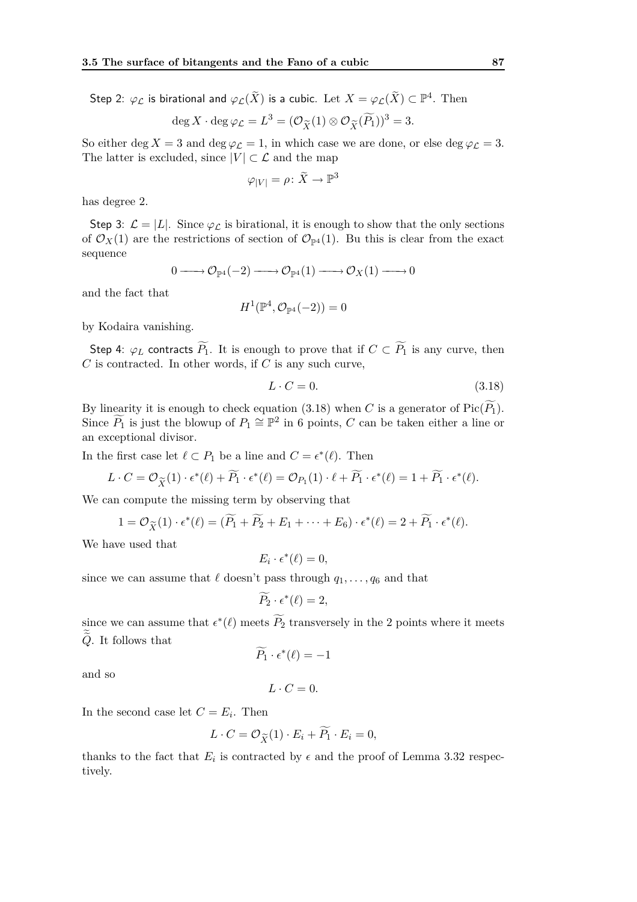Step 2: $\varphi_{\mathcal{L}}$ is birational and $\varphi_{\mathcal{L}}(\widetilde{X})$ is a cubic. Let $X = \varphi_{\mathcal{L}}(\widetilde{X}) \subset \mathbb{P}^4$. Then

$$\deg X \cdot \deg \varphi_{\mathcal{L}} = L^3 = (\mathcal{O}_{\widetilde{X}}(1) \otimes \mathcal{O}_{\widetilde{X}}(\widetilde{P_1}))^3 = 3.$$

So either $\deg X = 3$ and $\deg \varphi_{\mathcal{L}} = 1$, in which case we are done, or else $\deg \varphi_{\mathcal{L}} = 3$. The latter is excluded, since $|V| \subset \mathcal{L}$ and the map

$$\varphi_{|V|} = \rho \colon \widetilde{X} \to \mathbb{P}^3$$

has degree 2.

Step 3: $\mathcal{L} = |L|$. Since $\varphi_{\mathcal{L}}$ is birational, it is enough to show that the only sections of $\mathcal{O}_X(1)$ are the restrictions of section of $\mathcal{O}_{\mathbb{P}^4}(1)$. Bu this is clear from the exact sequence

$$0 \longrightarrow \mathcal{O}_{\mathbb{P}^4}(-2) \longrightarrow \mathcal{O}_{\mathbb{P}^4}(1) \longrightarrow \mathcal{O}_X(1) \longrightarrow 0$$

and the fact that

$$H^1(\mathbb{P}^4, \mathcal{O}_{\mathbb{P}^4}(-2)) = 0$$

by Kodaira vanishing.

Step 4: $\varphi_L$ contracts $\widetilde{P_1}$. It is enough to prove that if $C \subset \widetilde{P_1}$ is any curve, then $C$ is contracted. In other words, if $C$ is any such curve,

$$L \cdot C = 0. \tag{3.18}$$

By linearity it is enough to check equation (3.18) when $C$ is a generator of $\operatorname{Pic}(\widetilde{P_1})$. Since $\widetilde{P_1}$ is just the blowup of $P_1 \cong \mathbb{P}^2$ in 6 points, $C$ can be taken either a line or an exceptional divisor.

In the first case let $\ell \subset P_1$ be a line and $C = \epsilon^*(\ell)$. Then

$$L \cdot C = \mathcal{O}_{\widetilde{X}}(1) \cdot \epsilon^*(\ell) + \widetilde{P_1} \cdot \epsilon^*(\ell) = \mathcal{O}_{P_1}(1) \cdot \ell + \widetilde{P_1} \cdot \epsilon^*(\ell) = 1 + \widetilde{P_1} \cdot \epsilon^*(\ell).$$

We can compute the missing term by observing that

$$1 = \mathcal{O}_{\widetilde{X}}(1) \cdot \epsilon^*(\ell) = (\widetilde{P_1} + \widetilde{P_2} + E_1 + \cdots + E_6) \cdot \epsilon^*(\ell) = 2 + \widetilde{P_1} \cdot \epsilon^*(\ell).$$

We have used that

$$E_i \cdot \epsilon^*(\ell) = 0,$$

since we can assume that $\ell$ doesn't pass through $q_1, \ldots, q_6$ and that

$$\widetilde{P_2} \cdot \epsilon^*(\ell) = 2,$$

since we can assume that $\epsilon^*(\ell)$ meets $\widetilde{P_2}$ transversely in the 2 points where it meets $\widetilde{\widetilde{Q}}$. It follows that

$$\widetilde{P_1} \cdot \epsilon^*(\ell) = -1$$

and so

$$L \cdot C = 0.$$

In the second case let $C = E_i$. Then

$$L \cdot C = \mathcal{O}_{\widetilde{X}}(1) \cdot E_i + \widetilde{P_1} \cdot E_i = 0,$$

thanks to the fact that $E_i$ is contracted by $\epsilon$ and the proof of Lemma 3.32 respectively.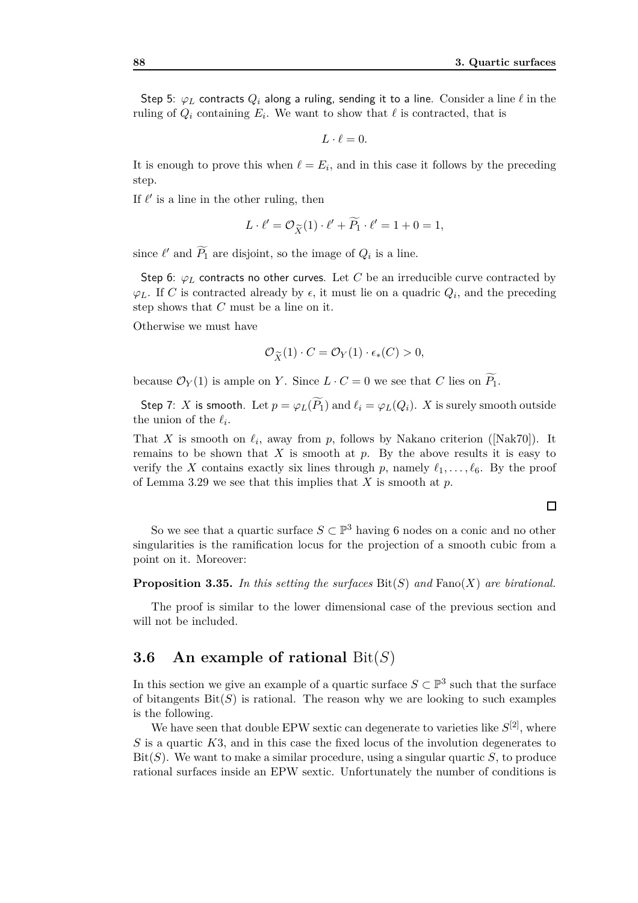Step 5: $\varphi_L$ contracts $Q_i$ along a ruling, sending it to a line. Consider a line $\ell$ in the ruling of $Q_i$ containing $E_i$. We want to show that $\ell$ is contracted, that is

$$L \cdot \ell = 0.$$

It is enough to prove this when $\ell = E_i$, and in this case it follows by the preceding step.

If $\ell'$ is a line in the other ruling, then

$$L \cdot \ell' = \mathcal{O}_{\widetilde{X}}(1) \cdot \ell' + \widetilde{P_1} \cdot \ell' = 1 + 0 = 1,$$

since $\ell'$ and $\widetilde{P_1}$ are disjoint, so the image of $Q_i$ is a line.

Step 6: $\varphi_L$ contracts no other curves. Let $C$ be an irreducible curve contracted by $\varphi_L$. If $C$ is contracted already by $\epsilon$, it must lie on a quadric $Q_i$, and the preceding step shows that $C$ must be a line on it.

Otherwise we must have

$$\mathcal{O}_{\widetilde{X}}(1) \cdot C = \mathcal{O}_Y(1) \cdot \epsilon_*(C) > 0,$$

because $\mathcal{O}_Y(1)$ is ample on $Y$. Since $L \cdot C = 0$ we see that $C$ lies on $\widetilde{P_1}$.

Step 7: $X$ is smooth. Let $p = \varphi_L(\widetilde{P_1})$ and $\ell_i = \varphi_L(Q_i)$. $X$ is surely smooth outside the union of the $\ell_i$.

That $X$ is smooth on $\ell_i$, away from $p$, follows by Nakano criterion ([Nak70]). It remains to be shown that $X$ is smooth at $p$. By the above results it is easy to verify the $X$ contains exactly six lines through $p$, namely $\ell_1, \dots, \ell_6$. By the proof of Lemma 3.29 we see that this implies that $X$ is smooth at $p$.

□

So we see that a quartic surface $S \subset \mathbb{P}^3$ having 6 nodes on a conic and no other singularities is the ramification locus for the projection of a smooth cubic from a point on it. Moreover:

**Proposition 3.35.** *In this setting the surfaces* $\mathrm{Bit}(S)$ *and* $\mathrm{Fano}(X)$ *are birational.*

The proof is similar to the lower dimensional case of the previous section and will not be included.

## 3.6 An example of rational $\mathrm{Bit}(S)$

In this section we give an example of a quartic surface $S \subset \mathbb{P}^3$ such that the surface of bitangents $\mathrm{Bit}(S)$ is rational. The reason why we are looking to such examples is the following.

We have seen that double EPW sextic can degenerate to varieties like $S^{[2]}$, where $S$ is a quartic $K3$, and in this case the fixed locus of the involution degenerates to $\mathrm{Bit}(S)$. We want to make a similar procedure, using a singular quartic $S$, to produce rational surfaces inside an EPW sextic. Unfortunately the number of conditions is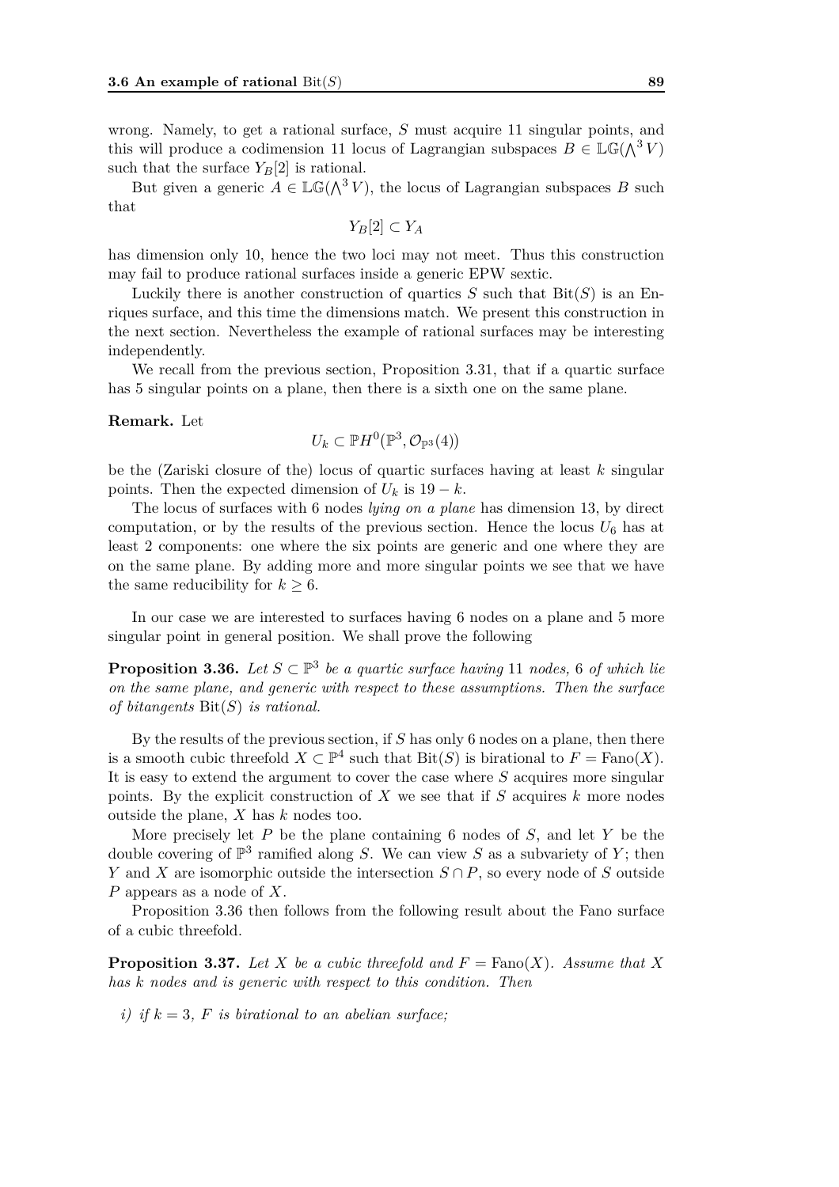wrong. Namely, to get a rational surface, $S$ must acquire 11 singular points, and this will produce a codimension 11 locus of Lagrangian subspaces $B \in \mathbb{LG}(\bigwedge^3 V)$ such that the surface $Y_B[2]$ is rational.

But given a generic $A \in \mathbb{LG}(\bigwedge^3 V)$, the locus of Lagrangian subspaces $B$ such that

$$Y_B[2] \subset Y_A$$

has dimension only 10, hence the two loci may not meet. Thus this construction may fail to produce rational surfaces inside a generic EPW sextic.

Luckily there is another construction of quartics $S$ such that $\mathrm{Bit}(S)$ is an Enriques surface, and this time the dimensions match. We present this construction in the next section. Nevertheless the example of rational surfaces may be interesting independently.

We recall from the previous section, Proposition 3.31, that if a quartic surface has 5 singular points on a plane, then there is a sixth one on the same plane.

**Remark.** Let

$$U_k \subset \mathbb{P}H^0(\mathbb{P}^3, \mathcal{O}_{\mathbb{P}^3}(4))$$

be the (Zariski closure of the) locus of quartic surfaces having at least $k$ singular points. Then the expected dimension of $U_k$ is $19 - k$.

The locus of surfaces with 6 nodes *lying on a plane* has dimension 13, by direct computation, or by the results of the previous section. Hence the locus $U_6$ has at least 2 components: one where the six points are generic and one where they are on the same plane. By adding more and more singular points we see that we have the same reducibility for $k \geq 6$.

In our case we are interested to surfaces having 6 nodes on a plane and 5 more singular point in general position. We shall prove the following

**Proposition 3.36.** *Let $S \subset \mathbb{P}^3$ be a quartic surface having 11 nodes, 6 of which lie on the same plane, and generic with respect to these assumptions. Then the surface of bitangents $\mathrm{Bit}(S)$ is rational.*

By the results of the previous section, if $S$ has only 6 nodes on a plane, then there is a smooth cubic threefold $X \subset \mathbb{P}^4$ such that $\mathrm{Bit}(S)$ is birational to $F = \mathrm{Fano}(X)$. It is easy to extend the argument to cover the case where $S$ acquires more singular points. By the explicit construction of $X$ we see that if $S$ acquires $k$ more nodes outside the plane, $X$ has $k$ nodes too.

More precisely let $P$ be the plane containing 6 nodes of $S$, and let $Y$ be the double covering of $\mathbb{P}^3$ ramified along $S$. We can view $S$ as a subvariety of $Y$; then $Y$ and $X$ are isomorphic outside the intersection $S \cap P$, so every node of $S$ outside $P$ appears as a node of $X$.

Proposition 3.36 then follows from the following result about the Fano surface of a cubic threefold.

**Proposition 3.37.** *Let $X$ be a cubic threefold and $F = \mathrm{Fano}(X)$. Assume that $X$ has $k$ nodes and is generic with respect to this condition. Then*

*i) if $k = 3$, $F$ is birational to an abelian surface;*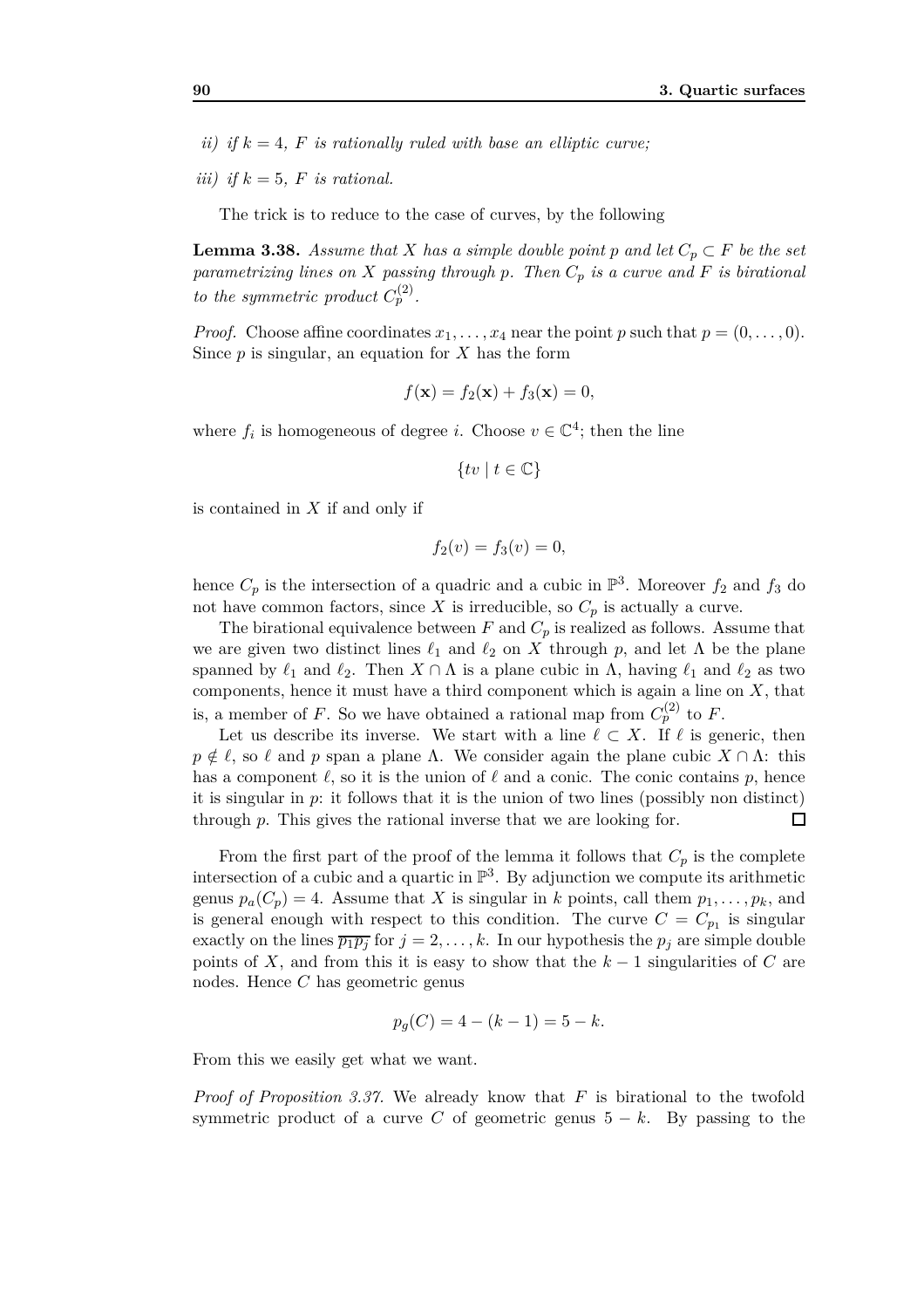*ii) if $k = 4$, $F$ is rationally ruled with base an elliptic curve;*

*iii) if $k = 5$, $F$ is rational.*

The trick is to reduce to the case of curves, by the following

**Lemma 3.38.** *Assume that $X$ has a simple double point $p$ and let $C_p \subset F$ be the set parametrizing lines on $X$ passing through $p$. Then $C_p$ is a curve and $F$ is birational to the symmetric product $C_p^{(2)}$.*

*Proof.* Choose affine coordinates $x_1, \dots, x_4$ near the point $p$ such that $p = (0, \dots, 0)$. Since $p$ is singular, an equation for $X$ has the form

$$f(\mathbf{x}) = f_2(\mathbf{x}) + f_3(\mathbf{x}) = 0,$$

where $f_i$ is homogeneous of degree $i$. Choose $v \in \mathbb{C}^4$; then the line

$$\{tv \mid t \in \mathbb{C}\}$$

is contained in $X$ if and only if

$$f_2(v) = f_3(v) = 0,$$

hence $C_p$ is the intersection of a quadric and a cubic in $\mathbb{P}^3$. Moreover $f_2$ and $f_3$ do not have common factors, since $X$ is irreducible, so $C_p$ is actually a curve.

The birational equivalence between $F$ and $C_p$ is realized as follows. Assume that we are given two distinct lines $\ell_1$ and $\ell_2$ on $X$ through $p$, and let $\Lambda$ be the plane spanned by $\ell_1$ and $\ell_2$. Then $X \cap \Lambda$ is a plane cubic in $\Lambda$, having $\ell_1$ and $\ell_2$ as two components, hence it must have a third component which is again a line on $X$, that is, a member of $F$. So we have obtained a rational map from $C_p^{(2)}$ to $F$.

Let us describe its inverse. We start with a line $\ell \subset X$. If $\ell$ is generic, then $p \notin \ell$, so $\ell$ and $p$ span a plane $\Lambda$. We consider again the plane cubic $X \cap \Lambda$: this has a component $\ell$, so it is the union of $\ell$ and a conic. The conic contains $p$, hence it is singular in $p$: it follows that it is the union of two lines (possibly non distinct) through $p$. This gives the rational inverse that we are looking for. □

From the first part of the proof of the lemma it follows that $C_p$ is the complete intersection of a cubic and a quartic in $\mathbb{P}^3$. By adjunction we compute its arithmetic genus $p_a(C_p) = 4$. Assume that $X$ is singular in $k$ points, call them $p_1, \dots, p_k$, and is general enough with respect to this condition. The curve $C = C_{p_1}$ is singular exactly on the lines $\overline{p_1 p_j}$ for $j = 2, \dots, k$. In our hypothesis the $p_j$ are simple double points of $X$, and from this it is easy to show that the $k - 1$ singularities of $C$ are nodes. Hence $C$ has geometric genus

$$p_g(C) = 4 - (k - 1) = 5 - k.$$

From this we easily get what we want.

*Proof of Proposition 3.37.* We already know that $F$ is birational to the twofold symmetric product of a curve $C$ of geometric genus $5 - k$. By passing to the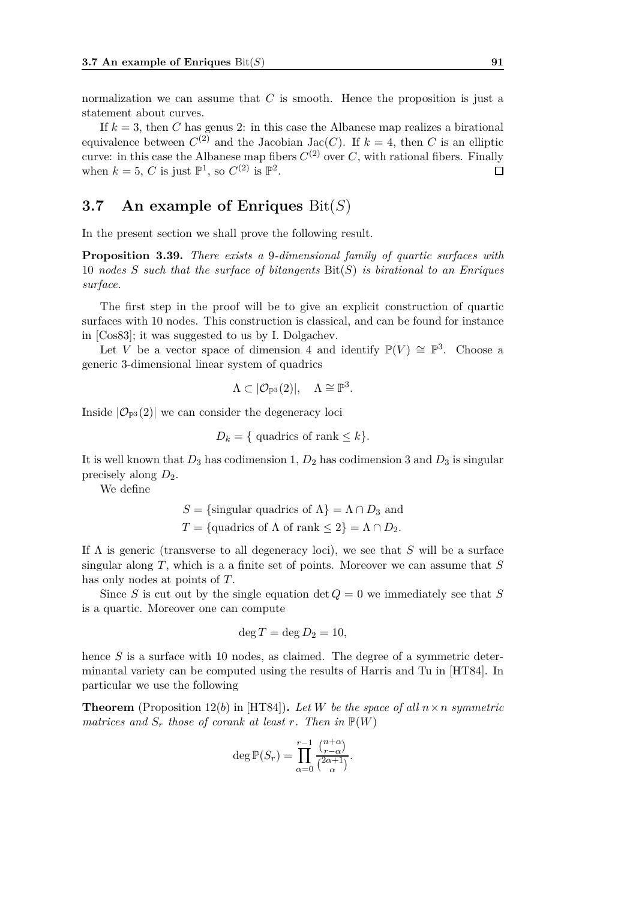normalization we can assume that $C$ is smooth. Hence the proposition is just a statement about curves.

If $k = 3$, then $C$ has genus 2: in this case the Albanese map realizes a birational equivalence between $C^{(2)}$ and the Jacobian $\mathrm{Jac}(C)$. If $k = 4$, then $C$ is an elliptic curve: in this case the Albanese map fibers $C^{(2)}$ over $C$, with rational fibers. Finally when $k = 5$, $C$ is just $\mathbb{P}^1$, so $C^{(2)}$ is $\mathbb{P}^2$. □

## 3.7 An example of Enriques $\mathrm{Bit}(S)$

In the present section we shall prove the following result.

**Proposition 3.39.** *There exists a 9-dimensional family of quartic surfaces with 10 nodes $S$ such that the surface of bitangents $\mathrm{Bit}(S)$ is birational to an Enriques surface.*

The first step in the proof will be to give an explicit construction of quartic surfaces with 10 nodes. This construction is classical, and can be found for instance in [Cos83]; it was suggested to us by I. Dolgachev.

Let $V$ be a vector space of dimension 4 and identify $\mathbb{P}(V) \cong \mathbb{P}^3$. Choose a generic 3-dimensional linear system of quadrics

$$\Lambda \subset |\mathcal{O}_{\mathbb{P}^3}(2)|, \quad \Lambda \cong \mathbb{P}^3.$$

Inside $|\mathcal{O}_{\mathbb{P}^3}(2)|$ we can consider the degeneracy loci

$$D_k = \{ \text{ quadrics of rank} \leq k\}.$$

It is well known that $D_3$ has codimension 1, $D_2$ has codimension 3 and $D_3$ is singular precisely along $D_2$.

We define

$$S = \{\text{singular quadrics of } \Lambda\} = \Lambda \cap D_3 \text{ and}$$
$$T = \{\text{quadrics of } \Lambda \text{ of rank} \leq 2\} = \Lambda \cap D_2.$$

If $\Lambda$ is generic (transverse to all degeneracy loci), we see that $S$ will be a surface singular along $T$, which is a a finite set of points. Moreover we can assume that $S$ has only nodes at points of $T$.

Since $S$ is cut out by the single equation $\det Q = 0$ we immediately see that $S$ is a quartic. Moreover one can compute

$$\deg T = \deg D_2 = 10,$$

hence $S$ is a surface with 10 nodes, as claimed. The degree of a symmetric determinantal variety can be computed using the results of Harris and Tu in [HT84]. In particular we use the following

**Theorem** (Proposition 12($b$) in [HT84])**.** *Let $W$ be the space of all $n \times n$ symmetric matrices and $S_r$ those of corank at least $r$. Then in $\mathbb{P}(W)$*

$$\deg \mathbb{P}(S_r) = \prod_{\alpha=0}^{r-1} \frac{\binom{n+\alpha}{r-\alpha}}{\binom{2\alpha+1}{\alpha}}.$$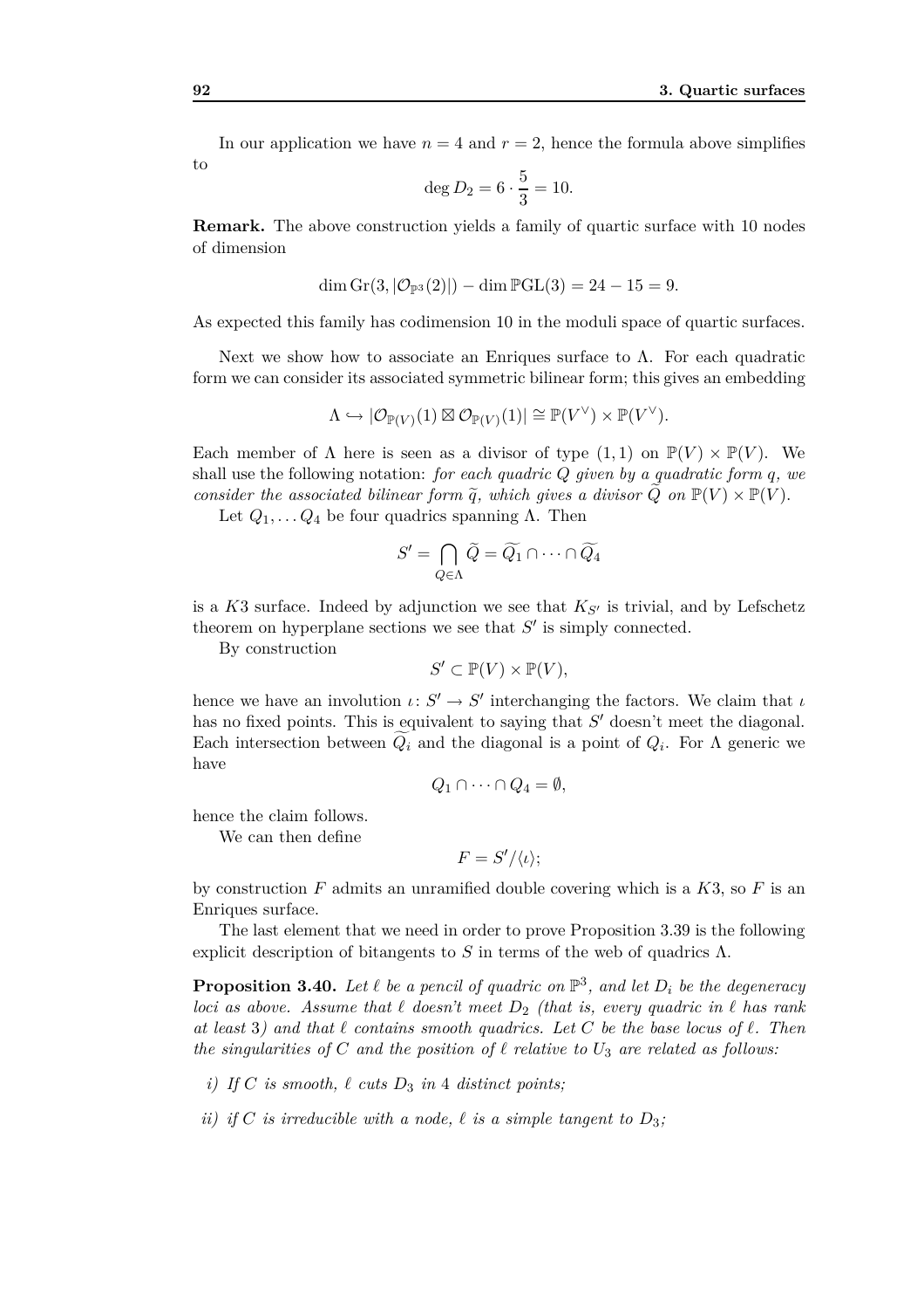In our application we have $n = 4$ and $r = 2$, hence the formula above simplifies to

$$\deg D_2 = 6 \cdot \frac{5}{3} = 10.$$

**Remark.** The above construction yields a family of quartic surface with 10 nodes of dimension

$$\dim \mathrm{Gr}(3, |\mathcal{O}_{\mathbb{P}^3}(2)|) - \dim \mathbb{P}\mathrm{GL}(3) = 24 - 15 = 9.$$

As expected this family has codimension 10 in the moduli space of quartic surfaces.

Next we show how to associate an Enriques surface to $\Lambda$. For each quadratic form we can consider its associated symmetric bilinear form; this gives an embedding

$$\Lambda \hookrightarrow |\mathcal{O}_{\mathbb{P}(V)}(1) \boxtimes \mathcal{O}_{\mathbb{P}(V)}(1)| \cong \mathbb{P}(V^\vee) \times \mathbb{P}(V^\vee).$$

Each member of $\Lambda$ here is seen as a divisor of type $(1, 1)$ on $\mathbb{P}(V) \times \mathbb{P}(V)$. We shall use the following notation: *for each quadric $Q$ given by a quadratic form $q$, we consider the associated bilinear form $\widetilde{q}$, which gives a divisor $\widetilde{Q}$ on $\mathbb{P}(V) \times \mathbb{P}(V)$.*

Let $Q_1, \dots Q_4$ be four quadrics spanning $\Lambda$. Then

$$S' = \bigcap_{Q \in \Lambda} \widetilde{Q} = \widetilde{Q_1} \cap \cdots \cap \widetilde{Q_4}$$

is a $K3$ surface. Indeed by adjunction we see that $K_{S'}$ is trivial, and by Lefschetz theorem on hyperplane sections we see that $S'$ is simply connected.

By construction

$$S' \subset \mathbb{P}(V) \times \mathbb{P}(V),$$

hence we have an involution $\iota \colon S' \to S'$ interchanging the factors. We claim that $\iota$ has no fixed points. This is equivalent to saying that $S'$ doesn't meet the diagonal. Each intersection between $\widetilde{Q_i}$ and the diagonal is a point of $Q_i$. For $\Lambda$ generic we have

$$Q_1 \cap \cdots \cap Q_4 = \emptyset,$$

hence the claim follows.

We can then define

$$F = S'/\langle \iota \rangle;$$

by construction $F$ admits an unramified double covering which is a $K3$, so $F$ is an Enriques surface.

The last element that we need in order to prove Proposition 3.39 is the following explicit description of bitangents to $S$ in terms of the web of quadrics $\Lambda$.

**Proposition 3.40.** *Let $\ell$ be a pencil of quadric on $\mathbb{P}^3$, and let $D_i$ be the degeneracy loci as above. Assume that $\ell$ doesn't meet $D_2$ (that is, every quadric in $\ell$ has rank at least 3) and that $\ell$ contains smooth quadrics. Let $C$ be the base locus of $\ell$. Then the singularities of $C$ and the position of $\ell$ relative to $U_3$ are related as follows:*

- *i) If $C$ is smooth, $\ell$ cuts $D_3$ in 4 distinct points;*
- *ii) if $C$ is irreducible with a node, $\ell$ is a simple tangent to $D_3$;*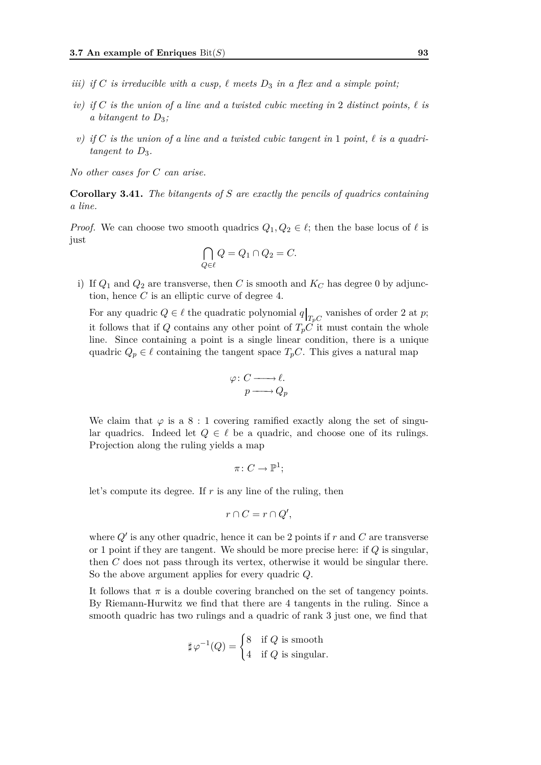*iii) if $C$ is irreducible with a cusp, $\ell$ meets $D_3$ in a flex and a simple point;*

*iv) if $C$ is the union of a line and a twisted cubic meeting in 2 distinct points, $\ell$ is a bitangent to $D_3$;*

*v) if $C$ is the union of a line and a twisted cubic tangent in 1 point, $\ell$ is a quadritangent to $D_3$.*

*No other cases for $C$ can arise.*

**Corollary 3.41.** *The bitangents of $S$ are exactly the pencils of quadrics containing a line.*

*Proof.* We can choose two smooth quadrics $Q_1, Q_2 \in \ell$; then the base locus of $\ell$ is just

$$\bigcap_{Q \in \ell} Q = Q_1 \cap Q_2 = C.$$

i) If $Q_1$ and $Q_2$ are transverse, then $C$ is smooth and $K_C$ has degree 0 by adjunction, hence $C$ is an elliptic curve of degree 4.

For any quadric $Q \in \ell$ the quadratic polynomial $q\big|_{T_pC}$ vanishes of order 2 at $p$; it follows that if $Q$ contains any other point of $T_pC$ it must contain the whole line. Since containing a point is a single linear condition, there is a unique quadric $Q_p \in \ell$ containing the tangent space $T_pC$. This gives a natural map

$$\begin{aligned} \varphi \colon C &\longrightarrow \ell. \\ p &\longrightarrow Q_p \end{aligned}$$

We claim that $\varphi$ is a $8:1$ covering ramified exactly along the set of singular quadrics. Indeed let $Q \in \ell$ be a quadric, and choose one of its rulings. Projection along the ruling yields a map

$$\pi \colon C \to \mathbb{P}^1;$$

let's compute its degree. If $r$ is any line of the ruling, then

$$r \cap C = r \cap Q',$$

where $Q'$ is any other quadric, hence it can be 2 points if $r$ and $C$ are transverse or 1 point if they are tangent. We should be more precise here: if $Q$ is singular, then $C$ does not pass through its vertex, otherwise it would be singular there. So the above argument applies for every quadric $Q$.

It follows that $\pi$ is a double covering branched on the set of tangency points. By Riemann-Hurwitz we find that there are 4 tangents in the ruling. Since a smooth quadric has two rulings and a quadric of rank 3 just one, we find that

$$\sharp\, \varphi^{-1}(Q) = \begin{cases} 8 & \text{if } Q \text{ is smooth} \\ 4 & \text{if } Q \text{ is singular.} \end{cases}$$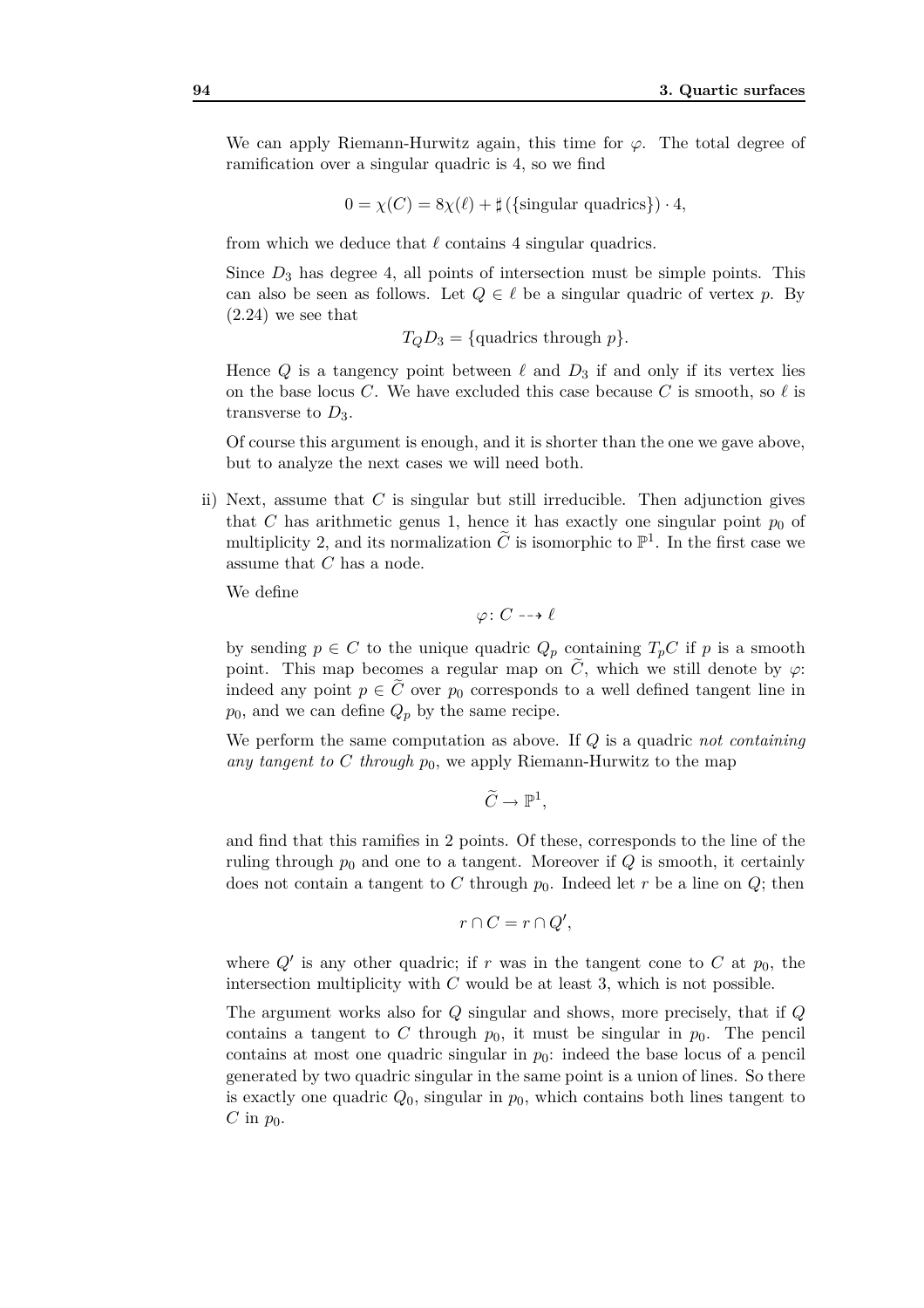We can apply Riemann-Hurwitz again, this time for $\varphi$. The total degree of ramification over a singular quadric is 4, so we find

$$0 = \chi(C) = 8\chi(\ell) + \sharp\left(\{\text{singular quadrics}\}\right) \cdot 4,$$

from which we deduce that $\ell$ contains 4 singular quadrics.

Since $D_3$ has degree 4, all points of intersection must be simple points. This can also be seen as follows. Let $Q \in \ell$ be a singular quadric of vertex $p$. By (2.24) we see that

$$T_Q D_3 = \{\text{quadrics through } p\}.$$

Hence $Q$ is a tangency point between $\ell$ and $D_3$ if and only if its vertex lies on the base locus $C$. We have excluded this case because $C$ is smooth, so $\ell$ is transverse to $D_3$.

Of course this argument is enough, and it is shorter than the one we gave above, but to analyze the next cases we will need both.

ii) Next, assume that $C$ is singular but still irreducible. Then adjunction gives that $C$ has arithmetic genus 1, hence it has exactly one singular point $p_0$ of multiplicity 2, and its normalization $\widetilde{C}$ is isomorphic to $\mathbb{P}^1$. In the first case we assume that $C$ has a node.

We define

$$\varphi \colon C \dashrightarrow \ell$$

by sending $p \in C$ to the unique quadric $Q_p$ containing $T_pC$ if $p$ is a smooth point. This map becomes a regular map on $\widetilde{C}$, which we still denote by $\varphi$: indeed any point $p \in \widetilde{C}$ over $p_0$ corresponds to a well defined tangent line in $p_0$, and we can define $Q_p$ by the same recipe.

We perform the same computation as above. If $Q$ is a quadric *not containing any tangent to $C$ through* $p_0$, we apply Riemann-Hurwitz to the map

$$\widetilde{C} \to \mathbb{P}^1,$$

and find that this ramifies in 2 points. Of these, corresponds to the line of the ruling through $p_0$ and one to a tangent. Moreover if $Q$ is smooth, it certainly does not contain a tangent to $C$ through $p_0$. Indeed let $r$ be a line on $Q$; then

$$r \cap C = r \cap Q',$$

where $Q'$ is any other quadric; if $r$ was in the tangent cone to $C$ at $p_0$, the intersection multiplicity with $C$ would be at least 3, which is not possible.

The argument works also for $Q$ singular and shows, more precisely, that if $Q$ contains a tangent to $C$ through $p_0$, it must be singular in $p_0$. The pencil contains at most one quadric singular in $p_0$: indeed the base locus of a pencil generated by two quadric singular in the same point is a union of lines. So there is exactly one quadric $Q_0$, singular in $p_0$, which contains both lines tangent to $C$ in $p_0$.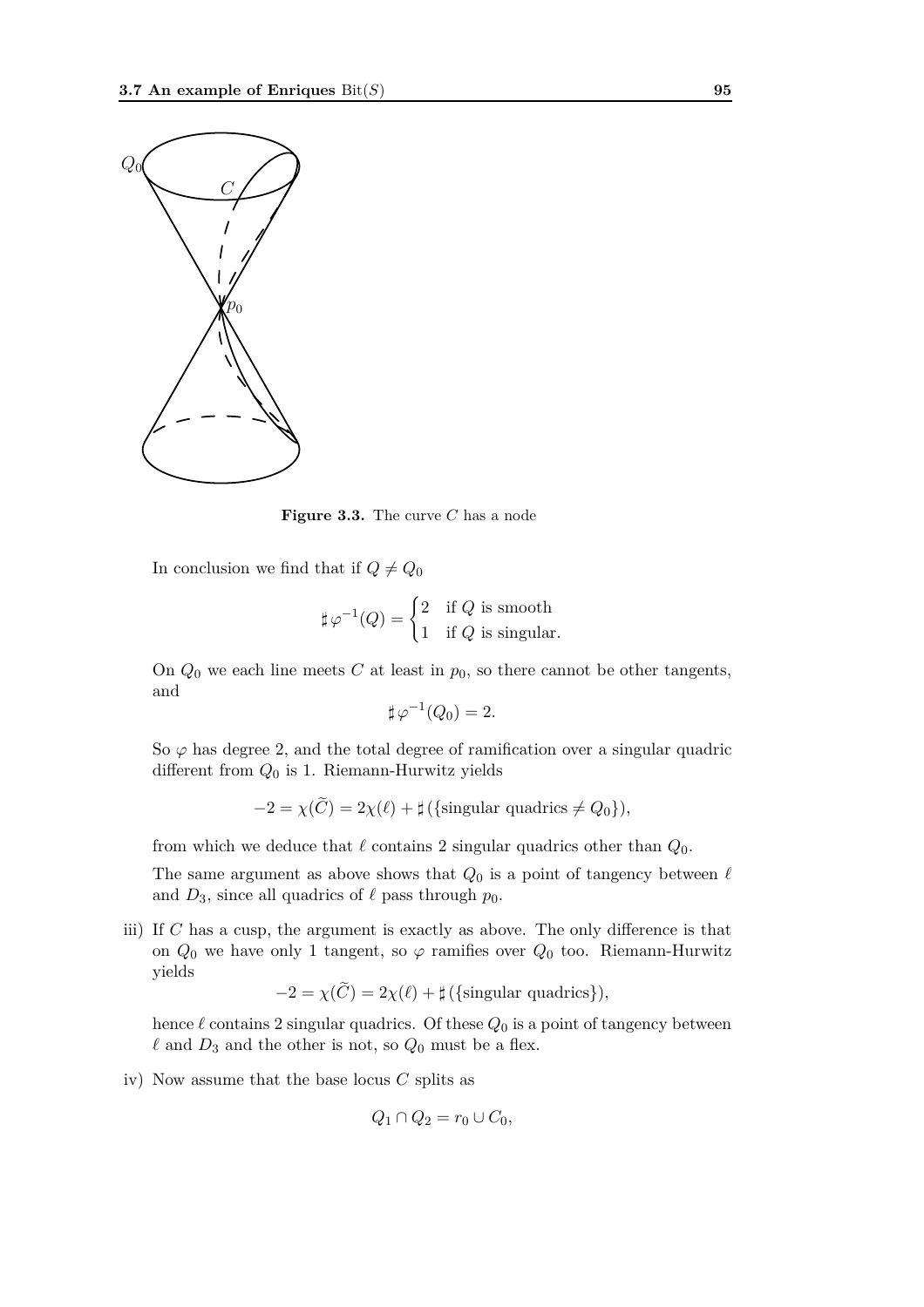**Figure 3.3.** The curve $C$ has a node

In conclusion we find that if $Q \neq Q_0$

$$\sharp \, \varphi^{-1}(Q) = \begin{cases} 2 & \text{if } Q \text{ is smooth} \\ 1 & \text{if } Q \text{ is singular.} \end{cases}$$

On $Q_0$ we each line meets $C$ at least in $p_0$, so there cannot be other tangents, and

$$\sharp \, \varphi^{-1}(Q_0) = 2.$$

So $\varphi$ has degree 2, and the total degree of ramification over a singular quadric different from $Q_0$ is 1. Riemann-Hurwitz yields

$$-2 = \chi(\widetilde{C}) = 2\chi(\ell) + \sharp \left(\{\text{singular quadrics} \neq Q_0\}\right),$$

from which we deduce that $\ell$ contains 2 singular quadrics other than $Q_0$.

The same argument as above shows that $Q_0$ is a point of tangency between $\ell$ and $D_3$, since all quadrics of $\ell$ pass through $p_0$.

iii) If $C$ has a cusp, the argument is exactly as above. The only difference is that on $Q_0$ we have only 1 tangent, so $\varphi$ ramifies over $Q_0$ too. Riemann-Hurwitz yields

$$-2 = \chi(\widetilde{C}) = 2\chi(\ell) + \sharp \left(\{\text{singular quadrics}\}\right),$$

hence $\ell$ contains 2 singular quadrics. Of these $Q_0$ is a point of tangency between $\ell$ and $D_3$ and the other is not, so $Q_0$ must be a flex.

iv) Now assume that the base locus $C$ splits as

$$Q_1 \cap Q_2 = r_0 \cup C_0,$$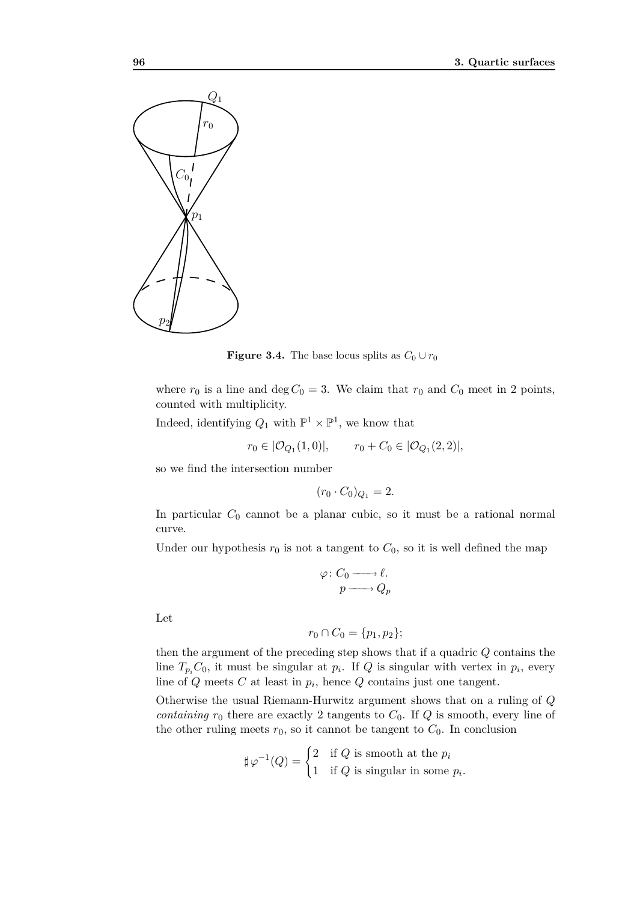**Figure 3.4.** The base locus splits as $C_0 \cup r_0$

where $r_0$ is a line and $\deg C_0 = 3$. We claim that $r_0$ and $C_0$ meet in 2 points, counted with multiplicity.

Indeed, identifying $Q_1$ with $\mathbb{P}^1 \times \mathbb{P}^1$, we know that

$$r_0 \in |\mathcal{O}_{Q_1}(1,0)|, \qquad r_0 + C_0 \in |\mathcal{O}_{Q_1}(2,2)|,$$

so we find the intersection number

$$(r_0 \cdot C_0)_{Q_1} = 2.$$

In particular $C_0$ cannot be a planar cubic, so it must be a rational normal curve.

Under our hypothesis $r_0$ is not a tangent to $C_0$, so it is well defined the map

$$\begin{aligned} \varphi\colon C_0 &\longrightarrow \ell. \\ p &\longrightarrow Q_p \end{aligned}$$

Let

$$r_0 \cap C_0 = \{p_1, p_2\};$$

then the argument of the preceding step shows that if a quadric $Q$ contains the line $T_{p_i}C_0$, it must be singular at $p_i$. If $Q$ is singular with vertex in $p_i$, every line of $Q$ meets $C$ at least in $p_i$, hence $Q$ contains just one tangent.

Otherwise the usual Riemann-Hurwitz argument shows that on a ruling of $Q$ *containing* $r_0$ there are exactly 2 tangents to $C_0$. If $Q$ is smooth, every line of the other ruling meets $r_0$, so it cannot be tangent to $C_0$. In conclusion

$$\sharp\, \varphi^{-1}(Q) = \begin{cases} 2 & \text{if } Q \text{ is smooth at the } p_i \\ 1 & \text{if } Q \text{ is singular in some } p_i. \end{cases}$$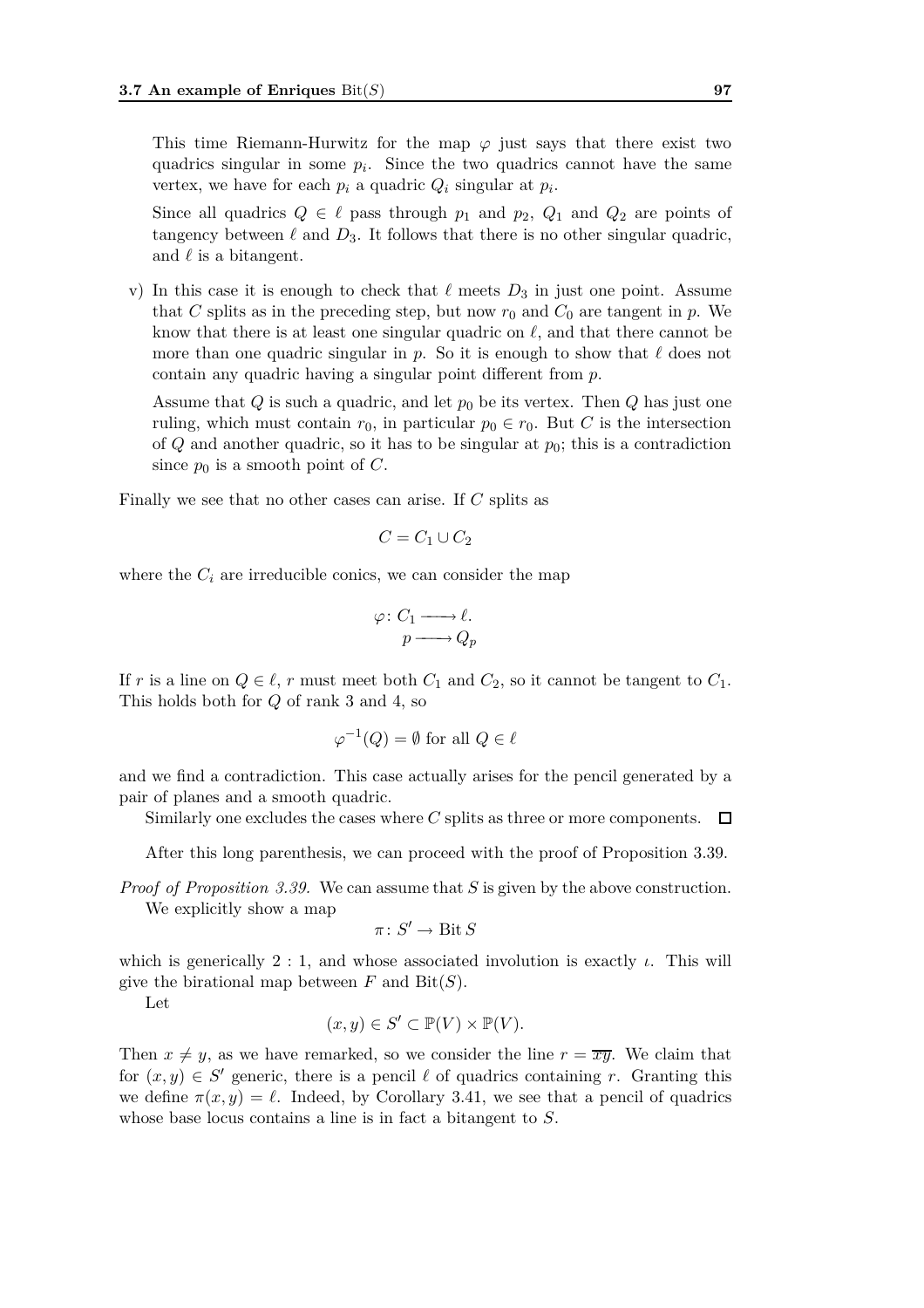This time Riemann-Hurwitz for the map $\varphi$ just says that there exist two quadrics singular in some $p_i$. Since the two quadrics cannot have the same vertex, we have for each $p_i$ a quadric $Q_i$ singular at $p_i$.

Since all quadrics $Q \in \ell$ pass through $p_1$ and $p_2$, $Q_1$ and $Q_2$ are points of tangency between $\ell$ and $D_3$. It follows that there is no other singular quadric, and $\ell$ is a bitangent.

v) In this case it is enough to check that $\ell$ meets $D_3$ in just one point. Assume that $C$ splits as in the preceding step, but now $r_0$ and $C_0$ are tangent in $p$. We know that there is at least one singular quadric on $\ell$, and that there cannot be more than one quadric singular in $p$. So it is enough to show that $\ell$ does not contain any quadric having a singular point different from $p$.

Assume that $Q$ is such a quadric, and let $p_0$ be its vertex. Then $Q$ has just one ruling, which must contain $r_0$, in particular $p_0 \in r_0$. But $C$ is the intersection of $Q$ and another quadric, so it has to be singular at $p_0$; this is a contradiction since $p_0$ is a smooth point of $C$.

Finally we see that no other cases can arise. If $C$ splits as

$$C = C_1 \cup C_2$$

where the $C_i$ are irreducible conics, we can consider the map

$$\begin{aligned} \varphi\colon C_1 &\longrightarrow \ell. \\ p &\longrightarrow Q_p \end{aligned}$$

If $r$ is a line on $Q \in \ell$, $r$ must meet both $C_1$ and $C_2$, so it cannot be tangent to $C_1$. This holds both for $Q$ of rank 3 and 4, so

$$\varphi^{-1}(Q) = \emptyset \text{ for all } Q \in \ell$$

and we find a contradiction. This case actually arises for the pencil generated by a pair of planes and a smooth quadric.

Similarly one excludes the cases where $C$ splits as three or more components. □

After this long parenthesis, we can proceed with the proof of Proposition 3.39.

*Proof of Proposition 3.39.* We can assume that $S$ is given by the above construction.

We explicitly show a map

$$\pi\colon S' \to \operatorname{Bit} S$$

which is generically $2:1$, and whose associated involution is exactly $\iota$. This will give the birational map between $F$ and $\operatorname{Bit}(S)$.

Let

$$(x, y) \in S' \subset \mathbb{P}(V) \times \mathbb{P}(V).$$

Then $x \neq y$, as we have remarked, so we consider the line $r = \overline{xy}$. We claim that for $(x, y) \in S'$ generic, there is a pencil $\ell$ of quadrics containing $r$. Granting this we define $\pi(x, y) = \ell$. Indeed, by Corollary 3.41, we see that a pencil of quadrics whose base locus contains a line is in fact a bitangent to $S$.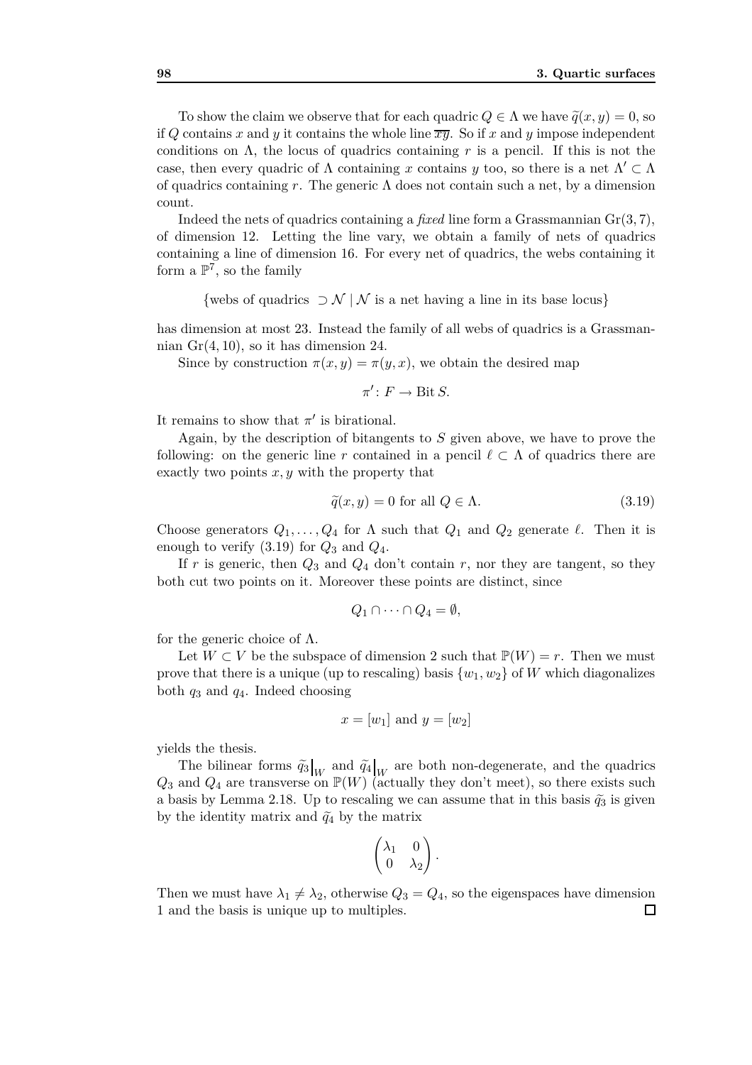To show the claim we observe that for each quadric $Q \in \Lambda$ we have $\widetilde{q}(x, y) = 0$, so if $Q$ contains $x$ and $y$ it contains the whole line $\overline{xy}$. So if $x$ and $y$ impose independent conditions on $\Lambda$, the locus of quadrics containing $r$ is a pencil. If this is not the case, then every quadric of $\Lambda$ containing $x$ contains $y$ too, so there is a net $\Lambda' \subset \Lambda$ of quadrics containing $r$. The generic $\Lambda$ does not contain such a net, by a dimension count.

Indeed the nets of quadrics containing a *fixed* line form a Grassmannian $\mathrm{Gr}(3, 7)$, of dimension 12. Letting the line vary, we obtain a family of nets of quadrics containing a line of dimension 16. For every net of quadrics, the webs containing it form a $\mathbb{P}^7$, so the family

$$\{\text{webs of quadrics } \supset \mathcal{N} \mid \mathcal{N} \text{ is a net having a line in its base locus}\}$$

has dimension at most 23. Instead the family of all webs of quadrics is a Grassmannian $\mathrm{Gr}(4, 10)$, so it has dimension 24.

Since by construction $\pi(x, y) = \pi(y, x)$, we obtain the desired map

$$\pi' : F \to \mathrm{Bit}\, S.$$

It remains to show that $\pi'$ is birational.

Again, by the description of bitangents to $S$ given above, we have to prove the following: on the generic line $r$ contained in a pencil $\ell \subset \Lambda$ of quadrics there are exactly two points $x, y$ with the property that

$$\widetilde{q}(x, y) = 0 \text{ for all } Q \in \Lambda. \tag{3.19}$$

Choose generators $Q_1, \dots, Q_4$ for $\Lambda$ such that $Q_1$ and $Q_2$ generate $\ell$. Then it is enough to verify (3.19) for $Q_3$ and $Q_4$.

If $r$ is generic, then $Q_3$ and $Q_4$ don't contain $r$, nor they are tangent, so they both cut two points on it. Moreover these points are distinct, since

$$Q_1 \cap \cdots \cap Q_4 = \emptyset,$$

for the generic choice of $\Lambda$.

Let $W \subset V$ be the subspace of dimension 2 such that $\mathbb{P}(W) = r$. Then we must prove that there is a unique (up to rescaling) basis $\{w_1, w_2\}$ of $W$ which diagonalizes both $q_3$ and $q_4$. Indeed choosing

$$x = [w_1] \text{ and } y = [w_2]$$

yields the thesis.

The bilinear forms $\widetilde{q}_3\big|_W$ and $\widetilde{q}_4\big|_W$ are both non-degenerate, and the quadrics $Q_3$ and $Q_4$ are transverse on $\mathbb{P}(W)$ (actually they don't meet), so there exists such a basis by Lemma 2.18. Up to rescaling we can assume that in this basis $\widetilde{q}_3$ is given by the identity matrix and $\widetilde{q}_4$ by the matrix

$$\begin{pmatrix} \lambda_1 & 0 \\ 0 & \lambda_2 \end{pmatrix}.$$

Then we must have $\lambda_1 \neq \lambda_2$, otherwise $Q_3 = Q_4$, so the eigenspaces have dimension 1 and the basis is unique up to multiples. □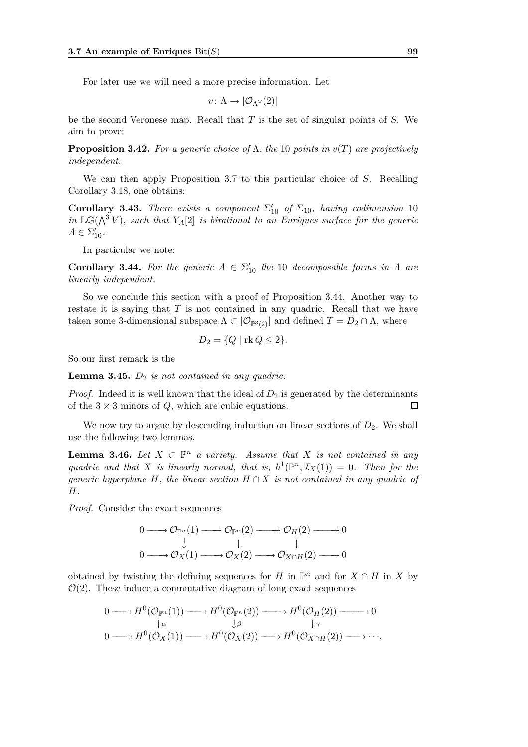For later use we will need a more precise information. Let

$$v\colon \Lambda \to |\mathcal{O}_{\Lambda^\vee}(2)|$$

be the second Veronese map. Recall that $T$ is the set of singular points of $S$. We aim to prove:

**Proposition 3.42.** *For a generic choice of $\Lambda$, the 10 points in $v(T)$ are projectively independent.*

We can then apply Proposition 3.7 to this particular choice of $S$. Recalling Corollary 3.18, one obtains:

**Corollary 3.43.** *There exists a component $\Sigma_{10}'$ of $\Sigma_{10}$, having codimension 10 in $\mathbb{LG}(\bigwedge^3 V)$, such that $Y_A[2]$ is birational to an Enriques surface for the generic $A \in \Sigma_{10}'$.*

In particular we note:

**Corollary 3.44.** *For the generic $A \in \Sigma_{10}'$ the 10 decomposable forms in $A$ are linearly independent.*

So we conclude this section with a proof of Proposition 3.44. Another way to restate it is saying that $T$ is not contained in any quadric. Recall that we have taken some 3-dimensional subspace $\Lambda \subset |\mathcal{O}_{\mathbb{P}^3(2)}|$ and defined $T = D_2 \cap \Lambda$, where

$$D_2 = \{Q \mid \operatorname{rk} Q \leq 2\}.$$

So our first remark is the

**Lemma 3.45.** *$D_2$ is not contained in any quadric.*

*Proof.* Indeed it is well known that the ideal of $D_2$ is generated by the determinants of the $3 \times 3$ minors of $Q$, which are cubic equations. □

We now try to argue by descending induction on linear sections of $D_2$. We shall use the following two lemmas.

**Lemma 3.46.** *Let $X \subset \mathbb{P}^n$ a variety. Assume that $X$ is not contained in any quadric and that $X$ is linearly normal, that is, $h^1(\mathbb{P}^n, \mathcal{I}_X(1)) = 0$. Then for the generic hyperplane $H$, the linear section $H \cap X$ is not contained in any quadric of $H$.*

*Proof.* Consider the exact sequences

$$\begin{array}{ccccccccc}
0 & \longrightarrow & \mathcal{O}_{\mathbb{P}^n}(1) & \longrightarrow & \mathcal{O}_{\mathbb{P}^n}(2) & \longrightarrow & \mathcal{O}_H(2) & \longrightarrow & 0 \\
 & & \downarrow & & \downarrow & & \downarrow & & \\
0 & \longrightarrow & \mathcal{O}_X(1) & \longrightarrow & \mathcal{O}_X(2) & \longrightarrow & \mathcal{O}_{X\cap H}(2) & \longrightarrow & 0
\end{array}$$

obtained by twisting the defining sequences for $H$ in $\mathbb{P}^n$ and for $X \cap H$ in $X$ by $\mathcal{O}(2)$. These induce a commutative diagram of long exact sequences

$$\begin{array}{ccccccccc}
0 & \longrightarrow & H^0(\mathcal{O}_{\mathbb{P}^n}(1)) & \longrightarrow & H^0(\mathcal{O}_{\mathbb{P}^n}(2)) & \longrightarrow & H^0(\mathcal{O}_H(2)) & \longrightarrow & 0 \\
 & & \downarrow\alpha & & \downarrow\beta & & \downarrow\gamma & & \\
0 & \longrightarrow & H^0(\mathcal{O}_X(1)) & \longrightarrow & H^0(\mathcal{O}_X(2)) & \longrightarrow & H^0(\mathcal{O}_{X\cap H}(2)) & \longrightarrow & \cdots,
\end{array}$$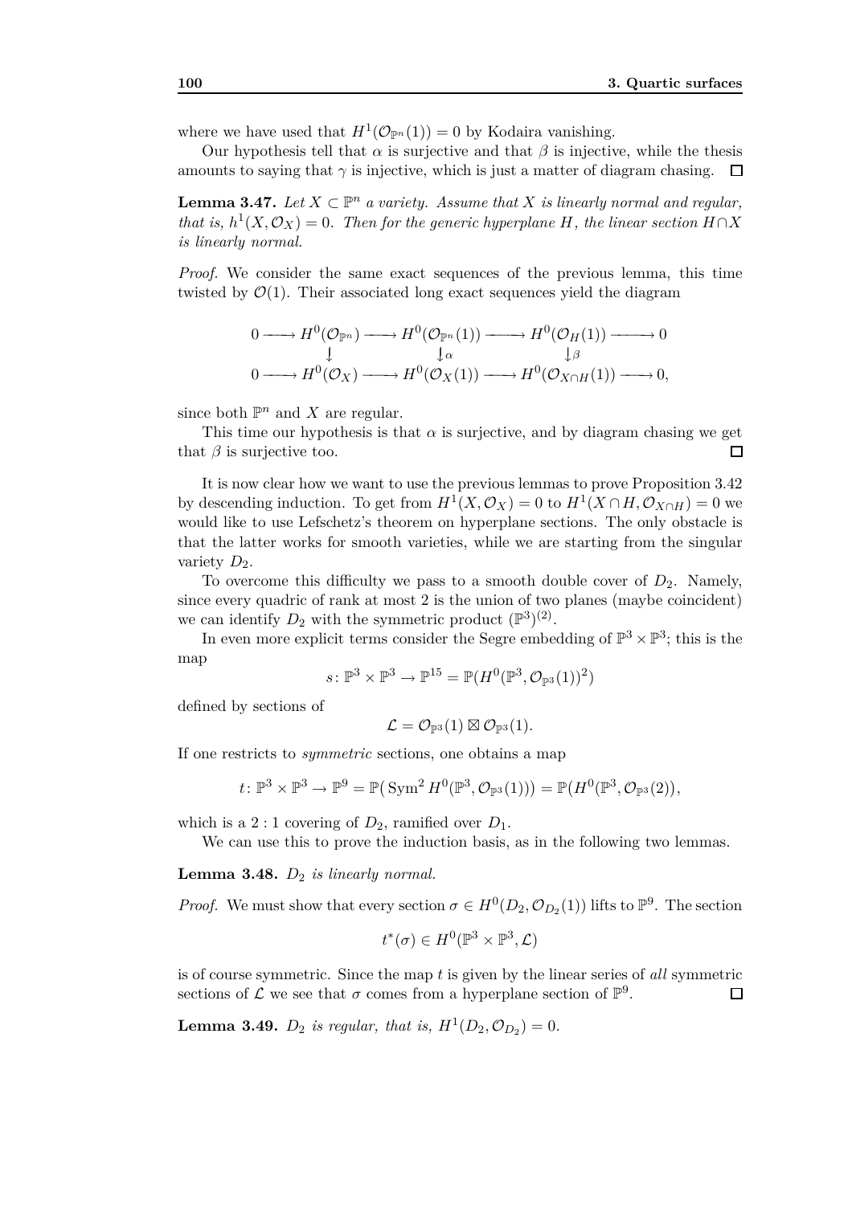where we have used that $H^1(\mathcal{O}_{\mathbb{P}^n}(1)) = 0$ by Kodaira vanishing.

Our hypothesis tell that $\alpha$ is surjective and that $\beta$ is injective, while the thesis amounts to saying that $\gamma$ is injective, which is just a matter of diagram chasing. $\square$

**Lemma 3.47.** *Let $X \subset \mathbb{P}^n$ a variety. Assume that $X$ is linearly normal and regular, that is, $h^1(X, \mathcal{O}_X) = 0$. Then for the generic hyperplane $H$, the linear section $H \cap X$ is linearly normal.*

*Proof.* We consider the same exact sequences of the previous lemma, this time twisted by $\mathcal{O}(1)$. Their associated long exact sequences yield the diagram

$$
\begin{array}{ccccccccc}
0 & \longrightarrow & H^0(\mathcal{O}_{\mathbb{P}^n}) & \longrightarrow & H^0(\mathcal{O}_{\mathbb{P}^n}(1)) & \longrightarrow & H^0(\mathcal{O}_H(1)) & \longrightarrow & 0 \\
 & & \downarrow & & \downarrow \alpha & & \downarrow \beta & & \\
0 & \longrightarrow & H^0(\mathcal{O}_X) & \longrightarrow & H^0(\mathcal{O}_X(1)) & \longrightarrow & H^0(\mathcal{O}_{X\cap H}(1)) & \longrightarrow & 0,
\end{array}
$$

since both $\mathbb{P}^n$ and $X$ are regular.

This time our hypothesis is that $\alpha$ is surjective, and by diagram chasing we get that $\beta$ is surjective too. $\square$

It is now clear how we want to use the previous lemmas to prove Proposition 3.42 by descending induction. To get from $H^1(X, \mathcal{O}_X) = 0$ to $H^1(X \cap H, \mathcal{O}_{X\cap H}) = 0$ we would like to use Lefschetz's theorem on hyperplane sections. The only obstacle is that the latter works for smooth varieties, while we are starting from the singular variety $D_2$.

To overcome this difficulty we pass to a smooth double cover of $D_2$. Namely, since every quadric of rank at most 2 is the union of two planes (maybe coincident) we can identify $D_2$ with the symmetric product $(\mathbb{P}^3)^{(2)}$.

In even more explicit terms consider the Segre embedding of $\mathbb{P}^3 \times \mathbb{P}^3$; this is the map

$$
s\colon \mathbb{P}^3 \times \mathbb{P}^3 \to \mathbb{P}^{15} = \mathbb{P}(H^0(\mathbb{P}^3, \mathcal{O}_{\mathbb{P}^3}(1))^2)
$$

defined by sections of

$$
\mathcal{L} = \mathcal{O}_{\mathbb{P}^3}(1) \boxtimes \mathcal{O}_{\mathbb{P}^3}(1).
$$

If one restricts to *symmetric* sections, one obtains a map

$$
t\colon \mathbb{P}^3 \times \mathbb{P}^3 \to \mathbb{P}^9 = \mathbb{P}\big(\operatorname{Sym}^2 H^0(\mathbb{P}^3, \mathcal{O}_{\mathbb{P}^3}(1))\big) = \mathbb{P}\big(H^0(\mathbb{P}^3, \mathcal{O}_{\mathbb{P}^3}(2)\big),
$$

which is a $2:1$ covering of $D_2$, ramified over $D_1$.

We can use this to prove the induction basis, as in the following two lemmas.

**Lemma 3.48.** *$D_2$ is linearly normal.*

*Proof.* We must show that every section $\sigma \in H^0(D_2, \mathcal{O}_{D_2}(1))$ lifts to $\mathbb{P}^9$. The section

$$
t^*(\sigma) \in H^0(\mathbb{P}^3 \times \mathbb{P}^3, \mathcal{L})
$$

is of course symmetric. Since the map $t$ is given by the linear series of *all* symmetric sections of $\mathcal{L}$ we see that $\sigma$ comes from a hyperplane section of $\mathbb{P}^9$. $\square$

**Lemma 3.49.** *$D_2$ is regular, that is, $H^1(D_2, \mathcal{O}_{D_2}) = 0$.*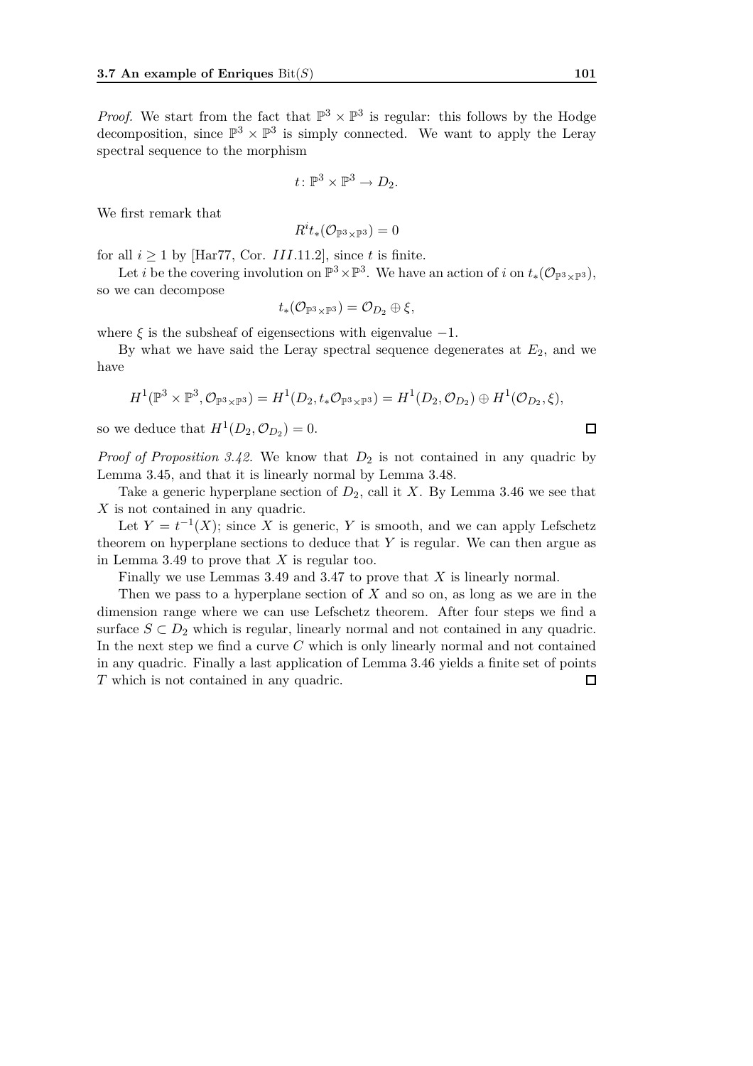*Proof.* We start from the fact that $\mathbb{P}^3 \times \mathbb{P}^3$ is regular: this follows by the Hodge decomposition, since $\mathbb{P}^3 \times \mathbb{P}^3$ is simply connected. We want to apply the Leray spectral sequence to the morphism

$$t \colon \mathbb{P}^3 \times \mathbb{P}^3 \to D_2.$$

We first remark that

$$R^i t_*(\mathcal{O}_{\mathbb{P}^3 \times \mathbb{P}^3}) = 0$$

for all $i \geq 1$ by [Har77, Cor. *III*.11.2], since $t$ is finite.

Let $i$ be the covering involution on $\mathbb{P}^3 \times \mathbb{P}^3$. We have an action of $i$ on $t_*(\mathcal{O}_{\mathbb{P}^3 \times \mathbb{P}^3})$, so we can decompose

$$t_*(\mathcal{O}_{\mathbb{P}^3 \times \mathbb{P}^3}) = \mathcal{O}_{D_2} \oplus \xi,$$

where $\xi$ is the subsheaf of eigensections with eigenvalue $-1$.

By what we have said the Leray spectral sequence degenerates at $E_2$, and we have

$$H^1(\mathbb{P}^3 \times \mathbb{P}^3, \mathcal{O}_{\mathbb{P}^3 \times \mathbb{P}^3}) = H^1(D_2, t_*\mathcal{O}_{\mathbb{P}^3 \times \mathbb{P}^3}) = H^1(D_2, \mathcal{O}_{D_2}) \oplus H^1(\mathcal{O}_{D_2}, \xi),$$

so we deduce that $H^1(D_2, \mathcal{O}_{D_2}) = 0$. □

*Proof of Proposition 3.42.* We know that $D_2$ is not contained in any quadric by Lemma 3.45, and that it is linearly normal by Lemma 3.48.

Take a generic hyperplane section of $D_2$, call it $X$. By Lemma 3.46 we see that $X$ is not contained in any quadric.

Let $Y = t^{-1}(X)$; since $X$ is generic, $Y$ is smooth, and we can apply Lefschetz theorem on hyperplane sections to deduce that $Y$ is regular. We can then argue as in Lemma 3.49 to prove that $X$ is regular too.

Finally we use Lemmas 3.49 and 3.47 to prove that $X$ is linearly normal.

Then we pass to a hyperplane section of $X$ and so on, as long as we are in the dimension range where we can use Lefschetz theorem. After four steps we find a surface $S \subset D_2$ which is regular, linearly normal and not contained in any quadric. In the next step we find a curve $C$ which is only linearly normal and not contained in any quadric. Finally a last application of Lemma 3.46 yields a finite set of points $T$ which is not contained in any quadric. □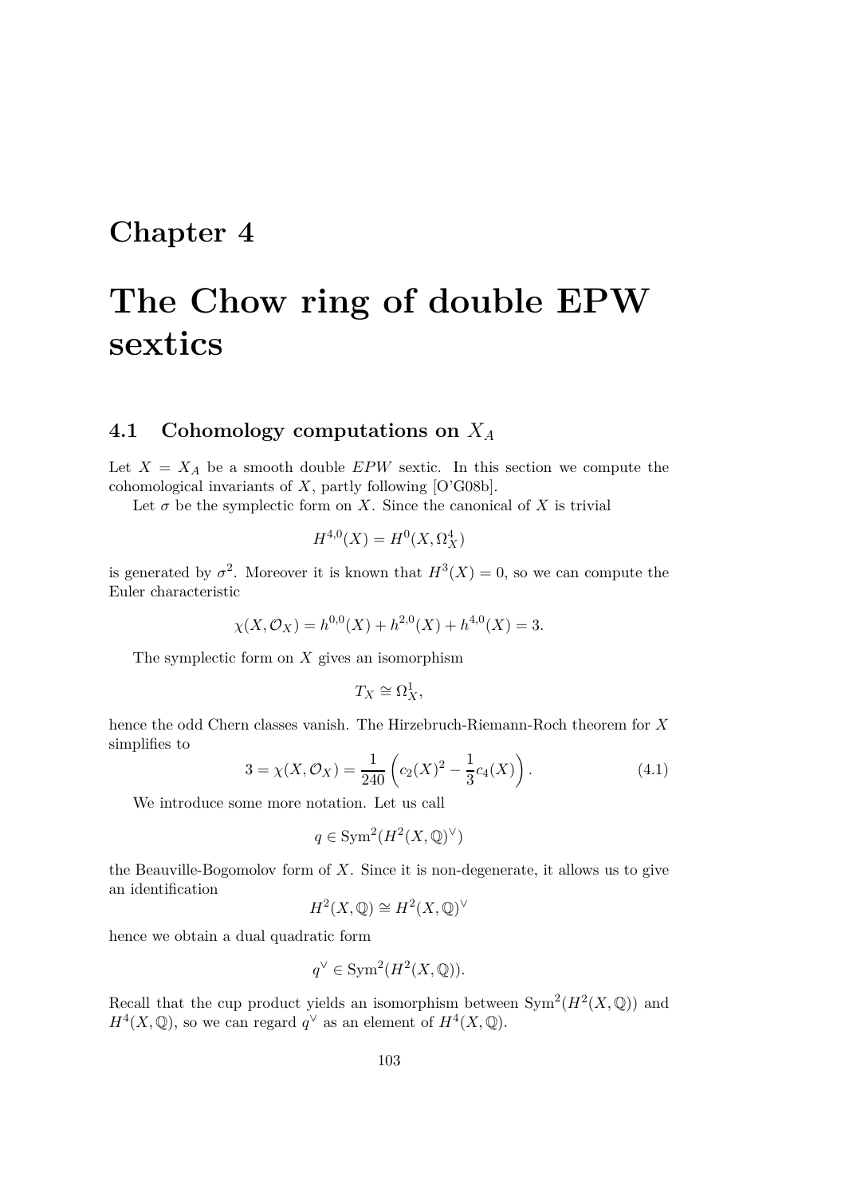# Chapter 4

# The Chow ring of double EPW sextics

## 4.1 Cohomology computations on $X_A$

Let $X = X_A$ be a smooth double *EPW* sextic. In this section we compute the cohomological invariants of $X$, partly following [O'G08b].

Let $\sigma$ be the symplectic form on $X$. Since the canonical of $X$ is trivial

$$H^{4,0}(X) = H^0(X, \Omega_X^4)$$

is generated by $\sigma^2$. Moreover it is known that $H^3(X) = 0$, so we can compute the Euler characteristic

$$\chi(X, \mathcal{O}_X) = h^{0,0}(X) + h^{2,0}(X) + h^{4,0}(X) = 3.$$

The symplectic form on $X$ gives an isomorphism

$$T_X \cong \Omega_X^1,$$

hence the odd Chern classes vanish. The Hirzebruch-Riemann-Roch theorem for $X$ simplifies to

$$3 = \chi(X, \mathcal{O}_X) = \frac{1}{240}\left(c_2(X)^2 - \frac{1}{3}c_4(X)\right). \tag{4.1}$$

We introduce some more notation. Let us call

$$q \in \mathrm{Sym}^2(H^2(X, \mathbb{Q})^\vee)$$

the Beauville-Bogomolov form of $X$. Since it is non-degenerate, it allows us to give an identification

$$H^2(X, \mathbb{Q}) \cong H^2(X, \mathbb{Q})^\vee$$

hence we obtain a dual quadratic form

$$q^\vee \in \mathrm{Sym}^2(H^2(X, \mathbb{Q})).$$

Recall that the cup product yields an isomorphism between $\mathrm{Sym}^2(H^2(X, \mathbb{Q}))$ and $H^4(X, \mathbb{Q})$, so we can regard $q^\vee$ as an element of $H^4(X, \mathbb{Q})$.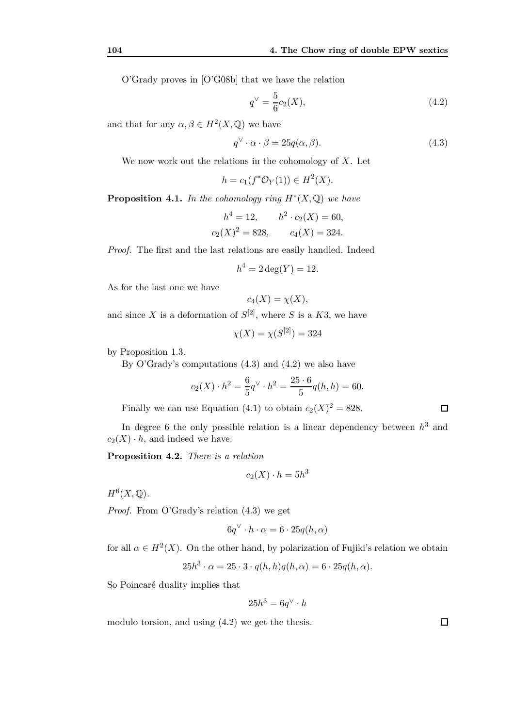O'Grady proves in [O'G08b] that we have the relation

$$q^\vee = \frac{5}{6} c_2(X), \tag{4.2}$$

and that for any $\alpha, \beta \in H^2(X, \mathbb{Q})$ we have

$$q^\vee \cdot \alpha \cdot \beta = 25 q(\alpha, \beta). \tag{4.3}$$

We now work out the relations in the cohomology of $X$. Let

$$h = c_1(f^* \mathcal{O}_Y(1)) \in H^2(X).$$

**Proposition 4.1.** *In the cohomology ring $H^*(X, \mathbb{Q})$ we have*

$$h^4 = 12, \qquad h^2 \cdot c_2(X) = 60,$$
$$c_2(X)^2 = 828, \qquad c_4(X) = 324.$$

*Proof.* The first and the last relations are easily handled. Indeed

$$h^4 = 2 \deg(Y) = 12.$$

As for the last one we have

$$c_4(X) = \chi(X),$$

and since $X$ is a deformation of $S^{[2]}$, where $S$ is a $K3$, we have

$$\chi(X) = \chi(S^{[2]}) = 324$$

by Proposition 1.3.

By O'Grady's computations (4.3) and (4.2) we also have

$$c_2(X) \cdot h^2 = \frac{6}{5} q^\vee \cdot h^2 = \frac{25 \cdot 6}{5} q(h, h) = 60.$$

Finally we can use Equation (4.1) to obtain $c_2(X)^2 = 828$. ∎

In degree 6 the only possible relation is a linear dependency between $h^3$ and $c_2(X) \cdot h$, and indeed we have:

**Proposition 4.2.** *There is a relation*

$$c_2(X) \cdot h = 5h^3$$

$H^6(X, \mathbb{Q})$.

*Proof.* From O'Grady's relation (4.3) we get

$$6 q^\vee \cdot h \cdot \alpha = 6 \cdot 25 q(h, \alpha)$$

for all $\alpha \in H^2(X)$. On the other hand, by polarization of Fujiki's relation we obtain

$$25 h^3 \cdot \alpha = 25 \cdot 3 \cdot q(h, h) q(h, \alpha) = 6 \cdot 25 q(h, \alpha).$$

So Poincaré duality implies that

$$25 h^3 = 6 q^\vee \cdot h$$

modulo torsion, and using (4.2) we get the thesis. ∎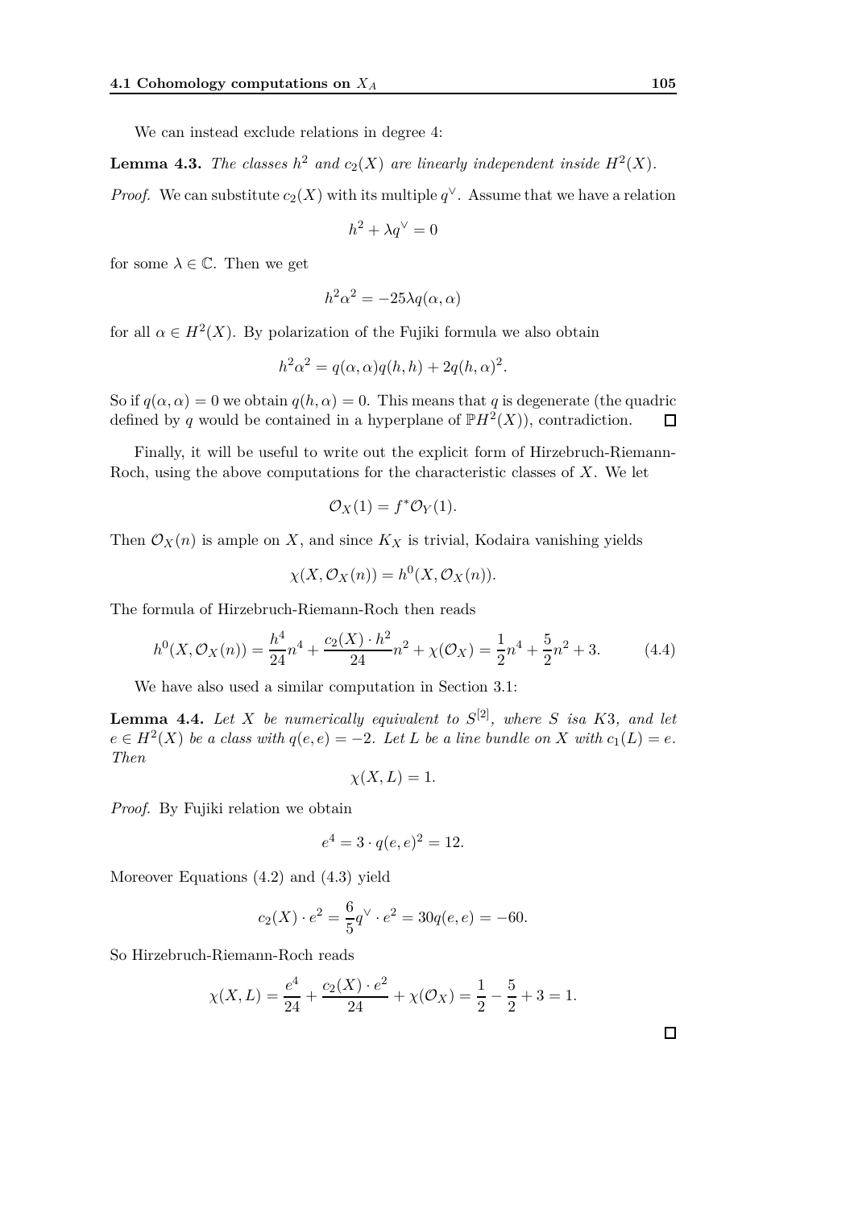We can instead exclude relations in degree 4:

**Lemma 4.3.** *The classes $h^2$ and $c_2(X)$ are linearly independent inside $H^2(X)$.*

*Proof.* We can substitute $c_2(X)$ with its multiple $q^\vee$. Assume that we have a relation

$$h^2 + \lambda q^\vee = 0$$

for some $\lambda \in \mathbb{C}$. Then we get

$$h^2\alpha^2 = -25\lambda q(\alpha, \alpha)$$

for all $\alpha \in H^2(X)$. By polarization of the Fujiki formula we also obtain

$$h^2\alpha^2 = q(\alpha, \alpha)q(h, h) + 2q(h, \alpha)^2.$$

So if $q(\alpha, \alpha) = 0$ we obtain $q(h, \alpha) = 0$. This means that $q$ is degenerate (the quadric defined by $q$ would be contained in a hyperplane of $\mathbb{P}H^2(X)$), contradiction. $\square$

Finally, it will be useful to write out the explicit form of Hirzebruch-Riemann-Roch, using the above computations for the characteristic classes of $X$. We let

$$\mathcal{O}_X(1) = f^*\mathcal{O}_Y(1).$$

Then $\mathcal{O}_X(n)$ is ample on $X$, and since $K_X$ is trivial, Kodaira vanishing yields

$$\chi(X, \mathcal{O}_X(n)) = h^0(X, \mathcal{O}_X(n)).$$

The formula of Hirzebruch-Riemann-Roch then reads

$$h^0(X, \mathcal{O}_X(n)) = \frac{h^4}{24}n^4 + \frac{c_2(X) \cdot h^2}{24}n^2 + \chi(\mathcal{O}_X) = \frac{1}{2}n^4 + \frac{5}{2}n^2 + 3. \tag{4.4}$$

We have also used a similar computation in Section 3.1:

**Lemma 4.4.** *Let $X$ be numerically equivalent to $S^{[2]}$, where $S$ isa $K3$, and let $e \in H^2(X)$ be a class with $q(e, e) = -2$. Let $L$ be a line bundle on $X$ with $c_1(L) = e$. Then*

$$\chi(X, L) = 1.$$

*Proof.* By Fujiki relation we obtain

$$e^4 = 3 \cdot q(e, e)^2 = 12.$$

Moreover Equations (4.2) and (4.3) yield

$$c_2(X) \cdot e^2 = \frac{6}{5}q^\vee \cdot e^2 = 30q(e, e) = -60.$$

So Hirzebruch-Riemann-Roch reads

$$\chi(X, L) = \frac{e^4}{24} + \frac{c_2(X) \cdot e^2}{24} + \chi(\mathcal{O}_X) = \frac{1}{2} - \frac{5}{2} + 3 = 1.$$

$\square$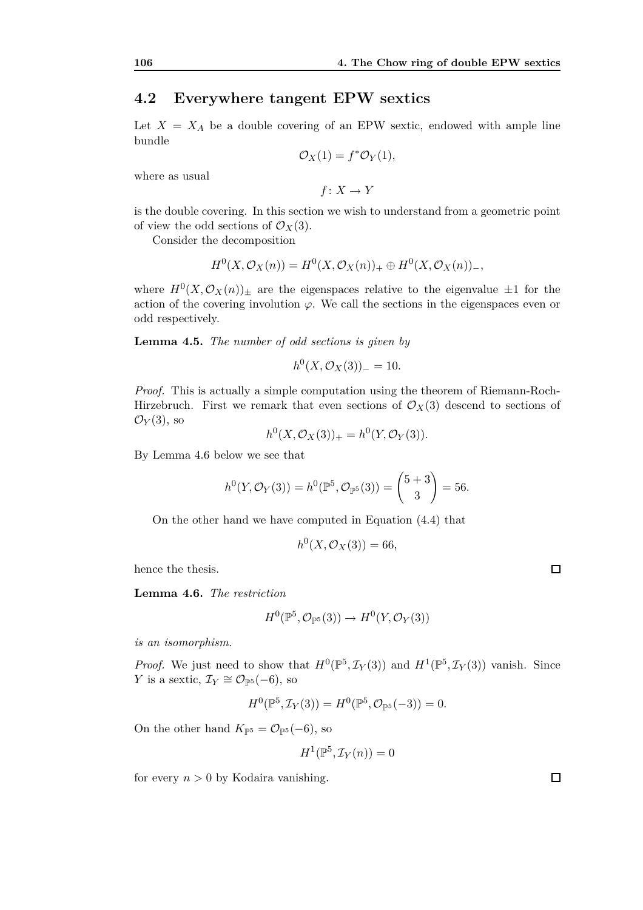## 4.2 Everywhere tangent EPW sextics

Let $X = X_A$ be a double covering of an EPW sextic, endowed with ample line bundle

$$\mathcal{O}_X(1) = f^*\mathcal{O}_Y(1),$$

where as usual

$$f\colon X \to Y$$

is the double covering. In this section we wish to understand from a geometric point of view the odd sections of $\mathcal{O}_X(3)$.

Consider the decomposition

$$H^0(X, \mathcal{O}_X(n)) = H^0(X, \mathcal{O}_X(n))_+ \oplus H^0(X, \mathcal{O}_X(n))_-,$$

where $H^0(X, \mathcal{O}_X(n))_\pm$ are the eigenspaces relative to the eigenvalue $\pm 1$ for the action of the covering involution $\varphi$. We call the sections in the eigenspaces even or odd respectively.

**Lemma 4.5.** *The number of odd sections is given by*

$$h^0(X, \mathcal{O}_X(3))_- = 10.$$

*Proof.* This is actually a simple computation using the theorem of Riemann-Roch-Hirzebruch. First we remark that even sections of $\mathcal{O}_X(3)$ descend to sections of $\mathcal{O}_Y(3)$, so

$$h^0(X, \mathcal{O}_X(3))_+ = h^0(Y, \mathcal{O}_Y(3)).$$

By Lemma 4.6 below we see that

$$h^0(Y, \mathcal{O}_Y(3)) = h^0(\mathbb{P}^5, \mathcal{O}_{\mathbb{P}^5}(3)) = \binom{5+3}{3} = 56.$$

On the other hand we have computed in Equation (4.4) that

$$h^0(X, \mathcal{O}_X(3)) = 66,$$

hence the thesis. □

**Lemma 4.6.** *The restriction*

$$H^0(\mathbb{P}^5, \mathcal{O}_{\mathbb{P}^5}(3)) \to H^0(Y, \mathcal{O}_Y(3))$$

*is an isomorphism.*

*Proof.* We just need to show that $H^0(\mathbb{P}^5, \mathcal{I}_Y(3))$ and $H^1(\mathbb{P}^5, \mathcal{I}_Y(3))$ vanish. Since $Y$ is a sextic, $\mathcal{I}_Y \cong \mathcal{O}_{\mathbb{P}^5}(-6)$, so

$$H^0(\mathbb{P}^5, \mathcal{I}_Y(3)) = H^0(\mathbb{P}^5, \mathcal{O}_{\mathbb{P}^5}(-3)) = 0.$$

On the other hand $K_{\mathbb{P}^5} = \mathcal{O}_{\mathbb{P}^5}(-6)$, so

$$H^1(\mathbb{P}^5, \mathcal{I}_Y(n)) = 0$$

for every $n > 0$ by Kodaira vanishing. □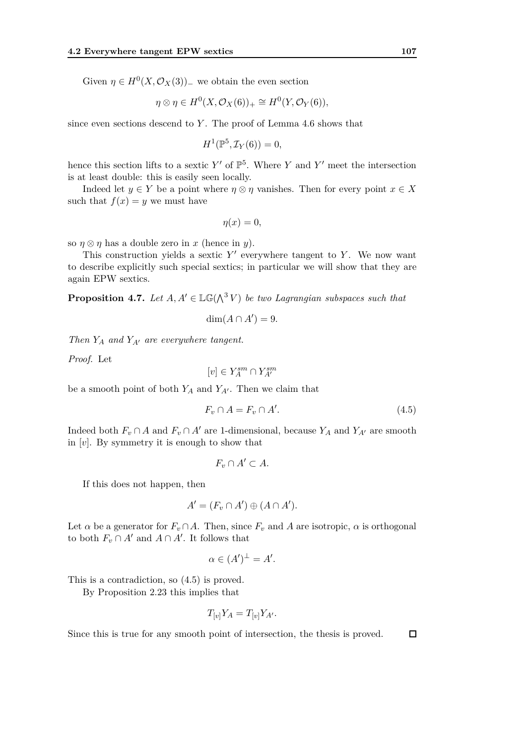Given $\eta \in H^0(X, \mathcal{O}_X(3))_-$ we obtain the even section

$$\eta \otimes \eta \in H^0(X, \mathcal{O}_X(6))_+ \cong H^0(Y, \mathcal{O}_Y(6)),$$

since even sections descend to $Y$. The proof of Lemma 4.6 shows that

$$H^1(\mathbb{P}^5, \mathcal{I}_Y(6)) = 0,$$

hence this section lifts to a sextic $Y'$ of $\mathbb{P}^5$. Where $Y$ and $Y'$ meet the intersection is at least double: this is easily seen locally.

Indeed let $y \in Y$ be a point where $\eta \otimes \eta$ vanishes. Then for every point $x \in X$ such that $f(x) = y$ we must have

$$\eta(x) = 0,$$

so $\eta \otimes \eta$ has a double zero in $x$ (hence in $y$).

This construction yields a sextic $Y'$ everywhere tangent to $Y$. We now want to describe explicitly such special sextics; in particular we will show that they are again EPW sextics.

**Proposition 4.7.** *Let $A, A' \in \mathbb{LG}(\bigwedge^3 V)$ be two Lagrangian subspaces such that*

$$\dim(A \cap A') = 9.$$

*Then $Y_A$ and $Y_{A'}$ are everywhere tangent.*

*Proof.* Let

$$[v] \in Y_A^{sm} \cap Y_{A'}^{sm}$$

be a smooth point of both $Y_A$ and $Y_{A'}$. Then we claim that

$$F_v \cap A = F_v \cap A'. \tag{4.5}$$

Indeed both $F_v \cap A$ and $F_v \cap A'$ are 1-dimensional, because $Y_A$ and $Y_{A'}$ are smooth in $[v]$. By symmetry it is enough to show that

$$F_v \cap A' \subset A.$$

If this does not happen, then

$$A' = (F_v \cap A') \oplus (A \cap A').$$

Let $\alpha$ be a generator for $F_v \cap A$. Then, since $F_v$ and $A$ are isotropic, $\alpha$ is orthogonal to both $F_v \cap A'$ and $A \cap A'$. It follows that

$$\alpha \in (A')^{\perp} = A'.$$

This is a contradiction, so (4.5) is proved.

By Proposition 2.23 this implies that

$$T_{[v]} Y_A = T_{[v]} Y_{A'}.$$

Since this is true for any smooth point of intersection, the thesis is proved. □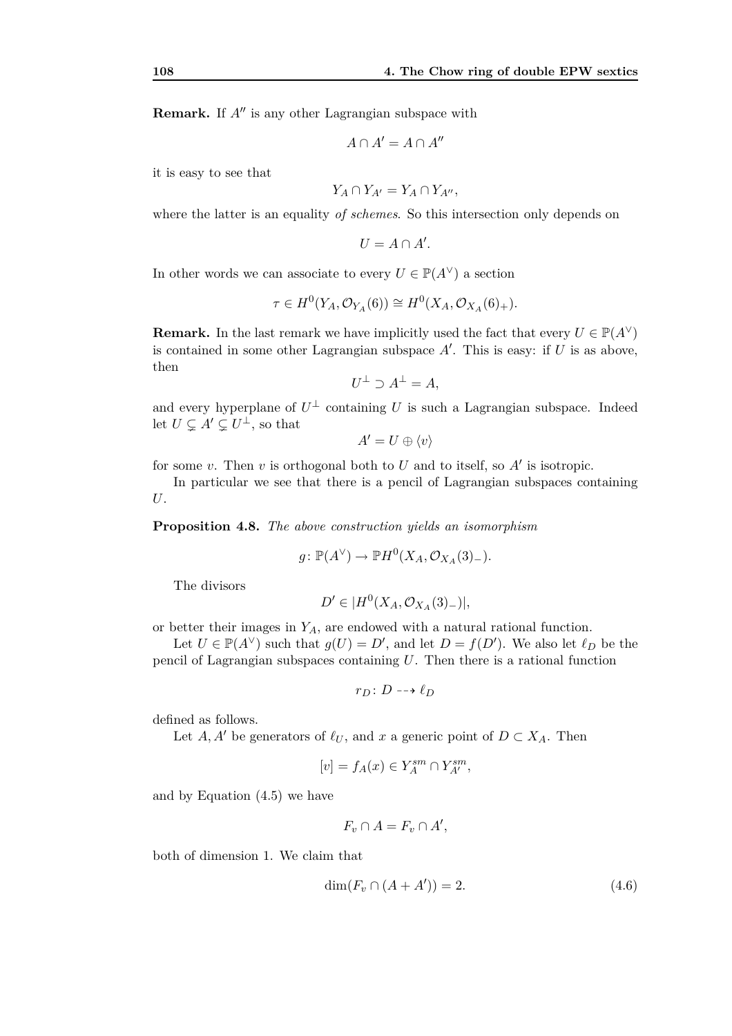**Remark.** If $A''$ is any other Lagrangian subspace with

$$A \cap A' = A \cap A''$$

it is easy to see that

$$Y_A \cap Y_{A'} = Y_A \cap Y_{A''},$$

where the latter is an equality *of schemes*. So this intersection only depends on

$$U = A \cap A'.$$

In other words we can associate to every $U \in \mathbb{P}(A^\vee)$ a section

$$\tau \in H^0(Y_A, \mathcal{O}_{Y_A}(6)) \cong H^0(X_A, \mathcal{O}_{X_A}(6)_+).$$

**Remark.** In the last remark we have implicitly used the fact that every $U \in \mathbb{P}(A^\vee)$ is contained in some other Lagrangian subspace $A'$. This is easy: if $U$ is as above, then

$$U^\perp \supset A^\perp = A,$$

and every hyperplane of $U^\perp$ containing $U$ is such a Lagrangian subspace. Indeed let $U \subsetneq A' \subsetneq U^\perp$, so that

$$A' = U \oplus \langle v \rangle$$

for some $v$. Then $v$ is orthogonal both to $U$ and to itself, so $A'$ is isotropic.

In particular we see that there is a pencil of Lagrangian subspaces containing $U$.

**Proposition 4.8.** *The above construction yields an isomorphism*

$$g \colon \mathbb{P}(A^\vee) \to \mathbb{P}H^0(X_A, \mathcal{O}_{X_A}(3)_-).$$

The divisors

$$D' \in |H^0(X_A, \mathcal{O}_{X_A}(3)_-)|,$$

or better their images in $Y_A$, are endowed with a natural rational function.

Let $U \in \mathbb{P}(A^\vee)$ such that $g(U) = D'$, and let $D = f(D')$. We also let $\ell_D$ be the pencil of Lagrangian subspaces containing $U$. Then there is a rational function

$$r_D \colon D \dashrightarrow \ell_D$$

defined as follows.

Let $A, A'$ be generators of $\ell_U$, and $x$ a generic point of $D \subset X_A$. Then

$$[v] = f_A(x) \in Y_A^{sm} \cap Y_{A'}^{sm},$$

and by Equation (4.5) we have

$$F_v \cap A = F_v \cap A',$$

both of dimension 1. We claim that

$$\dim(F_v \cap (A + A')) = 2. \tag{4.6}$$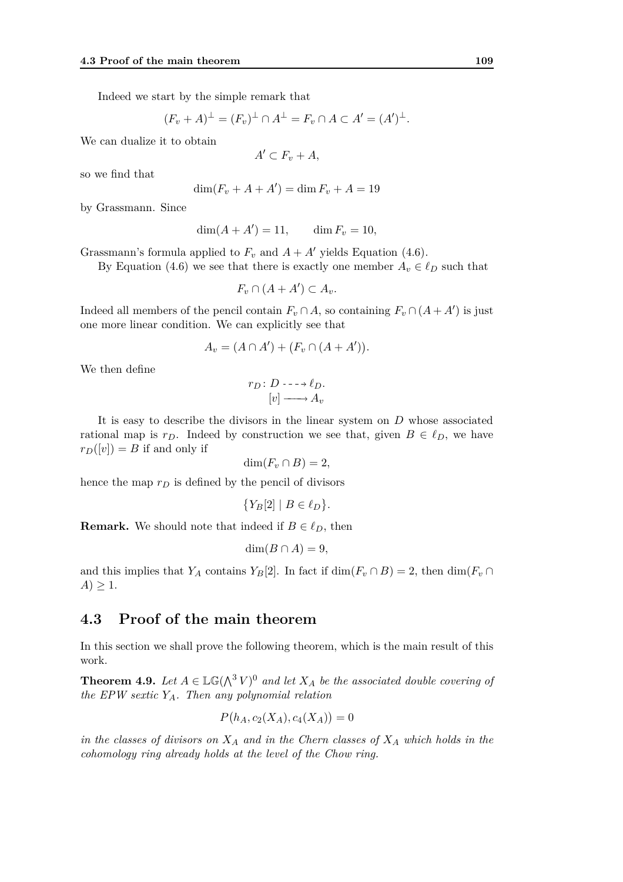Indeed we start by the simple remark that

$$(F_v + A)^{\perp} = (F_v)^{\perp} \cap A^{\perp} = F_v \cap A \subset A' = (A')^{\perp}.$$

We can dualize it to obtain

$$A' \subset F_v + A,$$

so we find that

$$\dim(F_v + A + A') = \dim F_v + A = 19$$

by Grassmann. Since

$$\dim(A + A') = 11, \qquad \dim F_v = 10,$$

Grassmann's formula applied to $F_v$ and $A + A'$ yields Equation (4.6).

By Equation (4.6) we see that there is exactly one member $A_v \in \ell_D$ such that

$$F_v \cap (A + A') \subset A_v.$$

Indeed all members of the pencil contain $F_v \cap A$, so containing $F_v \cap (A + A')$ is just one more linear condition. We can explicitly see that

$$A_v = (A \cap A') + \big(F_v \cap (A + A')\big).$$

We then define

$$\begin{aligned} r_D \colon D &\dashrightarrow \ell_D. \\ [v] &\longmapsto A_v \end{aligned}$$

It is easy to describe the divisors in the linear system on $D$ whose associated rational map is $r_D$. Indeed by construction we see that, given $B \in \ell_D$, we have $r_D([v]) = B$ if and only if

$$\dim(F_v \cap B) = 2,$$

hence the map $r_D$ is defined by the pencil of divisors

$$\{Y_B[2] \mid B \in \ell_D\}.$$

**Remark.** We should note that indeed if $B \in \ell_D$, then

$$\dim(B \cap A) = 9,$$

and this implies that $Y_A$ contains $Y_B[2]$. In fact if $\dim(F_v \cap B) = 2$, then $\dim(F_v \cap A) \geq 1$.

## 4.3 Proof of the main theorem

In this section we shall prove the following theorem, which is the main result of this work.

**Theorem 4.9.** *Let $A \in \mathbb{LG}(\bigwedge^3 V)^0$ and let $X_A$ be the associated double covering of the EPW sextic $Y_A$. Then any polynomial relation*

$$P\big(h_A, c_2(X_A), c_4(X_A)\big) = 0$$

*in the classes of divisors on $X_A$ and in the Chern classes of $X_A$ which holds in the cohomology ring already holds at the level of the Chow ring.*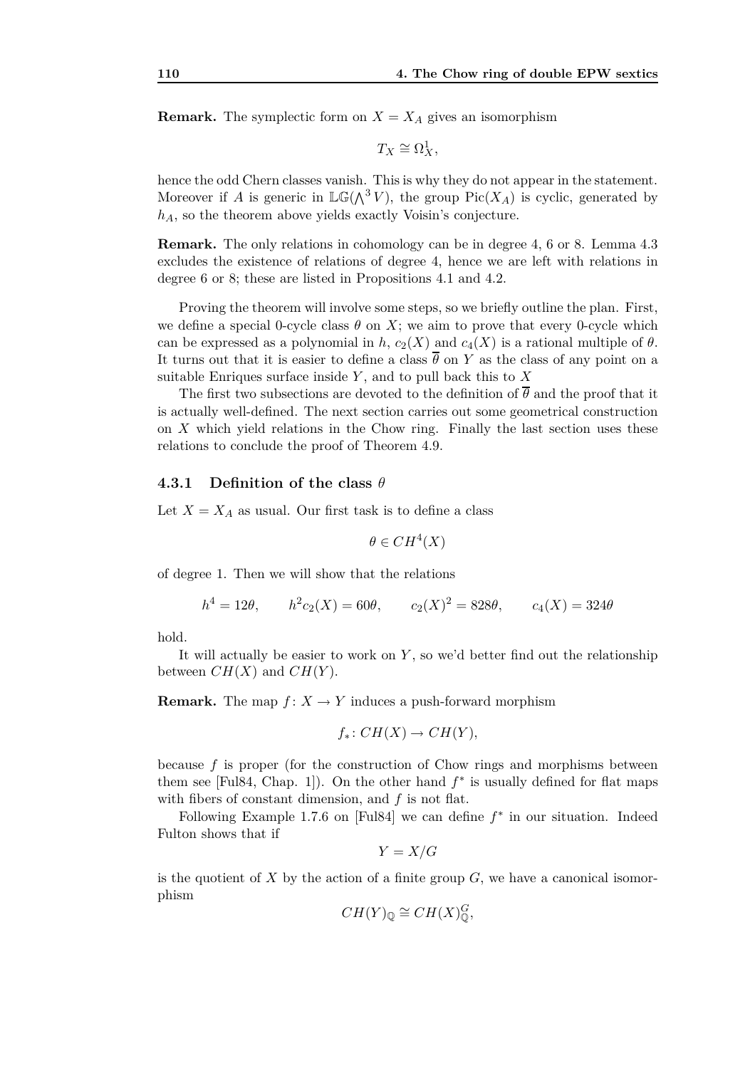**Remark.** The symplectic form on $X = X_A$ gives an isomorphism

$$T_X \cong \Omega^1_X,$$

hence the odd Chern classes vanish. This is why they do not appear in the statement. Moreover if $A$ is generic in $\mathbb{LG}(\bigwedge^3 V)$, the group $\mathrm{Pic}(X_A)$ is cyclic, generated by $h_A$, so the theorem above yields exactly Voisin's conjecture.

**Remark.** The only relations in cohomology can be in degree 4, 6 or 8. Lemma 4.3 excludes the existence of relations of degree 4, hence we are left with relations in degree 6 or 8; these are listed in Propositions 4.1 and 4.2.

Proving the theorem will involve some steps, so we briefly outline the plan. First, we define a special 0-cycle class $\theta$ on $X$; we aim to prove that every 0-cycle which can be expressed as a polynomial in $h$, $c_2(X)$ and $c_4(X)$ is a rational multiple of $\theta$. It turns out that it is easier to define a class $\overline{\theta}$ on $Y$ as the class of any point on a suitable Enriques surface inside $Y$, and to pull back this to $X$

The first two subsections are devoted to the definition of $\overline{\theta}$ and the proof that it is actually well-defined. The next section carries out some geometrical construction on $X$ which yield relations in the Chow ring. Finally the last section uses these relations to conclude the proof of Theorem 4.9.

### 4.3.1 Definition of the class $\theta$

Let $X = X_A$ as usual. Our first task is to define a class

$$\theta \in CH^4(X)$$

of degree 1. Then we will show that the relations

$$h^4 = 12\theta, \qquad h^2 c_2(X) = 60\theta, \qquad c_2(X)^2 = 828\theta, \qquad c_4(X) = 324\theta$$

hold.

It will actually be easier to work on $Y$, so we'd better find out the relationship between $CH(X)$ and $CH(Y)$.

**Remark.** The map $f\colon X \to Y$ induces a push-forward morphism

$$f_*\colon CH(X) \to CH(Y),$$

because $f$ is proper (for the construction of Chow rings and morphisms between them see [Ful84, Chap. 1]). On the other hand $f^*$ is usually defined for flat maps with fibers of constant dimension, and $f$ is not flat.

Following Example 1.7.6 on [Ful84] we can define $f^*$ in our situation. Indeed Fulton shows that if

$$Y = X/G$$

is the quotient of $X$ by the action of a finite group $G$, we have a canonical isomorphism

$$CH(Y)_{\mathbb{Q}} \cong CH(X)^G_{\mathbb{Q}},$$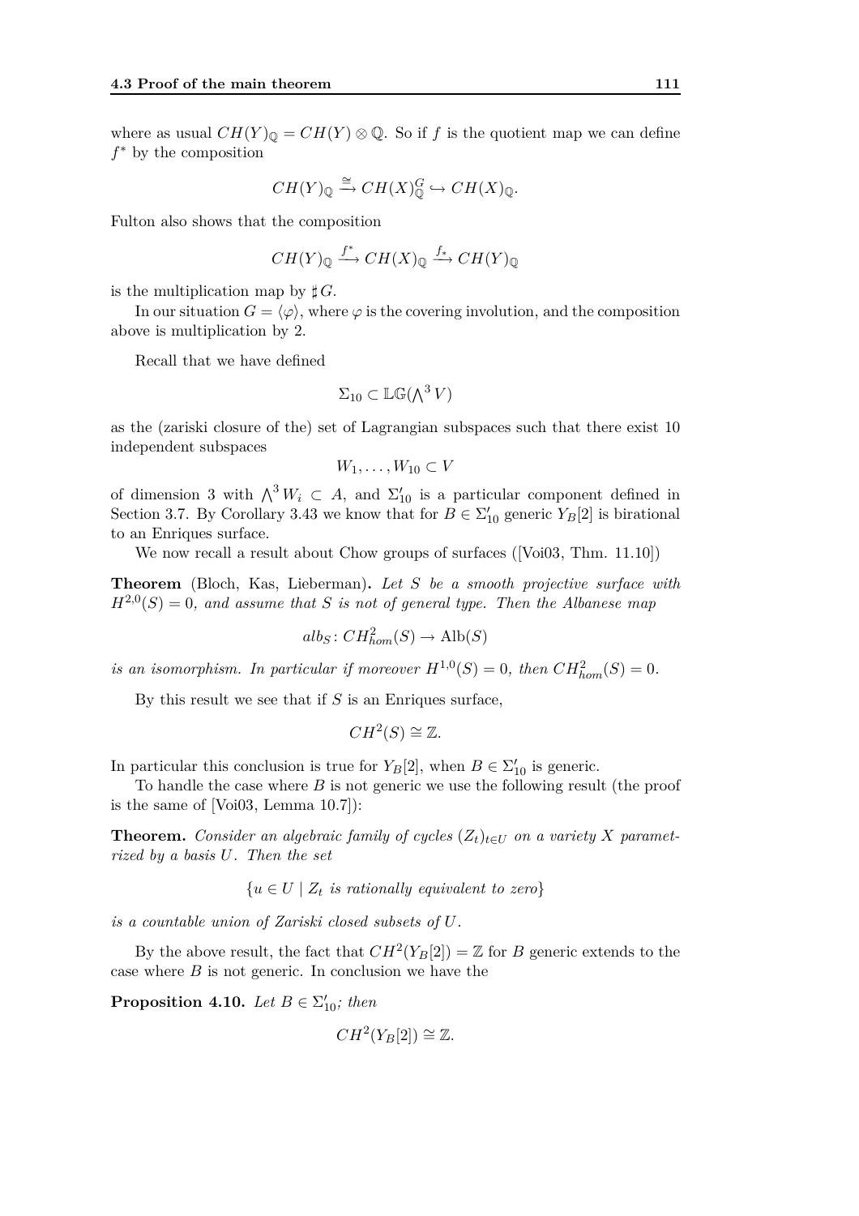where as usual $CH(Y)_{\mathbb{Q}} = CH(Y) \otimes \mathbb{Q}$. So if $f$ is the quotient map we can define $f^*$ by the composition

$$CH(Y)_{\mathbb{Q}} \xrightarrow{\cong} CH(X)_{\mathbb{Q}}^G \hookrightarrow CH(X)_{\mathbb{Q}}.$$

Fulton also shows that the composition

$$CH(Y)_{\mathbb{Q}} \xrightarrow{f^*} CH(X)_{\mathbb{Q}} \xrightarrow{f_*} CH(Y)_{\mathbb{Q}}$$

is the multiplication map by $\sharp G$.

In our situation $G = \langle \varphi \rangle$, where $\varphi$ is the covering involution, and the composition above is multiplication by 2.

Recall that we have defined

$$\Sigma_{10} \subset \mathbb{LG}(\textstyle\bigwedge^3 V)$$

as the (zariski closure of the) set of Lagrangian subspaces such that there exist 10 independent subspaces

$$W_1, \ldots, W_{10} \subset V$$

of dimension 3 with $\bigwedge^3 W_i \subset A$, and $\Sigma'_{10}$ is a particular component defined in Section 3.7. By Corollary 3.43 we know that for $B \in \Sigma'_{10}$ generic $Y_B[2]$ is birational to an Enriques surface.

We now recall a result about Chow groups of surfaces ([Voi03, Thm. 11.10])

**Theorem** (Bloch, Kas, Lieberman)**.** *Let $S$ be a smooth projective surface with $H^{2,0}(S) = 0$, and assume that $S$ is not of general type. Then the Albanese map*

$$alb_S \colon CH^2_{hom}(S) \to \mathrm{Alb}(S)$$

*is an isomorphism. In particular if moreover $H^{1,0}(S) = 0$, then $CH^2_{hom}(S) = 0$.*

By this result we see that if $S$ is an Enriques surface,

$$CH^2(S) \cong \mathbb{Z}.$$

In particular this conclusion is true for $Y_B[2]$, when $B \in \Sigma'_{10}$ is generic.

To handle the case where $B$ is not generic we use the following result (the proof is the same of [Voi03, Lemma 10.7]):

**Theorem.** *Consider an algebraic family of cycles $(Z_t)_{t \in U}$ on a variety $X$ parametrized by a basis $U$. Then the set*

$$\{u \in U \mid Z_t \text{ is rationally equivalent to zero}\}$$

*is a countable union of Zariski closed subsets of $U$.*

By the above result, the fact that $CH^2(Y_B[2]) = \mathbb{Z}$ for $B$ generic extends to the case where $B$ is not generic. In conclusion we have the

**Proposition 4.10.** *Let $B \in \Sigma'_{10}$; then*

$$CH^2(Y_B[2]) \cong \mathbb{Z}.$$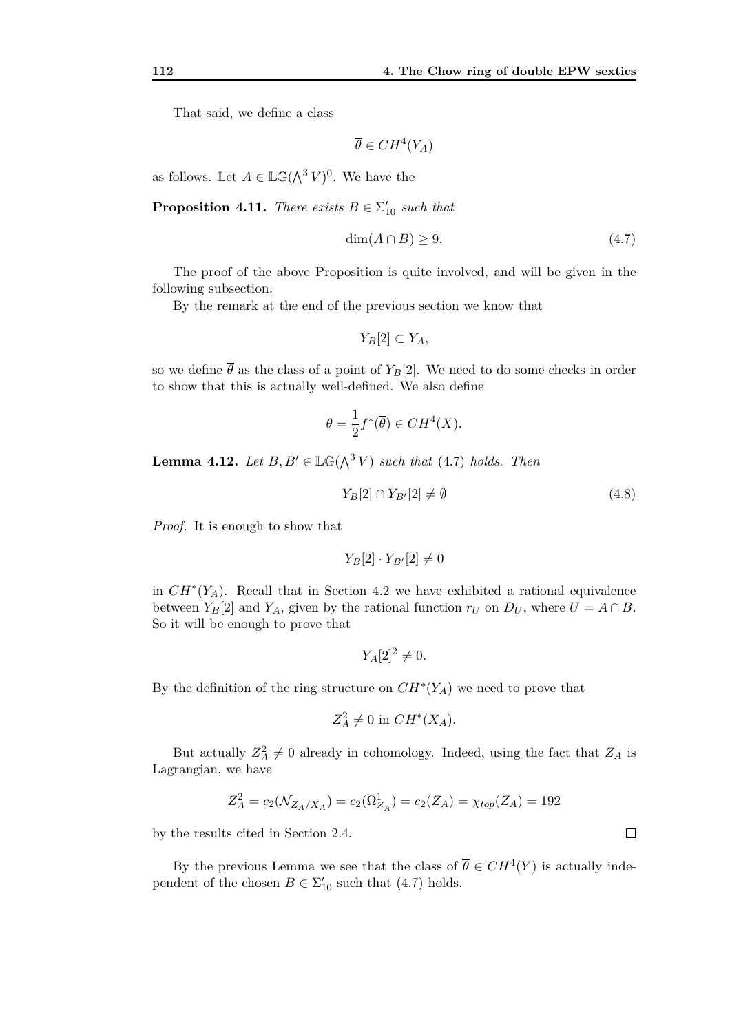That said, we define a class

$$\overline{\theta} \in CH^4(Y_A)$$

as follows. Let $A \in \mathbb{LG}(\bigwedge^3 V)^0$. We have the

**Proposition 4.11.** *There exists $B \in \Sigma'_{10}$ such that*

$$\dim(A \cap B) \geq 9. \tag{4.7}$$

The proof of the above Proposition is quite involved, and will be given in the following subsection.

By the remark at the end of the previous section we know that

$$Y_B[2] \subset Y_A,$$

so we define $\overline{\theta}$ as the class of a point of $Y_B[2]$. We need to do some checks in order to show that this is actually well-defined. We also define

$$\theta = \frac{1}{2} f^*(\overline{\theta}) \in CH^4(X).$$

**Lemma 4.12.** *Let $B, B' \in \mathbb{LG}(\bigwedge^3 V)$ such that (4.7) holds. Then*

$$Y_B[2] \cap Y_{B'}[2] \neq \emptyset \tag{4.8}$$

*Proof.* It is enough to show that

$$Y_B[2] \cdot Y_{B'}[2] \neq 0$$

in $CH^*(Y_A)$. Recall that in Section 4.2 we have exhibited a rational equivalence between $Y_B[2]$ and $Y_A$, given by the rational function $r_U$ on $D_U$, where $U = A \cap B$. So it will be enough to prove that

$$Y_A[2]^2 \neq 0.$$

By the definition of the ring structure on $CH^*(Y_A)$ we need to prove that

$$Z_A^2 \neq 0 \text{ in } CH^*(X_A).$$

But actually $Z_A^2 \neq 0$ already in cohomology. Indeed, using the fact that $Z_A$ is Lagrangian, we have

$$Z_A^2 = c_2(\mathcal{N}_{Z_A/X_A}) = c_2(\Omega^1_{Z_A}) = c_2(Z_A) = \chi_{top}(Z_A) = 192$$

by the results cited in Section 2.4. $\square$

By the previous Lemma we see that the class of $\overline{\theta} \in CH^4(Y)$ is actually independent of the chosen $B \in \Sigma'_{10}$ such that (4.7) holds.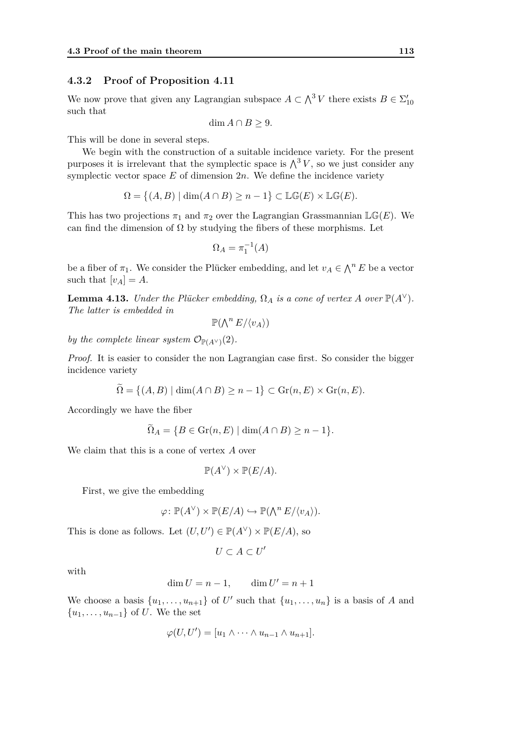### 4.3.2 Proof of Proposition 4.11

We now prove that given any Lagrangian subspace $A \subset \bigwedge^3 V$ there exists $B \in \Sigma'_{10}$ such that

$$\dim A \cap B \geq 9.$$

This will be done in several steps.

We begin with the construction of a suitable incidence variety. For the present purposes it is irrelevant that the symplectic space is $\bigwedge^3 V$, so we just consider any symplectic vector space $E$ of dimension $2n$. We define the incidence variety

$$\Omega = \{(A, B) \mid \dim(A \cap B) \geq n - 1\} \subset \mathbb{LG}(E) \times \mathbb{LG}(E).$$

This has two projections $\pi_1$ and $\pi_2$ over the Lagrangian Grassmannian $\mathbb{LG}(E)$. We can find the dimension of $\Omega$ by studying the fibers of these morphisms. Let

$$\Omega_A = \pi_1^{-1}(A)$$

be a fiber of $\pi_1$. We consider the Plücker embedding, and let $v_A \in \bigwedge^n E$ be a vector such that $[v_A] = A$.

**Lemma 4.13.** *Under the Plücker embedding, $\Omega_A$ is a cone of vertex $A$ over $\mathbb{P}(A^\vee)$. The latter is embedded in*

$$\mathbb{P}(\textstyle\bigwedge^n E/\langle v_A\rangle)$$

*by the complete linear system $\mathcal{O}_{\mathbb{P}(A^\vee)}(2)$.*

*Proof.* It is easier to consider the non Lagrangian case first. So consider the bigger incidence variety

$$\widetilde{\Omega} = \{(A, B) \mid \dim(A \cap B) \geq n - 1\} \subset \mathrm{Gr}(n, E) \times \mathrm{Gr}(n, E).$$

Accordingly we have the fiber

$$\widetilde{\Omega}_A = \{B \in \mathrm{Gr}(n, E) \mid \dim(A \cap B) \geq n - 1\}.$$

We claim that this is a cone of vertex $A$ over

$$\mathbb{P}(A^\vee) \times \mathbb{P}(E/A).$$

First, we give the embedding

$$\varphi \colon \mathbb{P}(A^\vee) \times \mathbb{P}(E/A) \hookrightarrow \mathbb{P}(\textstyle\bigwedge^n E/\langle v_A\rangle).$$

This is done as follows. Let $(U, U') \in \mathbb{P}(A^\vee) \times \mathbb{P}(E/A)$, so

$$U \subset A \subset U'$$

with

$$\dim U = n - 1, \qquad \dim U' = n + 1$$

We choose a basis $\{u_1, \ldots, u_{n+1}\}$ of $U'$ such that $\{u_1, \ldots, u_n\}$ is a basis of $A$ and $\{u_1, \ldots, u_{n-1}\}$ of $U$. We the set

$$\varphi(U, U') = [u_1 \wedge \cdots \wedge u_{n-1} \wedge u_{n+1}].$$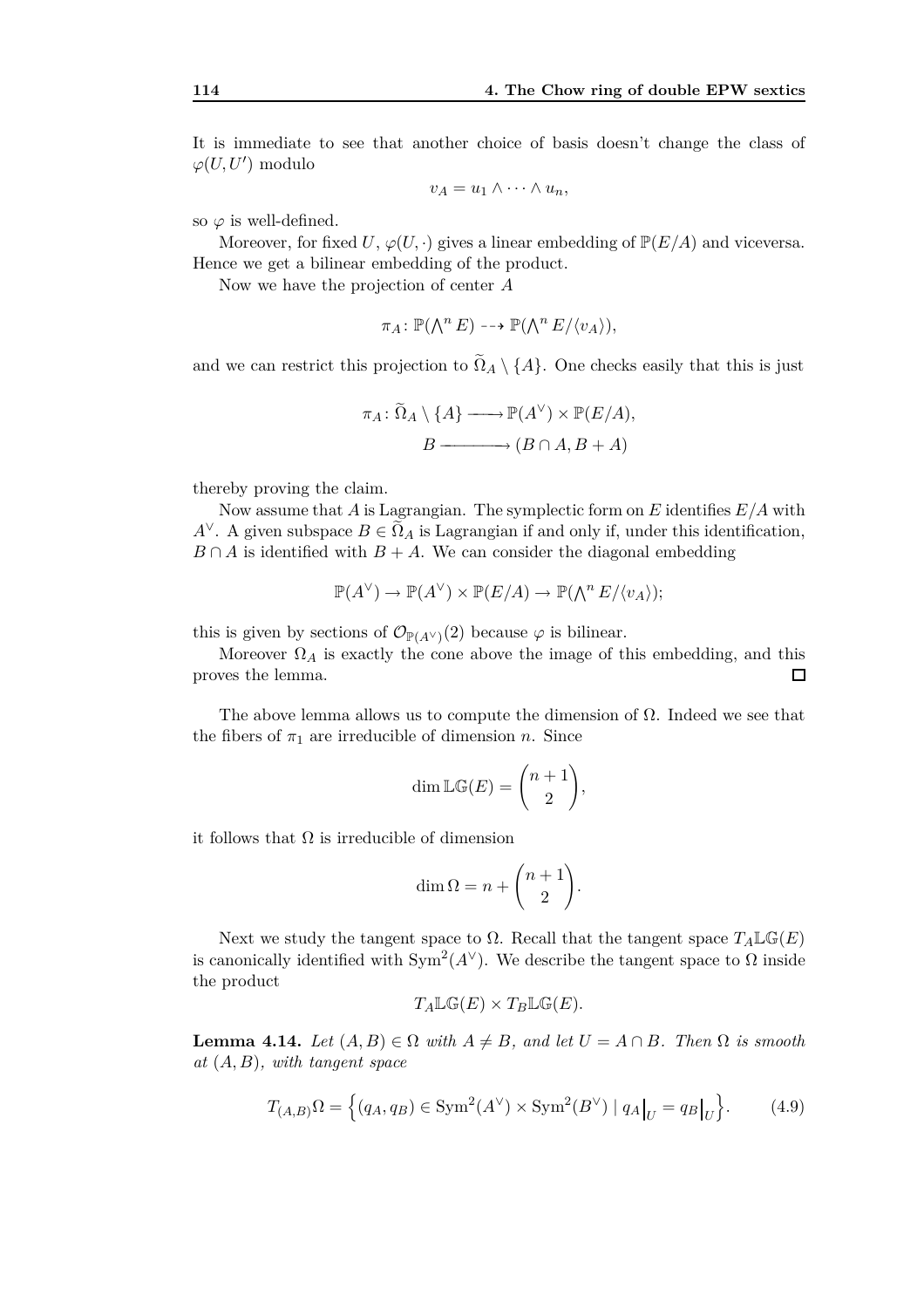It is immediate to see that another choice of basis doesn't change the class of $\varphi(U, U')$ modulo

$$v_A = u_1 \wedge \cdots \wedge u_n,$$

so $\varphi$ is well-defined.

Moreover, for fixed $U$, $\varphi(U, \cdot)$ gives a linear embedding of $\mathbb{P}(E/A)$ and viceversa. Hence we get a bilinear embedding of the product.

Now we have the projection of center $A$

$$\pi_A \colon \mathbb{P}(\textstyle\bigwedge^n E) \dashrightarrow \mathbb{P}(\textstyle\bigwedge^n E/\langle v_A \rangle),$$

and we can restrict this projection to $\widetilde{\Omega}_A \setminus \{A\}$. One checks easily that this is just

$$\begin{aligned} \pi_A \colon \widetilde{\Omega}_A \setminus \{A\} &\longrightarrow \mathbb{P}(A^\vee) \times \mathbb{P}(E/A), \\ B &\longrightarrow (B \cap A, B + A) \end{aligned}$$

thereby proving the claim.

Now assume that $A$ is Lagrangian. The symplectic form on $E$ identifies $E/A$ with $A^\vee$. A given subspace $B \in \widetilde{\Omega}_A$ is Lagrangian if and only if, under this identification, $B \cap A$ is identified with $B + A$. We can consider the diagonal embedding

$$\mathbb{P}(A^\vee) \to \mathbb{P}(A^\vee) \times \mathbb{P}(E/A) \to \mathbb{P}(\textstyle\bigwedge^n E/\langle v_A \rangle);$$

this is given by sections of $\mathcal{O}_{\mathbb{P}(A^\vee)}(2)$ because $\varphi$ is bilinear.

Moreover $\Omega_A$ is exactly the cone above the image of this embedding, and this proves the lemma. □

The above lemma allows us to compute the dimension of $\Omega$. Indeed we see that the fibers of $\pi_1$ are irreducible of dimension $n$. Since

$$\dim \mathbb{LG}(E) = \binom{n+1}{2},$$

it follows that $\Omega$ is irreducible of dimension

$$\dim \Omega = n + \binom{n+1}{2}.$$

Next we study the tangent space to $\Omega$. Recall that the tangent space $T_A \mathbb{LG}(E)$ is canonically identified with $\mathrm{Sym}^2(A^\vee)$. We describe the tangent space to $\Omega$ inside the product

$$T_A \mathbb{LG}(E) \times T_B \mathbb{LG}(E).$$

**Lemma 4.14.** *Let $(A, B) \in \Omega$ with $A \neq B$, and let $U = A \cap B$. Then $\Omega$ is smooth at $(A, B)$, with tangent space*

$$T_{(A,B)}\Omega = \left\{ (q_A, q_B) \in \mathrm{Sym}^2(A^\vee) \times \mathrm{Sym}^2(B^\vee) \mid q_A\big|_U = q_B\big|_U \right\}. \tag{4.9}$$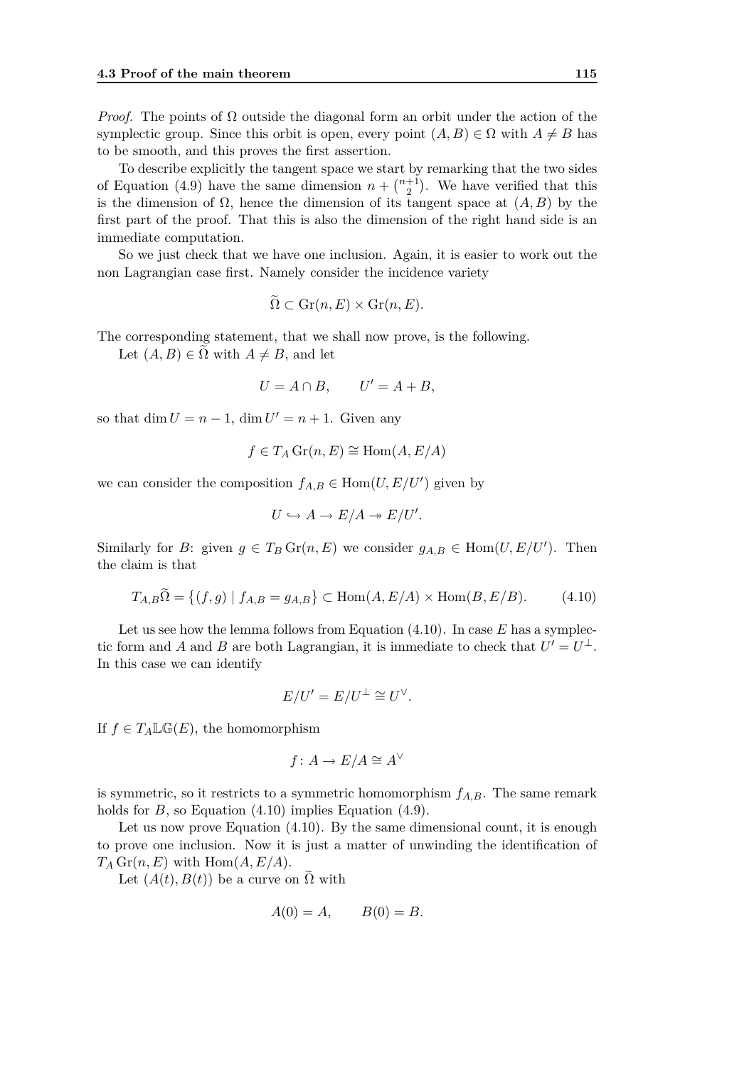*Proof.* The points of $\Omega$ outside the diagonal form an orbit under the action of the symplectic group. Since this orbit is open, every point $(A, B) \in \Omega$ with $A \neq B$ has to be smooth, and this proves the first assertion.

To describe explicitly the tangent space we start by remarking that the two sides of Equation (4.9) have the same dimension $n + \binom{n+1}{2}$. We have verified that this is the dimension of $\Omega$, hence the dimension of its tangent space at $(A, B)$ by the first part of the proof. That this is also the dimension of the right hand side is an immediate computation.

So we just check that we have one inclusion. Again, it is easier to work out the non Lagrangian case first. Namely consider the incidence variety

$$\widetilde{\Omega} \subset \mathrm{Gr}(n, E) \times \mathrm{Gr}(n, E).$$

The corresponding statement, that we shall now prove, is the following.

Let $(A, B) \in \widetilde{\Omega}$ with $A \neq B$, and let

$$U = A \cap B, \qquad U' = A + B,$$

so that $\dim U = n - 1$, $\dim U' = n + 1$. Given any

$$f \in T_A \mathrm{Gr}(n, E) \cong \mathrm{Hom}(A, E/A)$$

we can consider the composition $f_{A,B} \in \mathrm{Hom}(U, E/U')$ given by

$$U \hookrightarrow A \to E/A \twoheadrightarrow E/U'.$$

Similarly for $B$: given $g \in T_B \mathrm{Gr}(n, E)$ we consider $g_{A,B} \in \mathrm{Hom}(U, E/U')$. Then the claim is that

$$T_{A,B}\widetilde{\Omega} = \{(f, g) \mid f_{A,B} = g_{A,B}\} \subset \mathrm{Hom}(A, E/A) \times \mathrm{Hom}(B, E/B). \tag{4.10}$$

Let us see how the lemma follows from Equation (4.10). In case $E$ has a symplectic form and $A$ and $B$ are both Lagrangian, it is immediate to check that $U' = U^{\perp}$. In this case we can identify

$$E/U' = E/U^{\perp} \cong U^{\vee}.$$

If $f \in T_A \mathbb{LG}(E)$, the homomorphism

$$f \colon A \to E/A \cong A^{\vee}$$

is symmetric, so it restricts to a symmetric homomorphism $f_{A,B}$. The same remark holds for $B$, so Equation (4.10) implies Equation (4.9).

Let us now prove Equation (4.10). By the same dimensional count, it is enough to prove one inclusion. Now it is just a matter of unwinding the identification of $T_A \mathrm{Gr}(n, E)$ with $\mathrm{Hom}(A, E/A)$.

Let $(A(t), B(t))$ be a curve on $\widetilde{\Omega}$ with

$$A(0) = A, \qquad B(0) = B.$$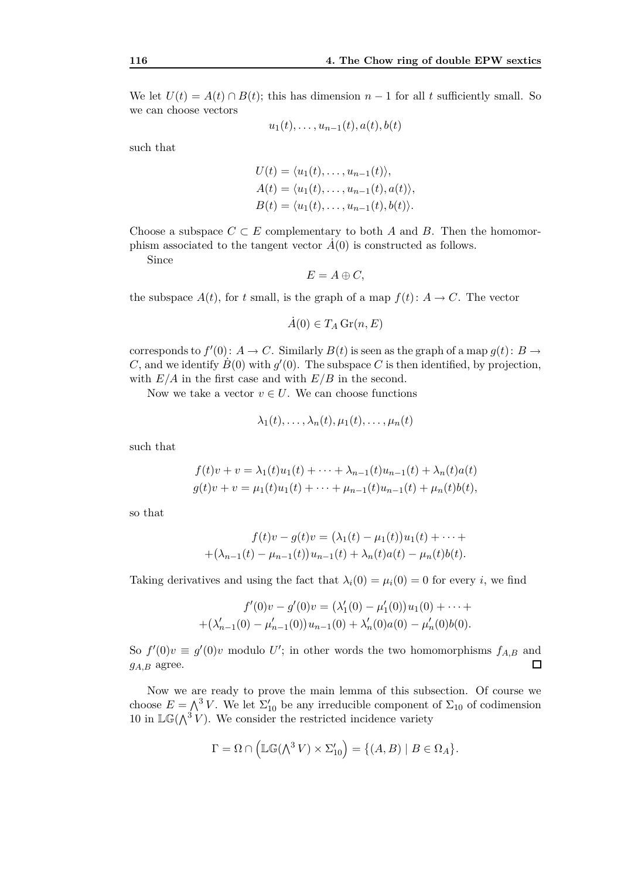We let $U(t) = A(t) \cap B(t)$; this has dimension $n-1$ for all $t$ sufficiently small. So we can choose vectors

$$u_1(t), \ldots, u_{n-1}(t), a(t), b(t)$$

such that

$$\begin{aligned} U(t) &= \langle u_1(t), \ldots, u_{n-1}(t) \rangle, \\ A(t) &= \langle u_1(t), \ldots, u_{n-1}(t), a(t) \rangle, \\ B(t) &= \langle u_1(t), \ldots, u_{n-1}(t), b(t) \rangle. \end{aligned}$$

Choose a subspace $C \subset E$ complementary to both $A$ and $B$. Then the homomorphism associated to the tangent vector $\dot{A}(0)$ is constructed as follows.

Since

$$E = A \oplus C,$$

the subspace $A(t)$, for $t$ small, is the graph of a map $f(t)\colon A \to C$. The vector

$$\dot{A}(0) \in T_A \operatorname{Gr}(n, E)$$

corresponds to $f'(0)\colon A \to C$. Similarly $B(t)$ is seen as the graph of a map $g(t)\colon B \to C$, and we identify $\dot{B}(0)$ with $g'(0)$. The subspace $C$ is then identified, by projection, with $E/A$ in the first case and with $E/B$ in the second.

Now we take a vector $v \in U$. We can choose functions

$$\lambda_1(t), \ldots, \lambda_n(t), \mu_1(t), \ldots, \mu_n(t)$$

such that

$$\begin{aligned} f(t)v + v &= \lambda_1(t)u_1(t) + \cdots + \lambda_{n-1}(t)u_{n-1}(t) + \lambda_n(t)a(t) \\ g(t)v + v &= \mu_1(t)u_1(t) + \cdots + \mu_{n-1}(t)u_{n-1}(t) + \mu_n(t)b(t), \end{aligned}$$

so that

$$\begin{aligned} f(t)v - g(t)v = &\big(\lambda_1(t) - \mu_1(t)\big)u_1(t) + \cdots + \\ &+ \big(\lambda_{n-1}(t) - \mu_{n-1}(t)\big)u_{n-1}(t) + \lambda_n(t)a(t) - \mu_n(t)b(t). \end{aligned}$$

Taking derivatives and using the fact that $\lambda_i(0) = \mu_i(0) = 0$ for every $i$, we find

$$\begin{aligned} f'(0)v - g'(0)v = &\big(\lambda_1'(0) - \mu_1'(0)\big)u_1(0) + \cdots + \\ &+ \big(\lambda_{n-1}'(0) - \mu_{n-1}'(0)\big)u_{n-1}(0) + \lambda_n'(0)a(0) - \mu_n'(0)b(0). \end{aligned}$$

So $f'(0)v \equiv g'(0)v$ modulo $U'$; in other words the two homomorphisms $f_{A,B}$ and $g_{A,B}$ agree. □

Now we are ready to prove the main lemma of this subsection. Of course we choose $E = \bigwedge^3 V$. We let $\Sigma_{10}'$ be any irreducible component of $\Sigma_{10}$ of codimension 10 in $\mathbb{LG}(\bigwedge^3 V)$. We consider the restricted incidence variety

$$\Gamma = \Omega \cap \Big(\mathbb{LG}(\textstyle\bigwedge^3 V) \times \Sigma_{10}'\Big) = \big\{(A, B) \mid B \in \Omega_A\big\}.$$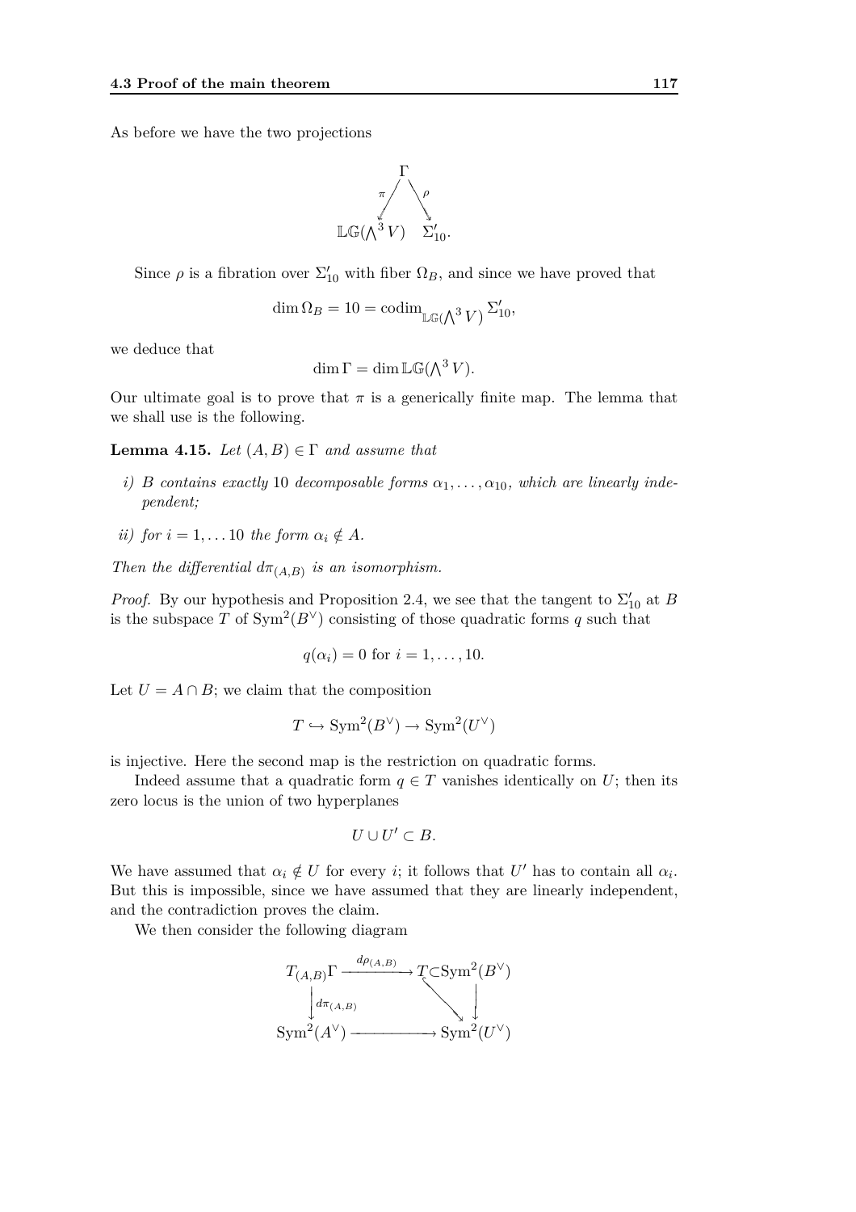As before we have the two projections

$$\begin{array}{ccc} & \Gamma & \\ {}^{\pi}\swarrow & & \searrow^{\rho} \\ \mathbb{LG}(\bigwedge^3 V) & & \Sigma'_{10}. \end{array}$$

Since $\rho$ is a fibration over $\Sigma'_{10}$ with fiber $\Omega_B$, and since we have proved that

$$\dim \Omega_B = 10 = \operatorname{codim}_{\mathbb{LG}(\bigwedge^3 V)} \Sigma'_{10},$$

we deduce that

$$\dim \Gamma = \dim \mathbb{LG}(\textstyle\bigwedge^3 V).$$

Our ultimate goal is to prove that $\pi$ is a generically finite map. The lemma that we shall use is the following.

**Lemma 4.15.** *Let $(A, B) \in \Gamma$ and assume that*

*i) $B$ contains exactly 10 decomposable forms $\alpha_1, \dots, \alpha_{10}$, which are linearly independent;*

*ii) for $i = 1, \dots 10$ the form $\alpha_i \notin A$.*

*Then the differential $d\pi_{(A,B)}$ is an isomorphism.*

*Proof.* By our hypothesis and Proposition 2.4, we see that the tangent to $\Sigma'_{10}$ at $B$ is the subspace $T$ of $\operatorname{Sym}^2(B^\vee)$ consisting of those quadratic forms $q$ such that

$$q(\alpha_i) = 0 \text{ for } i = 1, \dots, 10.$$

Let $U = A \cap B$; we claim that the composition

$$T \hookrightarrow \operatorname{Sym}^2(B^\vee) \to \operatorname{Sym}^2(U^\vee)$$

is injective. Here the second map is the restriction on quadratic forms.

Indeed assume that a quadratic form $q \in T$ vanishes identically on $U$; then its zero locus is the union of two hyperplanes

$$U \cup U' \subset B.$$

We have assumed that $\alpha_i \notin U$ for every $i$; it follows that $U'$ has to contain all $\alpha_i$. But this is impossible, since we have assumed that they are linearly independent, and the contradiction proves the claim.

We then consider the following diagram

$$\begin{array}{ccc} T_{(A,B)}\Gamma & \xrightarrow{d\rho_{(A,B)}} & T \subset \operatorname{Sym}^2(B^\vee) \\ \Big\downarrow d\pi_{(A,B)} & & \searrow \quad \Big\downarrow \\ \operatorname{Sym}^2(A^\vee) & \longrightarrow & \operatorname{Sym}^2(U^\vee) \end{array}$$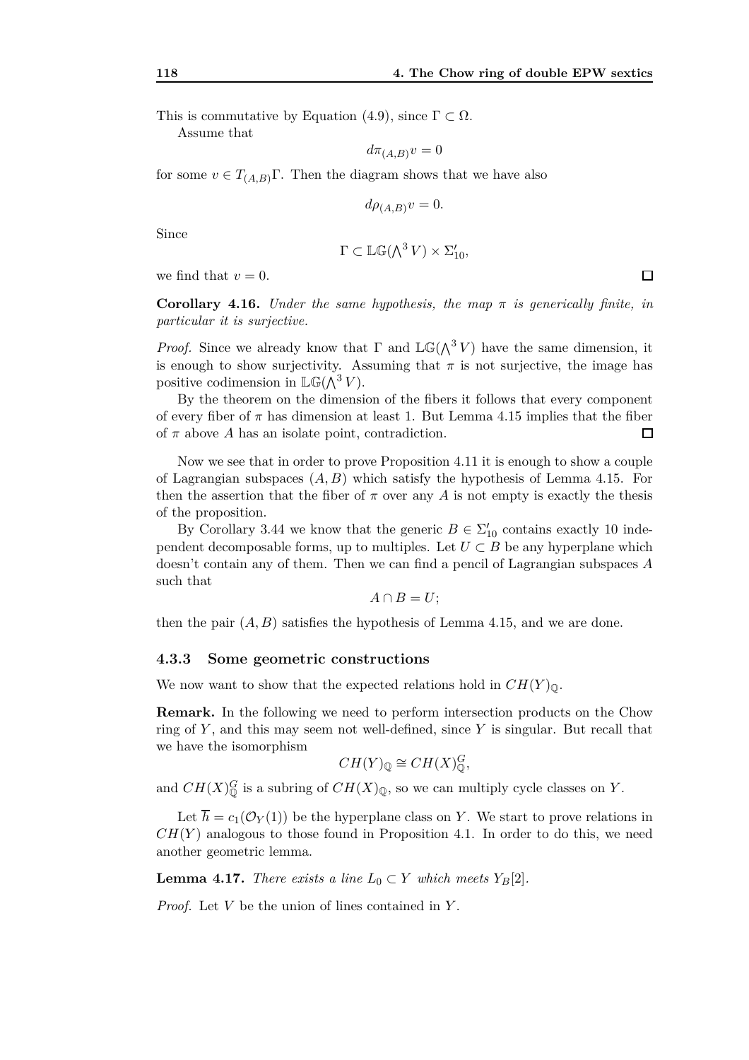This is commutative by Equation (4.9), since $\Gamma \subset \Omega$.

Assume that

$$d\pi_{(A,B)}v = 0$$

for some $v \in T_{(A,B)}\Gamma$. Then the diagram shows that we have also

$$d\rho_{(A,B)}v = 0.$$

Since

$$\Gamma \subset \mathbb{LG}(\bigwedge^3 V) \times \Sigma'_{10},$$

we find that $v = 0$. □

**Corollary 4.16.** *Under the same hypothesis, the map $\pi$ is generically finite, in particular it is surjective.*

*Proof.* Since we already know that $\Gamma$ and $\mathbb{LG}(\bigwedge^3 V)$ have the same dimension, it is enough to show surjectivity. Assuming that $\pi$ is not surjective, the image has positive codimension in $\mathbb{LG}(\bigwedge^3 V)$.

By the theorem on the dimension of the fibers it follows that every component of every fiber of $\pi$ has dimension at least 1. But Lemma 4.15 implies that the fiber of $\pi$ above $A$ has an isolate point, contradiction. □

Now we see that in order to prove Proposition 4.11 it is enough to show a couple of Lagrangian subspaces $(A, B)$ which satisfy the hypothesis of Lemma 4.15. For then the assertion that the fiber of $\pi$ over any $A$ is not empty is exactly the thesis of the proposition.

By Corollary 3.44 we know that the generic $B \in \Sigma'_{10}$ contains exactly 10 independent decomposable forms, up to multiples. Let $U \subset B$ be any hyperplane which doesn't contain any of them. Then we can find a pencil of Lagrangian subspaces $A$ such that

$$A \cap B = U;$$

then the pair $(A, B)$ satisfies the hypothesis of Lemma 4.15, and we are done.

### 4.3.3 Some geometric constructions

We now want to show that the expected relations hold in $CH(Y)_{\mathbb{Q}}$.

**Remark.** In the following we need to perform intersection products on the Chow ring of $Y$, and this may seem not well-defined, since $Y$ is singular. But recall that we have the isomorphism

$$CH(Y)_{\mathbb{Q}} \cong CH(X)^G_{\mathbb{Q}},$$

and $CH(X)^G_{\mathbb{Q}}$ is a subring of $CH(X)_{\mathbb{Q}}$, so we can multiply cycle classes on $Y$.

Let $\overline{h} = c_1(\mathcal{O}_Y(1))$ be the hyperplane class on $Y$. We start to prove relations in $CH(Y)$ analogous to those found in Proposition 4.1. In order to do this, we need another geometric lemma.

**Lemma 4.17.** *There exists a line $L_0 \subset Y$ which meets $Y_B[2]$.*

*Proof.* Let $V$ be the union of lines contained in $Y$.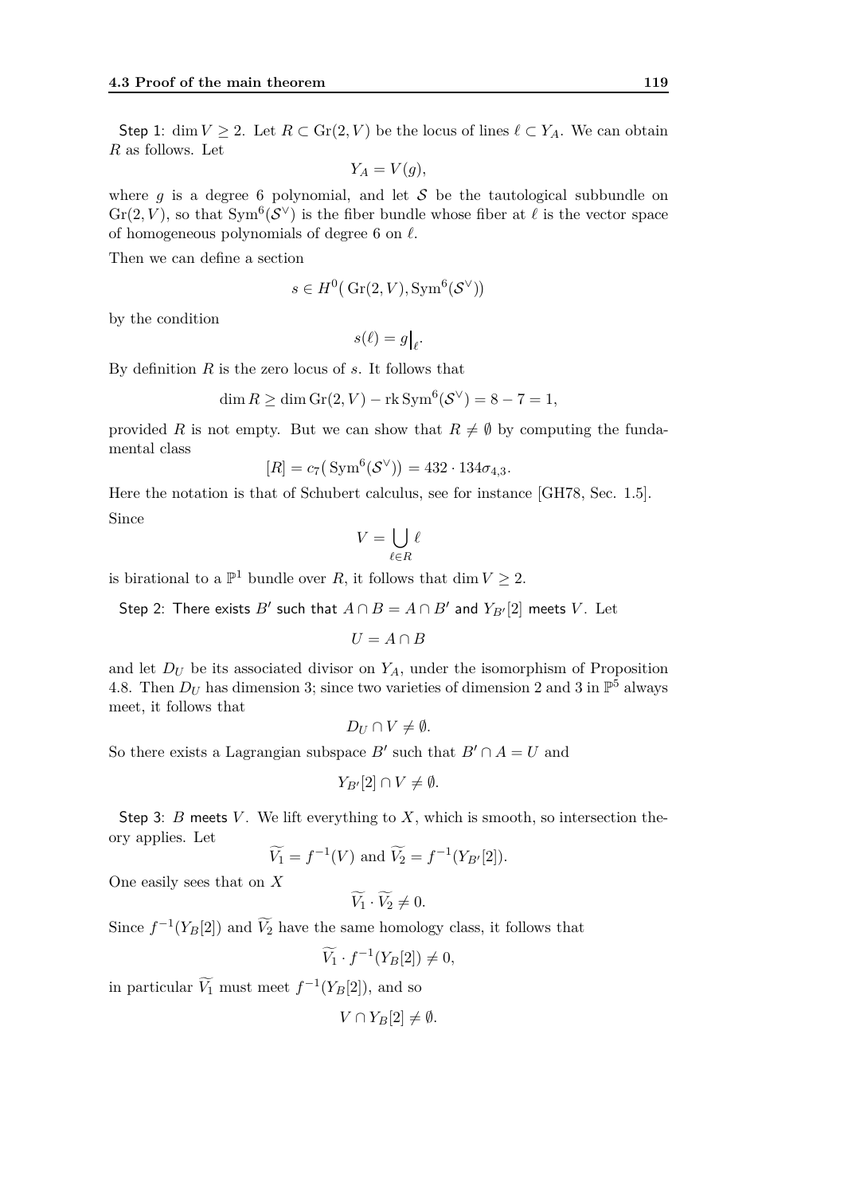Step 1: $\dim V \geq 2$. Let $R \subset \operatorname{Gr}(2, V)$ be the locus of lines $\ell \subset Y_A$. We can obtain $R$ as follows. Let

$$Y_A = V(g),$$

where $g$ is a degree 6 polynomial, and let $\mathcal{S}$ be the tautological subbundle on $\operatorname{Gr}(2, V)$, so that $\operatorname{Sym}^6(\mathcal{S}^\vee)$ is the fiber bundle whose fiber at $\ell$ is the vector space of homogeneous polynomials of degree 6 on $\ell$.

Then we can define a section

$$s \in H^0\big(\operatorname{Gr}(2, V), \operatorname{Sym}^6(\mathcal{S}^\vee)\big)$$

by the condition

$$s(\ell) = g\big|_\ell.$$

By definition $R$ is the zero locus of $s$. It follows that

$$\dim R \geq \dim \operatorname{Gr}(2, V) - \operatorname{rk} \operatorname{Sym}^6(\mathcal{S}^\vee) = 8 - 7 = 1,$$

provided $R$ is not empty. But we can show that $R \neq \emptyset$ by computing the fundamental class

$$[R] = c_7\big(\operatorname{Sym}^6(\mathcal{S}^\vee)\big) = 432 \cdot 134\sigma_{4,3}.$$

Here the notation is that of Schubert calculus, see for instance [GH78, Sec. 1.5].

Since

$$V = \bigcup_{\ell \in R} \ell$$

is birational to a $\mathbb{P}^1$ bundle over $R$, it follows that $\dim V \geq 2$.

Step 2: There exists $B'$ such that $A \cap B = A \cap B'$ and $Y_{B'}[2]$ meets $V$. Let

$$U = A \cap B$$

and let $D_U$ be its associated divisor on $Y_A$, under the isomorphism of Proposition 4.8. Then $D_U$ has dimension 3; since two varieties of dimension 2 and 3 in $\mathbb{P}^5$ always meet, it follows that

$$D_U \cap V \neq \emptyset.$$

So there exists a Lagrangian subspace $B'$ such that $B' \cap A = U$ and

$$Y_{B'}[2] \cap V \neq \emptyset.$$

Step 3: $B$ meets $V$. We lift everything to $X$, which is smooth, so intersection theory applies. Let

$$\widetilde{V_1} = f^{-1}(V) \text{ and } \widetilde{V_2} = f^{-1}(Y_{B'}[2]).$$

One easily sees that on $X$

$$\widetilde{V_1} \cdot \widetilde{V_2} \neq 0.$$

Since $f^{-1}(Y_B[2])$ and $\widetilde{V_2}$ have the same homology class, it follows that

$$\widetilde{V_1} \cdot f^{-1}(Y_B[2]) \neq 0,$$

in particular $\widetilde{V_1}$ must meet $f^{-1}(Y_B[2])$, and so

$$V \cap Y_B[2] \neq \emptyset.$$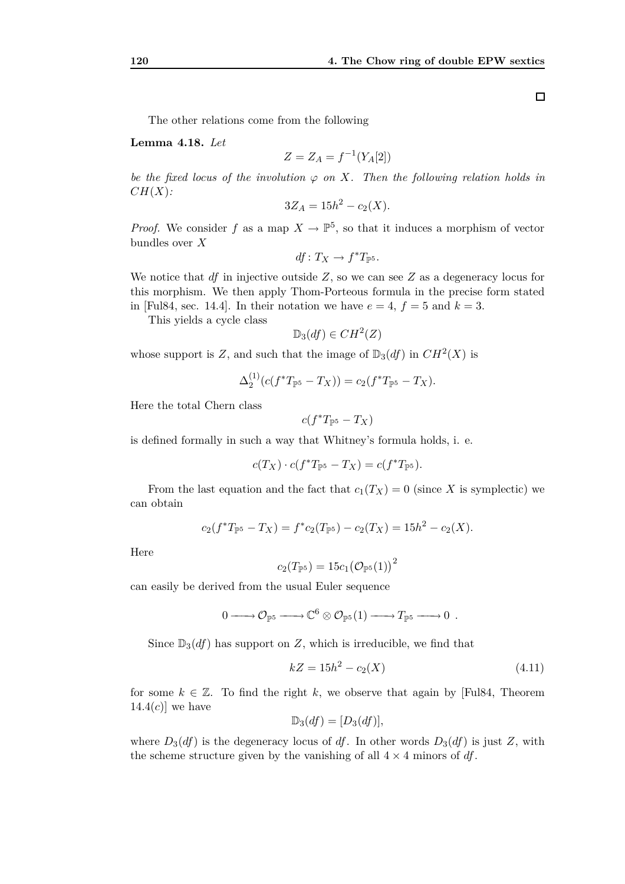□

The other relations come from the following

**Lemma 4.18.** *Let*

$$Z = Z_A = f^{-1}(Y_A[2])$$

*be the fixed locus of the involution $\varphi$ on $X$. Then the following relation holds in $CH(X)$:*

$$3Z_A = 15h^2 - c_2(X).$$

*Proof.* We consider $f$ as a map $X \to \mathbb{P}^5$, so that it induces a morphism of vector bundles over $X$

$$df : T_X \to f^*T_{\mathbb{P}^5}.$$

We notice that $df$ in injective outside $Z$, so we can see $Z$ as a degeneracy locus for this morphism. We then apply Thom-Porteous formula in the precise form stated in [Ful84, sec. 14.4]. In their notation we have $e = 4$, $f = 5$ and $k = 3$.

This yields a cycle class

$$\mathbb{D}_3(df) \in CH^2(Z)$$

whose support is $Z$, and such that the image of $\mathbb{D}_3(df)$ in $CH^2(X)$ is

$$\Delta_2^{(1)}(c(f^*T_{\mathbb{P}^5} - T_X)) = c_2(f^*T_{\mathbb{P}^5} - T_X).$$

Here the total Chern class

$$c(f^*T_{\mathbb{P}^5} - T_X)$$

is defined formally in such a way that Whitney's formula holds, i. e.

$$c(T_X) \cdot c(f^*T_{\mathbb{P}^5} - T_X) = c(f^*T_{\mathbb{P}^5}).$$

From the last equation and the fact that $c_1(T_X) = 0$ (since $X$ is symplectic) we can obtain

$$c_2(f^*T_{\mathbb{P}^5} - T_X) = f^*c_2(T_{\mathbb{P}^5}) - c_2(T_X) = 15h^2 - c_2(X).$$

Here

$$c_2(T_{\mathbb{P}^5}) = 15c_1(\mathcal{O}_{\mathbb{P}^5}(1))^2$$

can easily be derived from the usual Euler sequence

$$0 \longrightarrow \mathcal{O}_{\mathbb{P}^5} \longrightarrow \mathbb{C}^6 \otimes \mathcal{O}_{\mathbb{P}^5}(1) \longrightarrow T_{\mathbb{P}^5} \longrightarrow 0 \ .$$

Since $\mathbb{D}_3(df)$ has support on $Z$, which is irreducible, we find that

$$kZ = 15h^2 - c_2(X) \tag{4.11}$$

for some $k \in \mathbb{Z}$. To find the right $k$, we observe that again by [Ful84, Theorem 14.4(c)] we have

$$\mathbb{D}_3(df) = [D_3(df)],$$

where $D_3(df)$ is the degeneracy locus of $df$. In other words $D_3(df)$ is just $Z$, with the scheme structure given by the vanishing of all $4 \times 4$ minors of $df$.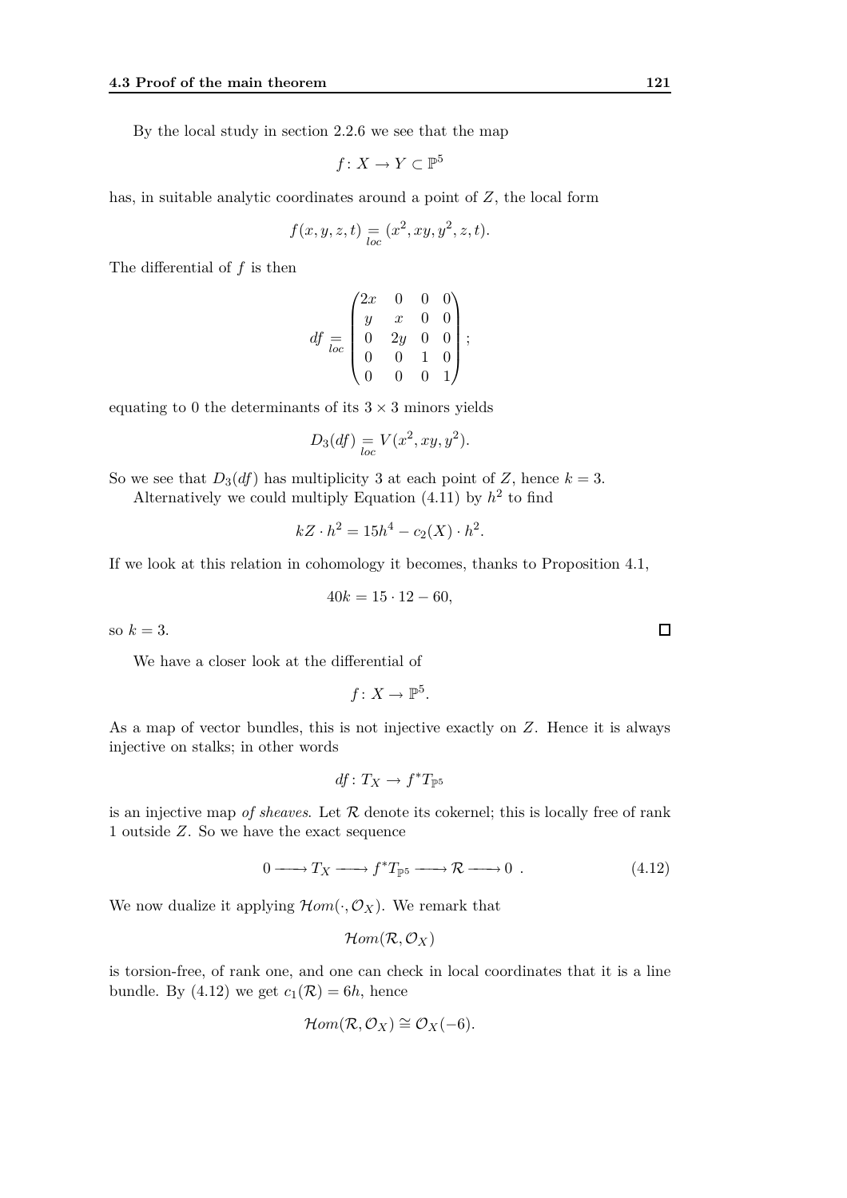By the local study in section 2.2.6 we see that the map

$$f\colon X \to Y \subset \mathbb{P}^5$$

has, in suitable analytic coordinates around a point of $Z$, the local form

$$f(x,y,z,t) \underset{loc}{=} (x^2, xy, y^2, z, t).$$

The differential of $f$ is then

$$df \underset{loc}{=} \begin{pmatrix} 2x & 0 & 0 & 0 \\ y & x & 0 & 0 \\ 0 & 2y & 0 & 0 \\ 0 & 0 & 1 & 0 \\ 0 & 0 & 0 & 1 \end{pmatrix};$$

equating to 0 the determinants of its $3 \times 3$ minors yields

$$D_3(df) \underset{loc}{=} V(x^2, xy, y^2).$$

So we see that $D_3(df)$ has multiplicity 3 at each point of $Z$, hence $k = 3$.

Alternatively we could multiply Equation (4.11) by $h^2$ to find

$$kZ \cdot h^2 = 15h^4 - c_2(X) \cdot h^2.$$

If we look at this relation in cohomology it becomes, thanks to Proposition 4.1,

$$40k = 15 \cdot 12 - 60,$$

so $k = 3$. □

We have a closer look at the differential of

$$f\colon X \to \mathbb{P}^5.$$

As a map of vector bundles, this is not injective exactly on $Z$. Hence it is always injective on stalks; in other words

$$df\colon T_X \to f^* T_{\mathbb{P}^5}$$

is an injective map *of sheaves*. Let $\mathcal{R}$ denote its cokernel; this is locally free of rank 1 outside $Z$. So we have the exact sequence

$$0 \longrightarrow T_X \longrightarrow f^* T_{\mathbb{P}^5} \longrightarrow \mathcal{R} \longrightarrow 0 \; . \tag{4.12}$$

We now dualize it applying $\mathcal{H}om(\cdot, \mathcal{O}_X)$. We remark that

$$\mathcal{H}om(\mathcal{R}, \mathcal{O}_X)$$

is torsion-free, of rank one, and one can check in local coordinates that it is a line bundle. By (4.12) we get $c_1(\mathcal{R}) = 6h$, hence

$$\mathcal{H}om(\mathcal{R}, \mathcal{O}_X) \cong \mathcal{O}_X(-6).$$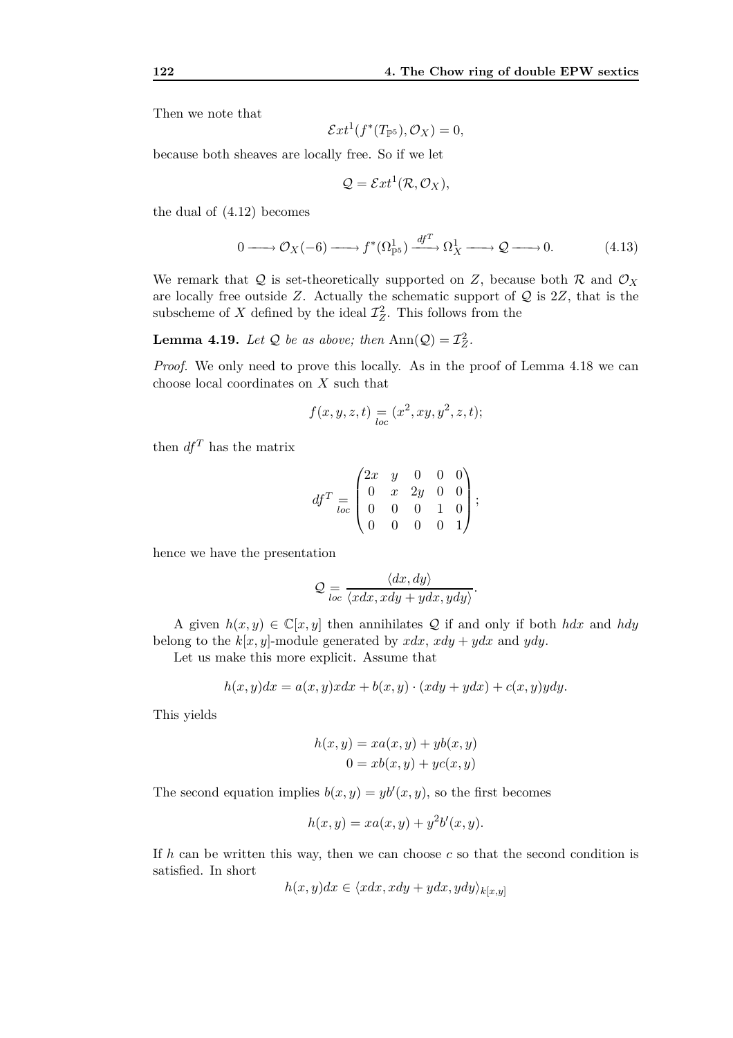Then we note that

$$\mathcal{E}xt^1(f^*(T_{\mathbb{P}^5}), \mathcal{O}_X) = 0,$$

because both sheaves are locally free. So if we let

$$\mathcal{Q} = \mathcal{E}xt^1(\mathcal{R}, \mathcal{O}_X),$$

the dual of (4.12) becomes

$$0 \longrightarrow \mathcal{O}_X(-6) \longrightarrow f^*(\Omega^1_{\mathbb{P}^5}) \xrightarrow{df^T} \Omega^1_X \longrightarrow \mathcal{Q} \longrightarrow 0. \tag{4.13}$$

We remark that $\mathcal{Q}$ is set-theoretically supported on $Z$, because both $\mathcal{R}$ and $\mathcal{O}_X$ are locally free outside $Z$. Actually the schematic support of $\mathcal{Q}$ is $2Z$, that is the subscheme of $X$ defined by the ideal $\mathcal{I}_Z^2$. This follows from the

**Lemma 4.19.** *Let $\mathcal{Q}$ be as above; then $\mathrm{Ann}(\mathcal{Q}) = \mathcal{I}_Z^2$.*

*Proof.* We only need to prove this locally. As in the proof of Lemma 4.18 we can choose local coordinates on $X$ such that

$$f(x, y, z, t) \underset{loc}{=} (x^2, xy, y^2, z, t);$$

then $df^T$ has the matrix

$$df^T \underset{loc}{=} \begin{pmatrix} 2x & y & 0 & 0 & 0 \\ 0 & x & 2y & 0 & 0 \\ 0 & 0 & 0 & 1 & 0 \\ 0 & 0 & 0 & 0 & 1 \end{pmatrix};$$

hence we have the presentation

$$\mathcal{Q} \underset{loc}{=} \frac{\langle dx, dy \rangle}{\langle xdx, xdy + ydx, ydy \rangle}.$$

A given $h(x, y) \in \mathbb{C}[x, y]$ then annihilates $\mathcal{Q}$ if and only if both $hdx$ and $hdy$ belong to the $k[x, y]$-module generated by $xdx$, $xdy + ydx$ and $ydy$.

Let us make this more explicit. Assume that

$$h(x, y)dx = a(x, y)xdx + b(x, y) \cdot (xdy + ydx) + c(x, y)ydy.$$

This yields

$$h(x, y) = xa(x, y) + yb(x, y)$$
$$0 = xb(x, y) + yc(x, y)$$

The second equation implies $b(x, y) = yb'(x, y)$, so the first becomes

$$h(x, y) = xa(x, y) + y^2 b'(x, y).$$

If $h$ can be written this way, then we can choose $c$ so that the second condition is satisfied. In short

$$h(x, y)dx \in \langle xdx, xdy + ydx, ydy \rangle_{k[x,y]}$$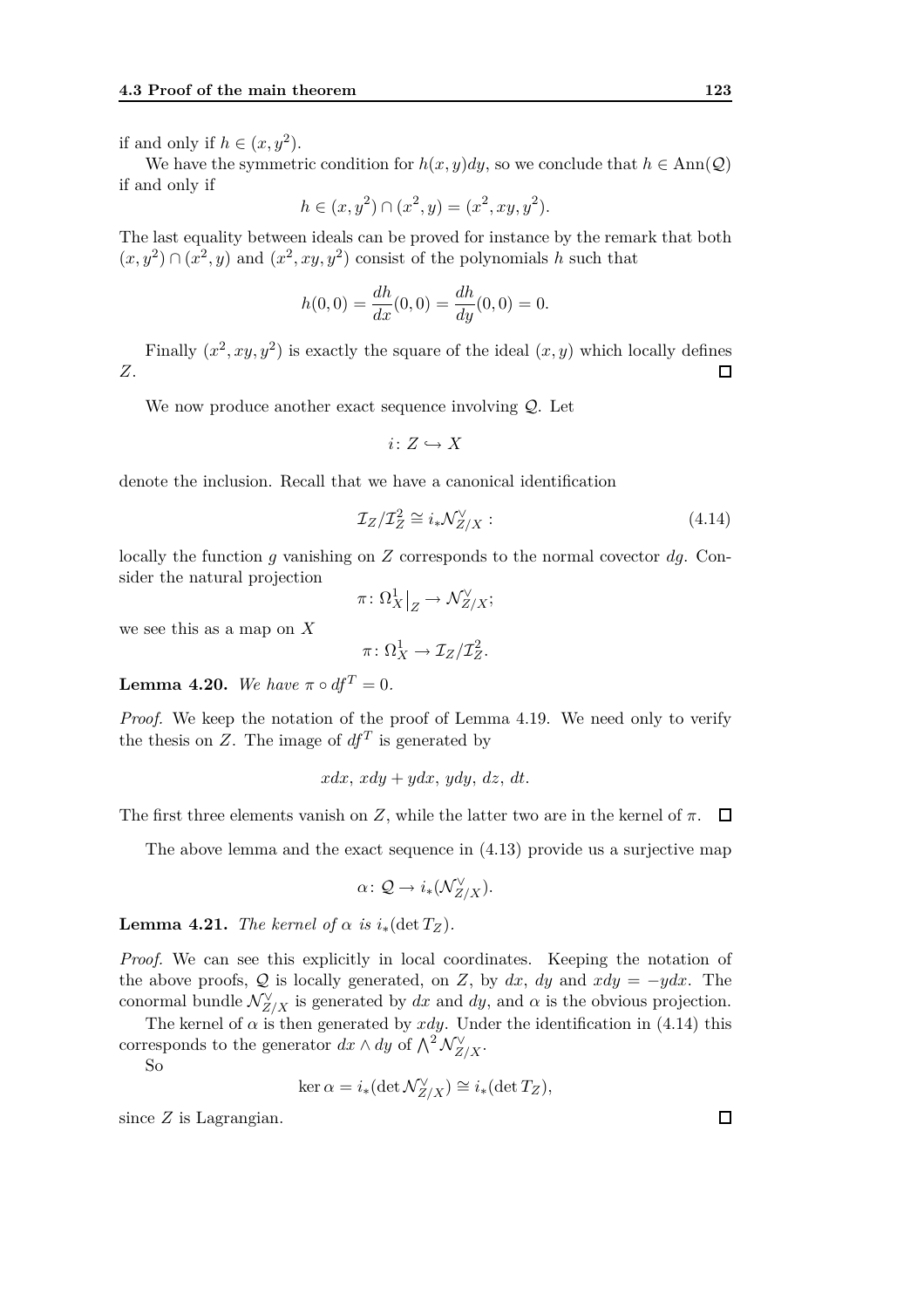if and only if $h \in (x, y^2)$.

We have the symmetric condition for $h(x,y)dy$, so we conclude that $h \in \mathrm{Ann}(\mathcal{Q})$ if and only if

$$h \in (x, y^2) \cap (x^2, y) = (x^2, xy, y^2).$$

The last equality between ideals can be proved for instance by the remark that both $(x, y^2) \cap (x^2, y)$ and $(x^2, xy, y^2)$ consist of the polynomials $h$ such that

$$h(0,0) = \frac{dh}{dx}(0,0) = \frac{dh}{dy}(0,0) = 0.$$

Finally $(x^2, xy, y^2)$ is exactly the square of the ideal $(x, y)$ which locally defines $Z$. □

We now produce another exact sequence involving $\mathcal{Q}$. Let

$$i\colon Z \hookrightarrow X$$

denote the inclusion. Recall that we have a canonical identification

$$\mathcal{I}_Z/\mathcal{I}_Z^2 \cong i_* \mathcal{N}_{Z/X}^\vee : \tag{4.14}$$

locally the function $g$ vanishing on $Z$ corresponds to the normal covector $dg$. Consider the natural projection

$$\pi\colon \Omega_X^1\big|_Z \to \mathcal{N}_{Z/X}^\vee;$$

we see this as a map on $X$

$$\pi\colon \Omega_X^1 \to \mathcal{I}_Z/\mathcal{I}_Z^2.$$

**Lemma 4.20.** *We have $\pi \circ df^T = 0$.*

*Proof.* We keep the notation of the proof of Lemma 4.19. We need only to verify the thesis on $Z$. The image of $df^T$ is generated by

$$xdx,\ xdy + ydx,\ ydy,\ dz,\ dt.$$

The first three elements vanish on $Z$, while the latter two are in the kernel of $\pi$. □

The above lemma and the exact sequence in (4.13) provide us a surjective map

$$\alpha\colon \mathcal{Q} \to i_*(\mathcal{N}_{Z/X}^\vee).$$

**Lemma 4.21.** *The kernel of $\alpha$ is $i_*(\det T_Z)$.*

*Proof.* We can see this explicitly in local coordinates. Keeping the notation of the above proofs, $\mathcal{Q}$ is locally generated, on $Z$, by $dx$, $dy$ and $xdy = -ydx$. The conormal bundle $\mathcal{N}_{Z/X}^\vee$ is generated by $dx$ and $dy$, and $\alpha$ is the obvious projection.

The kernel of $\alpha$ is then generated by $xdy$. Under the identification in (4.14) this corresponds to the generator $dx \wedge dy$ of $\bigwedge^2 \mathcal{N}_{Z/X}^\vee$.

So

$$\ker \alpha = i_*(\det \mathcal{N}_{Z/X}^\vee) \cong i_*(\det T_Z),$$

since $Z$ is Lagrangian. □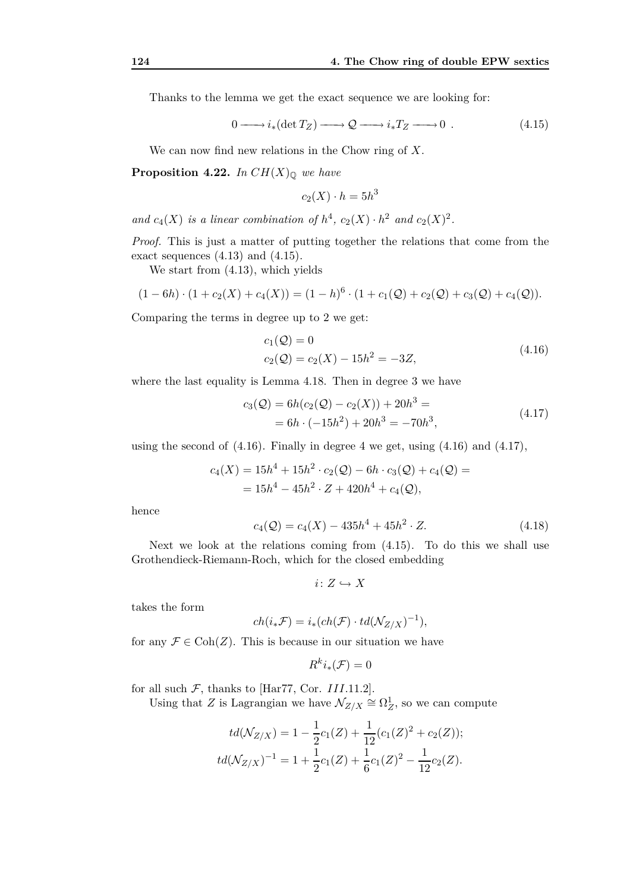Thanks to the lemma we get the exact sequence we are looking for:

$$0 \longrightarrow i_*(\det T_Z) \longrightarrow \mathcal{Q} \longrightarrow i_* T_Z \longrightarrow 0 \ . \tag{4.15}$$

We can now find new relations in the Chow ring of $X$.

**Proposition 4.22.** *In $CH(X)_{\mathbb{Q}}$ we have*

$$c_2(X) \cdot h = 5h^3$$

*and $c_4(X)$ is a linear combination of $h^4$, $c_2(X) \cdot h^2$ and $c_2(X)^2$.*

*Proof.* This is just a matter of putting together the relations that come from the exact sequences (4.13) and (4.15).

We start from (4.13), which yields

$$(1 - 6h) \cdot (1 + c_2(X) + c_4(X)) = (1 - h)^6 \cdot (1 + c_1(\mathcal{Q}) + c_2(\mathcal{Q}) + c_3(\mathcal{Q}) + c_4(\mathcal{Q})).$$

Comparing the terms in degree up to 2 we get:

$$\begin{aligned} &c_1(\mathcal{Q}) = 0 \\ &c_2(\mathcal{Q}) = c_2(X) - 15h^2 = -3Z, \end{aligned} \tag{4.16}$$

where the last equality is Lemma 4.18. Then in degree 3 we have

$$\begin{aligned} c_3(\mathcal{Q}) &= 6h(c_2(\mathcal{Q}) - c_2(X)) + 20h^3 = \\ &= 6h \cdot (-15h^2) + 20h^3 = -70h^3, \end{aligned} \tag{4.17}$$

using the second of (4.16). Finally in degree 4 we get, using (4.16) and (4.17),

$$\begin{aligned} c_4(X) &= 15h^4 + 15h^2 \cdot c_2(\mathcal{Q}) - 6h \cdot c_3(\mathcal{Q}) + c_4(\mathcal{Q}) = \\ &= 15h^4 - 45h^2 \cdot Z + 420h^4 + c_4(\mathcal{Q}), \end{aligned}$$

hence

$$c_4(\mathcal{Q}) = c_4(X) - 435h^4 + 45h^2 \cdot Z. \tag{4.18}$$

Next we look at the relations coming from (4.15). To do this we shall use Grothendieck-Riemann-Roch, which for the closed embedding

$$i \colon Z \hookrightarrow X$$

takes the form

$$ch(i_* \mathcal{F}) = i_*(ch(\mathcal{F}) \cdot td(\mathcal{N}_{Z/X})^{-1}),$$

for any $\mathcal{F} \in \mathrm{Coh}(Z)$. This is because in our situation we have

$$R^k i_*(\mathcal{F}) = 0$$

for all such $\mathcal{F}$, thanks to [Har77, Cor. $III$.11.2].

Using that $Z$ is Lagrangian we have $\mathcal{N}_{Z/X} \cong \Omega^1_Z$, so we can compute

$$\begin{aligned} td(\mathcal{N}_{Z/X}) &= 1 - \frac{1}{2}c_1(Z) + \frac{1}{12}(c_1(Z)^2 + c_2(Z)); \\ td(\mathcal{N}_{Z/X})^{-1} &= 1 + \frac{1}{2}c_1(Z) + \frac{1}{6}c_1(Z)^2 - \frac{1}{12}c_2(Z). \end{aligned}$$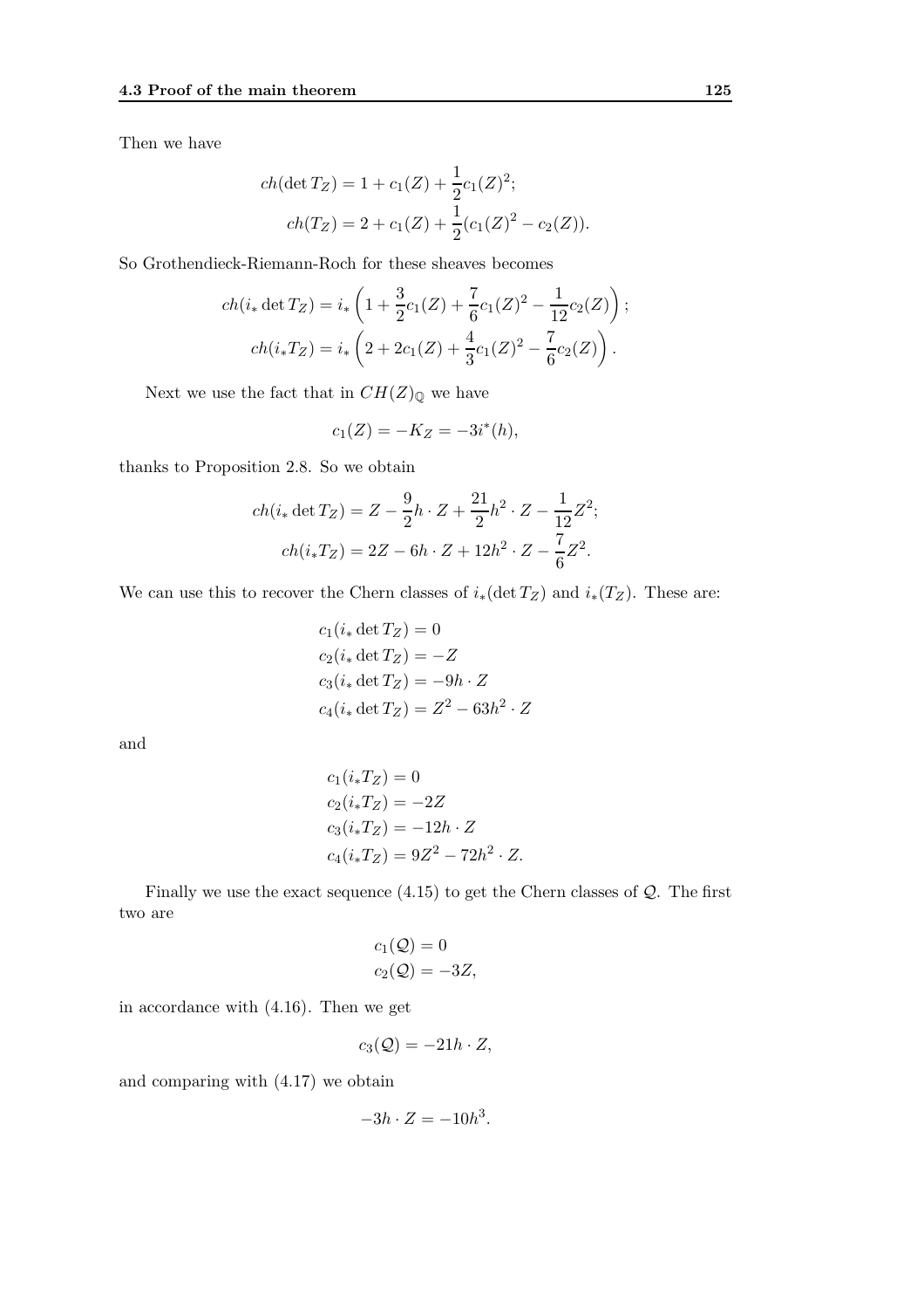Then we have

$$
\begin{aligned}
ch(\det T_Z) &= 1 + c_1(Z) + \frac{1}{2}c_1(Z)^2;\\
ch(T_Z) &= 2 + c_1(Z) + \frac{1}{2}(c_1(Z)^2 - c_2(Z)).
\end{aligned}
$$

So Grothendieck-Riemann-Roch for these sheaves becomes

$$
\begin{aligned}
ch(i_* \det T_Z) &= i_*\left(1 + \frac{3}{2}c_1(Z) + \frac{7}{6}c_1(Z)^2 - \frac{1}{12}c_2(Z)\right);\\
ch(i_* T_Z) &= i_*\left(2 + 2c_1(Z) + \frac{4}{3}c_1(Z)^2 - \frac{7}{6}c_2(Z)\right).
\end{aligned}
$$

Next we use the fact that in $CH(Z)_{\mathbb{Q}}$ we have

$$
c_1(Z) = -K_Z = -3i^*(h),
$$

thanks to Proposition 2.8. So we obtain

$$
\begin{aligned}
ch(i_* \det T_Z) &= Z - \frac{9}{2}h \cdot Z + \frac{21}{2}h^2 \cdot Z - \frac{1}{12}Z^2;\\
ch(i_* T_Z) &= 2Z - 6h \cdot Z + 12h^2 \cdot Z - \frac{7}{6}Z^2.
\end{aligned}
$$

We can use this to recover the Chern classes of $i_*(\det T_Z)$ and $i_*(T_Z)$. These are:

$$
\begin{aligned}
c_1(i_* \det T_Z) &= 0\\
c_2(i_* \det T_Z) &= -Z\\
c_3(i_* \det T_Z) &= -9h \cdot Z\\
c_4(i_* \det T_Z) &= Z^2 - 63h^2 \cdot Z
\end{aligned}
$$

and

$$
\begin{aligned}
c_1(i_* T_Z) &= 0\\
c_2(i_* T_Z) &= -2Z\\
c_3(i_* T_Z) &= -12h \cdot Z\\
c_4(i_* T_Z) &= 9Z^2 - 72h^2 \cdot Z.
\end{aligned}
$$

Finally we use the exact sequence (4.15) to get the Chern classes of $\mathcal{Q}$. The first two are

$$
\begin{aligned}
c_1(\mathcal{Q}) &= 0\\
c_2(\mathcal{Q}) &= -3Z,
\end{aligned}
$$

in accordance with (4.16). Then we get

$$
c_3(\mathcal{Q}) = -21h \cdot Z,
$$

and comparing with (4.17) we obtain

$$
-3h \cdot Z = -10h^3.
$$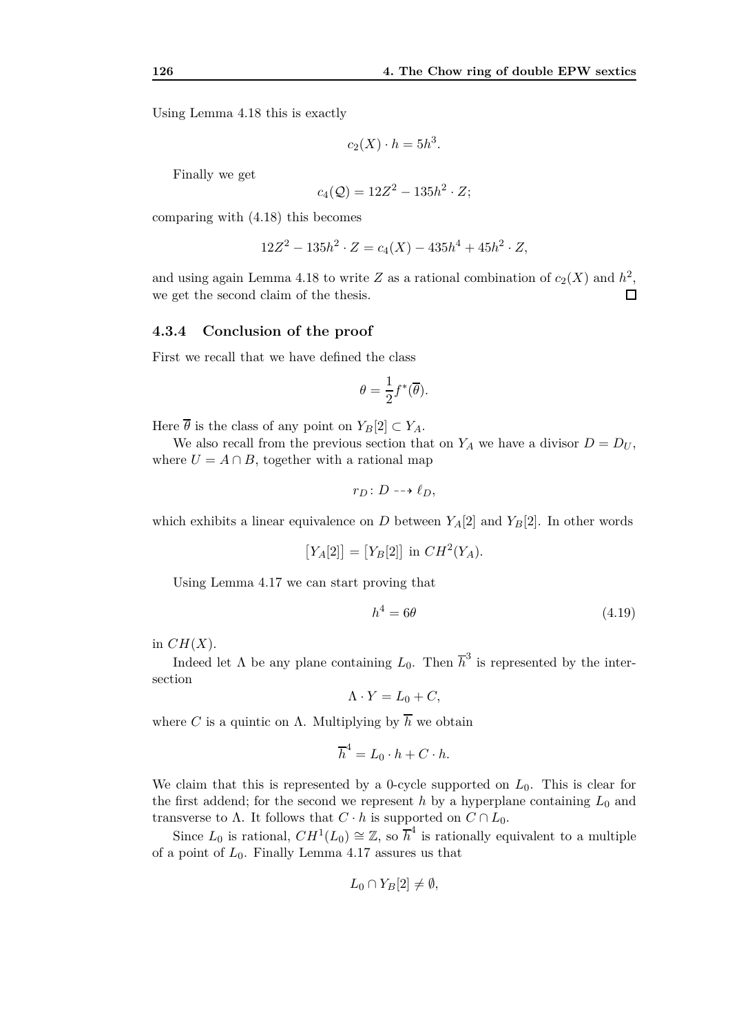Using Lemma 4.18 this is exactly

$$c_2(X) \cdot h = 5h^3.$$

Finally we get

$$c_4(\mathcal{Q}) = 12Z^2 - 135h^2 \cdot Z;$$

comparing with (4.18) this becomes

$$12Z^2 - 135h^2 \cdot Z = c_4(X) - 435h^4 + 45h^2 \cdot Z,$$

and using again Lemma 4.18 to write $Z$ as a rational combination of $c_2(X)$ and $h^2$, we get the second claim of the thesis. $\square$

### 4.3.4 Conclusion of the proof

First we recall that we have defined the class

$$\theta = \frac{1}{2} f^*(\overline{\theta}).$$

Here $\overline{\theta}$ is the class of any point on $Y_B[2] \subset Y_A$.

We also recall from the previous section that on $Y_A$ we have a divisor $D = D_U$, where $U = A \cap B$, together with a rational map

$$r_D \colon D \dashrightarrow \ell_D,$$

which exhibits a linear equivalence on $D$ between $Y_A[2]$ and $Y_B[2]$. In other words

$$\big[Y_A[2]\big] = \big[Y_B[2]\big] \text{ in } CH^2(Y_A).$$

Using Lemma 4.17 we can start proving that

$$h^4 = 6\theta \tag{4.19}$$

in $CH(X)$.

Indeed let $\Lambda$ be any plane containing $L_0$. Then $\overline{h}^3$ is represented by the intersection

$$\Lambda \cdot Y = L_0 + C,$$

where $C$ is a quintic on $\Lambda$. Multiplying by $\overline{h}$ we obtain

$$\overline{h}^4 = L_0 \cdot h + C \cdot h.$$

We claim that this is represented by a 0-cycle supported on $L_0$. This is clear for the first addend; for the second we represent $h$ by a hyperplane containing $L_0$ and transverse to $\Lambda$. It follows that $C \cdot h$ is supported on $C \cap L_0$.

Since $L_0$ is rational, $CH^1(L_0) \cong \mathbb{Z}$, so $\overline{h}^4$ is rationally equivalent to a multiple of a point of $L_0$. Finally Lemma 4.17 assures us that

$$L_0 \cap Y_B[2] \neq \emptyset,$$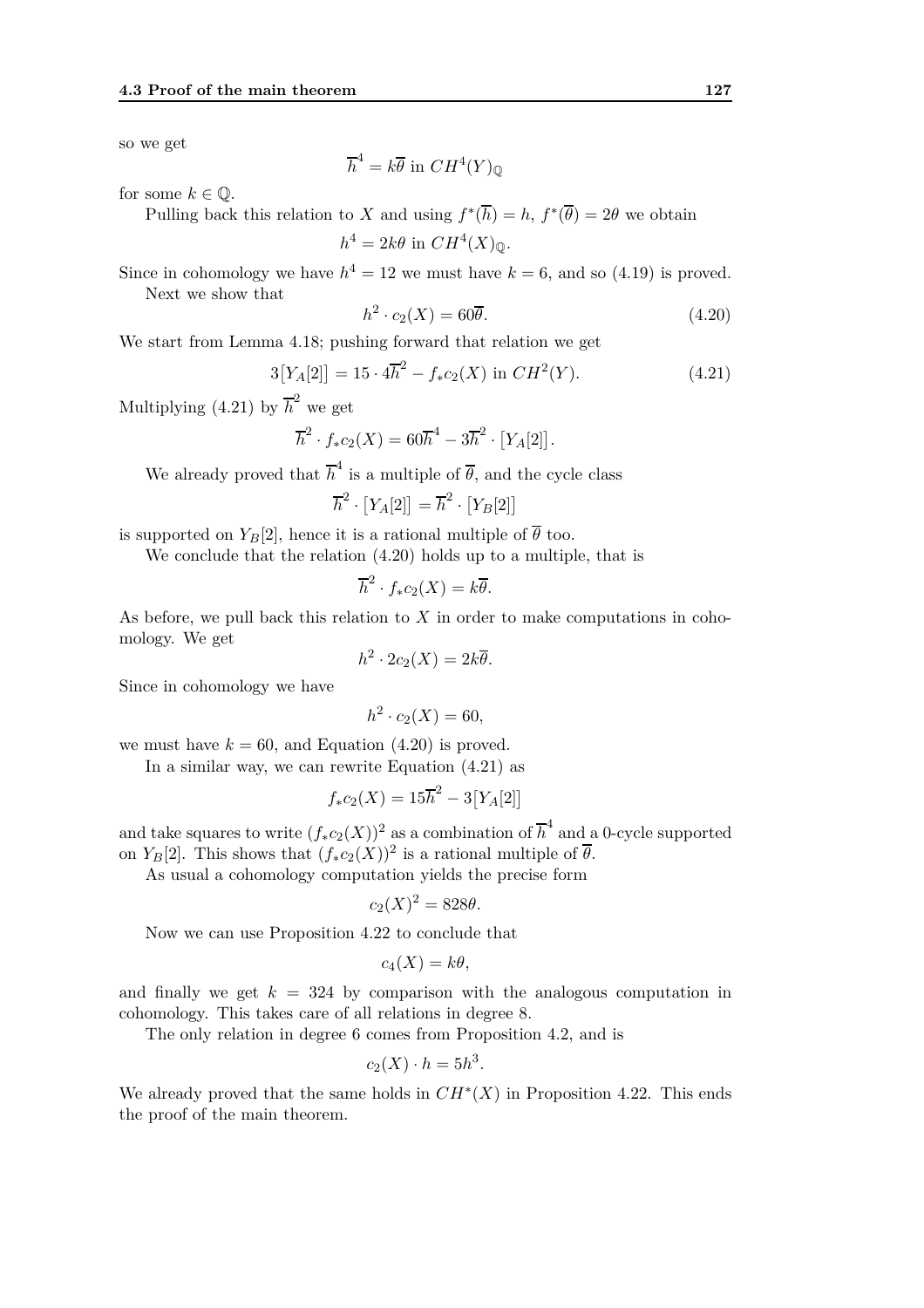so we get

$$\overline{h}^4 = k\overline{\theta} \text{ in } CH^4(Y)_{\mathbb{Q}}$$

for some $k \in \mathbb{Q}$.

Pulling back this relation to $X$ and using $f^*(\overline{h}) = h$, $f^*(\overline{\theta}) = 2\theta$ we obtain

$$h^4 = 2k\theta \text{ in } CH^4(X)_{\mathbb{Q}}.$$

Since in cohomology we have $h^4 = 12$ we must have $k = 6$, and so (4.19) is proved.

Next we show that

$$h^2 \cdot c_2(X) = 60\overline{\theta}. \tag{4.20}$$

We start from Lemma 4.18; pushing forward that relation we get

$$3\big[Y_A[2]\big] = 15 \cdot 4\overline{h}^2 - f_* c_2(X) \text{ in } CH^2(Y). \tag{4.21}$$

Multiplying (4.21) by $\overline{h}^2$ we get

$$\overline{h}^2 \cdot f_* c_2(X) = 60\overline{h}^4 - 3\overline{h}^2 \cdot \big[Y_A[2]\big].$$

We already proved that $\overline{h}^4$ is a multiple of $\overline{\theta}$, and the cycle class

$$\overline{h}^2 \cdot \big[Y_A[2]\big] = \overline{h}^2 \cdot \big[Y_B[2]\big]$$

is supported on $Y_B[2]$, hence it is a rational multiple of $\overline{\theta}$ too.

We conclude that the relation (4.20) holds up to a multiple, that is

$$\overline{h}^2 \cdot f_* c_2(X) = k\overline{\theta}.$$

As before, we pull back this relation to $X$ in order to make computations in cohomology. We get

$$h^2 \cdot 2c_2(X) = 2k\overline{\theta}.$$

Since in cohomology we have

$$h^2 \cdot c_2(X) = 60,$$

we must have $k = 60$, and Equation (4.20) is proved.

In a similar way, we can rewrite Equation (4.21) as

$$f_* c_2(X) = 15\overline{h}^2 - 3\big[Y_A[2]\big]$$

and take squares to write $(f_* c_2(X))^2$ as a combination of $\overline{h}^4$ and a 0-cycle supported on $Y_B[2]$. This shows that $(f_* c_2(X))^2$ is a rational multiple of $\overline{\theta}$.

As usual a cohomology computation yields the precise form

$$c_2(X)^2 = 828\theta.$$

Now we can use Proposition 4.22 to conclude that

$$c_4(X) = k\theta,$$

and finally we get $k = 324$ by comparison with the analogous computation in cohomology. This takes care of all relations in degree 8.

The only relation in degree 6 comes from Proposition 4.2, and is

$$c_2(X) \cdot h = 5h^3.$$

We already proved that the same holds in $CH^*(X)$ in Proposition 4.22. This ends the proof of the main theorem.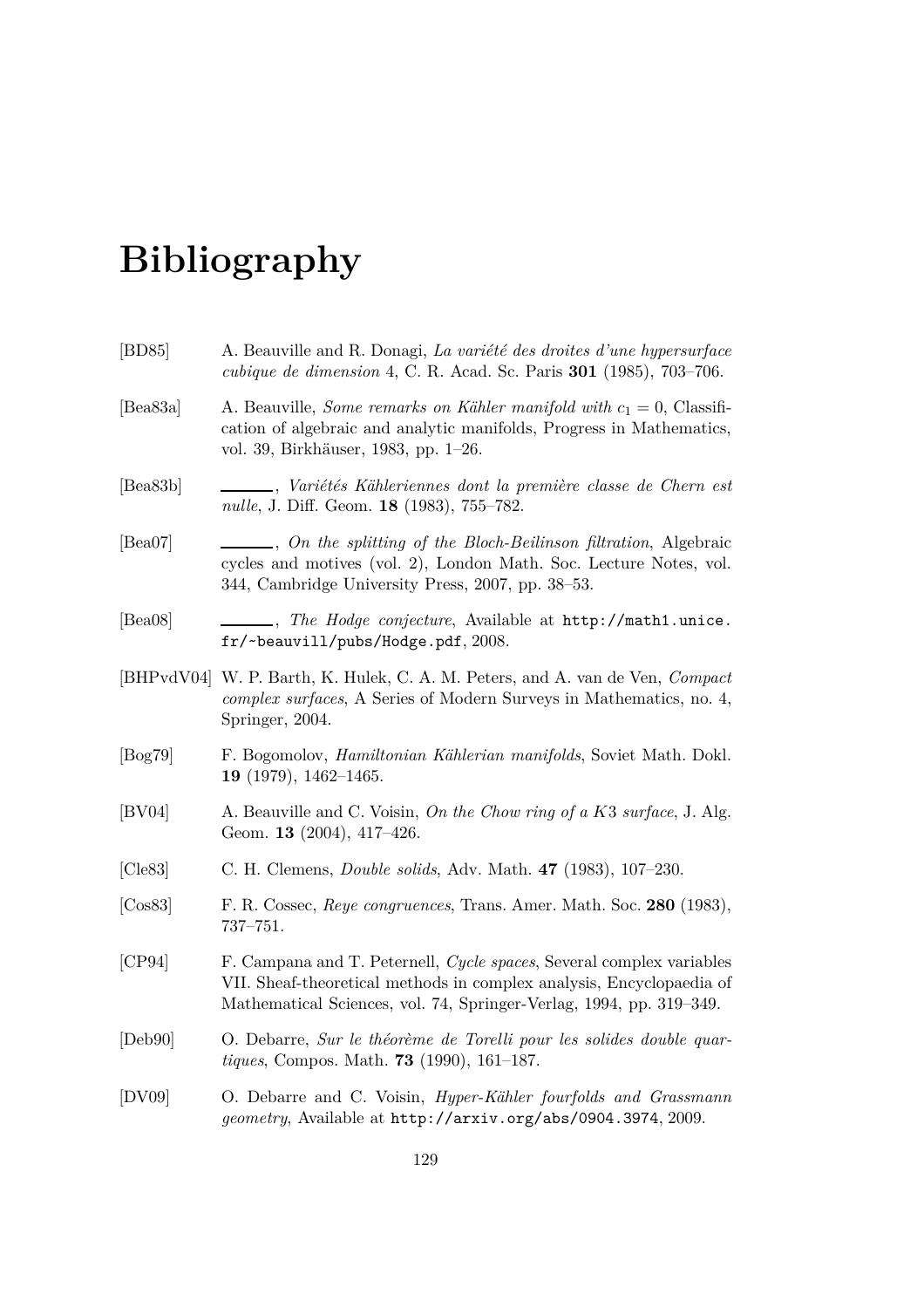# Bibliography

[BD85] A. Beauville and R. Donagi, *La variété des droites d'une hypersurface cubique de dimension* 4, C. R. Acad. Sc. Paris **301** (1985), 703–706.

[Bea83a] A. Beauville, *Some remarks on Kähler manifold with* $c_1 = 0$, Classification of algebraic and analytic manifolds, Progress in Mathematics, vol. 39, Birkhäuser, 1983, pp. 1–26.

[Bea83b] ______, *Variétés Kähleriennes dont la première classe de Chern est nulle*, J. Diff. Geom. **18** (1983), 755–782.

[Bea07] ______, *On the splitting of the Bloch-Beilinson filtration*, Algebraic cycles and motives (vol. 2), London Math. Soc. Lecture Notes, vol. 344, Cambridge University Press, 2007, pp. 38–53.

[Bea08] ______, *The Hodge conjecture*, Available at `http://math1.unice.fr/~beauvill/pubs/Hodge.pdf`, 2008.

[BHPvdV04] W. P. Barth, K. Hulek, C. A. M. Peters, and A. van de Ven, *Compact complex surfaces*, A Series of Modern Surveys in Mathematics, no. 4, Springer, 2004.

[Bog79] F. Bogomolov, *Hamiltonian Kählerian manifolds*, Soviet Math. Dokl. **19** (1979), 1462–1465.

[BV04] A. Beauville and C. Voisin, *On the Chow ring of a* $K3$ *surface*, J. Alg. Geom. **13** (2004), 417–426.

[Cle83] C. H. Clemens, *Double solids*, Adv. Math. **47** (1983), 107–230.

[Cos83] F. R. Cossec, *Reye congruences*, Trans. Amer. Math. Soc. **280** (1983), 737–751.

[CP94] F. Campana and T. Peternell, *Cycle spaces*, Several complex variables VII. Sheaf-theoretical methods in complex analysis, Encyclopaedia of Mathematical Sciences, vol. 74, Springer-Verlag, 1994, pp. 319–349.

[Deb90] O. Debarre, *Sur le théorème de Torelli pour les solides double quartiques*, Compos. Math. **73** (1990), 161–187.

[DV09] O. Debarre and C. Voisin, *Hyper-Kähler fourfolds and Grassmann geometry*, Available at `http://arxiv.org/abs/0904.3974`, 2009.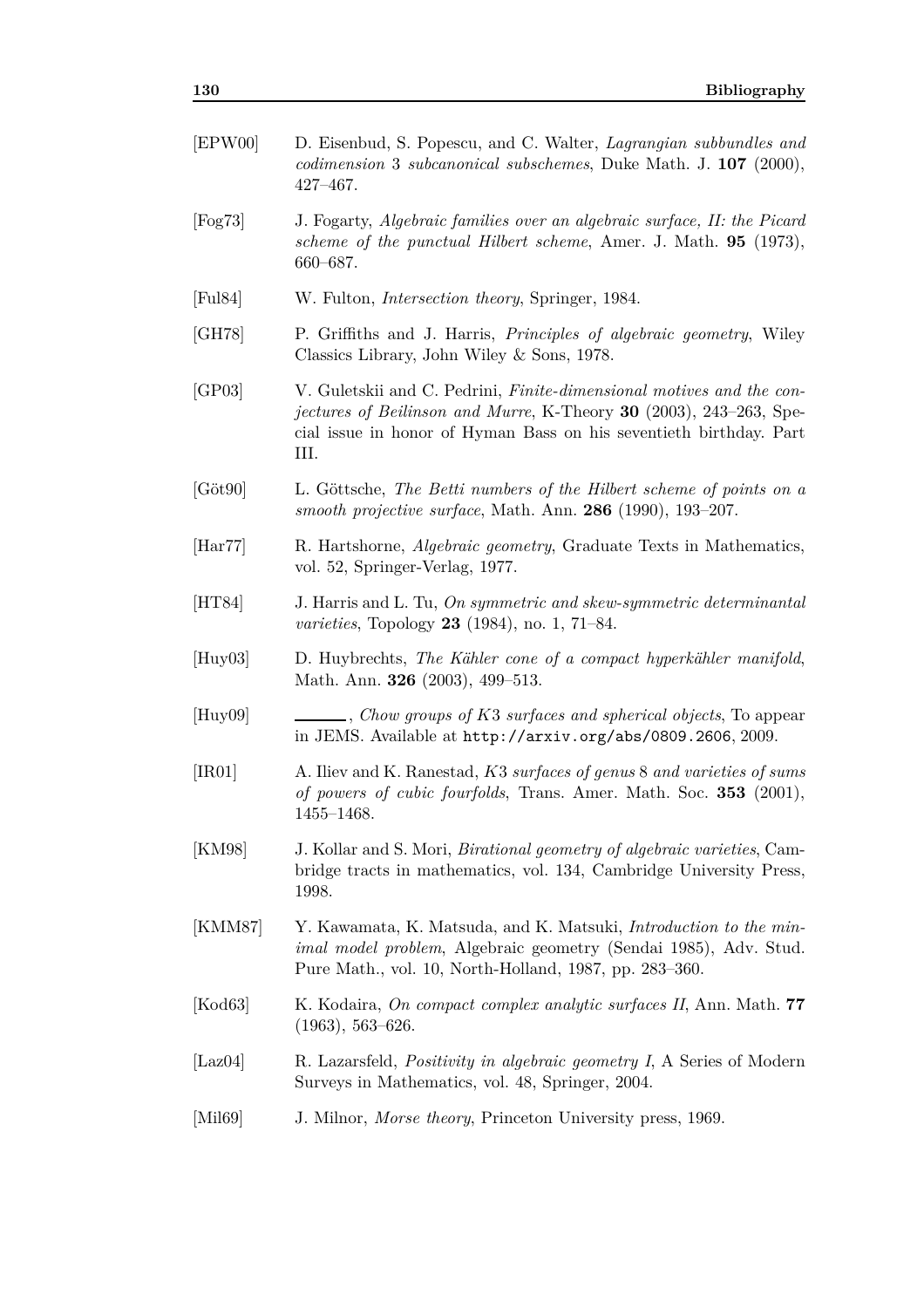[EPW00] D. Eisenbud, S. Popescu, and C. Walter, *Lagrangian subbundles and codimension 3 subcanonical subschemes*, Duke Math. J. **107** (2000), 427–467.

[Fog73] J. Fogarty, *Algebraic families over an algebraic surface, II: the Picard scheme of the punctual Hilbert scheme*, Amer. J. Math. **95** (1973), 660–687.

[Ful84] W. Fulton, *Intersection theory*, Springer, 1984.

[GH78] P. Griffiths and J. Harris, *Principles of algebraic geometry*, Wiley Classics Library, John Wiley & Sons, 1978.

[GP03] V. Guletskii and C. Pedrini, *Finite-dimensional motives and the conjectures of Beilinson and Murre*, K-Theory **30** (2003), 243–263, Special issue in honor of Hyman Bass on his seventieth birthday. Part III.

[Göt90] L. Göttsche, *The Betti numbers of the Hilbert scheme of points on a smooth projective surface*, Math. Ann. **286** (1990), 193–207.

[Har77] R. Hartshorne, *Algebraic geometry*, Graduate Texts in Mathematics, vol. 52, Springer-Verlag, 1977.

[HT84] J. Harris and L. Tu, *On symmetric and skew-symmetric determinantal varieties*, Topology **23** (1984), no. 1, 71–84.

[Huy03] D. Huybrechts, *The Kähler cone of a compact hyperkähler manifold*, Math. Ann. **326** (2003), 499–513.

[Huy09] ———, *Chow groups of $K3$ surfaces and spherical objects*, To appear in JEMS. Available at http://arxiv.org/abs/0809.2606, 2009.

[IR01] A. Iliev and K. Ranestad, *$K3$ surfaces of genus 8 and varieties of sums of powers of cubic fourfolds*, Trans. Amer. Math. Soc. **353** (2001), 1455–1468.

[KM98] J. Kollar and S. Mori, *Birational geometry of algebraic varieties*, Cambridge tracts in mathematics, vol. 134, Cambridge University Press, 1998.

[KMM87] Y. Kawamata, K. Matsuda, and K. Matsuki, *Introduction to the minimal model problem*, Algebraic geometry (Sendai 1985), Adv. Stud. Pure Math., vol. 10, North-Holland, 1987, pp. 283–360.

[Kod63] K. Kodaira, *On compact complex analytic surfaces II*, Ann. Math. **77** (1963), 563–626.

[Laz04] R. Lazarsfeld, *Positivity in algebraic geometry I*, A Series of Modern Surveys in Mathematics, vol. 48, Springer, 2004.

[Mil69] J. Milnor, *Morse theory*, Princeton University press, 1969.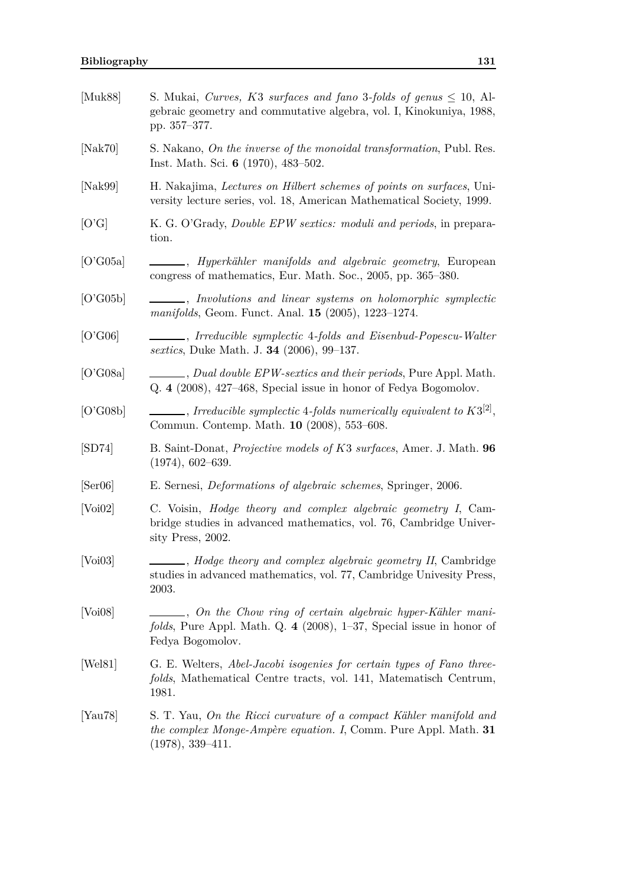[Muk88] S. Mukai, *Curves, K3 surfaces and fano 3-folds of genus $\leq 10$*, Algebraic geometry and commutative algebra, vol. I, Kinokuniya, 1988, pp. 357–377.

[Nak70] S. Nakano, *On the inverse of the monoidal transformation*, Publ. Res. Inst. Math. Sci. **6** (1970), 483–502.

[Nak99] H. Nakajima, *Lectures on Hilbert schemes of points on surfaces*, University lecture series, vol. 18, American Mathematical Society, 1999.

[O'G] K. G. O'Grady, *Double EPW sextics: moduli and periods*, in preparation.

[O'G05a] ———, *Hyperkähler manifolds and algebraic geometry*, European congress of mathematics, Eur. Math. Soc., 2005, pp. 365–380.

[O'G05b] ———, *Involutions and linear systems on holomorphic symplectic manifolds*, Geom. Funct. Anal. **15** (2005), 1223–1274.

[O'G06] ———, *Irreducible symplectic 4-folds and Eisenbud-Popescu-Walter sextics*, Duke Math. J. **34** (2006), 99–137.

[O'G08a] ———, *Dual double EPW-sextics and their periods*, Pure Appl. Math. Q. **4** (2008), 427–468, Special issue in honor of Fedya Bogomolov.

[O'G08b] ———, *Irreducible symplectic 4-folds numerically equivalent to $K3^{[2]}$*, Commun. Contemp. Math. **10** (2008), 553–608.

[SD74] B. Saint-Donat, *Projective models of K3 surfaces*, Amer. J. Math. **96** (1974), 602–639.

[Ser06] E. Sernesi, *Deformations of algebraic schemes*, Springer, 2006.

[Voi02] C. Voisin, *Hodge theory and complex algebraic geometry I*, Cambridge studies in advanced mathematics, vol. 76, Cambridge University Press, 2002.

[Voi03] ———, *Hodge theory and complex algebraic geometry II*, Cambridge studies in advanced mathematics, vol. 77, Cambridge Univesity Press, 2003.

[Voi08] ———, *On the Chow ring of certain algebraic hyper-Kähler manifolds*, Pure Appl. Math. Q. **4** (2008), 1–37, Special issue in honor of Fedya Bogomolov.

[Wel81] G. E. Welters, *Abel-Jacobi isogenies for certain types of Fano threefolds*, Mathematical Centre tracts, vol. 141, Matematisch Centrum, 1981.

[Yau78] S. T. Yau, *On the Ricci curvature of a compact Kähler manifold and the complex Monge-Ampère equation. I*, Comm. Pure Appl. Math. **31** (1978), 339–411.